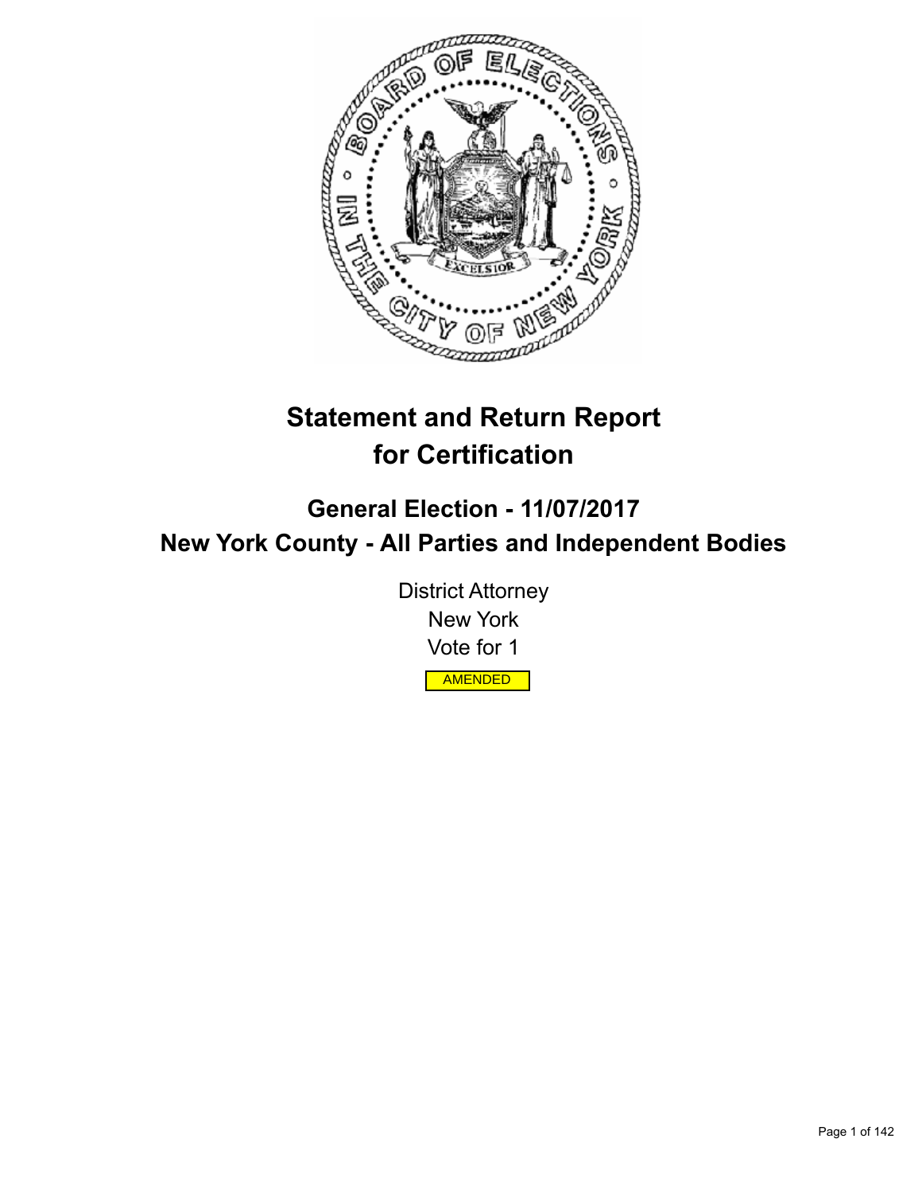# Statement and Return Report for Certification

## General Election - 11/07/2017

## New York County - All Parties and Independent Bodies

District Attorney

New York

Vote for 1

AMENDED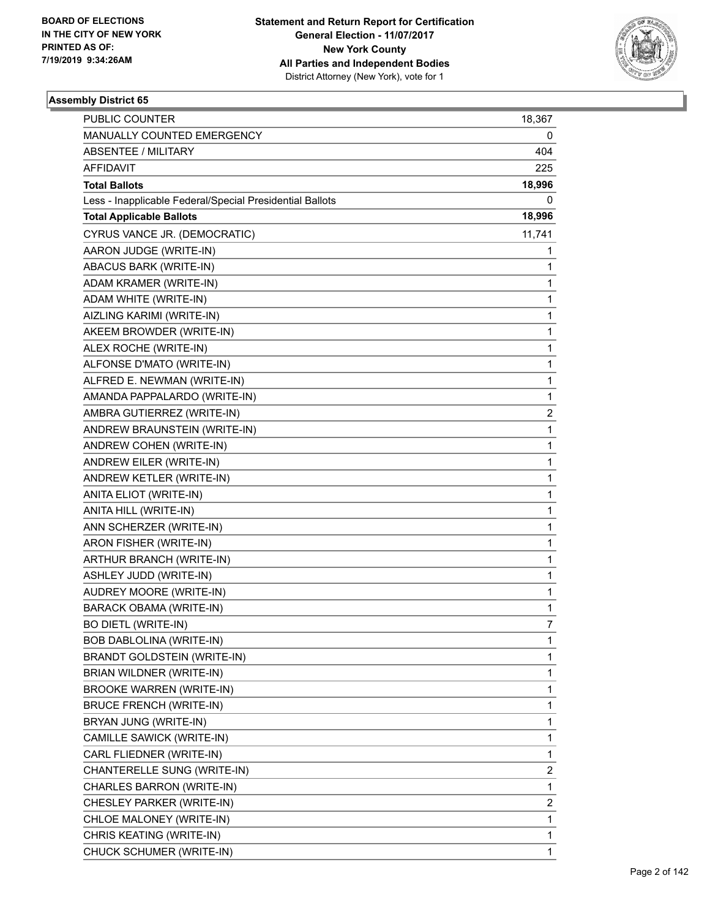BOARD OF ELECTIONS
IN THE CITY OF NEW YORK
PRINTED AS OF:
7/19/2019 9:34:26AM

**Statement and Return Report for Certification**
**General Election - 11/07/2017**
**New York County**
**All Parties and Independent Bodies**
District Attorney (New York), vote for 1

### Assembly District 65

| | |
|---|---|
| PUBLIC COUNTER | 18,367 |
| MANUALLY COUNTED EMERGENCY | 0 |
| ABSENTEE / MILITARY | 404 |
| AFFIDAVIT | 225 |
| **Total Ballots** | **18,996** |
| Less - Inapplicable Federal/Special Presidential Ballots | 0 |
| **Total Applicable Ballots** | **18,996** |
| CYRUS VANCE JR. (DEMOCRATIC) | 11,741 |
| AARON JUDGE (WRITE-IN) | 1 |
| ABACUS BARK (WRITE-IN) | 1 |
| ADAM KRAMER (WRITE-IN) | 1 |
| ADAM WHITE (WRITE-IN) | 1 |
| AIZLING KARIMI (WRITE-IN) | 1 |
| AKEEM BROWDER (WRITE-IN) | 1 |
| ALEX ROCHE (WRITE-IN) | 1 |
| ALFONSE D'MATO (WRITE-IN) | 1 |
| ALFRED E. NEWMAN (WRITE-IN) | 1 |
| AMANDA PAPPALARDO (WRITE-IN) | 1 |
| AMBRA GUTIERREZ (WRITE-IN) | 2 |
| ANDREW BRAUNSTEIN (WRITE-IN) | 1 |
| ANDREW COHEN (WRITE-IN) | 1 |
| ANDREW EILER (WRITE-IN) | 1 |
| ANDREW KETLER (WRITE-IN) | 1 |
| ANITA ELIOT (WRITE-IN) | 1 |
| ANITA HILL (WRITE-IN) | 1 |
| ANN SCHERZER (WRITE-IN) | 1 |
| ARON FISHER (WRITE-IN) | 1 |
| ARTHUR BRANCH (WRITE-IN) | 1 |
| ASHLEY JUDD (WRITE-IN) | 1 |
| AUDREY MOORE (WRITE-IN) | 1 |
| BARACK OBAMA (WRITE-IN) | 1 |
| BO DIETL (WRITE-IN) | 7 |
| BOB DABLOLINA (WRITE-IN) | 1 |
| BRANDT GOLDSTEIN (WRITE-IN) | 1 |
| BRIAN WILDNER (WRITE-IN) | 1 |
| BROOKE WARREN (WRITE-IN) | 1 |
| BRUCE FRENCH (WRITE-IN) | 1 |
| BRYAN JUNG (WRITE-IN) | 1 |
| CAMILLE SAWICK (WRITE-IN) | 1 |
| CARL FLIEDNER (WRITE-IN) | 1 |
| CHANTERELLE SUNG (WRITE-IN) | 2 |
| CHARLES BARRON (WRITE-IN) | 1 |
| CHESLEY PARKER (WRITE-IN) | 2 |
| CHLOE MALONEY (WRITE-IN) | 1 |
| CHRIS KEATING (WRITE-IN) | 1 |
| CHUCK SCHUMER (WRITE-IN) | 1 |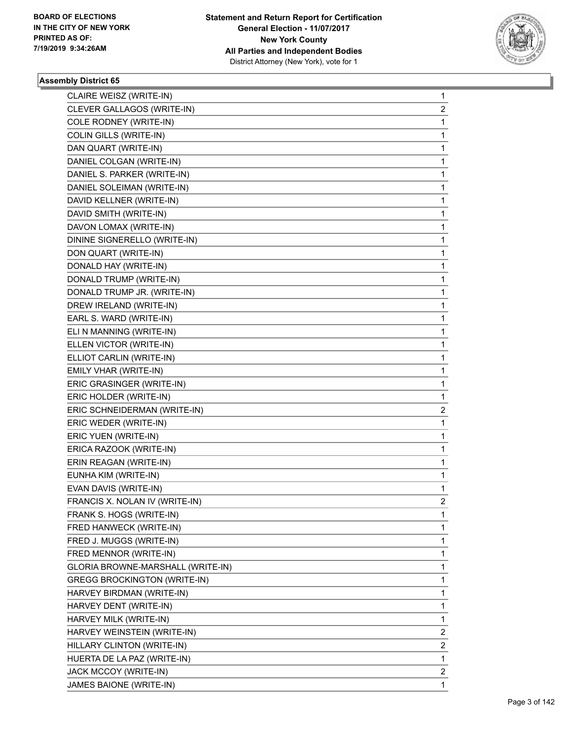BOARD OF ELECTIONS
IN THE CITY OF NEW YORK
PRINTED AS OF:
7/19/2019 9:34:26AM

**Statement and Return Report for Certification**
**General Election - 11/07/2017**
**New York County**
**All Parties and Independent Bodies**
District Attorney (New York), vote for 1

### Assembly District 65

| | |
|---|---|
| CLAIRE WEISZ (WRITE-IN) | 1 |
| CLEVER GALLAGOS (WRITE-IN) | 2 |
| COLE RODNEY (WRITE-IN) | 1 |
| COLIN GILLS (WRITE-IN) | 1 |
| DAN QUART (WRITE-IN) | 1 |
| DANIEL COLGAN (WRITE-IN) | 1 |
| DANIEL S. PARKER (WRITE-IN) | 1 |
| DANIEL SOLEIMAN (WRITE-IN) | 1 |
| DAVID KELLNER (WRITE-IN) | 1 |
| DAVID SMITH (WRITE-IN) | 1 |
| DAVON LOMAX (WRITE-IN) | 1 |
| DININE SIGNERELLO (WRITE-IN) | 1 |
| DON QUART (WRITE-IN) | 1 |
| DONALD HAY (WRITE-IN) | 1 |
| DONALD TRUMP (WRITE-IN) | 1 |
| DONALD TRUMP JR. (WRITE-IN) | 1 |
| DREW IRELAND (WRITE-IN) | 1 |
| EARL S. WARD (WRITE-IN) | 1 |
| ELI N MANNING (WRITE-IN) | 1 |
| ELLEN VICTOR (WRITE-IN) | 1 |
| ELLIOT CARLIN (WRITE-IN) | 1 |
| EMILY VHAR (WRITE-IN) | 1 |
| ERIC GRASINGER (WRITE-IN) | 1 |
| ERIC HOLDER (WRITE-IN) | 1 |
| ERIC SCHNEIDERMAN (WRITE-IN) | 2 |
| ERIC WEDER (WRITE-IN) | 1 |
| ERIC YUEN (WRITE-IN) | 1 |
| ERICA RAZOOK (WRITE-IN) | 1 |
| ERIN REAGAN (WRITE-IN) | 1 |
| EUNHA KIM (WRITE-IN) | 1 |
| EVAN DAVIS (WRITE-IN) | 1 |
| FRANCIS X. NOLAN IV (WRITE-IN) | 2 |
| FRANK S. HOGS (WRITE-IN) | 1 |
| FRED HANWECK (WRITE-IN) | 1 |
| FRED J. MUGGS (WRITE-IN) | 1 |
| FRED MENNOR (WRITE-IN) | 1 |
| GLORIA BROWNE-MARSHALL (WRITE-IN) | 1 |
| GREGG BROCKINGTON (WRITE-IN) | 1 |
| HARVEY BIRDMAN (WRITE-IN) | 1 |
| HARVEY DENT (WRITE-IN) | 1 |
| HARVEY MILK (WRITE-IN) | 1 |
| HARVEY WEINSTEIN (WRITE-IN) | 2 |
| HILLARY CLINTON (WRITE-IN) | 2 |
| HUERTA DE LA PAZ (WRITE-IN) | 1 |
| JACK MCCOY (WRITE-IN) | 2 |
| JAMES BAIONE (WRITE-IN) | 1 |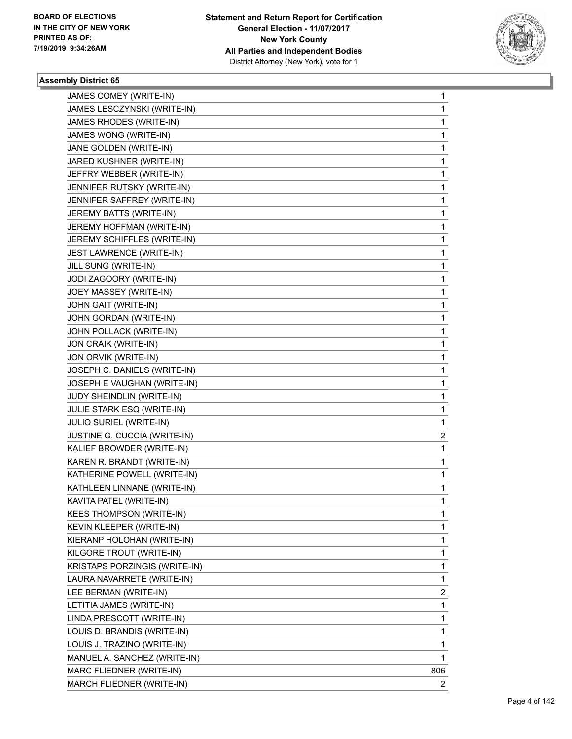**BOARD OF ELECTIONS IN THE CITY OF NEW YORK PRINTED AS OF: 7/19/2019 9:34:26AM**

**Statement and Return Report for Certification General Election - 11/07/2017 New York County All Parties and Independent Bodies**
District Attorney (New York), vote for 1

### Assembly District 65

| | |
|---|---|
| JAMES COMEY (WRITE-IN) | 1 |
| JAMES LESCZYNSKI (WRITE-IN) | 1 |
| JAMES RHODES (WRITE-IN) | 1 |
| JAMES WONG (WRITE-IN) | 1 |
| JANE GOLDEN (WRITE-IN) | 1 |
| JARED KUSHNER (WRITE-IN) | 1 |
| JEFFRY WEBBER (WRITE-IN) | 1 |
| JENNIFER RUTSKY (WRITE-IN) | 1 |
| JENNIFER SAFFREY (WRITE-IN) | 1 |
| JEREMY BATTS (WRITE-IN) | 1 |
| JEREMY HOFFMAN (WRITE-IN) | 1 |
| JEREMY SCHIFFLES (WRITE-IN) | 1 |
| JEST LAWRENCE (WRITE-IN) | 1 |
| JILL SUNG (WRITE-IN) | 1 |
| JODI ZAGOORY (WRITE-IN) | 1 |
| JOEY MASSEY (WRITE-IN) | 1 |
| JOHN GAIT (WRITE-IN) | 1 |
| JOHN GORDAN (WRITE-IN) | 1 |
| JOHN POLLACK (WRITE-IN) | 1 |
| JON CRAIK (WRITE-IN) | 1 |
| JON ORVIK (WRITE-IN) | 1 |
| JOSEPH C. DANIELS (WRITE-IN) | 1 |
| JOSEPH E VAUGHAN (WRITE-IN) | 1 |
| JUDY SHEINDLIN (WRITE-IN) | 1 |
| JULIE STARK ESQ (WRITE-IN) | 1 |
| JULIO SURIEL (WRITE-IN) | 1 |
| JUSTINE G. CUCCIA (WRITE-IN) | 2 |
| KALIEF BROWDER (WRITE-IN) | 1 |
| KAREN R. BRANDT (WRITE-IN) | 1 |
| KATHERINE POWELL (WRITE-IN) | 1 |
| KATHLEEN LINNANE (WRITE-IN) | 1 |
| KAVITA PATEL (WRITE-IN) | 1 |
| KEES THOMPSON (WRITE-IN) | 1 |
| KEVIN KLEEPER (WRITE-IN) | 1 |
| KIERANP HOLOHAN (WRITE-IN) | 1 |
| KILGORE TROUT (WRITE-IN) | 1 |
| KRISTAPS PORZINGIS (WRITE-IN) | 1 |
| LAURA NAVARRETE (WRITE-IN) | 1 |
| LEE BERMAN (WRITE-IN) | 2 |
| LETITIA JAMES (WRITE-IN) | 1 |
| LINDA PRESCOTT (WRITE-IN) | 1 |
| LOUIS D. BRANDIS (WRITE-IN) | 1 |
| LOUIS J. TRAZINO (WRITE-IN) | 1 |
| MANUEL A. SANCHEZ (WRITE-IN) | 1 |
| MARC FLIEDNER (WRITE-IN) | 806 |
| MARCH FLIEDNER (WRITE-IN) | 2 |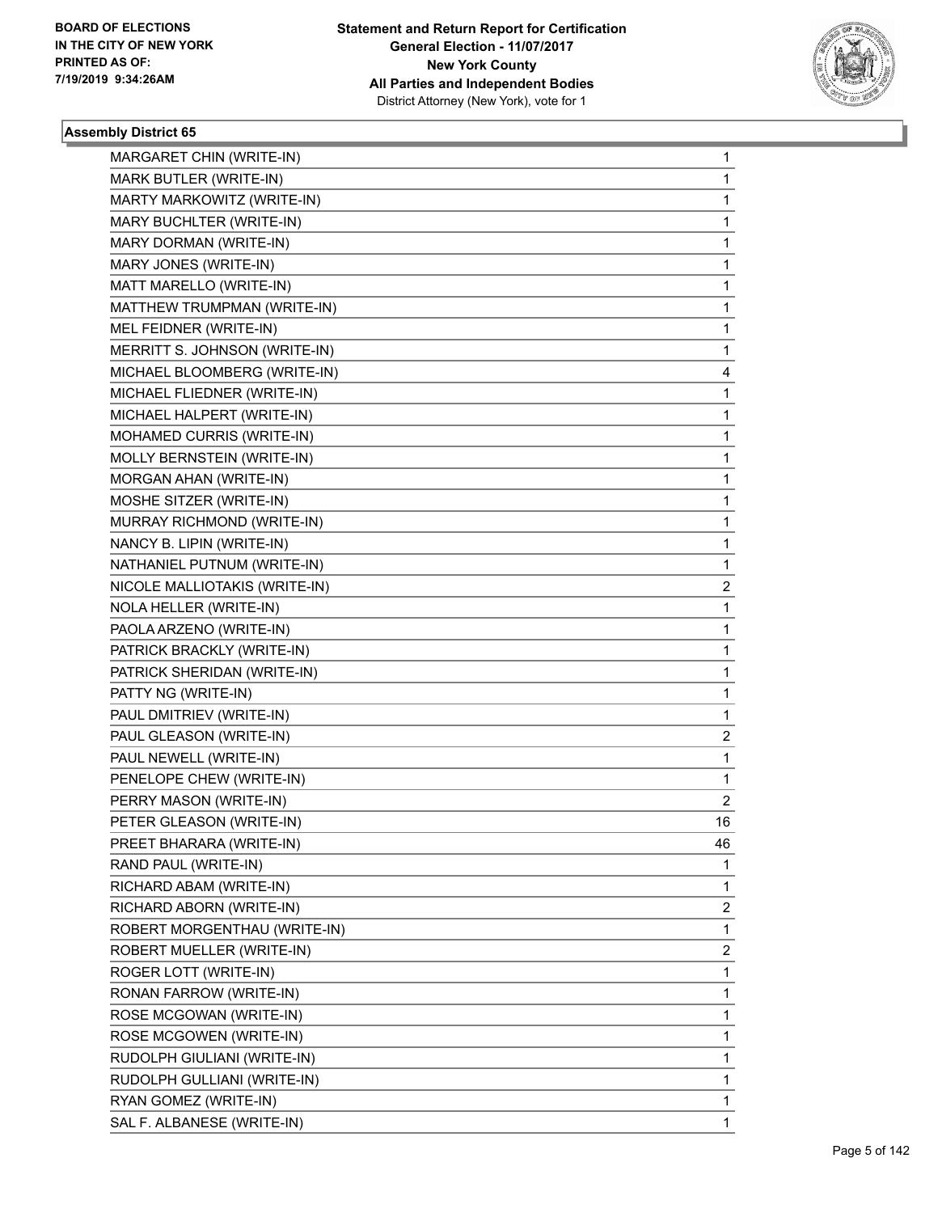### Assembly District 65

| | |
|---|---|
| MARGARET CHIN (WRITE-IN) | 1 |
| MARK BUTLER (WRITE-IN) | 1 |
| MARTY MARKOWITZ (WRITE-IN) | 1 |
| MARY BUCHLTER (WRITE-IN) | 1 |
| MARY DORMAN (WRITE-IN) | 1 |
| MARY JONES (WRITE-IN) | 1 |
| MATT MARELLO (WRITE-IN) | 1 |
| MATTHEW TRUMPMAN (WRITE-IN) | 1 |
| MEL FEIDNER (WRITE-IN) | 1 |
| MERRITT S. JOHNSON (WRITE-IN) | 1 |
| MICHAEL BLOOMBERG (WRITE-IN) | 4 |
| MICHAEL FLIEDNER (WRITE-IN) | 1 |
| MICHAEL HALPERT (WRITE-IN) | 1 |
| MOHAMED CURRIS (WRITE-IN) | 1 |
| MOLLY BERNSTEIN (WRITE-IN) | 1 |
| MORGAN AHAN (WRITE-IN) | 1 |
| MOSHE SITZER (WRITE-IN) | 1 |
| MURRAY RICHMOND (WRITE-IN) | 1 |
| NANCY B. LIPIN (WRITE-IN) | 1 |
| NATHANIEL PUTNUM (WRITE-IN) | 1 |
| NICOLE MALLIOTAKIS (WRITE-IN) | 2 |
| NOLA HELLER (WRITE-IN) | 1 |
| PAOLA ARZENO (WRITE-IN) | 1 |
| PATRICK BRACKLY (WRITE-IN) | 1 |
| PATRICK SHERIDAN (WRITE-IN) | 1 |
| PATTY NG (WRITE-IN) | 1 |
| PAUL DMITRIEV (WRITE-IN) | 1 |
| PAUL GLEASON (WRITE-IN) | 2 |
| PAUL NEWELL (WRITE-IN) | 1 |
| PENELOPE CHEW (WRITE-IN) | 1 |
| PERRY MASON (WRITE-IN) | 2 |
| PETER GLEASON (WRITE-IN) | 16 |
| PREET BHARARA (WRITE-IN) | 46 |
| RAND PAUL (WRITE-IN) | 1 |
| RICHARD ABAM (WRITE-IN) | 1 |
| RICHARD ABORN (WRITE-IN) | 2 |
| ROBERT MORGENTHAU (WRITE-IN) | 1 |
| ROBERT MUELLER (WRITE-IN) | 2 |
| ROGER LOTT (WRITE-IN) | 1 |
| RONAN FARROW (WRITE-IN) | 1 |
| ROSE MCGOWAN (WRITE-IN) | 1 |
| ROSE MCGOWEN (WRITE-IN) | 1 |
| RUDOLPH GIULIANI (WRITE-IN) | 1 |
| RUDOLPH GULLIANI (WRITE-IN) | 1 |
| RYAN GOMEZ (WRITE-IN) | 1 |
| SAL F. ALBANESE (WRITE-IN) | 1 |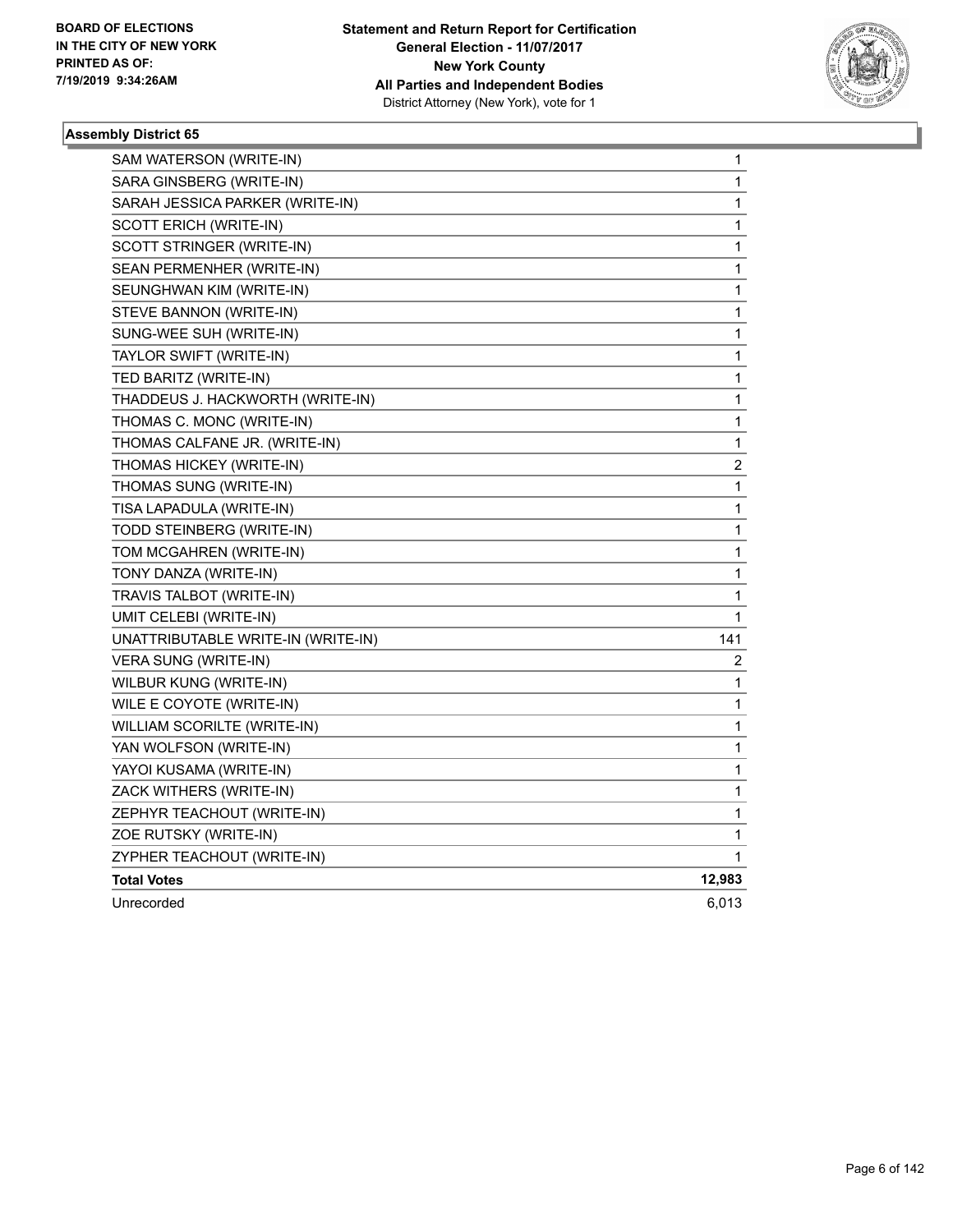BOARD OF ELECTIONS
IN THE CITY OF NEW YORK
PRINTED AS OF:
7/19/2019 9:34:26AM

**Statement and Return Report for Certification**
**General Election - 11/07/2017**
**New York County**
**All Parties and Independent Bodies**
District Attorney (New York), vote for 1

### Assembly District 65

| | |
|---|---|
| SAM WATERSON (WRITE-IN) | 1 |
| SARA GINSBERG (WRITE-IN) | 1 |
| SARAH JESSICA PARKER (WRITE-IN) | 1 |
| SCOTT ERICH (WRITE-IN) | 1 |
| SCOTT STRINGER (WRITE-IN) | 1 |
| SEAN PERMENHER (WRITE-IN) | 1 |
| SEUNGHWAN KIM (WRITE-IN) | 1 |
| STEVE BANNON (WRITE-IN) | 1 |
| SUNG-WEE SUH (WRITE-IN) | 1 |
| TAYLOR SWIFT (WRITE-IN) | 1 |
| TED BARITZ (WRITE-IN) | 1 |
| THADDEUS J. HACKWORTH (WRITE-IN) | 1 |
| THOMAS C. MONC (WRITE-IN) | 1 |
| THOMAS CALFANE JR. (WRITE-IN) | 1 |
| THOMAS HICKEY (WRITE-IN) | 2 |
| THOMAS SUNG (WRITE-IN) | 1 |
| TISA LAPADULA (WRITE-IN) | 1 |
| TODD STEINBERG (WRITE-IN) | 1 |
| TOM MCGAHREN (WRITE-IN) | 1 |
| TONY DANZA (WRITE-IN) | 1 |
| TRAVIS TALBOT (WRITE-IN) | 1 |
| UMIT CELEBI (WRITE-IN) | 1 |
| UNATTRIBUTABLE WRITE-IN (WRITE-IN) | 141 |
| VERA SUNG (WRITE-IN) | 2 |
| WILBUR KUNG (WRITE-IN) | 1 |
| WILE E COYOTE (WRITE-IN) | 1 |
| WILLIAM SCORILTE (WRITE-IN) | 1 |
| YAN WOLFSON (WRITE-IN) | 1 |
| YAYOI KUSAMA (WRITE-IN) | 1 |
| ZACK WITHERS (WRITE-IN) | 1 |
| ZEPHYR TEACHOUT (WRITE-IN) | 1 |
| ZOE RUTSKY (WRITE-IN) | 1 |
| ZYPHER TEACHOUT (WRITE-IN) | 1 |
| **Total Votes** | **12,983** |
| Unrecorded | 6,013 |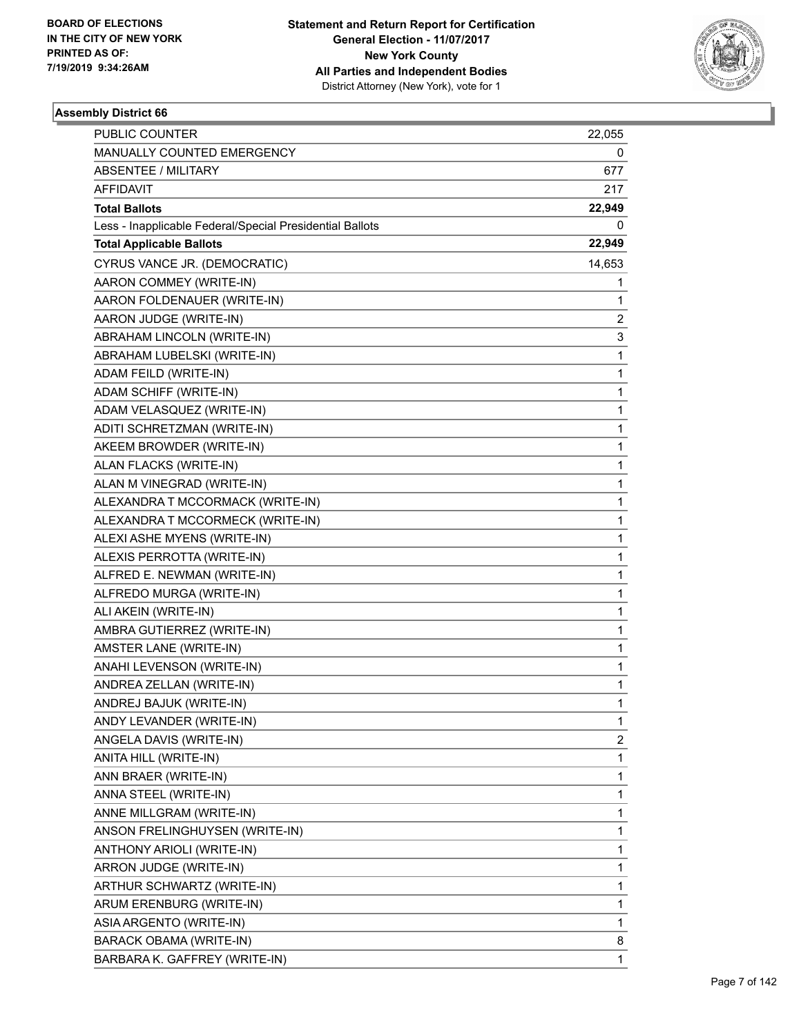BOARD OF ELECTIONS
IN THE CITY OF NEW YORK
PRINTED AS OF:
7/19/2019 9:34:26AM

**Statement and Return Report for Certification**
**General Election - 11/07/2017**
**New York County**
**All Parties and Independent Bodies**
District Attorney (New York), vote for 1

### Assembly District 66

| | |
|---|---|
| PUBLIC COUNTER | 22,055 |
| MANUALLY COUNTED EMERGENCY | 0 |
| ABSENTEE / MILITARY | 677 |
| AFFIDAVIT | 217 |
| **Total Ballots** | **22,949** |
| Less - Inapplicable Federal/Special Presidential Ballots | 0 |
| **Total Applicable Ballots** | **22,949** |
| CYRUS VANCE JR. (DEMOCRATIC) | 14,653 |
| AARON COMMEY (WRITE-IN) | 1 |
| AARON FOLDENAUER (WRITE-IN) | 1 |
| AARON JUDGE (WRITE-IN) | 2 |
| ABRAHAM LINCOLN (WRITE-IN) | 3 |
| ABRAHAM LUBELSKI (WRITE-IN) | 1 |
| ADAM FEILD (WRITE-IN) | 1 |
| ADAM SCHIFF (WRITE-IN) | 1 |
| ADAM VELASQUEZ (WRITE-IN) | 1 |
| ADITI SCHRETZMAN (WRITE-IN) | 1 |
| AKEEM BROWDER (WRITE-IN) | 1 |
| ALAN FLACKS (WRITE-IN) | 1 |
| ALAN M VINEGRAD (WRITE-IN) | 1 |
| ALEXANDRA T MCCORMACK (WRITE-IN) | 1 |
| ALEXANDRA T MCCORMECK (WRITE-IN) | 1 |
| ALEXI ASHE MYENS (WRITE-IN) | 1 |
| ALEXIS PERROTTA (WRITE-IN) | 1 |
| ALFRED E. NEWMAN (WRITE-IN) | 1 |
| ALFREDO MURGA (WRITE-IN) | 1 |
| ALI AKEIN (WRITE-IN) | 1 |
| AMBRA GUTIERREZ (WRITE-IN) | 1 |
| AMSTER LANE (WRITE-IN) | 1 |
| ANAHI LEVENSON (WRITE-IN) | 1 |
| ANDREA ZELLAN (WRITE-IN) | 1 |
| ANDREJ BAJUK (WRITE-IN) | 1 |
| ANDY LEVANDER (WRITE-IN) | 1 |
| ANGELA DAVIS (WRITE-IN) | 2 |
| ANITA HILL (WRITE-IN) | 1 |
| ANN BRAER (WRITE-IN) | 1 |
| ANNA STEEL (WRITE-IN) | 1 |
| ANNE MILLGRAM (WRITE-IN) | 1 |
| ANSON FRELINGHUYSEN (WRITE-IN) | 1 |
| ANTHONY ARIOLI (WRITE-IN) | 1 |
| ARRON JUDGE (WRITE-IN) | 1 |
| ARTHUR SCHWARTZ (WRITE-IN) | 1 |
| ARUM ERENBURG (WRITE-IN) | 1 |
| ASIA ARGENTO (WRITE-IN) | 1 |
| BARACK OBAMA (WRITE-IN) | 8 |
| BARBARA K. GAFFREY (WRITE-IN) | 1 |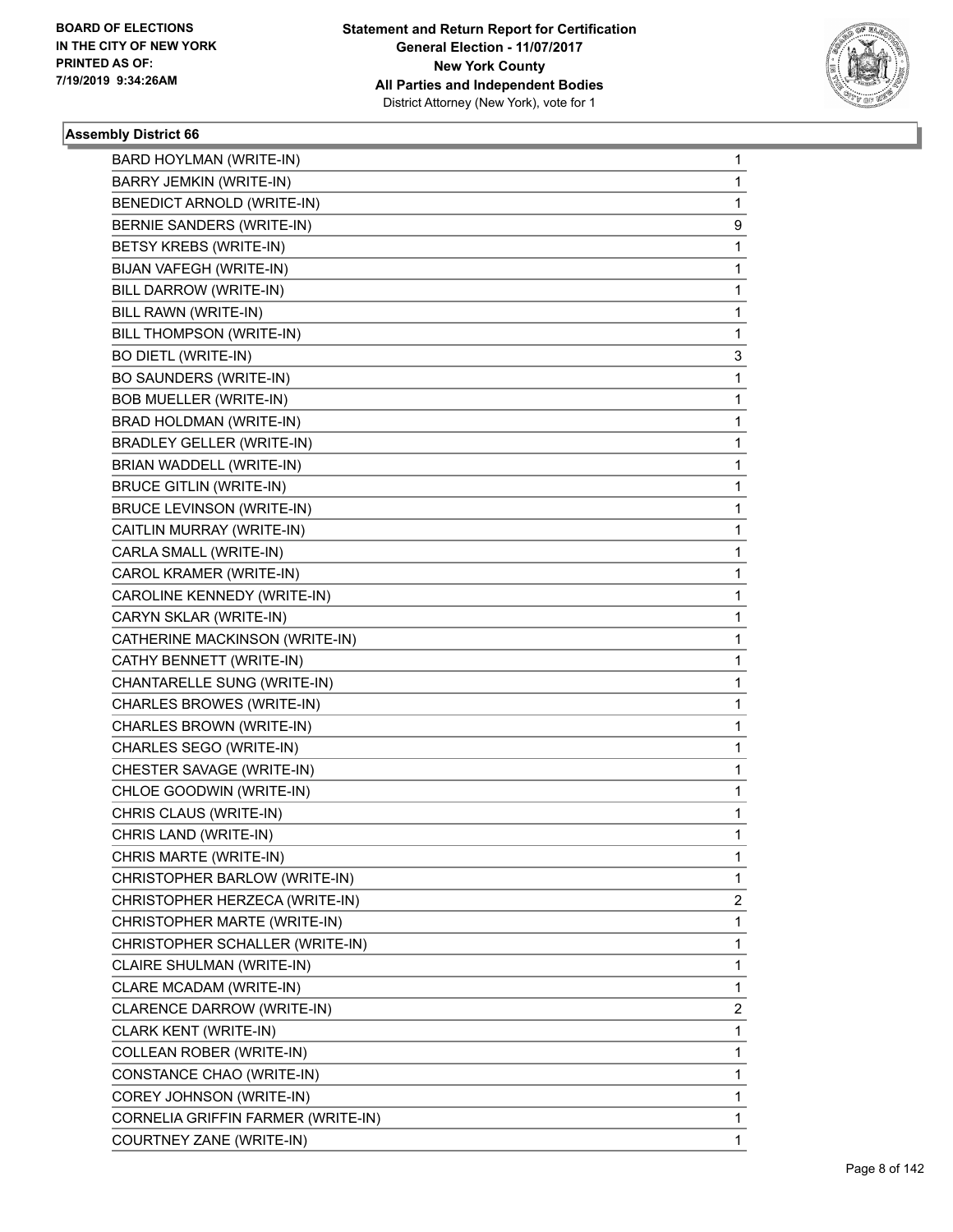BOARD OF ELECTIONS
IN THE CITY OF NEW YORK
PRINTED AS OF:
7/19/2019 9:34:26AM

**Statement and Return Report for Certification**
**General Election - 11/07/2017**
**New York County**
**All Parties and Independent Bodies**
District Attorney (New York), vote for 1

### Assembly District 66

| Candidate | Votes |
|---|---|
| BARD HOYLMAN (WRITE-IN) | 1 |
| BARRY JEMKIN (WRITE-IN) | 1 |
| BENEDICT ARNOLD (WRITE-IN) | 1 |
| BERNIE SANDERS (WRITE-IN) | 9 |
| BETSY KREBS (WRITE-IN) | 1 |
| BIJAN VAFEGH (WRITE-IN) | 1 |
| BILL DARROW (WRITE-IN) | 1 |
| BILL RAWN (WRITE-IN) | 1 |
| BILL THOMPSON (WRITE-IN) | 1 |
| BO DIETL (WRITE-IN) | 3 |
| BO SAUNDERS (WRITE-IN) | 1 |
| BOB MUELLER (WRITE-IN) | 1 |
| BRAD HOLDMAN (WRITE-IN) | 1 |
| BRADLEY GELLER (WRITE-IN) | 1 |
| BRIAN WADDELL (WRITE-IN) | 1 |
| BRUCE GITLIN (WRITE-IN) | 1 |
| BRUCE LEVINSON (WRITE-IN) | 1 |
| CAITLIN MURRAY (WRITE-IN) | 1 |
| CARLA SMALL (WRITE-IN) | 1 |
| CAROL KRAMER (WRITE-IN) | 1 |
| CAROLINE KENNEDY (WRITE-IN) | 1 |
| CARYN SKLAR (WRITE-IN) | 1 |
| CATHERINE MACKINSON (WRITE-IN) | 1 |
| CATHY BENNETT (WRITE-IN) | 1 |
| CHANTARELLE SUNG (WRITE-IN) | 1 |
| CHARLES BROWES (WRITE-IN) | 1 |
| CHARLES BROWN (WRITE-IN) | 1 |
| CHARLES SEGO (WRITE-IN) | 1 |
| CHESTER SAVAGE (WRITE-IN) | 1 |
| CHLOE GOODWIN (WRITE-IN) | 1 |
| CHRIS CLAUS (WRITE-IN) | 1 |
| CHRIS LAND (WRITE-IN) | 1 |
| CHRIS MARTE (WRITE-IN) | 1 |
| CHRISTOPHER BARLOW (WRITE-IN) | 1 |
| CHRISTOPHER HERZECA (WRITE-IN) | 2 |
| CHRISTOPHER MARTE (WRITE-IN) | 1 |
| CHRISTOPHER SCHALLER (WRITE-IN) | 1 |
| CLAIRE SHULMAN (WRITE-IN) | 1 |
| CLARE MCADAM (WRITE-IN) | 1 |
| CLARENCE DARROW (WRITE-IN) | 2 |
| CLARK KENT (WRITE-IN) | 1 |
| COLLEAN ROBER (WRITE-IN) | 1 |
| CONSTANCE CHAO (WRITE-IN) | 1 |
| COREY JOHNSON (WRITE-IN) | 1 |
| CORNELIA GRIFFIN FARMER (WRITE-IN) | 1 |
| COURTNEY ZANE (WRITE-IN) | 1 |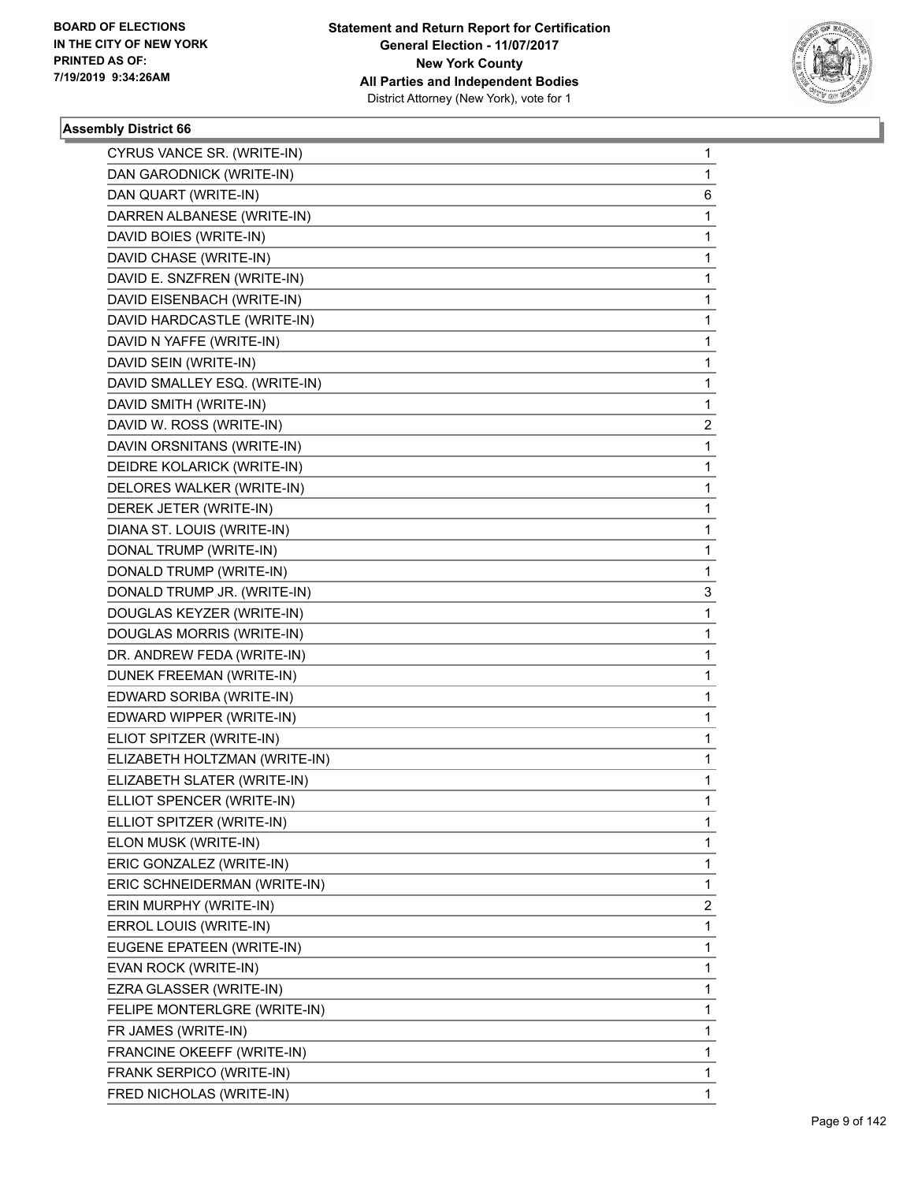BOARD OF ELECTIONS
IN THE CITY OF NEW YORK
PRINTED AS OF:
7/19/2019 9:34:26AM

**Statement and Return Report for Certification**
**General Election - 11/07/2017**
**New York County**
**All Parties and Independent Bodies**
District Attorney (New York), vote for 1

### Assembly District 66

| | |
|---|---|
| CYRUS VANCE SR. (WRITE-IN) | 1 |
| DAN GARODNICK (WRITE-IN) | 1 |
| DAN QUART (WRITE-IN) | 6 |
| DARREN ALBANESE (WRITE-IN) | 1 |
| DAVID BOIES (WRITE-IN) | 1 |
| DAVID CHASE (WRITE-IN) | 1 |
| DAVID E. SNZFREN (WRITE-IN) | 1 |
| DAVID EISENBACH (WRITE-IN) | 1 |
| DAVID HARDCASTLE (WRITE-IN) | 1 |
| DAVID N YAFFE (WRITE-IN) | 1 |
| DAVID SEIN (WRITE-IN) | 1 |
| DAVID SMALLEY ESQ. (WRITE-IN) | 1 |
| DAVID SMITH (WRITE-IN) | 1 |
| DAVID W. ROSS (WRITE-IN) | 2 |
| DAVIN ORSNITANS (WRITE-IN) | 1 |
| DEIDRE KOLARICK (WRITE-IN) | 1 |
| DELORES WALKER (WRITE-IN) | 1 |
| DEREK JETER (WRITE-IN) | 1 |
| DIANA ST. LOUIS (WRITE-IN) | 1 |
| DONAL TRUMP (WRITE-IN) | 1 |
| DONALD TRUMP (WRITE-IN) | 1 |
| DONALD TRUMP JR. (WRITE-IN) | 3 |
| DOUGLAS KEYZER (WRITE-IN) | 1 |
| DOUGLAS MORRIS (WRITE-IN) | 1 |
| DR. ANDREW FEDA (WRITE-IN) | 1 |
| DUNEK FREEMAN (WRITE-IN) | 1 |
| EDWARD SORIBA (WRITE-IN) | 1 |
| EDWARD WIPPER (WRITE-IN) | 1 |
| ELIOT SPITZER (WRITE-IN) | 1 |
| ELIZABETH HOLTZMAN (WRITE-IN) | 1 |
| ELIZABETH SLATER (WRITE-IN) | 1 |
| ELLIOT SPENCER (WRITE-IN) | 1 |
| ELLIOT SPITZER (WRITE-IN) | 1 |
| ELON MUSK (WRITE-IN) | 1 |
| ERIC GONZALEZ (WRITE-IN) | 1 |
| ERIC SCHNEIDERMAN (WRITE-IN) | 1 |
| ERIN MURPHY (WRITE-IN) | 2 |
| ERROL LOUIS (WRITE-IN) | 1 |
| EUGENE EPATEEN (WRITE-IN) | 1 |
| EVAN ROCK (WRITE-IN) | 1 |
| EZRA GLASSER (WRITE-IN) | 1 |
| FELIPE MONTERLGRE (WRITE-IN) | 1 |
| FR JAMES (WRITE-IN) | 1 |
| FRANCINE OKEEFF (WRITE-IN) | 1 |
| FRANK SERPICO (WRITE-IN) | 1 |
| FRED NICHOLAS (WRITE-IN) | 1 |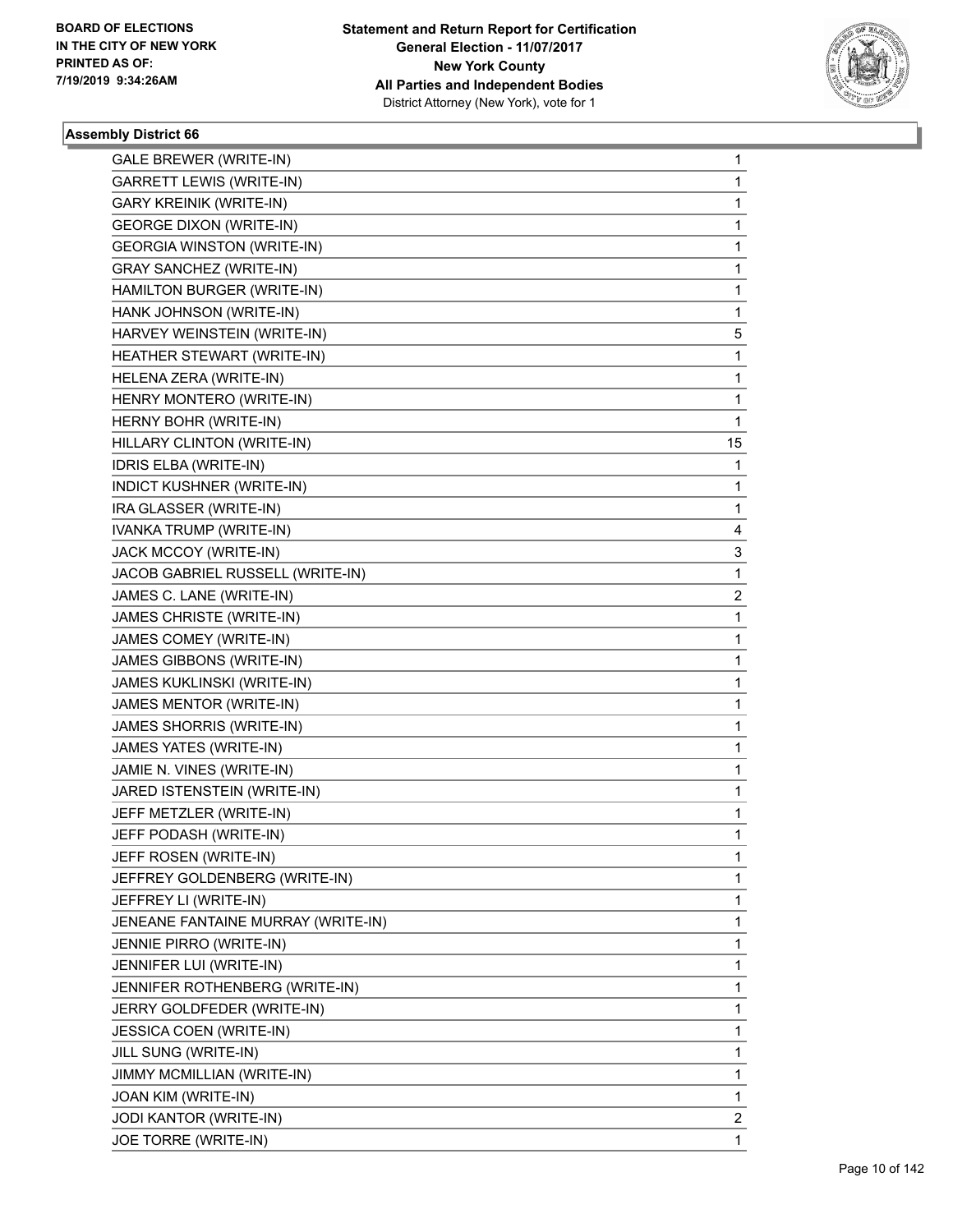**Statement and Return Report for Certification**
**General Election - 11/07/2017**
**New York County**
**All Parties and Independent Bodies**
District Attorney (New York), vote for 1

BOARD OF ELECTIONS
IN THE CITY OF NEW YORK
PRINTED AS OF:
7/19/2019 9:34:26AM

### Assembly District 66

| Candidate | Votes |
|---|---|
| GALE BREWER (WRITE-IN) | 1 |
| GARRETT LEWIS (WRITE-IN) | 1 |
| GARY KREINIK (WRITE-IN) | 1 |
| GEORGE DIXON (WRITE-IN) | 1 |
| GEORGIA WINSTON (WRITE-IN) | 1 |
| GRAY SANCHEZ (WRITE-IN) | 1 |
| HAMILTON BURGER (WRITE-IN) | 1 |
| HANK JOHNSON (WRITE-IN) | 1 |
| HARVEY WEINSTEIN (WRITE-IN) | 5 |
| HEATHER STEWART (WRITE-IN) | 1 |
| HELENA ZERA (WRITE-IN) | 1 |
| HENRY MONTERO (WRITE-IN) | 1 |
| HERNY BOHR (WRITE-IN) | 1 |
| HILLARY CLINTON (WRITE-IN) | 15 |
| IDRIS ELBA (WRITE-IN) | 1 |
| INDICT KUSHNER (WRITE-IN) | 1 |
| IRA GLASSER (WRITE-IN) | 1 |
| IVANKA TRUMP (WRITE-IN) | 4 |
| JACK MCCOY (WRITE-IN) | 3 |
| JACOB GABRIEL RUSSELL (WRITE-IN) | 1 |
| JAMES C. LANE (WRITE-IN) | 2 |
| JAMES CHRISTE (WRITE-IN) | 1 |
| JAMES COMEY (WRITE-IN) | 1 |
| JAMES GIBBONS (WRITE-IN) | 1 |
| JAMES KUKLINSKI (WRITE-IN) | 1 |
| JAMES MENTOR (WRITE-IN) | 1 |
| JAMES SHORRIS (WRITE-IN) | 1 |
| JAMES YATES (WRITE-IN) | 1 |
| JAMIE N. VINES (WRITE-IN) | 1 |
| JARED ISTENSTEIN (WRITE-IN) | 1 |
| JEFF METZLER (WRITE-IN) | 1 |
| JEFF PODASH (WRITE-IN) | 1 |
| JEFF ROSEN (WRITE-IN) | 1 |
| JEFFREY GOLDENBERG (WRITE-IN) | 1 |
| JEFFREY LI (WRITE-IN) | 1 |
| JENEANE FANTAINE MURRAY (WRITE-IN) | 1 |
| JENNIE PIRRO (WRITE-IN) | 1 |
| JENNIFER LUI (WRITE-IN) | 1 |
| JENNIFER ROTHENBERG (WRITE-IN) | 1 |
| JERRY GOLDFEDER (WRITE-IN) | 1 |
| JESSICA COEN (WRITE-IN) | 1 |
| JILL SUNG (WRITE-IN) | 1 |
| JIMMY MCMILLIAN (WRITE-IN) | 1 |
| JOAN KIM (WRITE-IN) | 1 |
| JODI KANTOR (WRITE-IN) | 2 |
| JOE TORRE (WRITE-IN) | 1 |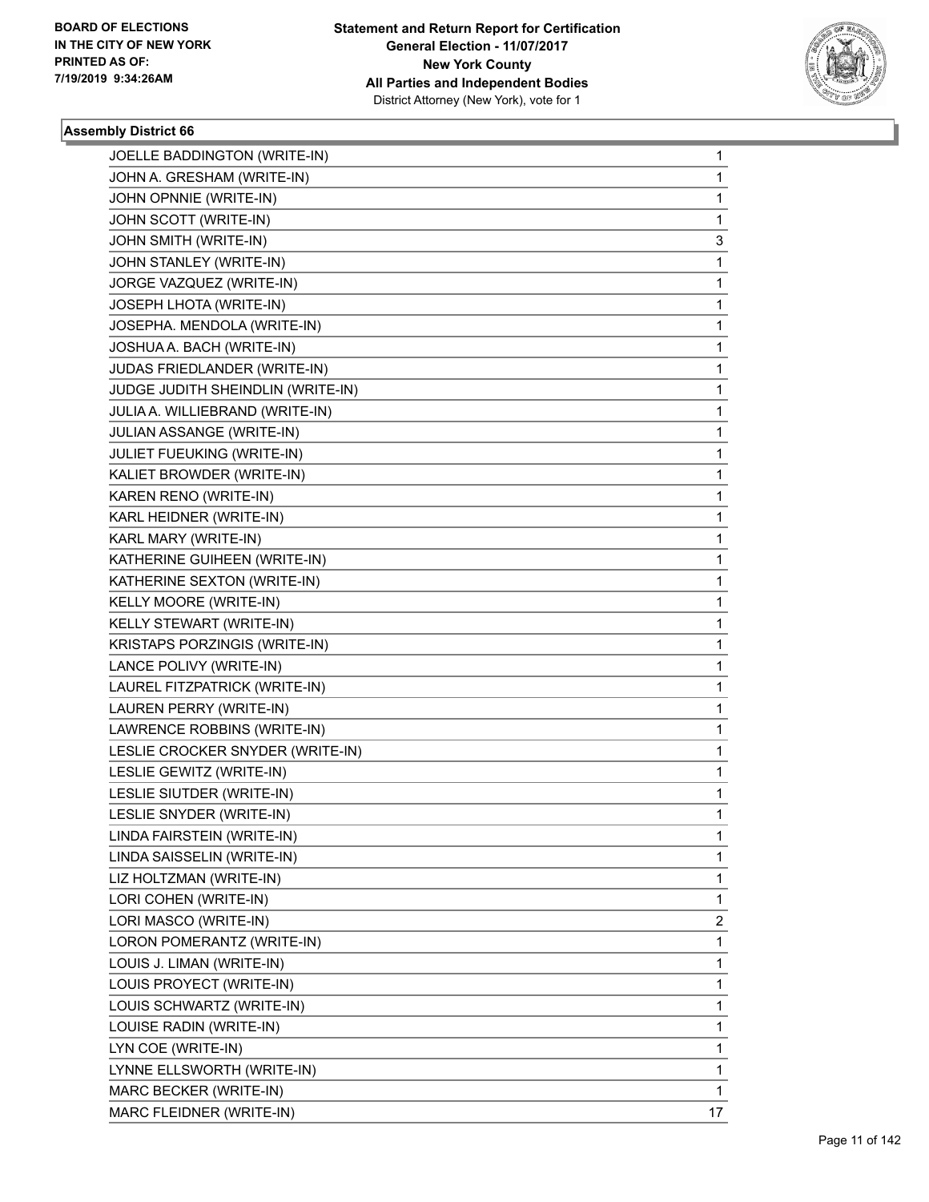**Assembly District 66**

| | |
|---|---|
| JOELLE BADDINGTON (WRITE-IN) | 1 |
| JOHN A. GRESHAM (WRITE-IN) | 1 |
| JOHN OPNNIE (WRITE-IN) | 1 |
| JOHN SCOTT (WRITE-IN) | 1 |
| JOHN SMITH (WRITE-IN) | 3 |
| JOHN STANLEY (WRITE-IN) | 1 |
| JORGE VAZQUEZ (WRITE-IN) | 1 |
| JOSEPH LHOTA (WRITE-IN) | 1 |
| JOSEPHA. MENDOLA (WRITE-IN) | 1 |
| JOSHUA A. BACH (WRITE-IN) | 1 |
| JUDAS FRIEDLANDER (WRITE-IN) | 1 |
| JUDGE JUDITH SHEINDLIN (WRITE-IN) | 1 |
| JULIA A. WILLIEBRAND (WRITE-IN) | 1 |
| JULIAN ASSANGE (WRITE-IN) | 1 |
| JULIET FUEUKING (WRITE-IN) | 1 |
| KALIET BROWDER (WRITE-IN) | 1 |
| KAREN RENO (WRITE-IN) | 1 |
| KARL HEIDNER (WRITE-IN) | 1 |
| KARL MARY (WRITE-IN) | 1 |
| KATHERINE GUIHEEN (WRITE-IN) | 1 |
| KATHERINE SEXTON (WRITE-IN) | 1 |
| KELLY MOORE (WRITE-IN) | 1 |
| KELLY STEWART (WRITE-IN) | 1 |
| KRISTAPS PORZINGIS (WRITE-IN) | 1 |
| LANCE POLIVY (WRITE-IN) | 1 |
| LAUREL FITZPATRICK (WRITE-IN) | 1 |
| LAUREN PERRY (WRITE-IN) | 1 |
| LAWRENCE ROBBINS (WRITE-IN) | 1 |
| LESLIE CROCKER SNYDER (WRITE-IN) | 1 |
| LESLIE GEWITZ (WRITE-IN) | 1 |
| LESLIE SIUTDER (WRITE-IN) | 1 |
| LESLIE SNYDER (WRITE-IN) | 1 |
| LINDA FAIRSTEIN (WRITE-IN) | 1 |
| LINDA SAISSELIN (WRITE-IN) | 1 |
| LIZ HOLTZMAN (WRITE-IN) | 1 |
| LORI COHEN (WRITE-IN) | 1 |
| LORI MASCO (WRITE-IN) | 2 |
| LORON POMERANTZ (WRITE-IN) | 1 |
| LOUIS J. LIMAN (WRITE-IN) | 1 |
| LOUIS PROYECT (WRITE-IN) | 1 |
| LOUIS SCHWARTZ (WRITE-IN) | 1 |
| LOUISE RADIN (WRITE-IN) | 1 |
| LYN COE (WRITE-IN) | 1 |
| LYNNE ELLSWORTH (WRITE-IN) | 1 |
| MARC BECKER (WRITE-IN) | 1 |
| MARC FLEIDNER (WRITE-IN) | 17 |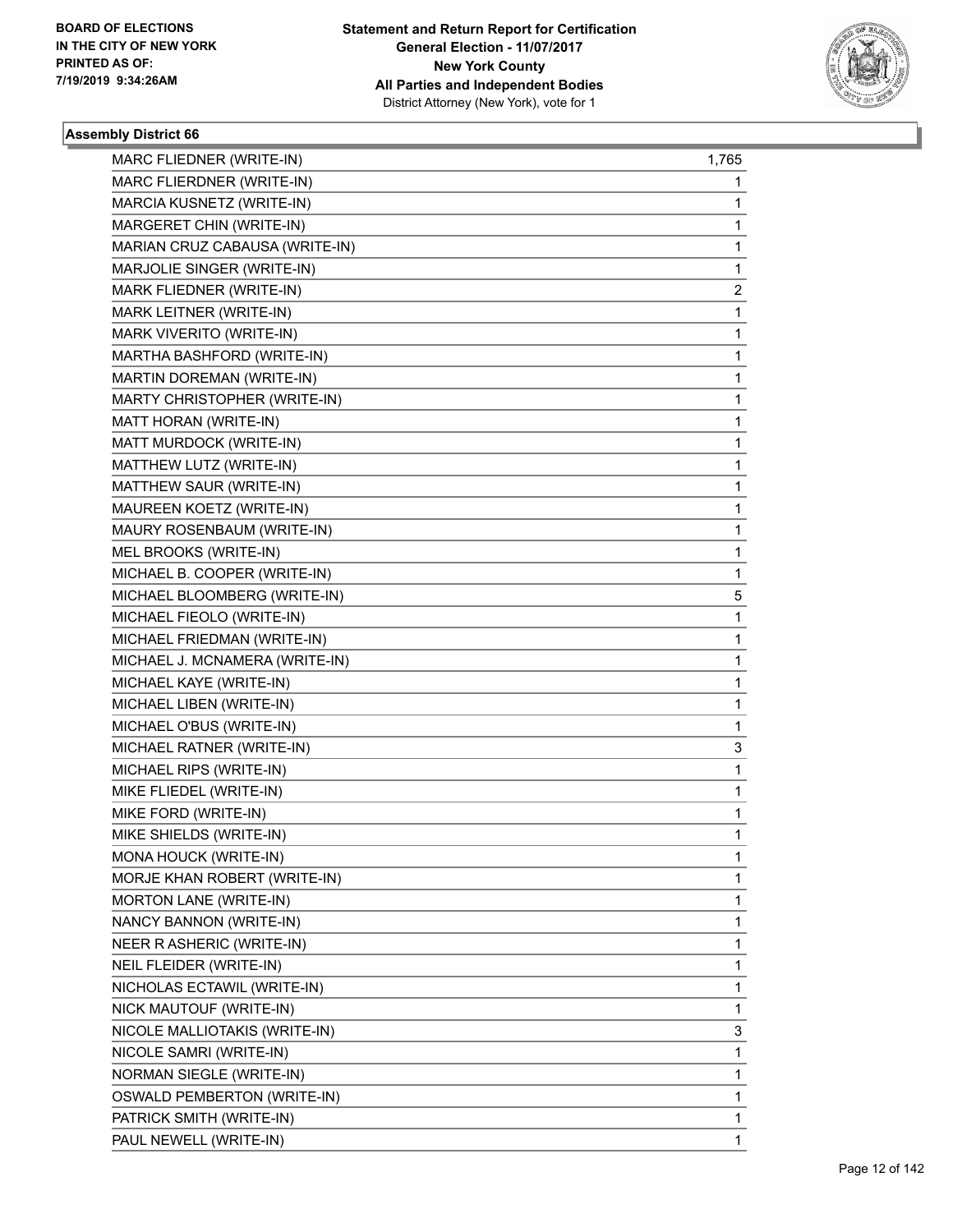**Assembly District 66**

| | |
|---|---|
| MARC FLIEDNER (WRITE-IN) | 1,765 |
| MARC FLIERDNER (WRITE-IN) | 1 |
| MARCIA KUSNETZ (WRITE-IN) | 1 |
| MARGERET CHIN (WRITE-IN) | 1 |
| MARIAN CRUZ CABAUSA (WRITE-IN) | 1 |
| MARJOLIE SINGER (WRITE-IN) | 1 |
| MARK FLIEDNER (WRITE-IN) | 2 |
| MARK LEITNER (WRITE-IN) | 1 |
| MARK VIVERITO (WRITE-IN) | 1 |
| MARTHA BASHFORD (WRITE-IN) | 1 |
| MARTIN DOREMAN (WRITE-IN) | 1 |
| MARTY CHRISTOPHER (WRITE-IN) | 1 |
| MATT HORAN (WRITE-IN) | 1 |
| MATT MURDOCK (WRITE-IN) | 1 |
| MATTHEW LUTZ (WRITE-IN) | 1 |
| MATTHEW SAUR (WRITE-IN) | 1 |
| MAUREEN KOETZ (WRITE-IN) | 1 |
| MAURY ROSENBAUM (WRITE-IN) | 1 |
| MEL BROOKS (WRITE-IN) | 1 |
| MICHAEL B. COOPER (WRITE-IN) | 1 |
| MICHAEL BLOOMBERG (WRITE-IN) | 5 |
| MICHAEL FIEOLO (WRITE-IN) | 1 |
| MICHAEL FRIEDMAN (WRITE-IN) | 1 |
| MICHAEL J. MCNAMERA (WRITE-IN) | 1 |
| MICHAEL KAYE (WRITE-IN) | 1 |
| MICHAEL LIBEN (WRITE-IN) | 1 |
| MICHAEL O'BUS (WRITE-IN) | 1 |
| MICHAEL RATNER (WRITE-IN) | 3 |
| MICHAEL RIPS (WRITE-IN) | 1 |
| MIKE FLIEDEL (WRITE-IN) | 1 |
| MIKE FORD (WRITE-IN) | 1 |
| MIKE SHIELDS (WRITE-IN) | 1 |
| MONA HOUCK (WRITE-IN) | 1 |
| MORJE KHAN ROBERT (WRITE-IN) | 1 |
| MORTON LANE (WRITE-IN) | 1 |
| NANCY BANNON (WRITE-IN) | 1 |
| NEER R ASHERIC (WRITE-IN) | 1 |
| NEIL FLEIDER (WRITE-IN) | 1 |
| NICHOLAS ECTAWIL (WRITE-IN) | 1 |
| NICK MAUTOUF (WRITE-IN) | 1 |
| NICOLE MALLIOTAKIS (WRITE-IN) | 3 |
| NICOLE SAMRI (WRITE-IN) | 1 |
| NORMAN SIEGLE (WRITE-IN) | 1 |
| OSWALD PEMBERTON (WRITE-IN) | 1 |
| PATRICK SMITH (WRITE-IN) | 1 |
| PAUL NEWELL (WRITE-IN) | 1 |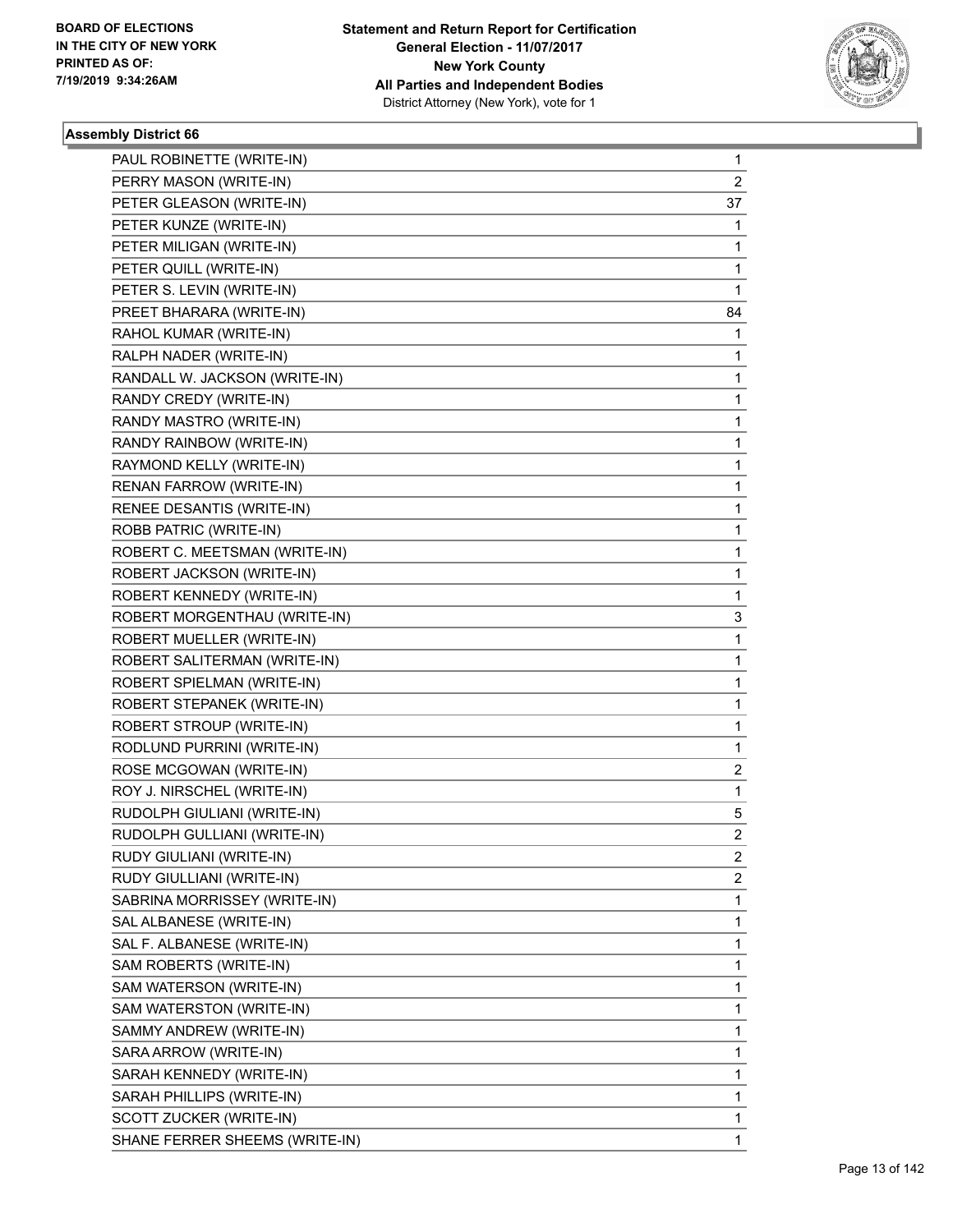BOARD OF ELECTIONS
IN THE CITY OF NEW YORK
PRINTED AS OF:
7/19/2019 9:34:26AM

**Statement and Return Report for Certification**
**General Election - 11/07/2017**
**New York County**
**All Parties and Independent Bodies**
District Attorney (New York), vote for 1

### Assembly District 66

| | |
|---|---|
| PAUL ROBINETTE (WRITE-IN) | 1 |
| PERRY MASON (WRITE-IN) | 2 |
| PETER GLEASON (WRITE-IN) | 37 |
| PETER KUNZE (WRITE-IN) | 1 |
| PETER MILIGAN (WRITE-IN) | 1 |
| PETER QUILL (WRITE-IN) | 1 |
| PETER S. LEVIN (WRITE-IN) | 1 |
| PREET BHARARA (WRITE-IN) | 84 |
| RAHOL KUMAR (WRITE-IN) | 1 |
| RALPH NADER (WRITE-IN) | 1 |
| RANDALL W. JACKSON (WRITE-IN) | 1 |
| RANDY CREDY (WRITE-IN) | 1 |
| RANDY MASTRO (WRITE-IN) | 1 |
| RANDY RAINBOW (WRITE-IN) | 1 |
| RAYMOND KELLY (WRITE-IN) | 1 |
| RENAN FARROW (WRITE-IN) | 1 |
| RENEE DESANTIS (WRITE-IN) | 1 |
| ROBB PATRIC (WRITE-IN) | 1 |
| ROBERT C. MEETSMAN (WRITE-IN) | 1 |
| ROBERT JACKSON (WRITE-IN) | 1 |
| ROBERT KENNEDY (WRITE-IN) | 1 |
| ROBERT MORGENTHAU (WRITE-IN) | 3 |
| ROBERT MUELLER (WRITE-IN) | 1 |
| ROBERT SALITERMAN (WRITE-IN) | 1 |
| ROBERT SPIELMAN (WRITE-IN) | 1 |
| ROBERT STEPANEK (WRITE-IN) | 1 |
| ROBERT STROUP (WRITE-IN) | 1 |
| RODLUND PURRINI (WRITE-IN) | 1 |
| ROSE MCGOWAN (WRITE-IN) | 2 |
| ROY J. NIRSCHEL (WRITE-IN) | 1 |
| RUDOLPH GIULIANI (WRITE-IN) | 5 |
| RUDOLPH GULLIANI (WRITE-IN) | 2 |
| RUDY GIULIANI (WRITE-IN) | 2 |
| RUDY GIULLIANI (WRITE-IN) | 2 |
| SABRINA MORRISSEY (WRITE-IN) | 1 |
| SAL ALBANESE (WRITE-IN) | 1 |
| SAL F. ALBANESE (WRITE-IN) | 1 |
| SAM ROBERTS (WRITE-IN) | 1 |
| SAM WATERSON (WRITE-IN) | 1 |
| SAM WATERSTON (WRITE-IN) | 1 |
| SAMMY ANDREW (WRITE-IN) | 1 |
| SARA ARROW (WRITE-IN) | 1 |
| SARAH KENNEDY (WRITE-IN) | 1 |
| SARAH PHILLIPS (WRITE-IN) | 1 |
| SCOTT ZUCKER (WRITE-IN) | 1 |
| SHANE FERRER SHEEMS (WRITE-IN) | 1 |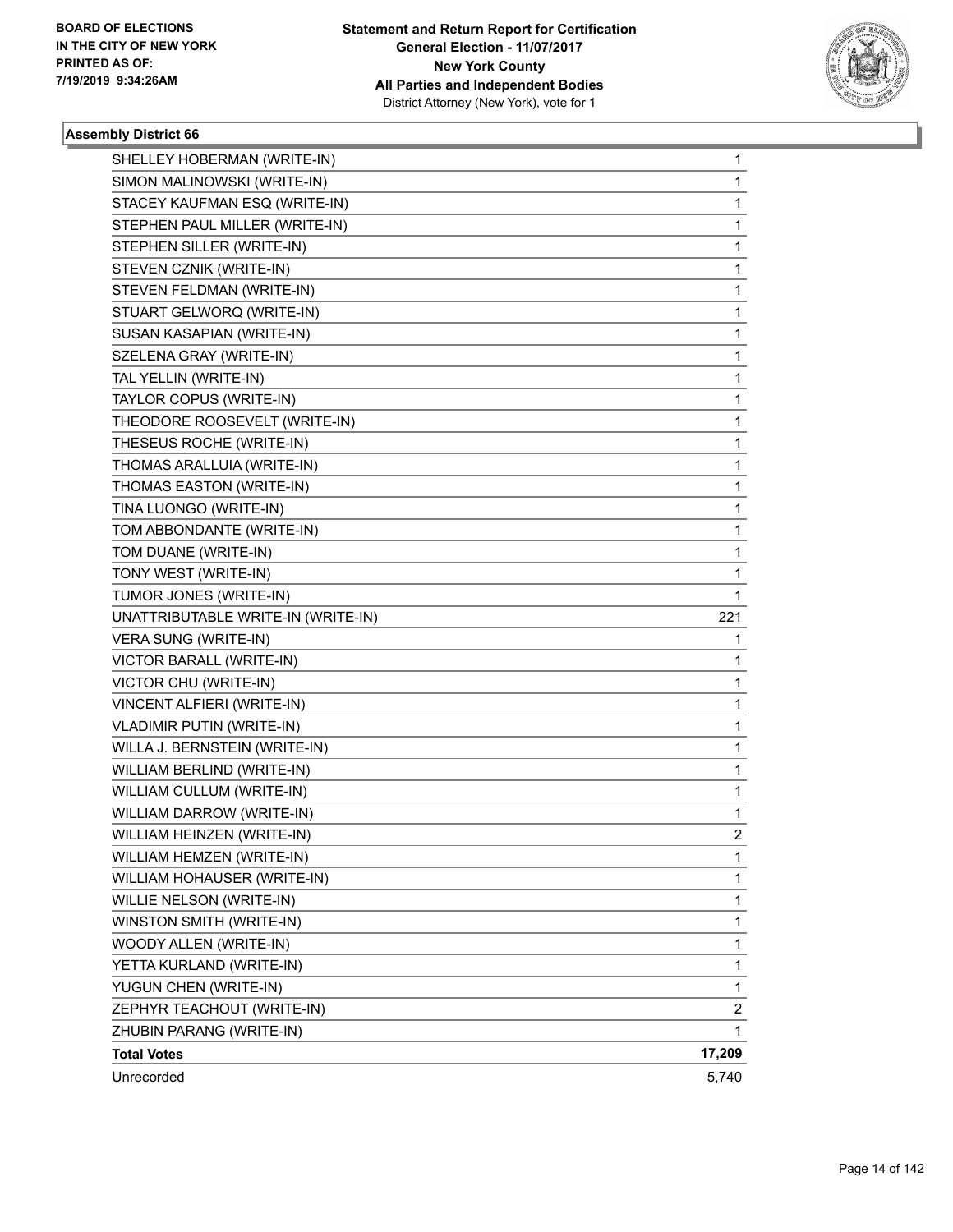**Statement and Return Report for Certification**
**General Election - 11/07/2017**
**New York County**
**All Parties and Independent Bodies**
District Attorney (New York), vote for 1

BOARD OF ELECTIONS
IN THE CITY OF NEW YORK
PRINTED AS OF:
7/19/2019 9:34:26AM

### Assembly District 66

| | |
|---|---|
| SHELLEY HOBERMAN (WRITE-IN) | 1 |
| SIMON MALINOWSKI (WRITE-IN) | 1 |
| STACEY KAUFMAN ESQ (WRITE-IN) | 1 |
| STEPHEN PAUL MILLER (WRITE-IN) | 1 |
| STEPHEN SILLER (WRITE-IN) | 1 |
| STEVEN CZNIK (WRITE-IN) | 1 |
| STEVEN FELDMAN (WRITE-IN) | 1 |
| STUART GELWORQ (WRITE-IN) | 1 |
| SUSAN KASAPIAN (WRITE-IN) | 1 |
| SZELENA GRAY (WRITE-IN) | 1 |
| TAL YELLIN (WRITE-IN) | 1 |
| TAYLOR COPUS (WRITE-IN) | 1 |
| THEODORE ROOSEVELT (WRITE-IN) | 1 |
| THESEUS ROCHE (WRITE-IN) | 1 |
| THOMAS ARALLUIA (WRITE-IN) | 1 |
| THOMAS EASTON (WRITE-IN) | 1 |
| TINA LUONGO (WRITE-IN) | 1 |
| TOM ABBONDANTE (WRITE-IN) | 1 |
| TOM DUANE (WRITE-IN) | 1 |
| TONY WEST (WRITE-IN) | 1 |
| TUMOR JONES (WRITE-IN) | 1 |
| UNATTRIBUTABLE WRITE-IN (WRITE-IN) | 221 |
| VERA SUNG (WRITE-IN) | 1 |
| VICTOR BARALL (WRITE-IN) | 1 |
| VICTOR CHU (WRITE-IN) | 1 |
| VINCENT ALFIERI (WRITE-IN) | 1 |
| VLADIMIR PUTIN (WRITE-IN) | 1 |
| WILLA J. BERNSTEIN (WRITE-IN) | 1 |
| WILLIAM BERLIND (WRITE-IN) | 1 |
| WILLIAM CULLUM (WRITE-IN) | 1 |
| WILLIAM DARROW (WRITE-IN) | 1 |
| WILLIAM HEINZEN (WRITE-IN) | 2 |
| WILLIAM HEMZEN (WRITE-IN) | 1 |
| WILLIAM HOHAUSER (WRITE-IN) | 1 |
| WILLIE NELSON (WRITE-IN) | 1 |
| WINSTON SMITH (WRITE-IN) | 1 |
| WOODY ALLEN (WRITE-IN) | 1 |
| YETTA KURLAND (WRITE-IN) | 1 |
| YUGUN CHEN (WRITE-IN) | 1 |
| ZEPHYR TEACHOUT (WRITE-IN) | 2 |
| ZHUBIN PARANG (WRITE-IN) | 1 |
| **Total Votes** | **17,209** |
| Unrecorded | 5,740 |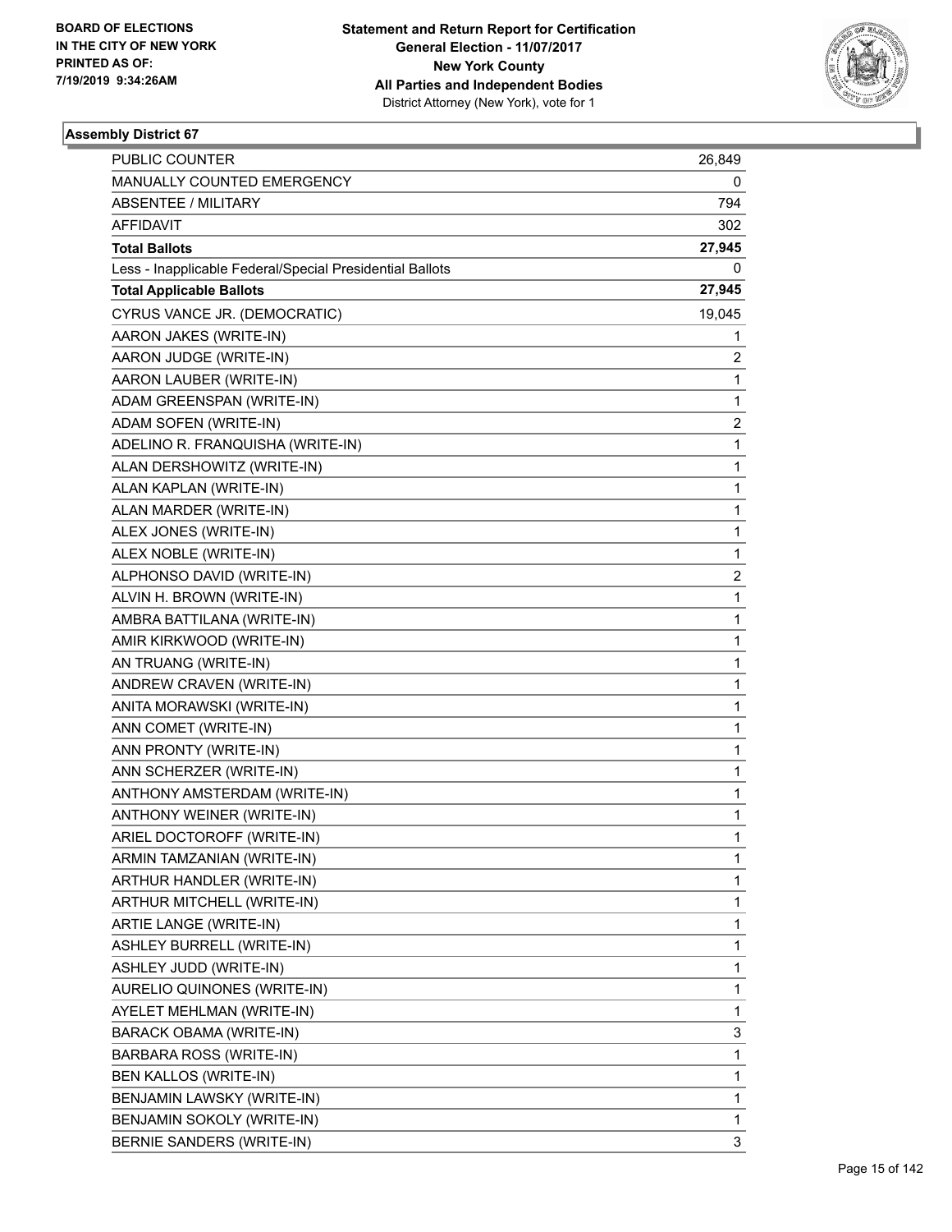BOARD OF ELECTIONS
IN THE CITY OF NEW YORK
PRINTED AS OF:
7/19/2019 9:34:26AM

**Statement and Return Report for Certification**
**General Election - 11/07/2017**
**New York County**
**All Parties and Independent Bodies**
District Attorney (New York), vote for 1

## Assembly District 67

| | |
|---|---|
| PUBLIC COUNTER | 26,849 |
| MANUALLY COUNTED EMERGENCY | 0 |
| ABSENTEE / MILITARY | 794 |
| AFFIDAVIT | 302 |
| **Total Ballots** | **27,945** |
| Less - Inapplicable Federal/Special Presidential Ballots | 0 |
| **Total Applicable Ballots** | **27,945** |
| CYRUS VANCE JR. (DEMOCRATIC) | 19,045 |
| AARON JAKES (WRITE-IN) | 1 |
| AARON JUDGE (WRITE-IN) | 2 |
| AARON LAUBER (WRITE-IN) | 1 |
| ADAM GREENSPAN (WRITE-IN) | 1 |
| ADAM SOFEN (WRITE-IN) | 2 |
| ADELINO R. FRANQUISHA (WRITE-IN) | 1 |
| ALAN DERSHOWITZ (WRITE-IN) | 1 |
| ALAN KAPLAN (WRITE-IN) | 1 |
| ALAN MARDER (WRITE-IN) | 1 |
| ALEX JONES (WRITE-IN) | 1 |
| ALEX NOBLE (WRITE-IN) | 1 |
| ALPHONSO DAVID (WRITE-IN) | 2 |
| ALVIN H. BROWN (WRITE-IN) | 1 |
| AMBRA BATTILANA (WRITE-IN) | 1 |
| AMIR KIRKWOOD (WRITE-IN) | 1 |
| AN TRUANG (WRITE-IN) | 1 |
| ANDREW CRAVEN (WRITE-IN) | 1 |
| ANITA MORAWSKI (WRITE-IN) | 1 |
| ANN COMET (WRITE-IN) | 1 |
| ANN PRONTY (WRITE-IN) | 1 |
| ANN SCHERZER (WRITE-IN) | 1 |
| ANTHONY AMSTERDAM (WRITE-IN) | 1 |
| ANTHONY WEINER (WRITE-IN) | 1 |
| ARIEL DOCTOROFF (WRITE-IN) | 1 |
| ARMIN TAMZANIAN (WRITE-IN) | 1 |
| ARTHUR HANDLER (WRITE-IN) | 1 |
| ARTHUR MITCHELL (WRITE-IN) | 1 |
| ARTIE LANGE (WRITE-IN) | 1 |
| ASHLEY BURRELL (WRITE-IN) | 1 |
| ASHLEY JUDD (WRITE-IN) | 1 |
| AURELIO QUINONES (WRITE-IN) | 1 |
| AYELET MEHLMAN (WRITE-IN) | 1 |
| BARACK OBAMA (WRITE-IN) | 3 |
| BARBARA ROSS (WRITE-IN) | 1 |
| BEN KALLOS (WRITE-IN) | 1 |
| BENJAMIN LAWSKY (WRITE-IN) | 1 |
| BENJAMIN SOKOLY (WRITE-IN) | 1 |
| BERNIE SANDERS (WRITE-IN) | 3 |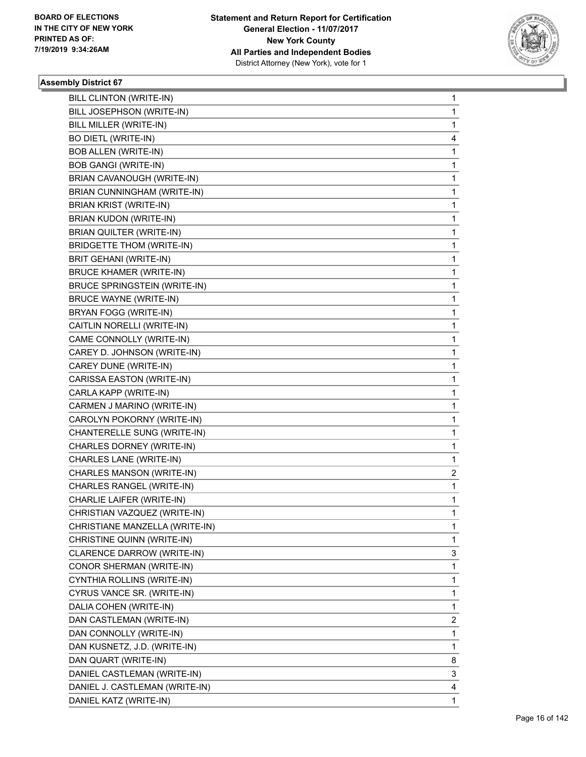BOARD OF ELECTIONS
IN THE CITY OF NEW YORK
PRINTED AS OF:
7/19/2019 9:34:26AM

**Statement and Return Report for Certification**
**General Election - 11/07/2017**
**New York County**
**All Parties and Independent Bodies**
District Attorney (New York), vote for 1

### Assembly District 67

| | |
|---|---|
| BILL CLINTON (WRITE-IN) | 1 |
| BILL JOSEPHSON (WRITE-IN) | 1 |
| BILL MILLER (WRITE-IN) | 1 |
| BO DIETL (WRITE-IN) | 4 |
| BOB ALLEN (WRITE-IN) | 1 |
| BOB GANGI (WRITE-IN) | 1 |
| BRIAN CAVANOUGH (WRITE-IN) | 1 |
| BRIAN CUNNINGHAM (WRITE-IN) | 1 |
| BRIAN KRIST (WRITE-IN) | 1 |
| BRIAN KUDON (WRITE-IN) | 1 |
| BRIAN QUILTER (WRITE-IN) | 1 |
| BRIDGETTE THOM (WRITE-IN) | 1 |
| BRIT GEHANI (WRITE-IN) | 1 |
| BRUCE KHAMER (WRITE-IN) | 1 |
| BRUCE SPRINGSTEIN (WRITE-IN) | 1 |
| BRUCE WAYNE (WRITE-IN) | 1 |
| BRYAN FOGG (WRITE-IN) | 1 |
| CAITLIN NORELLI (WRITE-IN) | 1 |
| CAME CONNOLLY (WRITE-IN) | 1 |
| CAREY D. JOHNSON (WRITE-IN) | 1 |
| CAREY DUNE (WRITE-IN) | 1 |
| CARISSA EASTON (WRITE-IN) | 1 |
| CARLA KAPP (WRITE-IN) | 1 |
| CARMEN J MARINO (WRITE-IN) | 1 |
| CAROLYN POKORNY (WRITE-IN) | 1 |
| CHANTERELLE SUNG (WRITE-IN) | 1 |
| CHARLES DORNEY (WRITE-IN) | 1 |
| CHARLES LANE (WRITE-IN) | 1 |
| CHARLES MANSON (WRITE-IN) | 2 |
| CHARLES RANGEL (WRITE-IN) | 1 |
| CHARLIE LAIFER (WRITE-IN) | 1 |
| CHRISTIAN VAZQUEZ (WRITE-IN) | 1 |
| CHRISTIANE MANZELLA (WRITE-IN) | 1 |
| CHRISTINE QUINN (WRITE-IN) | 1 |
| CLARENCE DARROW (WRITE-IN) | 3 |
| CONOR SHERMAN (WRITE-IN) | 1 |
| CYNTHIA ROLLINS (WRITE-IN) | 1 |
| CYRUS VANCE SR. (WRITE-IN) | 1 |
| DALIA COHEN (WRITE-IN) | 1 |
| DAN CASTLEMAN (WRITE-IN) | 2 |
| DAN CONNOLLY (WRITE-IN) | 1 |
| DAN KUSNETZ, J.D. (WRITE-IN) | 1 |
| DAN QUART (WRITE-IN) | 8 |
| DANIEL CASTLEMAN (WRITE-IN) | 3 |
| DANIEL J. CASTLEMAN (WRITE-IN) | 4 |
| DANIEL KATZ (WRITE-IN) | 1 |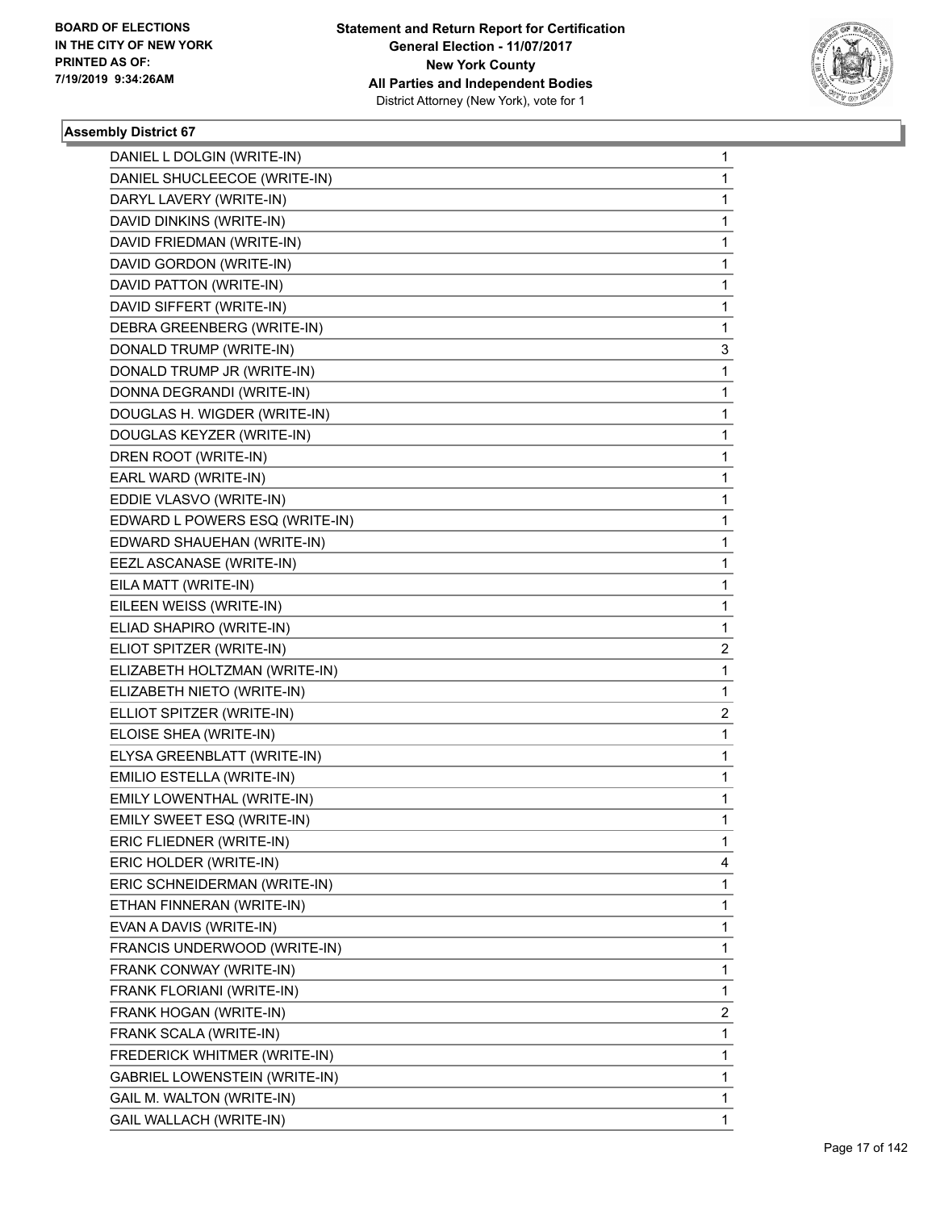BOARD OF ELECTIONS
IN THE CITY OF NEW YORK
PRINTED AS OF:
7/19/2019 9:34:26AM

**Statement and Return Report for Certification**
**General Election - 11/07/2017**
**New York County**
**All Parties and Independent Bodies**
District Attorney (New York), vote for 1

### Assembly District 67

| | |
|---|---|
| DANIEL L DOLGIN (WRITE-IN) | 1 |
| DANIEL SHUCLEECOE (WRITE-IN) | 1 |
| DARYL LAVERY (WRITE-IN) | 1 |
| DAVID DINKINS (WRITE-IN) | 1 |
| DAVID FRIEDMAN (WRITE-IN) | 1 |
| DAVID GORDON (WRITE-IN) | 1 |
| DAVID PATTON (WRITE-IN) | 1 |
| DAVID SIFFERT (WRITE-IN) | 1 |
| DEBRA GREENBERG (WRITE-IN) | 1 |
| DONALD TRUMP (WRITE-IN) | 3 |
| DONALD TRUMP JR (WRITE-IN) | 1 |
| DONNA DEGRANDI (WRITE-IN) | 1 |
| DOUGLAS H. WIGDER (WRITE-IN) | 1 |
| DOUGLAS KEYZER (WRITE-IN) | 1 |
| DREN ROOT (WRITE-IN) | 1 |
| EARL WARD (WRITE-IN) | 1 |
| EDDIE VLASVO (WRITE-IN) | 1 |
| EDWARD L POWERS ESQ (WRITE-IN) | 1 |
| EDWARD SHAUEHAN (WRITE-IN) | 1 |
| EEZL ASCANASE (WRITE-IN) | 1 |
| EILA MATT (WRITE-IN) | 1 |
| EILEEN WEISS (WRITE-IN) | 1 |
| ELIAD SHAPIRO (WRITE-IN) | 1 |
| ELIOT SPITZER (WRITE-IN) | 2 |
| ELIZABETH HOLTZMAN (WRITE-IN) | 1 |
| ELIZABETH NIETO (WRITE-IN) | 1 |
| ELLIOT SPITZER (WRITE-IN) | 2 |
| ELOISE SHEA (WRITE-IN) | 1 |
| ELYSA GREENBLATT (WRITE-IN) | 1 |
| EMILIO ESTELLA (WRITE-IN) | 1 |
| EMILY LOWENTHAL (WRITE-IN) | 1 |
| EMILY SWEET ESQ (WRITE-IN) | 1 |
| ERIC FLIEDNER (WRITE-IN) | 1 |
| ERIC HOLDER (WRITE-IN) | 4 |
| ERIC SCHNEIDERMAN (WRITE-IN) | 1 |
| ETHAN FINNERAN (WRITE-IN) | 1 |
| EVAN A DAVIS (WRITE-IN) | 1 |
| FRANCIS UNDERWOOD (WRITE-IN) | 1 |
| FRANK CONWAY (WRITE-IN) | 1 |
| FRANK FLORIANI (WRITE-IN) | 1 |
| FRANK HOGAN (WRITE-IN) | 2 |
| FRANK SCALA (WRITE-IN) | 1 |
| FREDERICK WHITMER (WRITE-IN) | 1 |
| GABRIEL LOWENSTEIN (WRITE-IN) | 1 |
| GAIL M. WALTON (WRITE-IN) | 1 |
| GAIL WALLACH (WRITE-IN) | 1 |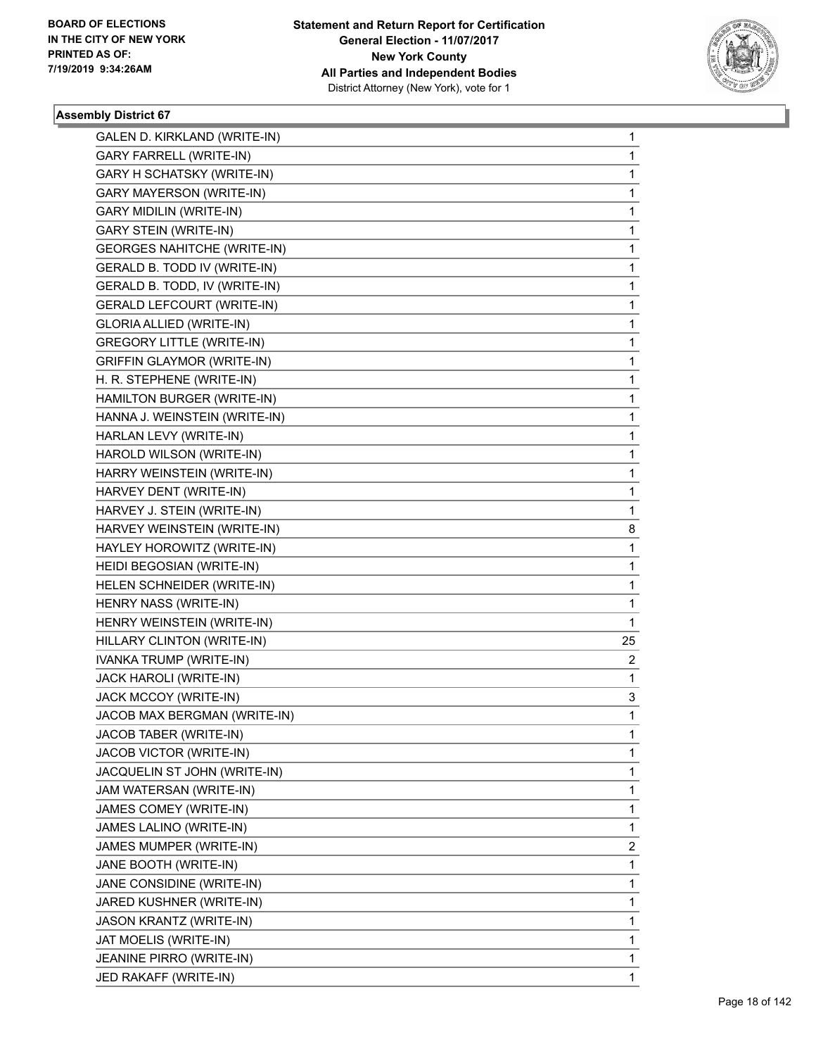**BOARD OF ELECTIONS IN THE CITY OF NEW YORK PRINTED AS OF: 7/19/2019 9:34:26AM**

**Statement and Return Report for Certification General Election - 11/07/2017 New York County All Parties and Independent Bodies** District Attorney (New York), vote for 1

### Assembly District 67

| Candidate | Votes |
|---|---|
| GALEN D. KIRKLAND (WRITE-IN) | 1 |
| GARY FARRELL (WRITE-IN) | 1 |
| GARY H SCHATSKY (WRITE-IN) | 1 |
| GARY MAYERSON (WRITE-IN) | 1 |
| GARY MIDILIN (WRITE-IN) | 1 |
| GARY STEIN (WRITE-IN) | 1 |
| GEORGES NAHITCHE (WRITE-IN) | 1 |
| GERALD B. TODD IV (WRITE-IN) | 1 |
| GERALD B. TODD, IV (WRITE-IN) | 1 |
| GERALD LEFCOURT (WRITE-IN) | 1 |
| GLORIA ALLIED (WRITE-IN) | 1 |
| GREGORY LITTLE (WRITE-IN) | 1 |
| GRIFFIN GLAYMOR (WRITE-IN) | 1 |
| H. R. STEPHENE (WRITE-IN) | 1 |
| HAMILTON BURGER (WRITE-IN) | 1 |
| HANNA J. WEINSTEIN (WRITE-IN) | 1 |
| HARLAN LEVY (WRITE-IN) | 1 |
| HAROLD WILSON (WRITE-IN) | 1 |
| HARRY WEINSTEIN (WRITE-IN) | 1 |
| HARVEY DENT (WRITE-IN) | 1 |
| HARVEY J. STEIN (WRITE-IN) | 1 |
| HARVEY WEINSTEIN (WRITE-IN) | 8 |
| HAYLEY HOROWITZ (WRITE-IN) | 1 |
| HEIDI BEGOSIAN (WRITE-IN) | 1 |
| HELEN SCHNEIDER (WRITE-IN) | 1 |
| HENRY NASS (WRITE-IN) | 1 |
| HENRY WEINSTEIN (WRITE-IN) | 1 |
| HILLARY CLINTON (WRITE-IN) | 25 |
| IVANKA TRUMP (WRITE-IN) | 2 |
| JACK HAROLI (WRITE-IN) | 1 |
| JACK MCCOY (WRITE-IN) | 3 |
| JACOB MAX BERGMAN (WRITE-IN) | 1 |
| JACOB TABER (WRITE-IN) | 1 |
| JACOB VICTOR (WRITE-IN) | 1 |
| JACQUELIN ST JOHN (WRITE-IN) | 1 |
| JAM WATERSAN (WRITE-IN) | 1 |
| JAMES COMEY (WRITE-IN) | 1 |
| JAMES LALINO (WRITE-IN) | 1 |
| JAMES MUMPER (WRITE-IN) | 2 |
| JANE BOOTH (WRITE-IN) | 1 |
| JANE CONSIDINE (WRITE-IN) | 1 |
| JARED KUSHNER (WRITE-IN) | 1 |
| JASON KRANTZ (WRITE-IN) | 1 |
| JAT MOELIS (WRITE-IN) | 1 |
| JEANINE PIRRO (WRITE-IN) | 1 |
| JED RAKAFF (WRITE-IN) | 1 |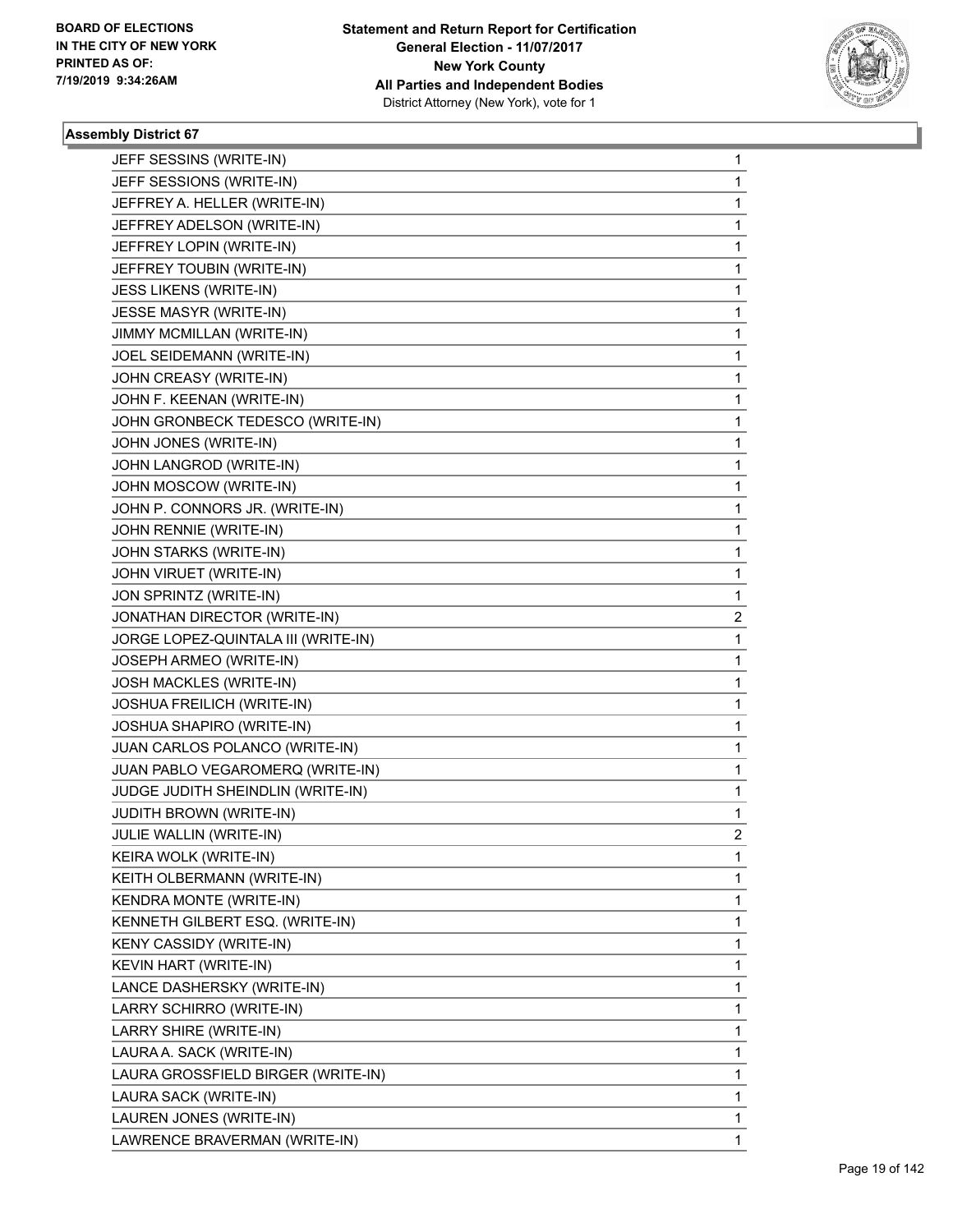BOARD OF ELECTIONS
IN THE CITY OF NEW YORK
PRINTED AS OF:
7/19/2019 9:34:26AM

**Statement and Return Report for Certification**
**General Election - 11/07/2017**
**New York County**
**All Parties and Independent Bodies**
District Attorney (New York), vote for 1

### Assembly District 67

| | |
|---|---|
| JEFF SESSINS (WRITE-IN) | 1 |
| JEFF SESSIONS (WRITE-IN) | 1 |
| JEFFREY A. HELLER (WRITE-IN) | 1 |
| JEFFREY ADELSON (WRITE-IN) | 1 |
| JEFFREY LOPIN (WRITE-IN) | 1 |
| JEFFREY TOUBIN (WRITE-IN) | 1 |
| JESS LIKENS (WRITE-IN) | 1 |
| JESSE MASYR (WRITE-IN) | 1 |
| JIMMY MCMILLAN (WRITE-IN) | 1 |
| JOEL SEIDEMANN (WRITE-IN) | 1 |
| JOHN CREASY (WRITE-IN) | 1 |
| JOHN F. KEENAN (WRITE-IN) | 1 |
| JOHN GRONBECK TEDESCO (WRITE-IN) | 1 |
| JOHN JONES (WRITE-IN) | 1 |
| JOHN LANGROD (WRITE-IN) | 1 |
| JOHN MOSCOW (WRITE-IN) | 1 |
| JOHN P. CONNORS JR. (WRITE-IN) | 1 |
| JOHN RENNIE (WRITE-IN) | 1 |
| JOHN STARKS (WRITE-IN) | 1 |
| JOHN VIRUET (WRITE-IN) | 1 |
| JON SPRINTZ (WRITE-IN) | 1 |
| JONATHAN DIRECTOR (WRITE-IN) | 2 |
| JORGE LOPEZ-QUINTALA III (WRITE-IN) | 1 |
| JOSEPH ARMEO (WRITE-IN) | 1 |
| JOSH MACKLES (WRITE-IN) | 1 |
| JOSHUA FREILICH (WRITE-IN) | 1 |
| JOSHUA SHAPIRO (WRITE-IN) | 1 |
| JUAN CARLOS POLANCO (WRITE-IN) | 1 |
| JUAN PABLO VEGAROMERQ (WRITE-IN) | 1 |
| JUDGE JUDITH SHEINDLIN (WRITE-IN) | 1 |
| JUDITH BROWN (WRITE-IN) | 1 |
| JULIE WALLIN (WRITE-IN) | 2 |
| KEIRA WOLK (WRITE-IN) | 1 |
| KEITH OLBERMANN (WRITE-IN) | 1 |
| KENDRA MONTE (WRITE-IN) | 1 |
| KENNETH GILBERT ESQ. (WRITE-IN) | 1 |
| KENY CASSIDY (WRITE-IN) | 1 |
| KEVIN HART (WRITE-IN) | 1 |
| LANCE DASHERSKY (WRITE-IN) | 1 |
| LARRY SCHIRRO (WRITE-IN) | 1 |
| LARRY SHIRE (WRITE-IN) | 1 |
| LAURA A. SACK (WRITE-IN) | 1 |
| LAURA GROSSFIELD BIRGER (WRITE-IN) | 1 |
| LAURA SACK (WRITE-IN) | 1 |
| LAUREN JONES (WRITE-IN) | 1 |
| LAWRENCE BRAVERMAN (WRITE-IN) | 1 |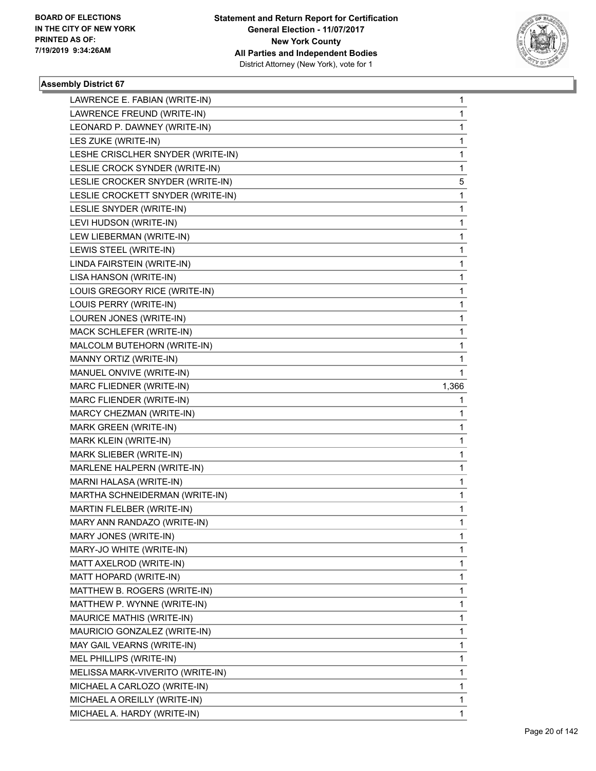BOARD OF ELECTIONS
IN THE CITY OF NEW YORK
PRINTED AS OF:
7/19/2019 9:34:26AM

**Statement and Return Report for Certification**
**General Election - 11/07/2017**
**New York County**
**All Parties and Independent Bodies**
District Attorney (New York), vote for 1

### Assembly District 67

| | |
|---|---|
| LAWRENCE E. FABIAN (WRITE-IN) | 1 |
| LAWRENCE FREUND (WRITE-IN) | 1 |
| LEONARD P. DAWNEY (WRITE-IN) | 1 |
| LES ZUKE (WRITE-IN) | 1 |
| LESHE CRISCLHER SNYDER (WRITE-IN) | 1 |
| LESLIE CROCK SYNDER (WRITE-IN) | 1 |
| LESLIE CROCKER SNYDER (WRITE-IN) | 5 |
| LESLIE CROCKETT SNYDER (WRITE-IN) | 1 |
| LESLIE SNYDER (WRITE-IN) | 1 |
| LEVI HUDSON (WRITE-IN) | 1 |
| LEW LIEBERMAN (WRITE-IN) | 1 |
| LEWIS STEEL (WRITE-IN) | 1 |
| LINDA FAIRSTEIN (WRITE-IN) | 1 |
| LISA HANSON (WRITE-IN) | 1 |
| LOUIS GREGORY RICE (WRITE-IN) | 1 |
| LOUIS PERRY (WRITE-IN) | 1 |
| LOUREN JONES (WRITE-IN) | 1 |
| MACK SCHLEFER (WRITE-IN) | 1 |
| MALCOLM BUTEHORN (WRITE-IN) | 1 |
| MANNY ORTIZ (WRITE-IN) | 1 |
| MANUEL ONVIVE (WRITE-IN) | 1 |
| MARC FLIEDNER (WRITE-IN) | 1,366 |
| MARC FLIENDER (WRITE-IN) | 1 |
| MARCY CHEZMAN (WRITE-IN) | 1 |
| MARK GREEN (WRITE-IN) | 1 |
| MARK KLEIN (WRITE-IN) | 1 |
| MARK SLIEBER (WRITE-IN) | 1 |
| MARLENE HALPERN (WRITE-IN) | 1 |
| MARNI HALASA (WRITE-IN) | 1 |
| MARTHA SCHNEIDERMAN (WRITE-IN) | 1 |
| MARTIN FLELBER (WRITE-IN) | 1 |
| MARY ANN RANDAZO (WRITE-IN) | 1 |
| MARY JONES (WRITE-IN) | 1 |
| MARY-JO WHITE (WRITE-IN) | 1 |
| MATT AXELROD (WRITE-IN) | 1 |
| MATT HOPARD (WRITE-IN) | 1 |
| MATTHEW B. ROGERS (WRITE-IN) | 1 |
| MATTHEW P. WYNNE (WRITE-IN) | 1 |
| MAURICE MATHIS (WRITE-IN) | 1 |
| MAURICIO GONZALEZ (WRITE-IN) | 1 |
| MAY GAIL VEARNS (WRITE-IN) | 1 |
| MEL PHILLIPS (WRITE-IN) | 1 |
| MELISSA MARK-VIVERITO (WRITE-IN) | 1 |
| MICHAEL A CARLOZO (WRITE-IN) | 1 |
| MICHAEL A OREILLY (WRITE-IN) | 1 |
| MICHAEL A. HARDY (WRITE-IN) | 1 |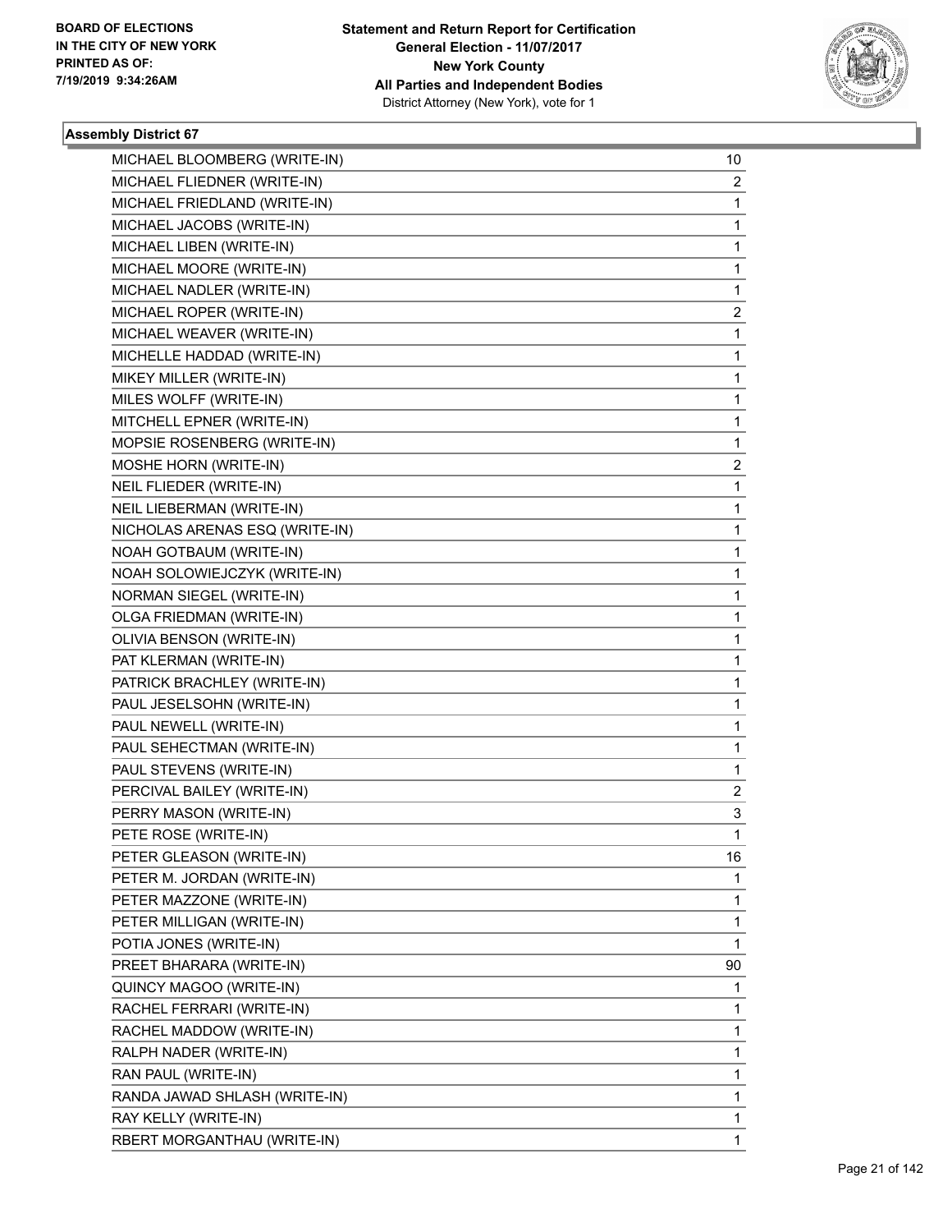BOARD OF ELECTIONS
IN THE CITY OF NEW YORK
PRINTED AS OF:
7/19/2019 9:34:26AM

**Statement and Return Report for Certification**
**General Election - 11/07/2017**
**New York County**
**All Parties and Independent Bodies**
District Attorney (New York), vote for 1

### Assembly District 67

| | |
|---|---|
| MICHAEL BLOOMBERG (WRITE-IN) | 10 |
| MICHAEL FLIEDNER (WRITE-IN) | 2 |
| MICHAEL FRIEDLAND (WRITE-IN) | 1 |
| MICHAEL JACOBS (WRITE-IN) | 1 |
| MICHAEL LIBEN (WRITE-IN) | 1 |
| MICHAEL MOORE (WRITE-IN) | 1 |
| MICHAEL NADLER (WRITE-IN) | 1 |
| MICHAEL ROPER (WRITE-IN) | 2 |
| MICHAEL WEAVER (WRITE-IN) | 1 |
| MICHELLE HADDAD (WRITE-IN) | 1 |
| MIKEY MILLER (WRITE-IN) | 1 |
| MILES WOLFF (WRITE-IN) | 1 |
| MITCHELL EPNER (WRITE-IN) | 1 |
| MOPSIE ROSENBERG (WRITE-IN) | 1 |
| MOSHE HORN (WRITE-IN) | 2 |
| NEIL FLIEDER (WRITE-IN) | 1 |
| NEIL LIEBERMAN (WRITE-IN) | 1 |
| NICHOLAS ARENAS ESQ (WRITE-IN) | 1 |
| NOAH GOTBAUM (WRITE-IN) | 1 |
| NOAH SOLOWIEJCZYK (WRITE-IN) | 1 |
| NORMAN SIEGEL (WRITE-IN) | 1 |
| OLGA FRIEDMAN (WRITE-IN) | 1 |
| OLIVIA BENSON (WRITE-IN) | 1 |
| PAT KLERMAN (WRITE-IN) | 1 |
| PATRICK BRACHLEY (WRITE-IN) | 1 |
| PAUL JESELSOHN (WRITE-IN) | 1 |
| PAUL NEWELL (WRITE-IN) | 1 |
| PAUL SEHECTMAN (WRITE-IN) | 1 |
| PAUL STEVENS (WRITE-IN) | 1 |
| PERCIVAL BAILEY (WRITE-IN) | 2 |
| PERRY MASON (WRITE-IN) | 3 |
| PETE ROSE (WRITE-IN) | 1 |
| PETER GLEASON (WRITE-IN) | 16 |
| PETER M. JORDAN (WRITE-IN) | 1 |
| PETER MAZZONE (WRITE-IN) | 1 |
| PETER MILLIGAN (WRITE-IN) | 1 |
| POTIA JONES (WRITE-IN) | 1 |
| PREET BHARARA (WRITE-IN) | 90 |
| QUINCY MAGOO (WRITE-IN) | 1 |
| RACHEL FERRARI (WRITE-IN) | 1 |
| RACHEL MADDOW (WRITE-IN) | 1 |
| RALPH NADER (WRITE-IN) | 1 |
| RAN PAUL (WRITE-IN) | 1 |
| RANDA JAWAD SHLASH (WRITE-IN) | 1 |
| RAY KELLY (WRITE-IN) | 1 |
| RBERT MORGANTHAU (WRITE-IN) | 1 |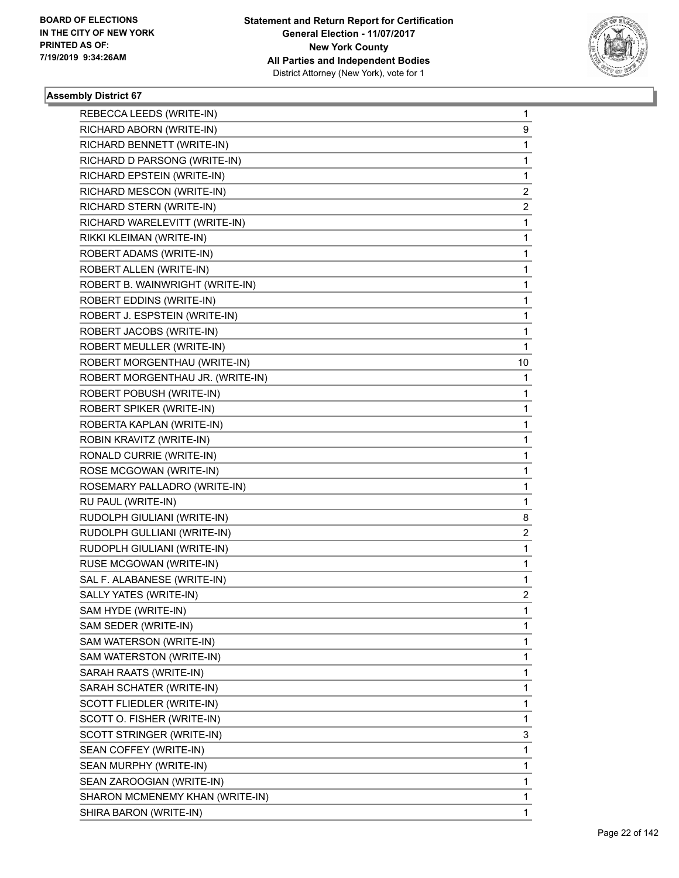## Assembly District 67

| | |
|---|---|
| REBECCA LEEDS (WRITE-IN) | 1 |
| RICHARD ABORN (WRITE-IN) | 9 |
| RICHARD BENNETT (WRITE-IN) | 1 |
| RICHARD D PARSONG (WRITE-IN) | 1 |
| RICHARD EPSTEIN (WRITE-IN) | 1 |
| RICHARD MESCON (WRITE-IN) | 2 |
| RICHARD STERN (WRITE-IN) | 2 |
| RICHARD WARELEVITT (WRITE-IN) | 1 |
| RIKKI KLEIMAN (WRITE-IN) | 1 |
| ROBERT ADAMS (WRITE-IN) | 1 |
| ROBERT ALLEN (WRITE-IN) | 1 |
| ROBERT B. WAINWRIGHT (WRITE-IN) | 1 |
| ROBERT EDDINS (WRITE-IN) | 1 |
| ROBERT J. ESPSTEIN (WRITE-IN) | 1 |
| ROBERT JACOBS (WRITE-IN) | 1 |
| ROBERT MEULLER (WRITE-IN) | 1 |
| ROBERT MORGENTHAU (WRITE-IN) | 10 |
| ROBERT MORGENTHAU JR. (WRITE-IN) | 1 |
| ROBERT POBUSH (WRITE-IN) | 1 |
| ROBERT SPIKER (WRITE-IN) | 1 |
| ROBERTA KAPLAN (WRITE-IN) | 1 |
| ROBIN KRAVITZ (WRITE-IN) | 1 |
| RONALD CURRIE (WRITE-IN) | 1 |
| ROSE MCGOWAN (WRITE-IN) | 1 |
| ROSEMARY PALLADRO (WRITE-IN) | 1 |
| RU PAUL (WRITE-IN) | 1 |
| RUDOLPH GIULIANI (WRITE-IN) | 8 |
| RUDOLPH GULLIANI (WRITE-IN) | 2 |
| RUDOPLH GIULIANI (WRITE-IN) | 1 |
| RUSE MCGOWAN (WRITE-IN) | 1 |
| SAL F. ALABANESE (WRITE-IN) | 1 |
| SALLY YATES (WRITE-IN) | 2 |
| SAM HYDE (WRITE-IN) | 1 |
| SAM SEDER (WRITE-IN) | 1 |
| SAM WATERSON (WRITE-IN) | 1 |
| SAM WATERSTON (WRITE-IN) | 1 |
| SARAH RAATS (WRITE-IN) | 1 |
| SARAH SCHATER (WRITE-IN) | 1 |
| SCOTT FLIEDLER (WRITE-IN) | 1 |
| SCOTT O. FISHER (WRITE-IN) | 1 |
| SCOTT STRINGER (WRITE-IN) | 3 |
| SEAN COFFEY (WRITE-IN) | 1 |
| SEAN MURPHY (WRITE-IN) | 1 |
| SEAN ZAROOGIAN (WRITE-IN) | 1 |
| SHARON MCMENEMY KHAN (WRITE-IN) | 1 |
| SHIRA BARON (WRITE-IN) | 1 |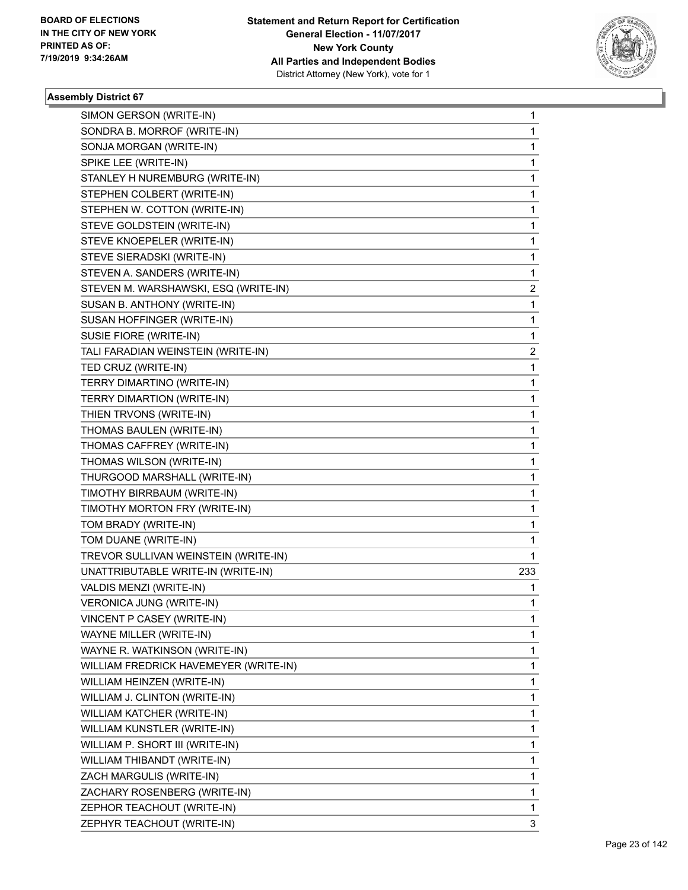BOARD OF ELECTIONS
IN THE CITY OF NEW YORK
PRINTED AS OF:
7/19/2019 9:34:26AM

**Statement and Return Report for Certification**
**General Election - 11/07/2017**
**New York County**
**All Parties and Independent Bodies**
District Attorney (New York), vote for 1

### Assembly District 67

| | |
|---|---|
| SIMON GERSON (WRITE-IN) | 1 |
| SONDRA B. MORROF (WRITE-IN) | 1 |
| SONJA MORGAN (WRITE-IN) | 1 |
| SPIKE LEE (WRITE-IN) | 1 |
| STANLEY H NUREMBURG (WRITE-IN) | 1 |
| STEPHEN COLBERT (WRITE-IN) | 1 |
| STEPHEN W. COTTON (WRITE-IN) | 1 |
| STEVE GOLDSTEIN (WRITE-IN) | 1 |
| STEVE KNOEPELER (WRITE-IN) | 1 |
| STEVE SIERADSKI (WRITE-IN) | 1 |
| STEVEN A. SANDERS (WRITE-IN) | 1 |
| STEVEN M. WARSHAWSKI, ESQ (WRITE-IN) | 2 |
| SUSAN B. ANTHONY (WRITE-IN) | 1 |
| SUSAN HOFFINGER (WRITE-IN) | 1 |
| SUSIE FIORE (WRITE-IN) | 1 |
| TALI FARADIAN WEINSTEIN (WRITE-IN) | 2 |
| TED CRUZ (WRITE-IN) | 1 |
| TERRY DIMARTINO (WRITE-IN) | 1 |
| TERRY DIMARTION (WRITE-IN) | 1 |
| THIEN TRVONS (WRITE-IN) | 1 |
| THOMAS BAULEN (WRITE-IN) | 1 |
| THOMAS CAFFREY (WRITE-IN) | 1 |
| THOMAS WILSON (WRITE-IN) | 1 |
| THURGOOD MARSHALL (WRITE-IN) | 1 |
| TIMOTHY BIRRBAUM (WRITE-IN) | 1 |
| TIMOTHY MORTON FRY (WRITE-IN) | 1 |
| TOM BRADY (WRITE-IN) | 1 |
| TOM DUANE (WRITE-IN) | 1 |
| TREVOR SULLIVAN WEINSTEIN (WRITE-IN) | 1 |
| UNATTRIBUTABLE WRITE-IN (WRITE-IN) | 233 |
| VALDIS MENZI (WRITE-IN) | 1 |
| VERONICA JUNG (WRITE-IN) | 1 |
| VINCENT P CASEY (WRITE-IN) | 1 |
| WAYNE MILLER (WRITE-IN) | 1 |
| WAYNE R. WATKINSON (WRITE-IN) | 1 |
| WILLIAM FREDRICK HAVEMEYER (WRITE-IN) | 1 |
| WILLIAM HEINZEN (WRITE-IN) | 1 |
| WILLIAM J. CLINTON (WRITE-IN) | 1 |
| WILLIAM KATCHER (WRITE-IN) | 1 |
| WILLIAM KUNSTLER (WRITE-IN) | 1 |
| WILLIAM P. SHORT III (WRITE-IN) | 1 |
| WILLIAM THIBANDT (WRITE-IN) | 1 |
| ZACH MARGULIS (WRITE-IN) | 1 |
| ZACHARY ROSENBERG (WRITE-IN) | 1 |
| ZEPHOR TEACHOUT (WRITE-IN) | 1 |
| ZEPHYR TEACHOUT (WRITE-IN) | 3 |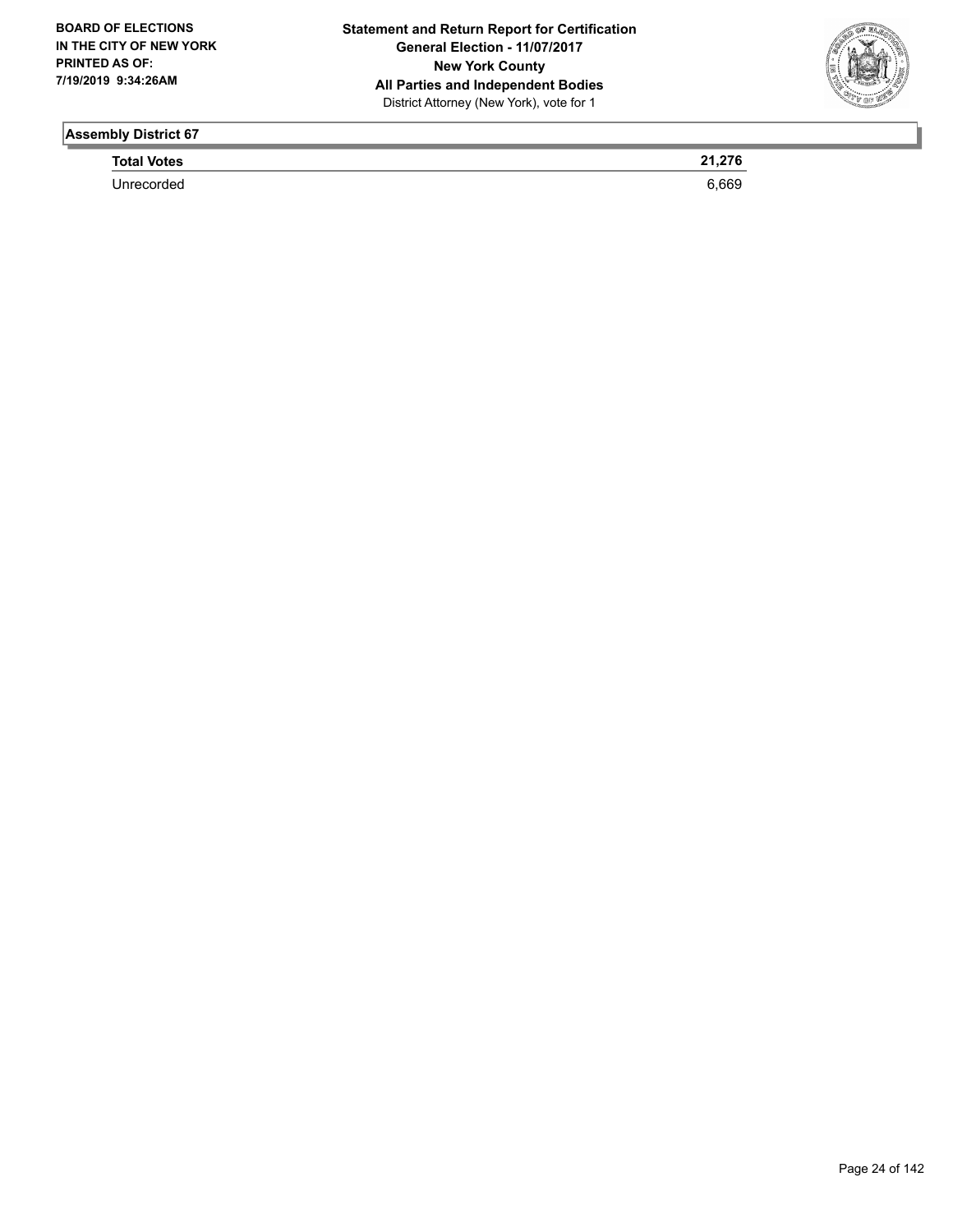## Assembly District 67

| | |
|---|---|
| **Total Votes** | **21,276** |
| Unrecorded | 6,669 |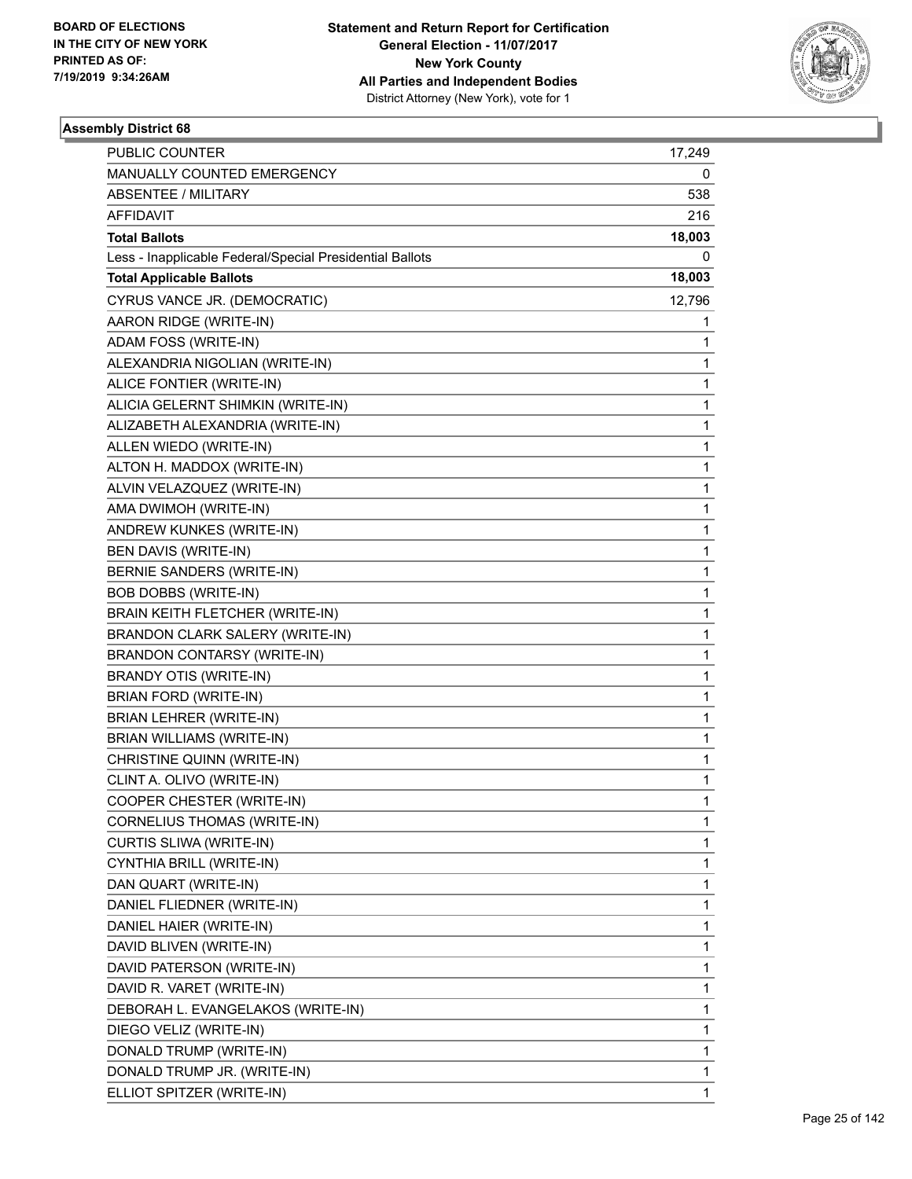BOARD OF ELECTIONS
IN THE CITY OF NEW YORK
PRINTED AS OF:
7/19/2019 9:34:26AM

**Statement and Return Report for Certification**
**General Election - 11/07/2017**
**New York County**
**All Parties and Independent Bodies**
District Attorney (New York), vote for 1

### Assembly District 68

| | |
|---|---|
| PUBLIC COUNTER | 17,249 |
| MANUALLY COUNTED EMERGENCY | 0 |
| ABSENTEE / MILITARY | 538 |
| AFFIDAVIT | 216 |
| **Total Ballots** | **18,003** |
| Less - Inapplicable Federal/Special Presidential Ballots | 0 |
| **Total Applicable Ballots** | **18,003** |
| CYRUS VANCE JR. (DEMOCRATIC) | 12,796 |
| AARON RIDGE (WRITE-IN) | 1 |
| ADAM FOSS (WRITE-IN) | 1 |
| ALEXANDRIA NIGOLIAN (WRITE-IN) | 1 |
| ALICE FONTIER (WRITE-IN) | 1 |
| ALICIA GELERNT SHIMKIN (WRITE-IN) | 1 |
| ALIZABETH ALEXANDRIA (WRITE-IN) | 1 |
| ALLEN WIEDO (WRITE-IN) | 1 |
| ALTON H. MADDOX (WRITE-IN) | 1 |
| ALVIN VELAZQUEZ (WRITE-IN) | 1 |
| AMA DWIMOH (WRITE-IN) | 1 |
| ANDREW KUNKES (WRITE-IN) | 1 |
| BEN DAVIS (WRITE-IN) | 1 |
| BERNIE SANDERS (WRITE-IN) | 1 |
| BOB DOBBS (WRITE-IN) | 1 |
| BRAIN KEITH FLETCHER (WRITE-IN) | 1 |
| BRANDON CLARK SALERY (WRITE-IN) | 1 |
| BRANDON CONTARSY (WRITE-IN) | 1 |
| BRANDY OTIS (WRITE-IN) | 1 |
| BRIAN FORD (WRITE-IN) | 1 |
| BRIAN LEHRER (WRITE-IN) | 1 |
| BRIAN WILLIAMS (WRITE-IN) | 1 |
| CHRISTINE QUINN (WRITE-IN) | 1 |
| CLINT A. OLIVO (WRITE-IN) | 1 |
| COOPER CHESTER (WRITE-IN) | 1 |
| CORNELIUS THOMAS (WRITE-IN) | 1 |
| CURTIS SLIWA (WRITE-IN) | 1 |
| CYNTHIA BRILL (WRITE-IN) | 1 |
| DAN QUART (WRITE-IN) | 1 |
| DANIEL FLIEDNER (WRITE-IN) | 1 |
| DANIEL HAIER (WRITE-IN) | 1 |
| DAVID BLIVEN (WRITE-IN) | 1 |
| DAVID PATERSON (WRITE-IN) | 1 |
| DAVID R. VARET (WRITE-IN) | 1 |
| DEBORAH L. EVANGELAKOS (WRITE-IN) | 1 |
| DIEGO VELIZ (WRITE-IN) | 1 |
| DONALD TRUMP (WRITE-IN) | 1 |
| DONALD TRUMP JR. (WRITE-IN) | 1 |
| ELLIOT SPITZER (WRITE-IN) | 1 |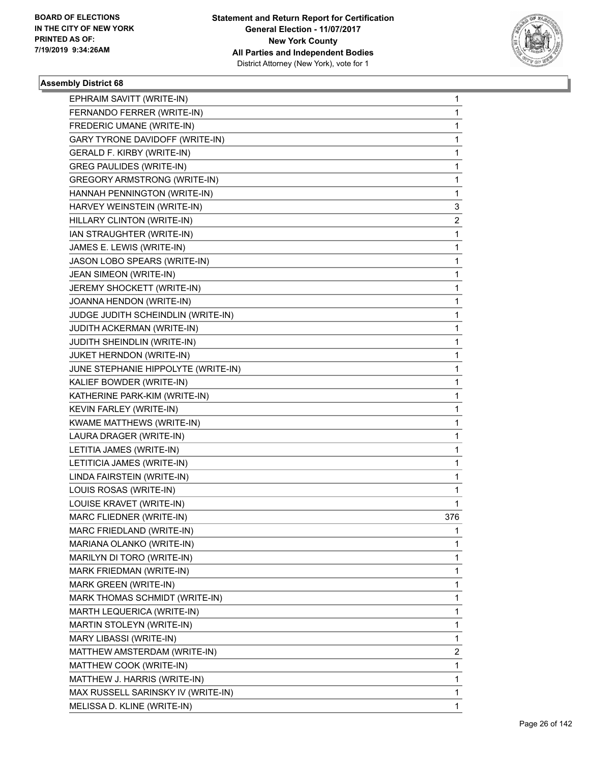## Assembly District 68

| Candidate | Votes |
|---|---|
| EPHRAIM SAVITT (WRITE-IN) | 1 |
| FERNANDO FERRER (WRITE-IN) | 1 |
| FREDERIC UMANE (WRITE-IN) | 1 |
| GARY TYRONE DAVIDOFF (WRITE-IN) | 1 |
| GERALD F. KIRBY (WRITE-IN) | 1 |
| GREG PAULIDES (WRITE-IN) | 1 |
| GREGORY ARMSTRONG (WRITE-IN) | 1 |
| HANNAH PENNINGTON (WRITE-IN) | 1 |
| HARVEY WEINSTEIN (WRITE-IN) | 3 |
| HILLARY CLINTON (WRITE-IN) | 2 |
| IAN STRAUGHTER (WRITE-IN) | 1 |
| JAMES E. LEWIS (WRITE-IN) | 1 |
| JASON LOBO SPEARS (WRITE-IN) | 1 |
| JEAN SIMEON (WRITE-IN) | 1 |
| JEREMY SHOCKETT (WRITE-IN) | 1 |
| JOANNA HENDON (WRITE-IN) | 1 |
| JUDGE JUDITH SCHEINDLIN (WRITE-IN) | 1 |
| JUDITH ACKERMAN (WRITE-IN) | 1 |
| JUDITH SHEINDLIN (WRITE-IN) | 1 |
| JUKET HERNDON (WRITE-IN) | 1 |
| JUNE STEPHANIE HIPPOLYTE (WRITE-IN) | 1 |
| KALIEF BOWDER (WRITE-IN) | 1 |
| KATHERINE PARK-KIM (WRITE-IN) | 1 |
| KEVIN FARLEY (WRITE-IN) | 1 |
| KWAME MATTHEWS (WRITE-IN) | 1 |
| LAURA DRAGER (WRITE-IN) | 1 |
| LETITIA JAMES (WRITE-IN) | 1 |
| LETITICIA JAMES (WRITE-IN) | 1 |
| LINDA FAIRSTEIN (WRITE-IN) | 1 |
| LOUIS ROSAS (WRITE-IN) | 1 |
| LOUISE KRAVET (WRITE-IN) | 1 |
| MARC FLIEDNER (WRITE-IN) | 376 |
| MARC FRIEDLAND (WRITE-IN) | 1 |
| MARIANA OLANKO (WRITE-IN) | 1 |
| MARILYN DI TORO (WRITE-IN) | 1 |
| MARK FRIEDMAN (WRITE-IN) | 1 |
| MARK GREEN (WRITE-IN) | 1 |
| MARK THOMAS SCHMIDT (WRITE-IN) | 1 |
| MARTH LEQUERICA (WRITE-IN) | 1 |
| MARTIN STOLEYN (WRITE-IN) | 1 |
| MARY LIBASSI (WRITE-IN) | 1 |
| MATTHEW AMSTERDAM (WRITE-IN) | 2 |
| MATTHEW COOK (WRITE-IN) | 1 |
| MATTHEW J. HARRIS (WRITE-IN) | 1 |
| MAX RUSSELL SARINSKY IV (WRITE-IN) | 1 |
| MELISSA D. KLINE (WRITE-IN) | 1 |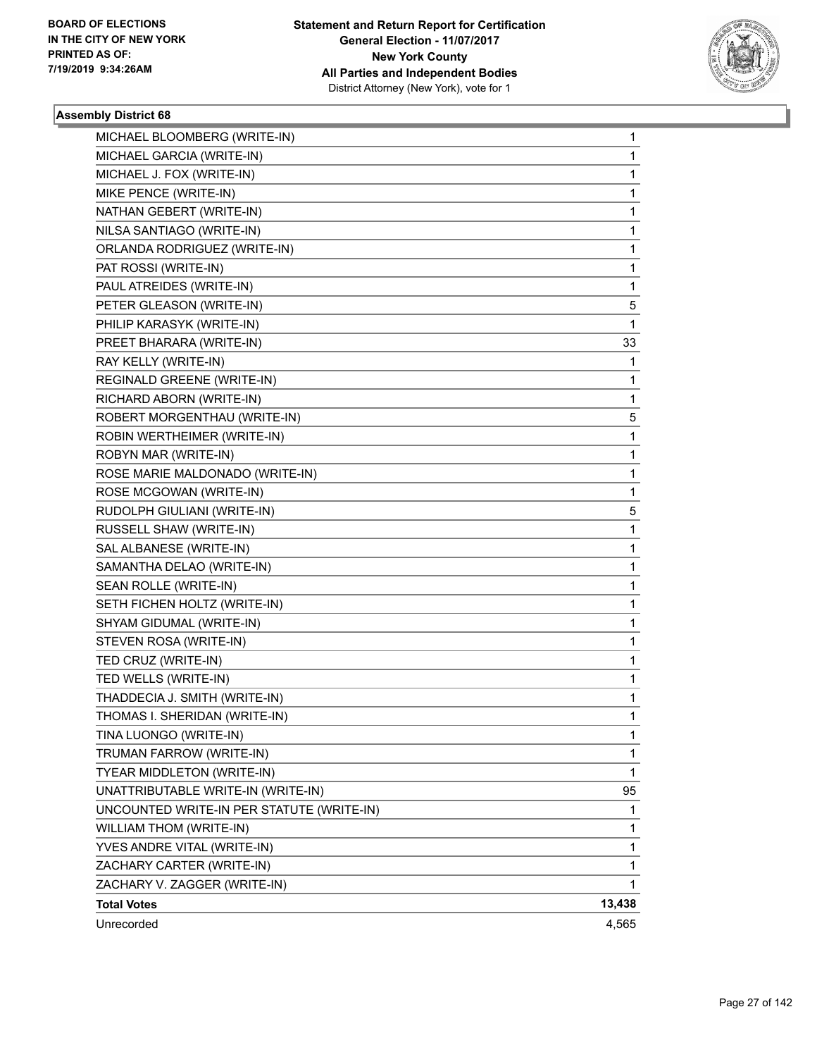**BOARD OF ELECTIONS IN THE CITY OF NEW YORK PRINTED AS OF: 7/19/2019 9:34:26AM**

**Statement and Return Report for Certification**
**General Election - 11/07/2017**
**New York County**
**All Parties and Independent Bodies**
District Attorney (New York), vote for 1

### Assembly District 68

| | |
|---|---|
| MICHAEL BLOOMBERG (WRITE-IN) | 1 |
| MICHAEL GARCIA (WRITE-IN) | 1 |
| MICHAEL J. FOX (WRITE-IN) | 1 |
| MIKE PENCE (WRITE-IN) | 1 |
| NATHAN GEBERT (WRITE-IN) | 1 |
| NILSA SANTIAGO (WRITE-IN) | 1 |
| ORLANDA RODRIGUEZ (WRITE-IN) | 1 |
| PAT ROSSI (WRITE-IN) | 1 |
| PAUL ATREIDES (WRITE-IN) | 1 |
| PETER GLEASON (WRITE-IN) | 5 |
| PHILIP KARASYK (WRITE-IN) | 1 |
| PREET BHARARA (WRITE-IN) | 33 |
| RAY KELLY (WRITE-IN) | 1 |
| REGINALD GREENE (WRITE-IN) | 1 |
| RICHARD ABORN (WRITE-IN) | 1 |
| ROBERT MORGENTHAU (WRITE-IN) | 5 |
| ROBIN WERTHEIMER (WRITE-IN) | 1 |
| ROBYN MAR (WRITE-IN) | 1 |
| ROSE MARIE MALDONADO (WRITE-IN) | 1 |
| ROSE MCGOWAN (WRITE-IN) | 1 |
| RUDOLPH GIULIANI (WRITE-IN) | 5 |
| RUSSELL SHAW (WRITE-IN) | 1 |
| SAL ALBANESE (WRITE-IN) | 1 |
| SAMANTHA DELAO (WRITE-IN) | 1 |
| SEAN ROLLE (WRITE-IN) | 1 |
| SETH FICHEN HOLTZ (WRITE-IN) | 1 |
| SHYAM GIDUMAL (WRITE-IN) | 1 |
| STEVEN ROSA (WRITE-IN) | 1 |
| TED CRUZ (WRITE-IN) | 1 |
| TED WELLS (WRITE-IN) | 1 |
| THADDECIA J. SMITH (WRITE-IN) | 1 |
| THOMAS I. SHERIDAN (WRITE-IN) | 1 |
| TINA LUONGO (WRITE-IN) | 1 |
| TRUMAN FARROW (WRITE-IN) | 1 |
| TYEAR MIDDLETON (WRITE-IN) | 1 |
| UNATTRIBUTABLE WRITE-IN (WRITE-IN) | 95 |
| UNCOUNTED WRITE-IN PER STATUTE (WRITE-IN) | 1 |
| WILLIAM THOM (WRITE-IN) | 1 |
| YVES ANDRE VITAL (WRITE-IN) | 1 |
| ZACHARY CARTER (WRITE-IN) | 1 |
| ZACHARY V. ZAGGER (WRITE-IN) | 1 |
| **Total Votes** | **13,438** |
| Unrecorded | 4,565 |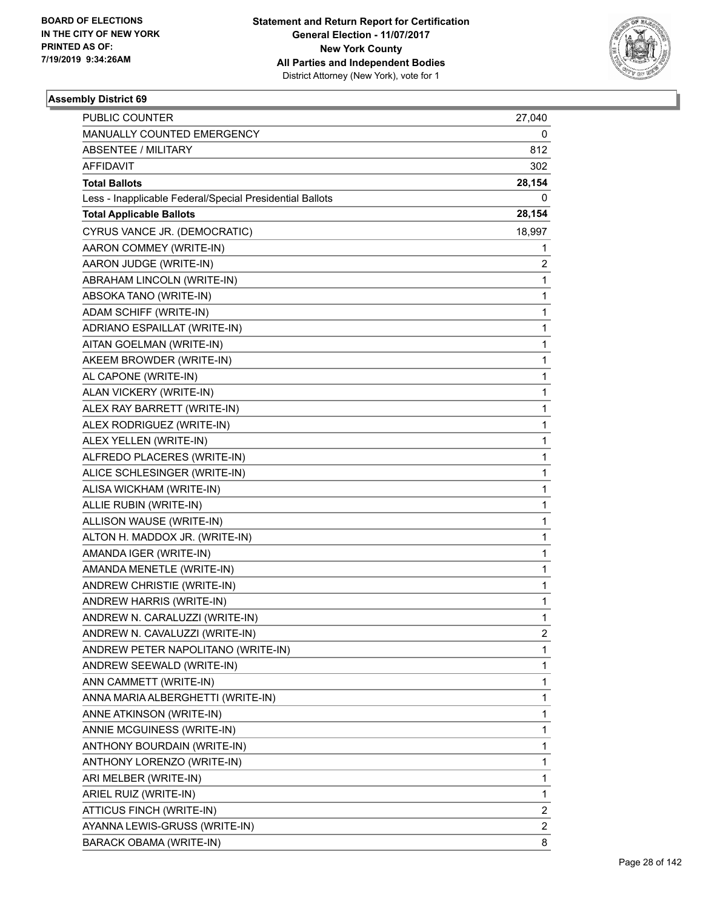BOARD OF ELECTIONS
IN THE CITY OF NEW YORK
PRINTED AS OF:
7/19/2019 9:34:26AM

**Statement and Return Report for Certification**
**General Election - 11/07/2017**
**New York County**
**All Parties and Independent Bodies**
District Attorney (New York), vote for 1

**Assembly District 69**

| | |
|---|---|
| PUBLIC COUNTER | 27,040 |
| MANUALLY COUNTED EMERGENCY | 0 |
| ABSENTEE / MILITARY | 812 |
| AFFIDAVIT | 302 |
| **Total Ballots** | **28,154** |
| Less - Inapplicable Federal/Special Presidential Ballots | 0 |
| **Total Applicable Ballots** | **28,154** |
| CYRUS VANCE JR. (DEMOCRATIC) | 18,997 |
| AARON COMMEY (WRITE-IN) | 1 |
| AARON JUDGE (WRITE-IN) | 2 |
| ABRAHAM LINCOLN (WRITE-IN) | 1 |
| ABSOKA TANO (WRITE-IN) | 1 |
| ADAM SCHIFF (WRITE-IN) | 1 |
| ADRIANO ESPAILLAT (WRITE-IN) | 1 |
| AITAN GOELMAN (WRITE-IN) | 1 |
| AKEEM BROWDER (WRITE-IN) | 1 |
| AL CAPONE (WRITE-IN) | 1 |
| ALAN VICKERY (WRITE-IN) | 1 |
| ALEX RAY BARRETT (WRITE-IN) | 1 |
| ALEX RODRIGUEZ (WRITE-IN) | 1 |
| ALEX YELLEN (WRITE-IN) | 1 |
| ALFREDO PLACERES (WRITE-IN) | 1 |
| ALICE SCHLESINGER (WRITE-IN) | 1 |
| ALISA WICKHAM (WRITE-IN) | 1 |
| ALLIE RUBIN (WRITE-IN) | 1 |
| ALLISON WAUSE (WRITE-IN) | 1 |
| ALTON H. MADDOX JR. (WRITE-IN) | 1 |
| AMANDA IGER (WRITE-IN) | 1 |
| AMANDA MENETLE (WRITE-IN) | 1 |
| ANDREW CHRISTIE (WRITE-IN) | 1 |
| ANDREW HARRIS (WRITE-IN) | 1 |
| ANDREW N. CARALUZZI (WRITE-IN) | 1 |
| ANDREW N. CAVALUZZI (WRITE-IN) | 2 |
| ANDREW PETER NAPOLITANO (WRITE-IN) | 1 |
| ANDREW SEEWALD (WRITE-IN) | 1 |
| ANN CAMMETT (WRITE-IN) | 1 |
| ANNA MARIA ALBERGHETTI (WRITE-IN) | 1 |
| ANNE ATKINSON (WRITE-IN) | 1 |
| ANNIE MCGUINESS (WRITE-IN) | 1 |
| ANTHONY BOURDAIN (WRITE-IN) | 1 |
| ANTHONY LORENZO (WRITE-IN) | 1 |
| ARI MELBER (WRITE-IN) | 1 |
| ARIEL RUIZ (WRITE-IN) | 1 |
| ATTICUS FINCH (WRITE-IN) | 2 |
| AYANNA LEWIS-GRUSS (WRITE-IN) | 2 |
| BARACK OBAMA (WRITE-IN) | 8 |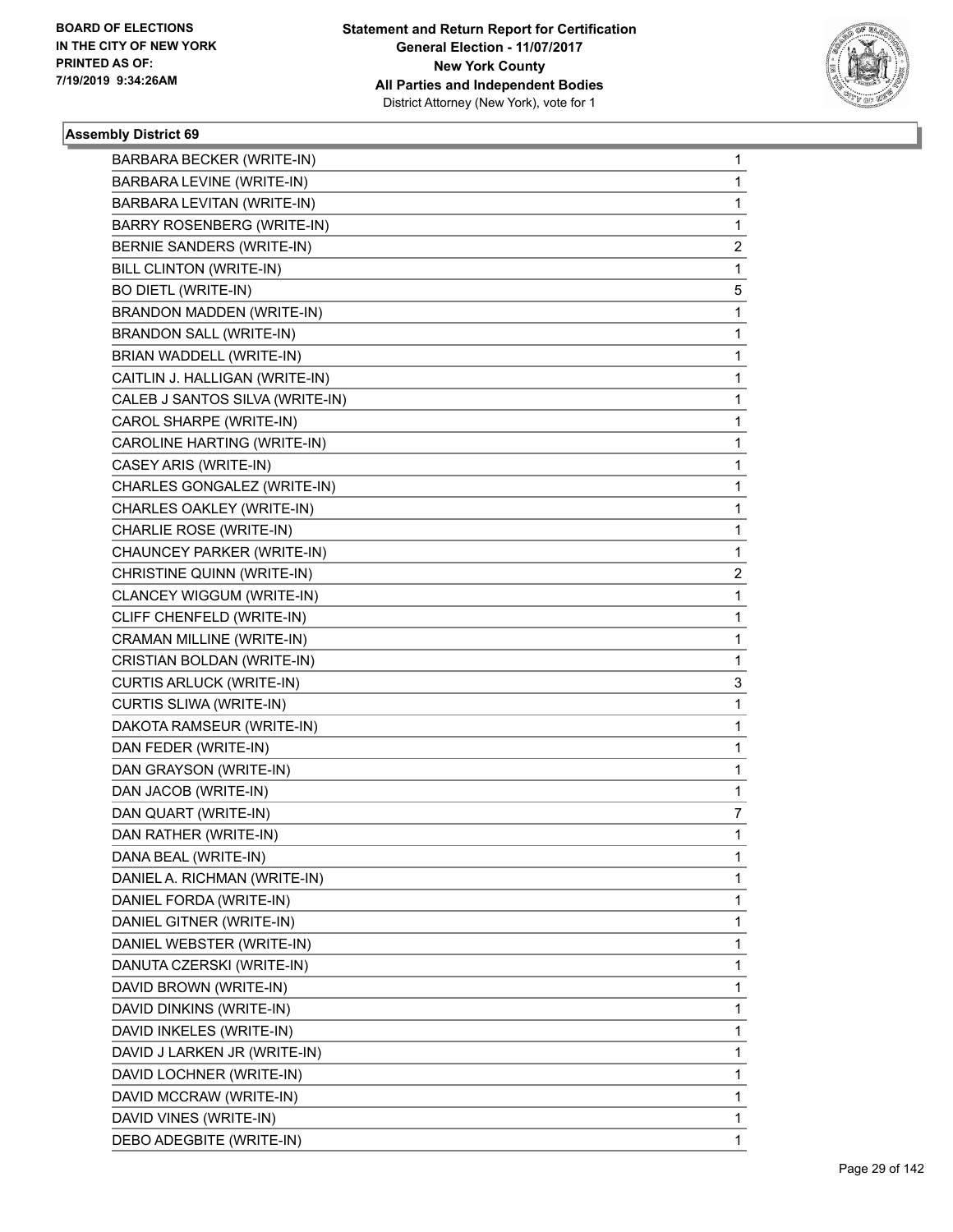**BOARD OF ELECTIONS IN THE CITY OF NEW YORK PRINTED AS OF: 7/19/2019 9:34:26AM**

**Statement and Return Report for Certification General Election - 11/07/2017 New York County All Parties and Independent Bodies**
District Attorney (New York), vote for 1

### Assembly District 69

| | |
|---|---|
| BARBARA BECKER (WRITE-IN) | 1 |
| BARBARA LEVINE (WRITE-IN) | 1 |
| BARBARA LEVITAN (WRITE-IN) | 1 |
| BARRY ROSENBERG (WRITE-IN) | 1 |
| BERNIE SANDERS (WRITE-IN) | 2 |
| BILL CLINTON (WRITE-IN) | 1 |
| BO DIETL (WRITE-IN) | 5 |
| BRANDON MADDEN (WRITE-IN) | 1 |
| BRANDON SALL (WRITE-IN) | 1 |
| BRIAN WADDELL (WRITE-IN) | 1 |
| CAITLIN J. HALLIGAN (WRITE-IN) | 1 |
| CALEB J SANTOS SILVA (WRITE-IN) | 1 |
| CAROL SHARPE (WRITE-IN) | 1 |
| CAROLINE HARTING (WRITE-IN) | 1 |
| CASEY ARIS (WRITE-IN) | 1 |
| CHARLES GONGALEZ (WRITE-IN) | 1 |
| CHARLES OAKLEY (WRITE-IN) | 1 |
| CHARLIE ROSE (WRITE-IN) | 1 |
| CHAUNCEY PARKER (WRITE-IN) | 1 |
| CHRISTINE QUINN (WRITE-IN) | 2 |
| CLANCEY WIGGUM (WRITE-IN) | 1 |
| CLIFF CHENFELD (WRITE-IN) | 1 |
| CRAMAN MILLINE (WRITE-IN) | 1 |
| CRISTIAN BOLDAN (WRITE-IN) | 1 |
| CURTIS ARLUCK (WRITE-IN) | 3 |
| CURTIS SLIWA (WRITE-IN) | 1 |
| DAKOTA RAMSEUR (WRITE-IN) | 1 |
| DAN FEDER (WRITE-IN) | 1 |
| DAN GRAYSON (WRITE-IN) | 1 |
| DAN JACOB (WRITE-IN) | 1 |
| DAN QUART (WRITE-IN) | 7 |
| DAN RATHER (WRITE-IN) | 1 |
| DANA BEAL (WRITE-IN) | 1 |
| DANIEL A. RICHMAN (WRITE-IN) | 1 |
| DANIEL FORDA (WRITE-IN) | 1 |
| DANIEL GITNER (WRITE-IN) | 1 |
| DANIEL WEBSTER (WRITE-IN) | 1 |
| DANUTA CZERSKI (WRITE-IN) | 1 |
| DAVID BROWN (WRITE-IN) | 1 |
| DAVID DINKINS (WRITE-IN) | 1 |
| DAVID INKELES (WRITE-IN) | 1 |
| DAVID J LARKEN JR (WRITE-IN) | 1 |
| DAVID LOCHNER (WRITE-IN) | 1 |
| DAVID MCCRAW (WRITE-IN) | 1 |
| DAVID VINES (WRITE-IN) | 1 |
| DEBO ADEGBITE (WRITE-IN) | 1 |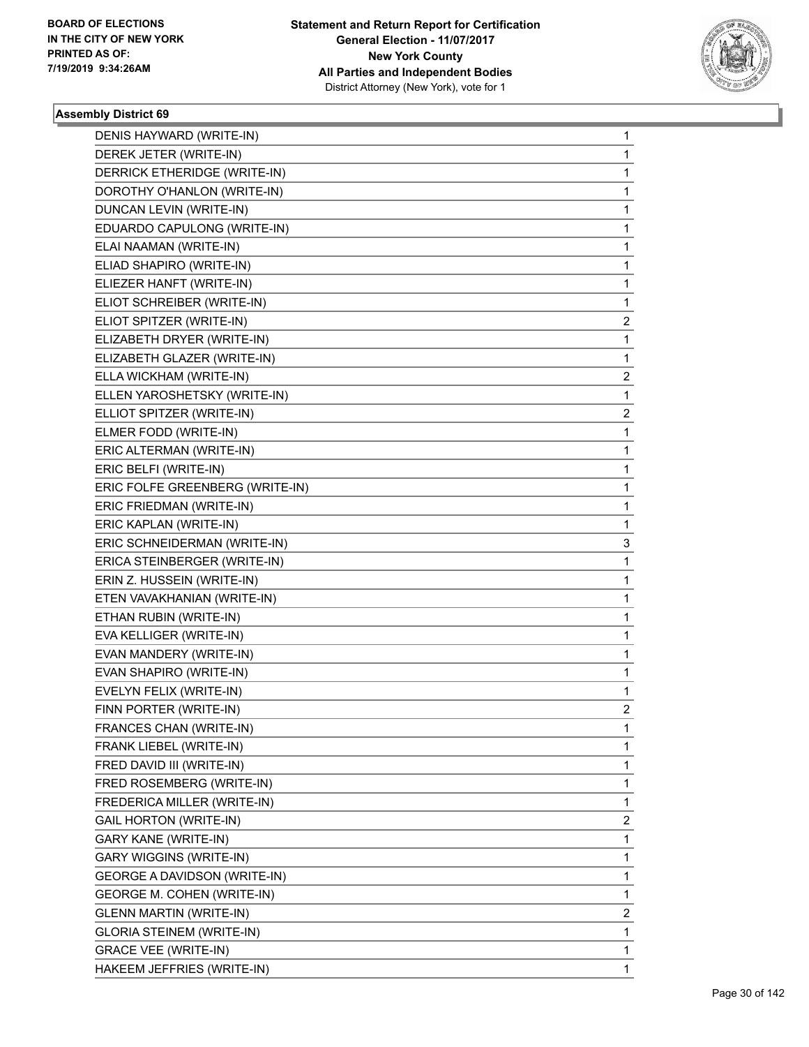**BOARD OF ELECTIONS IN THE CITY OF NEW YORK PRINTED AS OF: 7/19/2019 9:34:26AM**

**Statement and Return Report for Certification General Election - 11/07/2017 New York County All Parties and Independent Bodies**
District Attorney (New York), vote for 1

### Assembly District 69

| | |
|---|---|
| DENIS HAYWARD (WRITE-IN) | 1 |
| DEREK JETER (WRITE-IN) | 1 |
| DERRICK ETHERIDGE (WRITE-IN) | 1 |
| DOROTHY O'HANLON (WRITE-IN) | 1 |
| DUNCAN LEVIN (WRITE-IN) | 1 |
| EDUARDO CAPULONG (WRITE-IN) | 1 |
| ELAI NAAMAN (WRITE-IN) | 1 |
| ELIAD SHAPIRO (WRITE-IN) | 1 |
| ELIEZER HANFT (WRITE-IN) | 1 |
| ELIOT SCHREIBER (WRITE-IN) | 1 |
| ELIOT SPITZER (WRITE-IN) | 2 |
| ELIZABETH DRYER (WRITE-IN) | 1 |
| ELIZABETH GLAZER (WRITE-IN) | 1 |
| ELLA WICKHAM (WRITE-IN) | 2 |
| ELLEN YAROSHETSKY (WRITE-IN) | 1 |
| ELLIOT SPITZER (WRITE-IN) | 2 |
| ELMER FODD (WRITE-IN) | 1 |
| ERIC ALTERMAN (WRITE-IN) | 1 |
| ERIC BELFI (WRITE-IN) | 1 |
| ERIC FOLFE GREENBERG (WRITE-IN) | 1 |
| ERIC FRIEDMAN (WRITE-IN) | 1 |
| ERIC KAPLAN (WRITE-IN) | 1 |
| ERIC SCHNEIDERMAN (WRITE-IN) | 3 |
| ERICA STEINBERGER (WRITE-IN) | 1 |
| ERIN Z. HUSSEIN (WRITE-IN) | 1 |
| ETEN VAVAKHANIAN (WRITE-IN) | 1 |
| ETHAN RUBIN (WRITE-IN) | 1 |
| EVA KELLIGER (WRITE-IN) | 1 |
| EVAN MANDERY (WRITE-IN) | 1 |
| EVAN SHAPIRO (WRITE-IN) | 1 |
| EVELYN FELIX (WRITE-IN) | 1 |
| FINN PORTER (WRITE-IN) | 2 |
| FRANCES CHAN (WRITE-IN) | 1 |
| FRANK LIEBEL (WRITE-IN) | 1 |
| FRED DAVID III (WRITE-IN) | 1 |
| FRED ROSEMBERG (WRITE-IN) | 1 |
| FREDERICA MILLER (WRITE-IN) | 1 |
| GAIL HORTON (WRITE-IN) | 2 |
| GARY KANE (WRITE-IN) | 1 |
| GARY WIGGINS (WRITE-IN) | 1 |
| GEORGE A DAVIDSON (WRITE-IN) | 1 |
| GEORGE M. COHEN (WRITE-IN) | 1 |
| GLENN MARTIN (WRITE-IN) | 2 |
| GLORIA STEINEM (WRITE-IN) | 1 |
| GRACE VEE (WRITE-IN) | 1 |
| HAKEEM JEFFRIES (WRITE-IN) | 1 |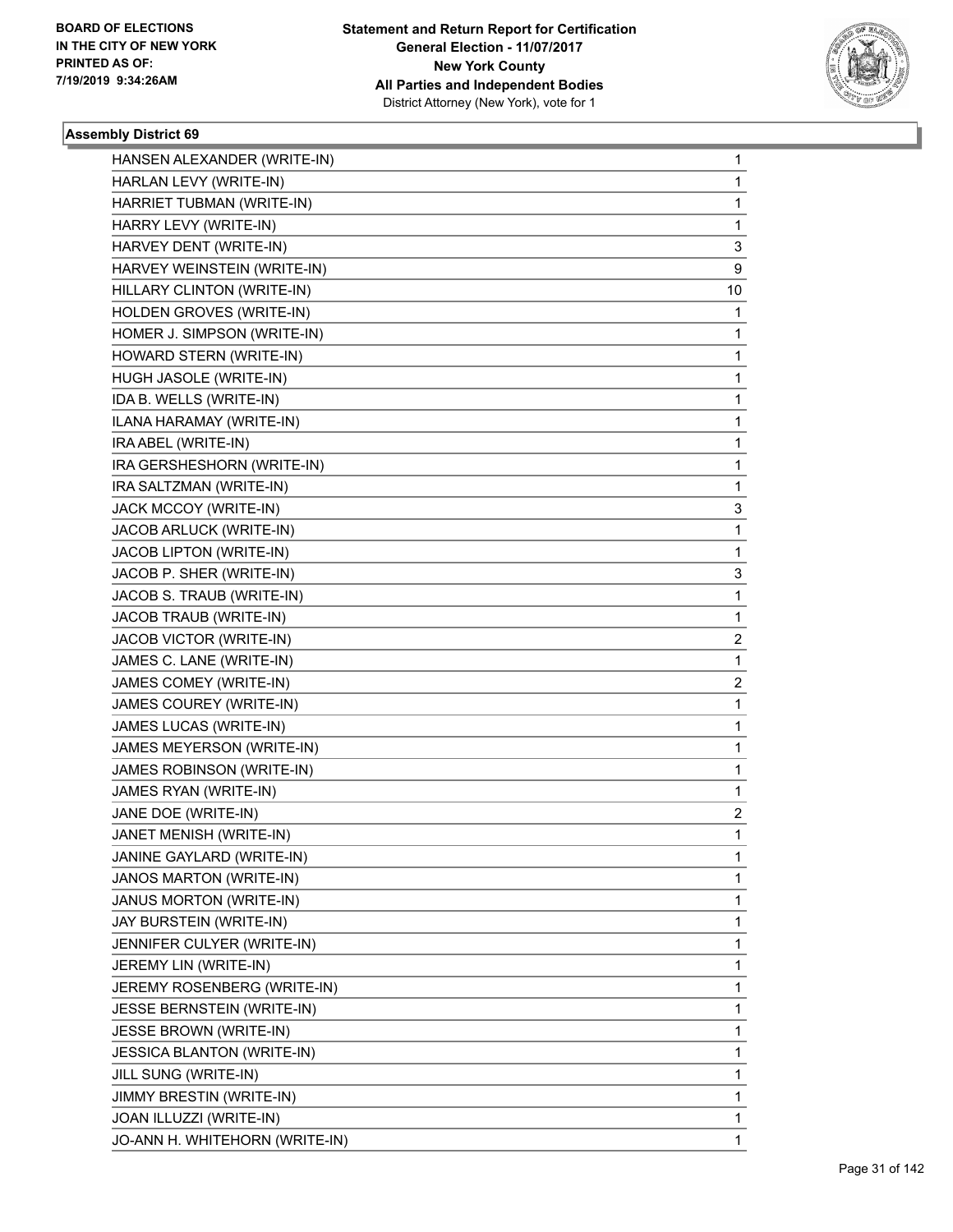BOARD OF ELECTIONS
IN THE CITY OF NEW YORK
PRINTED AS OF:
7/19/2019 9:34:26AM

**Statement and Return Report for Certification**
**General Election - 11/07/2017**
**New York County**
**All Parties and Independent Bodies**
District Attorney (New York), vote for 1

### Assembly District 69

| | |
|---|---|
| HANSEN ALEXANDER (WRITE-IN) | 1 |
| HARLAN LEVY (WRITE-IN) | 1 |
| HARRIET TUBMAN (WRITE-IN) | 1 |
| HARRY LEVY (WRITE-IN) | 1 |
| HARVEY DENT (WRITE-IN) | 3 |
| HARVEY WEINSTEIN (WRITE-IN) | 9 |
| HILLARY CLINTON (WRITE-IN) | 10 |
| HOLDEN GROVES (WRITE-IN) | 1 |
| HOMER J. SIMPSON (WRITE-IN) | 1 |
| HOWARD STERN (WRITE-IN) | 1 |
| HUGH JASOLE (WRITE-IN) | 1 |
| IDA B. WELLS (WRITE-IN) | 1 |
| ILANA HARAMAY (WRITE-IN) | 1 |
| IRA ABEL (WRITE-IN) | 1 |
| IRA GERSHESHORN (WRITE-IN) | 1 |
| IRA SALTZMAN (WRITE-IN) | 1 |
| JACK MCCOY (WRITE-IN) | 3 |
| JACOB ARLUCK (WRITE-IN) | 1 |
| JACOB LIPTON (WRITE-IN) | 1 |
| JACOB P. SHER (WRITE-IN) | 3 |
| JACOB S. TRAUB (WRITE-IN) | 1 |
| JACOB TRAUB (WRITE-IN) | 1 |
| JACOB VICTOR (WRITE-IN) | 2 |
| JAMES C. LANE (WRITE-IN) | 1 |
| JAMES COMEY (WRITE-IN) | 2 |
| JAMES COUREY (WRITE-IN) | 1 |
| JAMES LUCAS (WRITE-IN) | 1 |
| JAMES MEYERSON (WRITE-IN) | 1 |
| JAMES ROBINSON (WRITE-IN) | 1 |
| JAMES RYAN (WRITE-IN) | 1 |
| JANE DOE (WRITE-IN) | 2 |
| JANET MENISH (WRITE-IN) | 1 |
| JANINE GAYLARD (WRITE-IN) | 1 |
| JANOS MARTON (WRITE-IN) | 1 |
| JANUS MORTON (WRITE-IN) | 1 |
| JAY BURSTEIN (WRITE-IN) | 1 |
| JENNIFER CULYER (WRITE-IN) | 1 |
| JEREMY LIN (WRITE-IN) | 1 |
| JEREMY ROSENBERG (WRITE-IN) | 1 |
| JESSE BERNSTEIN (WRITE-IN) | 1 |
| JESSE BROWN (WRITE-IN) | 1 |
| JESSICA BLANTON (WRITE-IN) | 1 |
| JILL SUNG (WRITE-IN) | 1 |
| JIMMY BRESTIN (WRITE-IN) | 1 |
| JOAN ILLUZZI (WRITE-IN) | 1 |
| JO-ANN H. WHITEHORN (WRITE-IN) | 1 |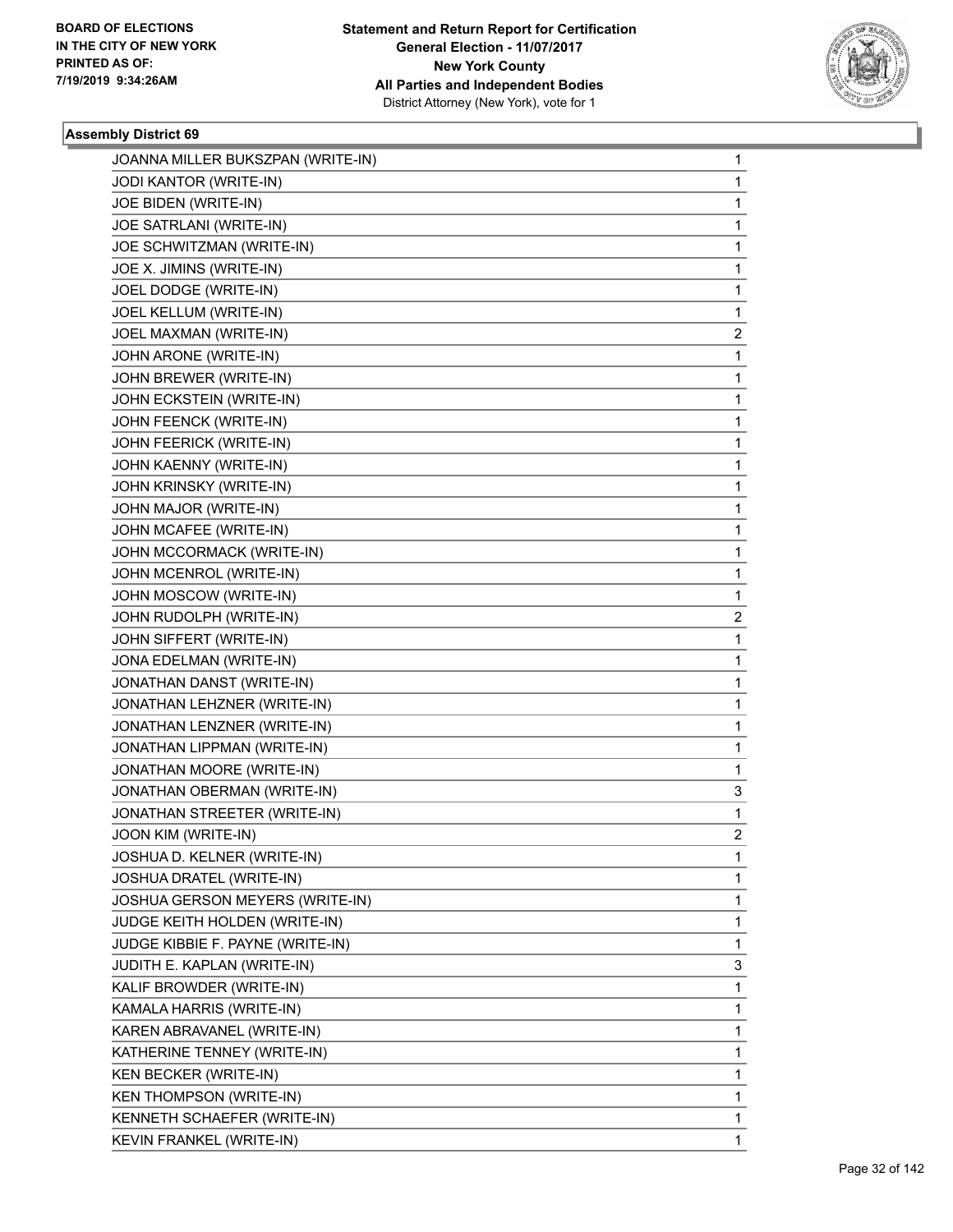BOARD OF ELECTIONS
IN THE CITY OF NEW YORK
PRINTED AS OF:
7/19/2019 9:34:26AM

**Statement and Return Report for Certification**
**General Election - 11/07/2017**
**New York County**
**All Parties and Independent Bodies**
District Attorney (New York), vote for 1

### Assembly District 69

| | |
|---|---|
| JOANNA MILLER BUKSZPAN (WRITE-IN) | 1 |
| JODI KANTOR (WRITE-IN) | 1 |
| JOE BIDEN (WRITE-IN) | 1 |
| JOE SATRLANI (WRITE-IN) | 1 |
| JOE SCHWITZMAN (WRITE-IN) | 1 |
| JOE X. JIMINS (WRITE-IN) | 1 |
| JOEL DODGE (WRITE-IN) | 1 |
| JOEL KELLUM (WRITE-IN) | 1 |
| JOEL MAXMAN (WRITE-IN) | 2 |
| JOHN ARONE (WRITE-IN) | 1 |
| JOHN BREWER (WRITE-IN) | 1 |
| JOHN ECKSTEIN (WRITE-IN) | 1 |
| JOHN FEENCK (WRITE-IN) | 1 |
| JOHN FEERICK (WRITE-IN) | 1 |
| JOHN KAENNY (WRITE-IN) | 1 |
| JOHN KRINSKY (WRITE-IN) | 1 |
| JOHN MAJOR (WRITE-IN) | 1 |
| JOHN MCAFEE (WRITE-IN) | 1 |
| JOHN MCCORMACK (WRITE-IN) | 1 |
| JOHN MCENROL (WRITE-IN) | 1 |
| JOHN MOSCOW (WRITE-IN) | 1 |
| JOHN RUDOLPH (WRITE-IN) | 2 |
| JOHN SIFFERT (WRITE-IN) | 1 |
| JONA EDELMAN (WRITE-IN) | 1 |
| JONATHAN DANST (WRITE-IN) | 1 |
| JONATHAN LEHZNER (WRITE-IN) | 1 |
| JONATHAN LENZNER (WRITE-IN) | 1 |
| JONATHAN LIPPMAN (WRITE-IN) | 1 |
| JONATHAN MOORE (WRITE-IN) | 1 |
| JONATHAN OBERMAN (WRITE-IN) | 3 |
| JONATHAN STREETER (WRITE-IN) | 1 |
| JOON KIM (WRITE-IN) | 2 |
| JOSHUA D. KELNER (WRITE-IN) | 1 |
| JOSHUA DRATEL (WRITE-IN) | 1 |
| JOSHUA GERSON MEYERS (WRITE-IN) | 1 |
| JUDGE KEITH HOLDEN (WRITE-IN) | 1 |
| JUDGE KIBBIE F. PAYNE (WRITE-IN) | 1 |
| JUDITH E. KAPLAN (WRITE-IN) | 3 |
| KALIF BROWDER (WRITE-IN) | 1 |
| KAMALA HARRIS (WRITE-IN) | 1 |
| KAREN ABRAVANEL (WRITE-IN) | 1 |
| KATHERINE TENNEY (WRITE-IN) | 1 |
| KEN BECKER (WRITE-IN) | 1 |
| KEN THOMPSON (WRITE-IN) | 1 |
| KENNETH SCHAEFER (WRITE-IN) | 1 |
| KEVIN FRANKEL (WRITE-IN) | 1 |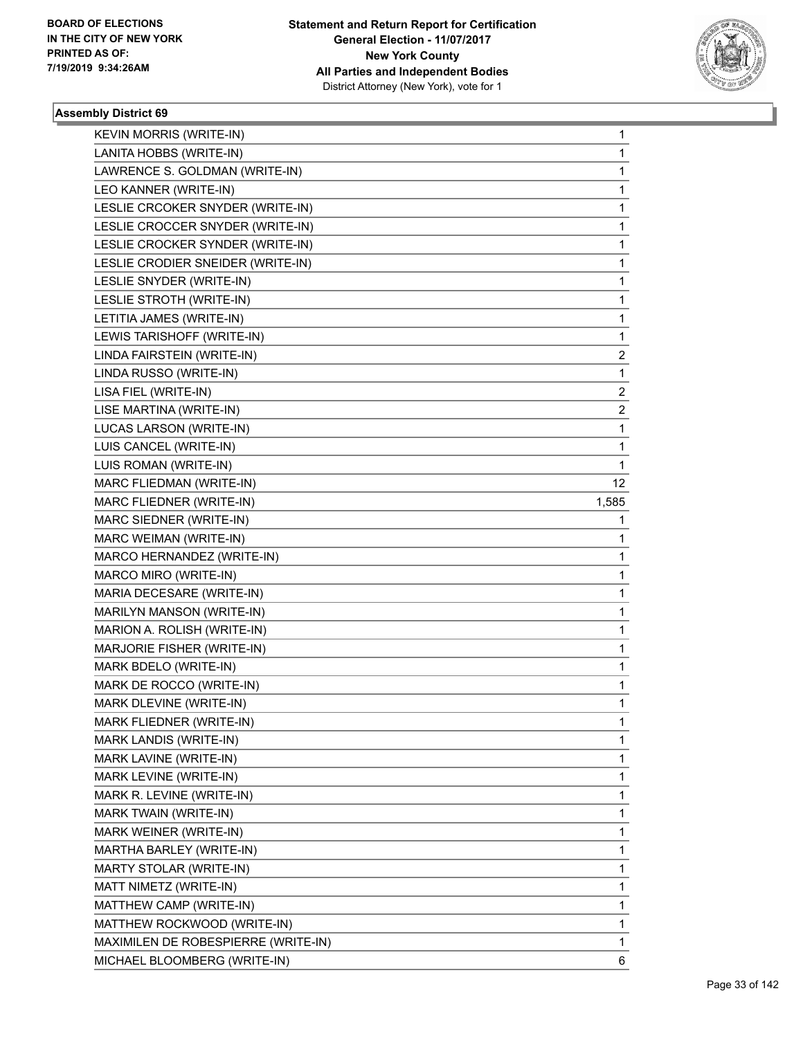**Assembly District 69**

| | |
|---|---|
| KEVIN MORRIS (WRITE-IN) | 1 |
| LANITA HOBBS (WRITE-IN) | 1 |
| LAWRENCE S. GOLDMAN (WRITE-IN) | 1 |
| LEO KANNER (WRITE-IN) | 1 |
| LESLIE CRCOKER SNYDER (WRITE-IN) | 1 |
| LESLIE CROCCER SNYDER (WRITE-IN) | 1 |
| LESLIE CROCKER SYNDER (WRITE-IN) | 1 |
| LESLIE CRODIER SNEIDER (WRITE-IN) | 1 |
| LESLIE SNYDER (WRITE-IN) | 1 |
| LESLIE STROTH (WRITE-IN) | 1 |
| LETITIA JAMES (WRITE-IN) | 1 |
| LEWIS TARISHOFF (WRITE-IN) | 1 |
| LINDA FAIRSTEIN (WRITE-IN) | 2 |
| LINDA RUSSO (WRITE-IN) | 1 |
| LISA FIEL (WRITE-IN) | 2 |
| LISE MARTINA (WRITE-IN) | 2 |
| LUCAS LARSON (WRITE-IN) | 1 |
| LUIS CANCEL (WRITE-IN) | 1 |
| LUIS ROMAN (WRITE-IN) | 1 |
| MARC FLIEDMAN (WRITE-IN) | 12 |
| MARC FLIEDNER (WRITE-IN) | 1,585 |
| MARC SIEDNER (WRITE-IN) | 1 |
| MARC WEIMAN (WRITE-IN) | 1 |
| MARCO HERNANDEZ (WRITE-IN) | 1 |
| MARCO MIRO (WRITE-IN) | 1 |
| MARIA DECESARE (WRITE-IN) | 1 |
| MARILYN MANSON (WRITE-IN) | 1 |
| MARION A. ROLISH (WRITE-IN) | 1 |
| MARJORIE FISHER (WRITE-IN) | 1 |
| MARK BDELO (WRITE-IN) | 1 |
| MARK DE ROCCO (WRITE-IN) | 1 |
| MARK DLEVINE (WRITE-IN) | 1 |
| MARK FLIEDNER (WRITE-IN) | 1 |
| MARK LANDIS (WRITE-IN) | 1 |
| MARK LAVINE (WRITE-IN) | 1 |
| MARK LEVINE (WRITE-IN) | 1 |
| MARK R. LEVINE (WRITE-IN) | 1 |
| MARK TWAIN (WRITE-IN) | 1 |
| MARK WEINER (WRITE-IN) | 1 |
| MARTHA BARLEY (WRITE-IN) | 1 |
| MARTY STOLAR (WRITE-IN) | 1 |
| MATT NIMETZ (WRITE-IN) | 1 |
| MATTHEW CAMP (WRITE-IN) | 1 |
| MATTHEW ROCKWOOD (WRITE-IN) | 1 |
| MAXIMILEN DE ROBESPIERRE (WRITE-IN) | 1 |
| MICHAEL BLOOMBERG (WRITE-IN) | 6 |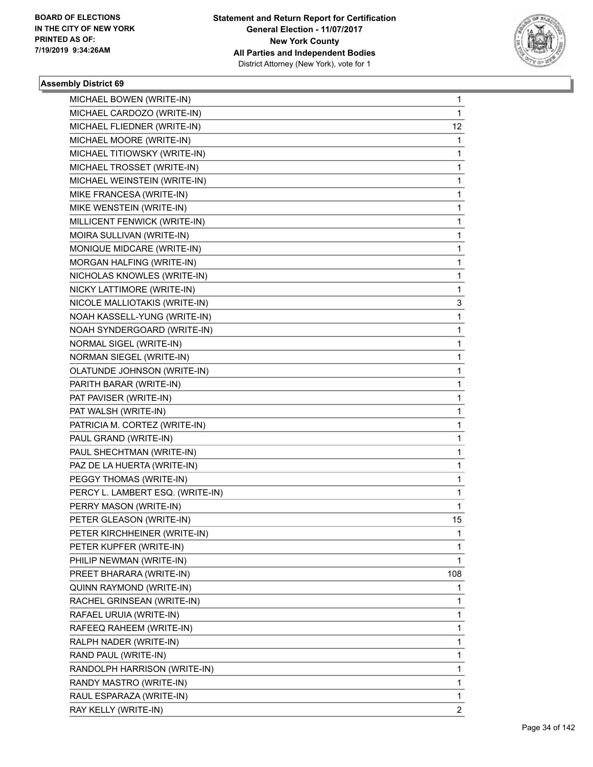**Statement and Return Report for Certification**
**General Election - 11/07/2017**
**New York County**
**All Parties and Independent Bodies**
District Attorney (New York), vote for 1

BOARD OF ELECTIONS
IN THE CITY OF NEW YORK
PRINTED AS OF:
7/19/2019 9:34:26AM

### Assembly District 69

| Candidate | Votes |
|---|---|
| MICHAEL BOWEN (WRITE-IN) | 1 |
| MICHAEL CARDOZO (WRITE-IN) | 1 |
| MICHAEL FLIEDNER (WRITE-IN) | 12 |
| MICHAEL MOORE (WRITE-IN) | 1 |
| MICHAEL TITIOWSKY (WRITE-IN) | 1 |
| MICHAEL TROSSET (WRITE-IN) | 1 |
| MICHAEL WEINSTEIN (WRITE-IN) | 1 |
| MIKE FRANCESA (WRITE-IN) | 1 |
| MIKE WENSTEIN (WRITE-IN) | 1 |
| MILLICENT FENWICK (WRITE-IN) | 1 |
| MOIRA SULLIVAN (WRITE-IN) | 1 |
| MONIQUE MIDCARE (WRITE-IN) | 1 |
| MORGAN HALFING (WRITE-IN) | 1 |
| NICHOLAS KNOWLES (WRITE-IN) | 1 |
| NICKY LATTIMORE (WRITE-IN) | 1 |
| NICOLE MALLIOTAKIS (WRITE-IN) | 3 |
| NOAH KASSELL-YUNG (WRITE-IN) | 1 |
| NOAH SYNDERGOARD (WRITE-IN) | 1 |
| NORMAL SIGEL (WRITE-IN) | 1 |
| NORMAN SIEGEL (WRITE-IN) | 1 |
| OLATUNDE JOHNSON (WRITE-IN) | 1 |
| PARITH BARAR (WRITE-IN) | 1 |
| PAT PAVISER (WRITE-IN) | 1 |
| PAT WALSH (WRITE-IN) | 1 |
| PATRICIA M. CORTEZ (WRITE-IN) | 1 |
| PAUL GRAND (WRITE-IN) | 1 |
| PAUL SHECHTMAN (WRITE-IN) | 1 |
| PAZ DE LA HUERTA (WRITE-IN) | 1 |
| PEGGY THOMAS (WRITE-IN) | 1 |
| PERCY L. LAMBERT ESQ. (WRITE-IN) | 1 |
| PERRY MASON (WRITE-IN) | 1 |
| PETER GLEASON (WRITE-IN) | 15 |
| PETER KIRCHHEINER (WRITE-IN) | 1 |
| PETER KUPFER (WRITE-IN) | 1 |
| PHILIP NEWMAN (WRITE-IN) | 1 |
| PREET BHARARA (WRITE-IN) | 108 |
| QUINN RAYMOND (WRITE-IN) | 1 |
| RACHEL GRINSEAN (WRITE-IN) | 1 |
| RAFAEL URUIA (WRITE-IN) | 1 |
| RAFEEQ RAHEEM (WRITE-IN) | 1 |
| RALPH NADER (WRITE-IN) | 1 |
| RAND PAUL (WRITE-IN) | 1 |
| RANDOLPH HARRISON (WRITE-IN) | 1 |
| RANDY MASTRO (WRITE-IN) | 1 |
| RAUL ESPARAZA (WRITE-IN) | 1 |
| RAY KELLY (WRITE-IN) | 2 |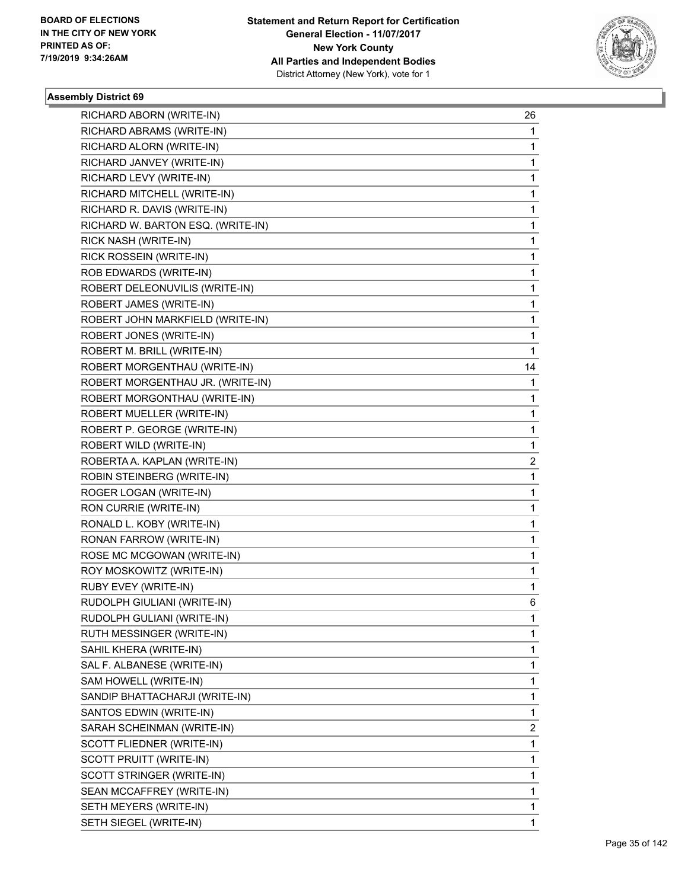**Statement and Return Report for Certification**
**General Election - 11/07/2017**
**New York County**
**All Parties and Independent Bodies**
District Attorney (New York), vote for 1

BOARD OF ELECTIONS IN THE CITY OF NEW YORK PRINTED AS OF: 7/19/2019 9:34:26AM

### Assembly District 69

| Candidate | Votes |
|---|---|
| RICHARD ABORN (WRITE-IN) | 26 |
| RICHARD ABRAMS (WRITE-IN) | 1 |
| RICHARD ALORN (WRITE-IN) | 1 |
| RICHARD JANVEY (WRITE-IN) | 1 |
| RICHARD LEVY (WRITE-IN) | 1 |
| RICHARD MITCHELL (WRITE-IN) | 1 |
| RICHARD R. DAVIS (WRITE-IN) | 1 |
| RICHARD W. BARTON ESQ. (WRITE-IN) | 1 |
| RICK NASH (WRITE-IN) | 1 |
| RICK ROSSEIN (WRITE-IN) | 1 |
| ROB EDWARDS (WRITE-IN) | 1 |
| ROBERT DELEONUVILIS (WRITE-IN) | 1 |
| ROBERT JAMES (WRITE-IN) | 1 |
| ROBERT JOHN MARKFIELD (WRITE-IN) | 1 |
| ROBERT JONES (WRITE-IN) | 1 |
| ROBERT M. BRILL (WRITE-IN) | 1 |
| ROBERT MORGENTHAU (WRITE-IN) | 14 |
| ROBERT MORGENTHAU JR. (WRITE-IN) | 1 |
| ROBERT MORGONTHAU (WRITE-IN) | 1 |
| ROBERT MUELLER (WRITE-IN) | 1 |
| ROBERT P. GEORGE (WRITE-IN) | 1 |
| ROBERT WILD (WRITE-IN) | 1 |
| ROBERTA A. KAPLAN (WRITE-IN) | 2 |
| ROBIN STEINBERG (WRITE-IN) | 1 |
| ROGER LOGAN (WRITE-IN) | 1 |
| RON CURRIE (WRITE-IN) | 1 |
| RONALD L. KOBY (WRITE-IN) | 1 |
| RONAN FARROW (WRITE-IN) | 1 |
| ROSE MC MCGOWAN (WRITE-IN) | 1 |
| ROY MOSKOWITZ (WRITE-IN) | 1 |
| RUBY EVEY (WRITE-IN) | 1 |
| RUDOLPH GIULIANI (WRITE-IN) | 6 |
| RUDOLPH GULIANI (WRITE-IN) | 1 |
| RUTH MESSINGER (WRITE-IN) | 1 |
| SAHIL KHERA (WRITE-IN) | 1 |
| SAL F. ALBANESE (WRITE-IN) | 1 |
| SAM HOWELL (WRITE-IN) | 1 |
| SANDIP BHATTACHARJI (WRITE-IN) | 1 |
| SANTOS EDWIN (WRITE-IN) | 1 |
| SARAH SCHEINMAN (WRITE-IN) | 2 |
| SCOTT FLIEDNER (WRITE-IN) | 1 |
| SCOTT PRUITT (WRITE-IN) | 1 |
| SCOTT STRINGER (WRITE-IN) | 1 |
| SEAN MCCAFFREY (WRITE-IN) | 1 |
| SETH MEYERS (WRITE-IN) | 1 |
| SETH SIEGEL (WRITE-IN) | 1 |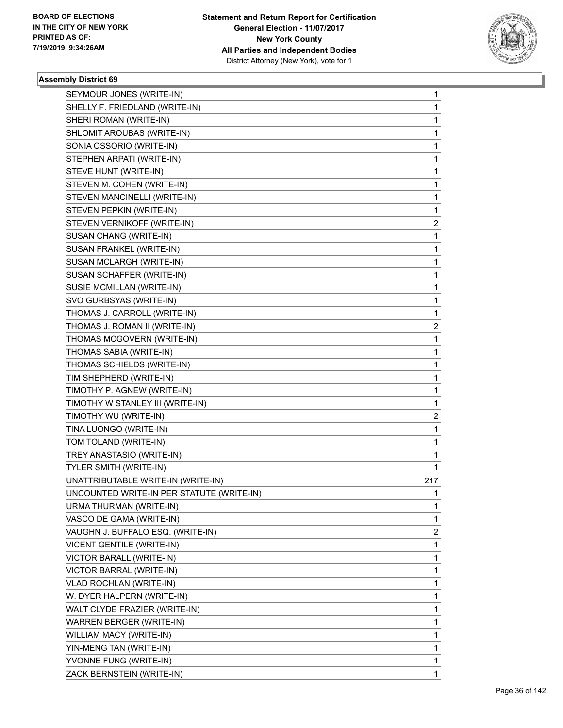BOARD OF ELECTIONS
IN THE CITY OF NEW YORK
PRINTED AS OF:
7/19/2019 9:34:26AM

**Statement and Return Report for Certification**
**General Election - 11/07/2017**
**New York County**
**All Parties and Independent Bodies**
District Attorney (New York), vote for 1

### Assembly District 69

| | |
|---|---|
| SEYMOUR JONES (WRITE-IN) | 1 |
| SHELLY F. FRIEDLAND (WRITE-IN) | 1 |
| SHERI ROMAN (WRITE-IN) | 1 |
| SHLOMIT AROUBAS (WRITE-IN) | 1 |
| SONIA OSSORIO (WRITE-IN) | 1 |
| STEPHEN ARPATI (WRITE-IN) | 1 |
| STEVE HUNT (WRITE-IN) | 1 |
| STEVEN M. COHEN (WRITE-IN) | 1 |
| STEVEN MANCINELLI (WRITE-IN) | 1 |
| STEVEN PEPKIN (WRITE-IN) | 1 |
| STEVEN VERNIKOFF (WRITE-IN) | 2 |
| SUSAN CHANG (WRITE-IN) | 1 |
| SUSAN FRANKEL (WRITE-IN) | 1 |
| SUSAN MCLARGH (WRITE-IN) | 1 |
| SUSAN SCHAFFER (WRITE-IN) | 1 |
| SUSIE MCMILLAN (WRITE-IN) | 1 |
| SVO GURBSYAS (WRITE-IN) | 1 |
| THOMAS J. CARROLL (WRITE-IN) | 1 |
| THOMAS J. ROMAN II (WRITE-IN) | 2 |
| THOMAS MCGOVERN (WRITE-IN) | 1 |
| THOMAS SABIA (WRITE-IN) | 1 |
| THOMAS SCHIELDS (WRITE-IN) | 1 |
| TIM SHEPHERD (WRITE-IN) | 1 |
| TIMOTHY P. AGNEW (WRITE-IN) | 1 |
| TIMOTHY W STANLEY III (WRITE-IN) | 1 |
| TIMOTHY WU (WRITE-IN) | 2 |
| TINA LUONGO (WRITE-IN) | 1 |
| TOM TOLAND (WRITE-IN) | 1 |
| TREY ANASTASIO (WRITE-IN) | 1 |
| TYLER SMITH (WRITE-IN) | 1 |
| UNATTRIBUTABLE WRITE-IN (WRITE-IN) | 217 |
| UNCOUNTED WRITE-IN PER STATUTE (WRITE-IN) | 1 |
| URMA THURMAN (WRITE-IN) | 1 |
| VASCO DE GAMA (WRITE-IN) | 1 |
| VAUGHN J. BUFFALO ESQ. (WRITE-IN) | 2 |
| VICENT GENTILE (WRITE-IN) | 1 |
| VICTOR BARALL (WRITE-IN) | 1 |
| VICTOR BARRAL (WRITE-IN) | 1 |
| VLAD ROCHLAN (WRITE-IN) | 1 |
| W. DYER HALPERN (WRITE-IN) | 1 |
| WALT CLYDE FRAZIER (WRITE-IN) | 1 |
| WARREN BERGER (WRITE-IN) | 1 |
| WILLIAM MACY (WRITE-IN) | 1 |
| YIN-MENG TAN (WRITE-IN) | 1 |
| YVONNE FUNG (WRITE-IN) | 1 |
| ZACK BERNSTEIN (WRITE-IN) | 1 |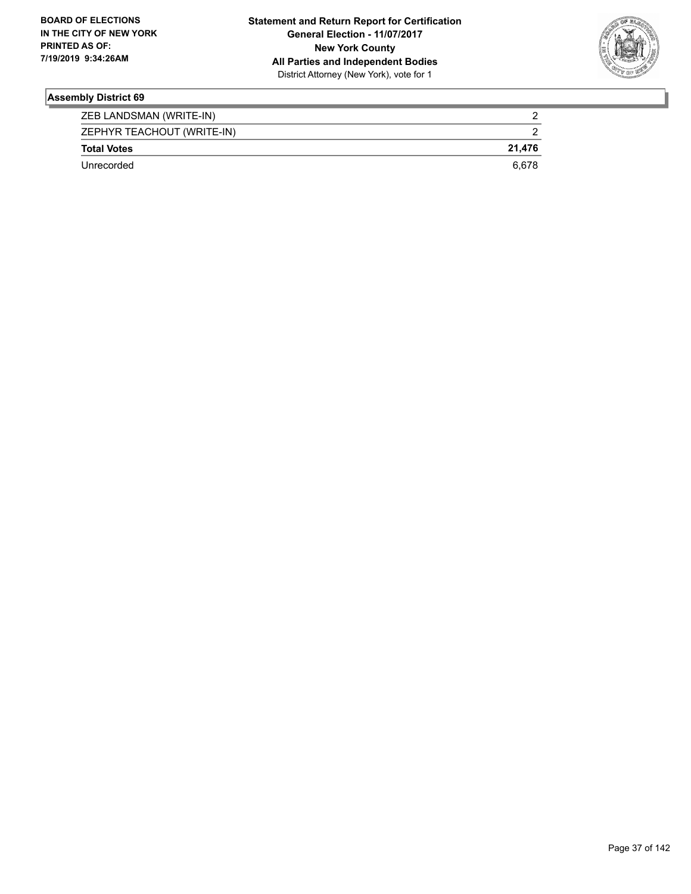## Assembly District 69

| | |
|---|---|
| ZEB LANDSMAN (WRITE-IN) | 2 |
| ZEPHYR TEACHOUT (WRITE-IN) | 2 |
| **Total Votes** | **21,476** |
| Unrecorded | 6,678 |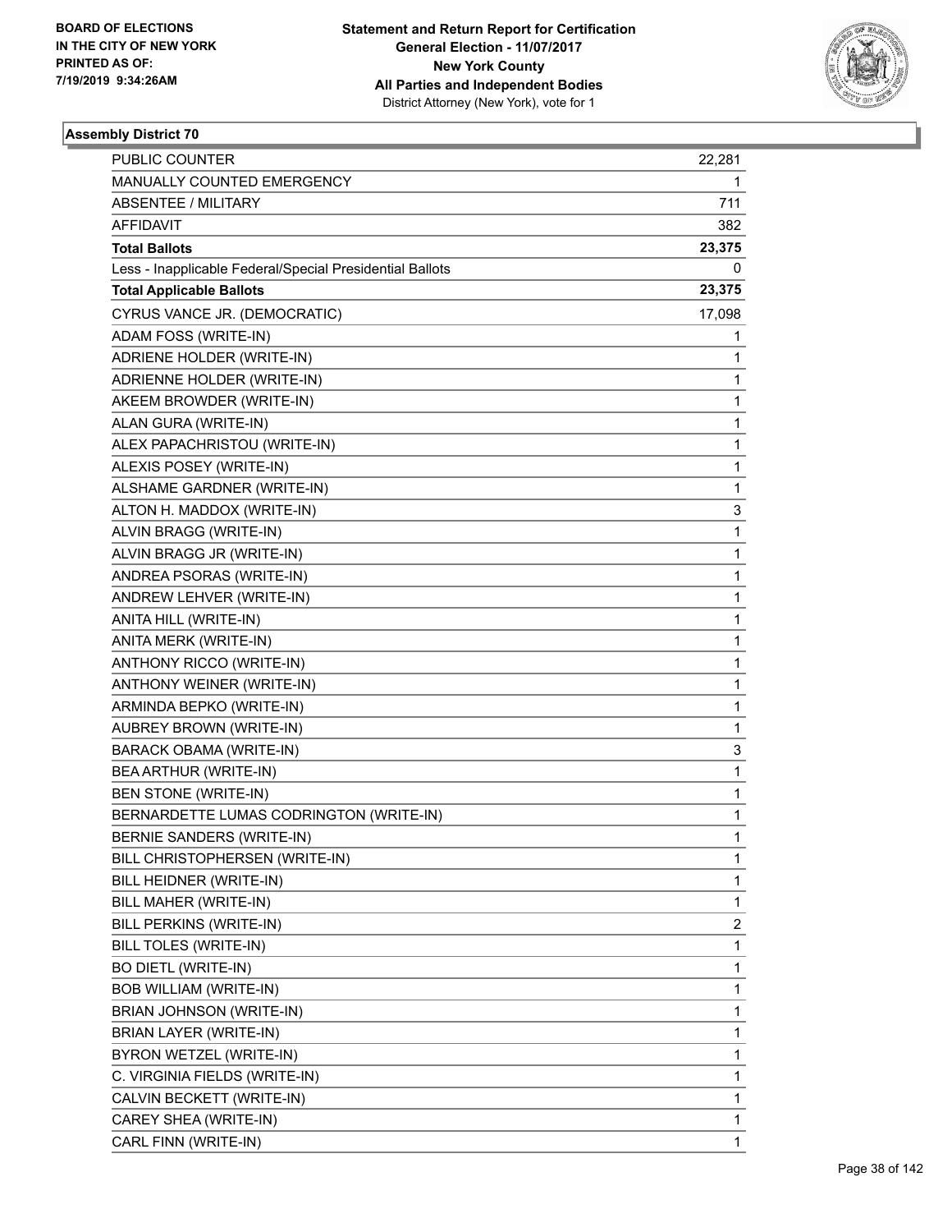BOARD OF ELECTIONS
IN THE CITY OF NEW YORK
PRINTED AS OF:
7/19/2019 9:34:26AM

**Statement and Return Report for Certification**
**General Election - 11/07/2017**
**New York County**
**All Parties and Independent Bodies**
District Attorney (New York), vote for 1

### Assembly District 70

| | |
|---|---|
| PUBLIC COUNTER | 22,281 |
| MANUALLY COUNTED EMERGENCY | 1 |
| ABSENTEE / MILITARY | 711 |
| AFFIDAVIT | 382 |
| **Total Ballots** | **23,375** |
| Less - Inapplicable Federal/Special Presidential Ballots | 0 |
| **Total Applicable Ballots** | **23,375** |
| CYRUS VANCE JR. (DEMOCRATIC) | 17,098 |
| ADAM FOSS (WRITE-IN) | 1 |
| ADRIENE HOLDER (WRITE-IN) | 1 |
| ADRIENNE HOLDER (WRITE-IN) | 1 |
| AKEEM BROWDER (WRITE-IN) | 1 |
| ALAN GURA (WRITE-IN) | 1 |
| ALEX PAPACHRISTOU (WRITE-IN) | 1 |
| ALEXIS POSEY (WRITE-IN) | 1 |
| ALSHAME GARDNER (WRITE-IN) | 1 |
| ALTON H. MADDOX (WRITE-IN) | 3 |
| ALVIN BRAGG (WRITE-IN) | 1 |
| ALVIN BRAGG JR (WRITE-IN) | 1 |
| ANDREA PSORAS (WRITE-IN) | 1 |
| ANDREW LEHVER (WRITE-IN) | 1 |
| ANITA HILL (WRITE-IN) | 1 |
| ANITA MERK (WRITE-IN) | 1 |
| ANTHONY RICCO (WRITE-IN) | 1 |
| ANTHONY WEINER (WRITE-IN) | 1 |
| ARMINDA BEPKO (WRITE-IN) | 1 |
| AUBREY BROWN (WRITE-IN) | 1 |
| BARACK OBAMA (WRITE-IN) | 3 |
| BEA ARTHUR (WRITE-IN) | 1 |
| BEN STONE (WRITE-IN) | 1 |
| BERNARDETTE LUMAS CODRINGTON (WRITE-IN) | 1 |
| BERNIE SANDERS (WRITE-IN) | 1 |
| BILL CHRISTOPHERSEN (WRITE-IN) | 1 |
| BILL HEIDNER (WRITE-IN) | 1 |
| BILL MAHER (WRITE-IN) | 1 |
| BILL PERKINS (WRITE-IN) | 2 |
| BILL TOLES (WRITE-IN) | 1 |
| BO DIETL (WRITE-IN) | 1 |
| BOB WILLIAM (WRITE-IN) | 1 |
| BRIAN JOHNSON (WRITE-IN) | 1 |
| BRIAN LAYER (WRITE-IN) | 1 |
| BYRON WETZEL (WRITE-IN) | 1 |
| C. VIRGINIA FIELDS (WRITE-IN) | 1 |
| CALVIN BECKETT (WRITE-IN) | 1 |
| CAREY SHEA (WRITE-IN) | 1 |
| CARL FINN (WRITE-IN) | 1 |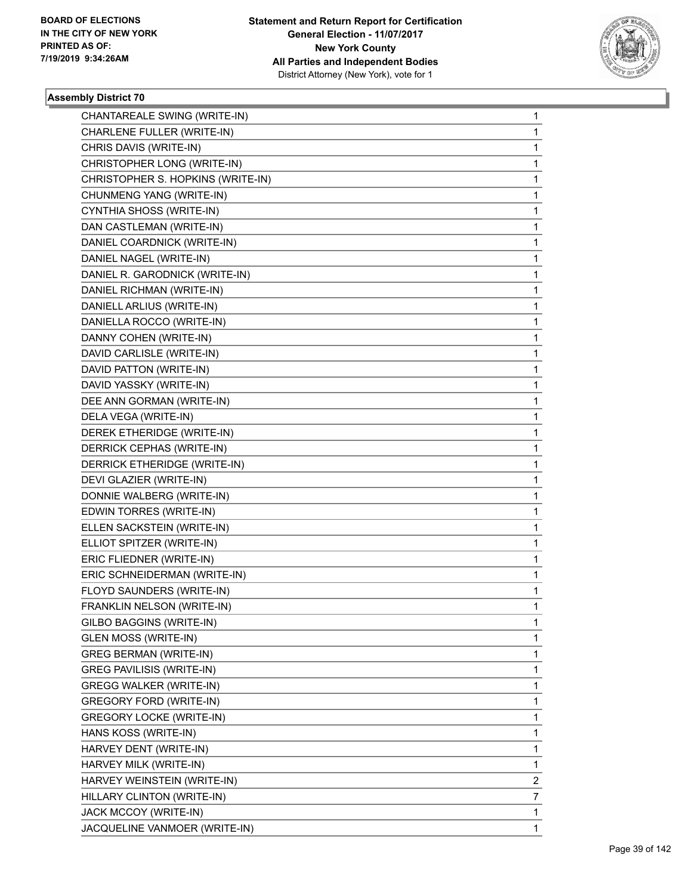BOARD OF ELECTIONS
IN THE CITY OF NEW YORK
PRINTED AS OF:
7/19/2019 9:34:26AM

**Statement and Return Report for Certification**
**General Election - 11/07/2017**
**New York County**
**All Parties and Independent Bodies**
District Attorney (New York), vote for 1

### Assembly District 70

| | |
|---|---|
| CHANTAREALE SWING (WRITE-IN) | 1 |
| CHARLENE FULLER (WRITE-IN) | 1 |
| CHRIS DAVIS (WRITE-IN) | 1 |
| CHRISTOPHER LONG (WRITE-IN) | 1 |
| CHRISTOPHER S. HOPKINS (WRITE-IN) | 1 |
| CHUNMENG YANG (WRITE-IN) | 1 |
| CYNTHIA SHOSS (WRITE-IN) | 1 |
| DAN CASTLEMAN (WRITE-IN) | 1 |
| DANIEL COARDNICK (WRITE-IN) | 1 |
| DANIEL NAGEL (WRITE-IN) | 1 |
| DANIEL R. GARODNICK (WRITE-IN) | 1 |
| DANIEL RICHMAN (WRITE-IN) | 1 |
| DANIELL ARLIUS (WRITE-IN) | 1 |
| DANIELLA ROCCO (WRITE-IN) | 1 |
| DANNY COHEN (WRITE-IN) | 1 |
| DAVID CARLISLE (WRITE-IN) | 1 |
| DAVID PATTON (WRITE-IN) | 1 |
| DAVID YASSKY (WRITE-IN) | 1 |
| DEE ANN GORMAN (WRITE-IN) | 1 |
| DELA VEGA (WRITE-IN) | 1 |
| DEREK ETHERIDGE (WRITE-IN) | 1 |
| DERRICK CEPHAS (WRITE-IN) | 1 |
| DERRICK ETHERIDGE (WRITE-IN) | 1 |
| DEVI GLAZIER (WRITE-IN) | 1 |
| DONNIE WALBERG (WRITE-IN) | 1 |
| EDWIN TORRES (WRITE-IN) | 1 |
| ELLEN SACKSTEIN (WRITE-IN) | 1 |
| ELLIOT SPITZER (WRITE-IN) | 1 |
| ERIC FLIEDNER (WRITE-IN) | 1 |
| ERIC SCHNEIDERMAN (WRITE-IN) | 1 |
| FLOYD SAUNDERS (WRITE-IN) | 1 |
| FRANKLIN NELSON (WRITE-IN) | 1 |
| GILBO BAGGINS (WRITE-IN) | 1 |
| GLEN MOSS (WRITE-IN) | 1 |
| GREG BERMAN (WRITE-IN) | 1 |
| GREG PAVILISIS (WRITE-IN) | 1 |
| GREGG WALKER (WRITE-IN) | 1 |
| GREGORY FORD (WRITE-IN) | 1 |
| GREGORY LOCKE (WRITE-IN) | 1 |
| HANS KOSS (WRITE-IN) | 1 |
| HARVEY DENT (WRITE-IN) | 1 |
| HARVEY MILK (WRITE-IN) | 1 |
| HARVEY WEINSTEIN (WRITE-IN) | 2 |
| HILLARY CLINTON (WRITE-IN) | 7 |
| JACK MCCOY (WRITE-IN) | 1 |
| JACQUELINE VANMOER (WRITE-IN) | 1 |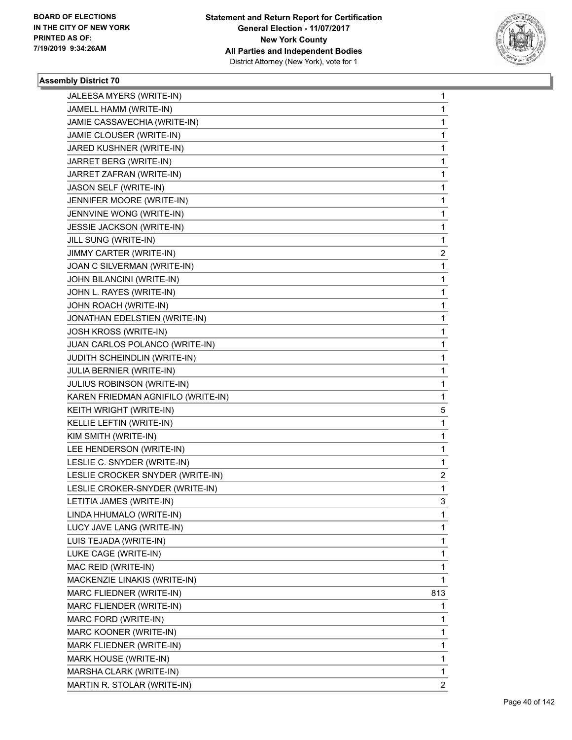BOARD OF ELECTIONS
IN THE CITY OF NEW YORK
PRINTED AS OF:
7/19/2019 9:34:26AM

**Statement and Return Report for Certification**
**General Election - 11/07/2017**
**New York County**
**All Parties and Independent Bodies**
District Attorney (New York), vote for 1

### Assembly District 70

| | |
|---|---|
| JALEESA MYERS (WRITE-IN) | 1 |
| JAMELL HAMM (WRITE-IN) | 1 |
| JAMIE CASSAVECHIA (WRITE-IN) | 1 |
| JAMIE CLOUSER (WRITE-IN) | 1 |
| JARED KUSHNER (WRITE-IN) | 1 |
| JARRET BERG (WRITE-IN) | 1 |
| JARRET ZAFRAN (WRITE-IN) | 1 |
| JASON SELF (WRITE-IN) | 1 |
| JENNIFER MOORE (WRITE-IN) | 1 |
| JENNVINE WONG (WRITE-IN) | 1 |
| JESSIE JACKSON (WRITE-IN) | 1 |
| JILL SUNG (WRITE-IN) | 1 |
| JIMMY CARTER (WRITE-IN) | 2 |
| JOAN C SILVERMAN (WRITE-IN) | 1 |
| JOHN BILANCINI (WRITE-IN) | 1 |
| JOHN L. RAYES (WRITE-IN) | 1 |
| JOHN ROACH (WRITE-IN) | 1 |
| JONATHAN EDELSTIEN (WRITE-IN) | 1 |
| JOSH KROSS (WRITE-IN) | 1 |
| JUAN CARLOS POLANCO (WRITE-IN) | 1 |
| JUDITH SCHEINDLIN (WRITE-IN) | 1 |
| JULIA BERNIER (WRITE-IN) | 1 |
| JULIUS ROBINSON (WRITE-IN) | 1 |
| KAREN FRIEDMAN AGNIFILO (WRITE-IN) | 1 |
| KEITH WRIGHT (WRITE-IN) | 5 |
| KELLIE LEFTIN (WRITE-IN) | 1 |
| KIM SMITH (WRITE-IN) | 1 |
| LEE HENDERSON (WRITE-IN) | 1 |
| LESLIE C. SNYDER (WRITE-IN) | 1 |
| LESLIE CROCKER SNYDER (WRITE-IN) | 2 |
| LESLIE CROKER-SNYDER (WRITE-IN) | 1 |
| LETITIA JAMES (WRITE-IN) | 3 |
| LINDA HHUMALO (WRITE-IN) | 1 |
| LUCY JAVE LANG (WRITE-IN) | 1 |
| LUIS TEJADA (WRITE-IN) | 1 |
| LUKE CAGE (WRITE-IN) | 1 |
| MAC REID (WRITE-IN) | 1 |
| MACKENZIE LINAKIS (WRITE-IN) | 1 |
| MARC FLIEDNER (WRITE-IN) | 813 |
| MARC FLIENDER (WRITE-IN) | 1 |
| MARC FORD (WRITE-IN) | 1 |
| MARC KOONER (WRITE-IN) | 1 |
| MARK FLIEDNER (WRITE-IN) | 1 |
| MARK HOUSE (WRITE-IN) | 1 |
| MARSHA CLARK (WRITE-IN) | 1 |
| MARTIN R. STOLAR (WRITE-IN) | 2 |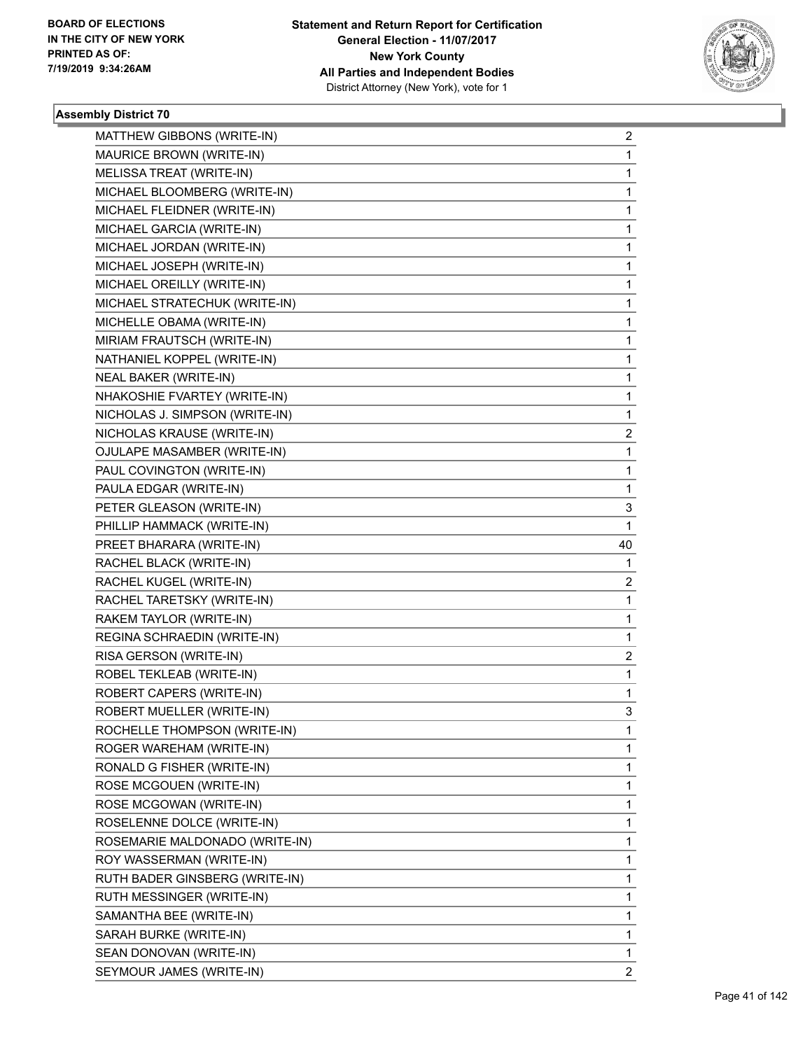BOARD OF ELECTIONS
IN THE CITY OF NEW YORK
PRINTED AS OF:
7/19/2019 9:34:26AM

**Statement and Return Report for Certification**
**General Election - 11/07/2017**
**New York County**
**All Parties and Independent Bodies**
District Attorney (New York), vote for 1

### Assembly District 70

| | |
|---|---|
| MATTHEW GIBBONS (WRITE-IN) | 2 |
| MAURICE BROWN (WRITE-IN) | 1 |
| MELISSA TREAT (WRITE-IN) | 1 |
| MICHAEL BLOOMBERG (WRITE-IN) | 1 |
| MICHAEL FLEIDNER (WRITE-IN) | 1 |
| MICHAEL GARCIA (WRITE-IN) | 1 |
| MICHAEL JORDAN (WRITE-IN) | 1 |
| MICHAEL JOSEPH (WRITE-IN) | 1 |
| MICHAEL OREILLY (WRITE-IN) | 1 |
| MICHAEL STRATECHUK (WRITE-IN) | 1 |
| MICHELLE OBAMA (WRITE-IN) | 1 |
| MIRIAM FRAUTSCH (WRITE-IN) | 1 |
| NATHANIEL KOPPEL (WRITE-IN) | 1 |
| NEAL BAKER (WRITE-IN) | 1 |
| NHAKOSHIE FVARTEY (WRITE-IN) | 1 |
| NICHOLAS J. SIMPSON (WRITE-IN) | 1 |
| NICHOLAS KRAUSE (WRITE-IN) | 2 |
| OJULAPE MASAMBER (WRITE-IN) | 1 |
| PAUL COVINGTON (WRITE-IN) | 1 |
| PAULA EDGAR (WRITE-IN) | 1 |
| PETER GLEASON (WRITE-IN) | 3 |
| PHILLIP HAMMACK (WRITE-IN) | 1 |
| PREET BHARARA (WRITE-IN) | 40 |
| RACHEL BLACK (WRITE-IN) | 1 |
| RACHEL KUGEL (WRITE-IN) | 2 |
| RACHEL TARETSKY (WRITE-IN) | 1 |
| RAKEM TAYLOR (WRITE-IN) | 1 |
| REGINA SCHRAEDIN (WRITE-IN) | 1 |
| RISA GERSON (WRITE-IN) | 2 |
| ROBEL TEKLEAB (WRITE-IN) | 1 |
| ROBERT CAPERS (WRITE-IN) | 1 |
| ROBERT MUELLER (WRITE-IN) | 3 |
| ROCHELLE THOMPSON (WRITE-IN) | 1 |
| ROGER WAREHAM (WRITE-IN) | 1 |
| RONALD G FISHER (WRITE-IN) | 1 |
| ROSE MCGOUEN (WRITE-IN) | 1 |
| ROSE MCGOWAN (WRITE-IN) | 1 |
| ROSELENNE DOLCE (WRITE-IN) | 1 |
| ROSEMARIE MALDONADO (WRITE-IN) | 1 |
| ROY WASSERMAN (WRITE-IN) | 1 |
| RUTH BADER GINSBERG (WRITE-IN) | 1 |
| RUTH MESSINGER (WRITE-IN) | 1 |
| SAMANTHA BEE (WRITE-IN) | 1 |
| SARAH BURKE (WRITE-IN) | 1 |
| SEAN DONOVAN (WRITE-IN) | 1 |
| SEYMOUR JAMES (WRITE-IN) | 2 |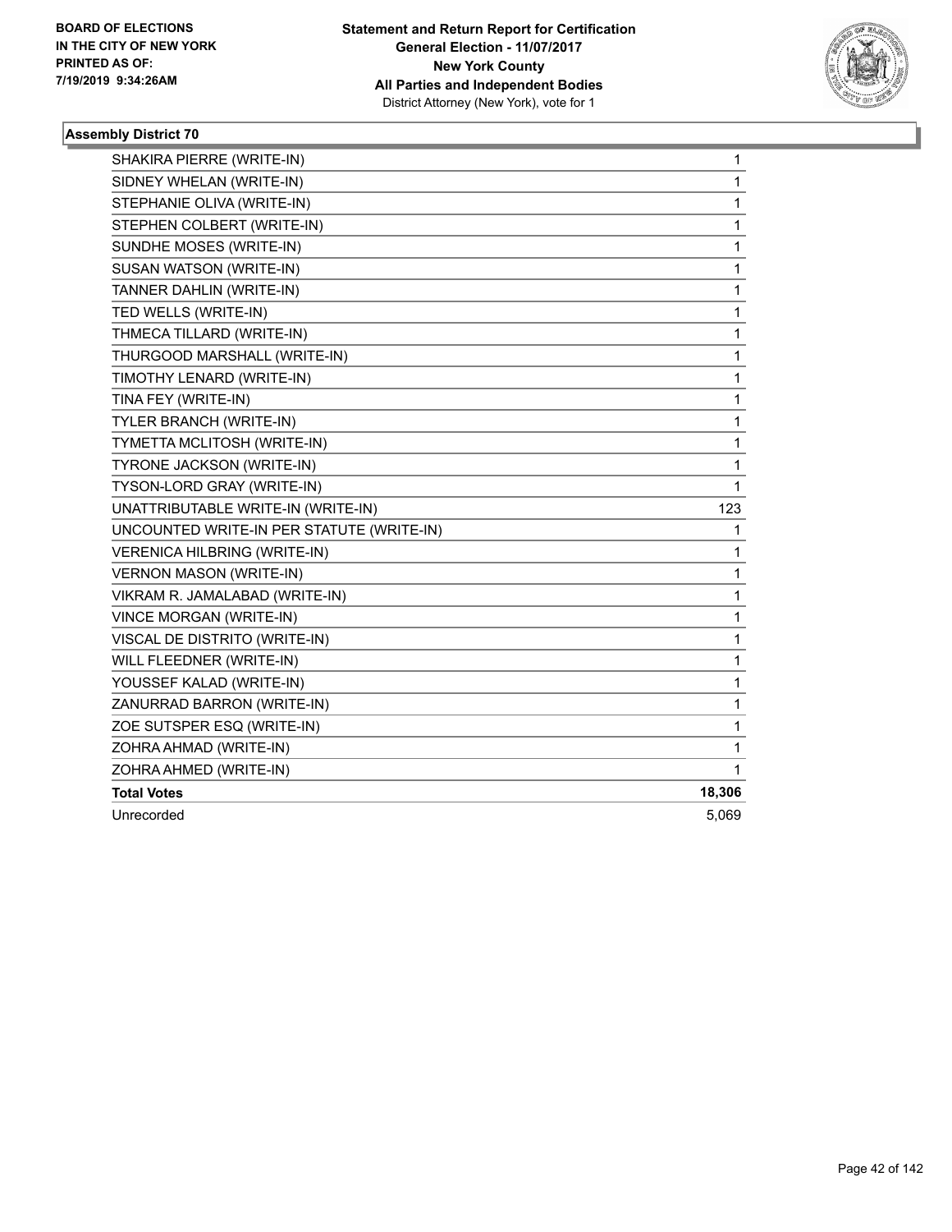BOARD OF ELECTIONS IN THE CITY OF NEW YORK PRINTED AS OF: 7/19/2019 9:34:26AM

**Statement and Return Report for Certification**
**General Election - 11/07/2017**
**New York County**
**All Parties and Independent Bodies**
District Attorney (New York), vote for 1

### Assembly District 70

| | |
|---|---|
| SHAKIRA PIERRE (WRITE-IN) | 1 |
| SIDNEY WHELAN (WRITE-IN) | 1 |
| STEPHANIE OLIVA (WRITE-IN) | 1 |
| STEPHEN COLBERT (WRITE-IN) | 1 |
| SUNDHE MOSES (WRITE-IN) | 1 |
| SUSAN WATSON (WRITE-IN) | 1 |
| TANNER DAHLIN (WRITE-IN) | 1 |
| TED WELLS (WRITE-IN) | 1 |
| THMECA TILLARD (WRITE-IN) | 1 |
| THURGOOD MARSHALL (WRITE-IN) | 1 |
| TIMOTHY LENARD (WRITE-IN) | 1 |
| TINA FEY (WRITE-IN) | 1 |
| TYLER BRANCH (WRITE-IN) | 1 |
| TYMETTA MCLITOSH (WRITE-IN) | 1 |
| TYRONE JACKSON (WRITE-IN) | 1 |
| TYSON-LORD GRAY (WRITE-IN) | 1 |
| UNATTRIBUTABLE WRITE-IN (WRITE-IN) | 123 |
| UNCOUNTED WRITE-IN PER STATUTE (WRITE-IN) | 1 |
| VERENICA HILBRING (WRITE-IN) | 1 |
| VERNON MASON (WRITE-IN) | 1 |
| VIKRAM R. JAMALABAD (WRITE-IN) | 1 |
| VINCE MORGAN (WRITE-IN) | 1 |
| VISCAL DE DISTRITO (WRITE-IN) | 1 |
| WILL FLEEDNER (WRITE-IN) | 1 |
| YOUSSEF KALAD (WRITE-IN) | 1 |
| ZANURRAD BARRON (WRITE-IN) | 1 |
| ZOE SUTSPER ESQ (WRITE-IN) | 1 |
| ZOHRA AHMAD (WRITE-IN) | 1 |
| ZOHRA AHMED (WRITE-IN) | 1 |
| **Total Votes** | **18,306** |
| Unrecorded | 5,069 |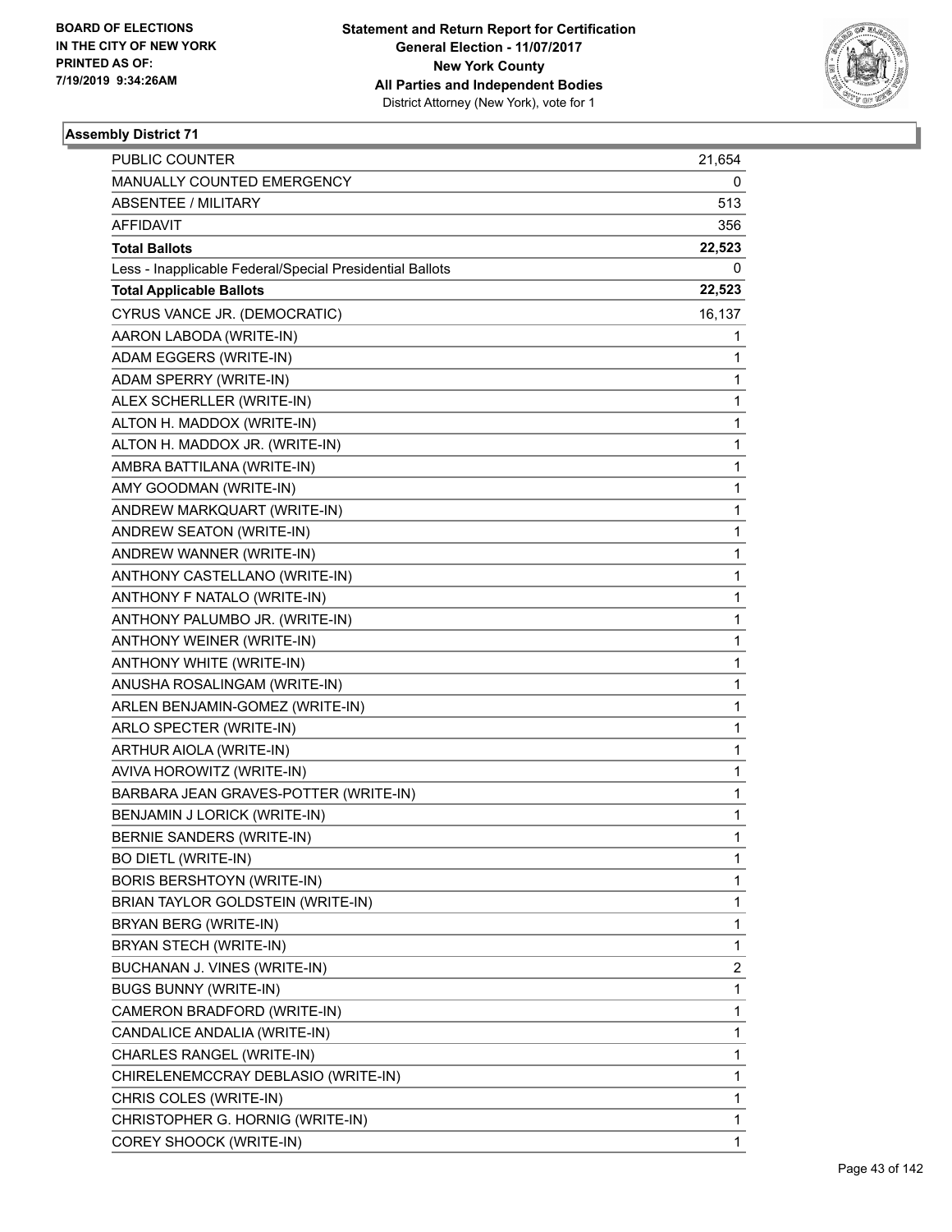BOARD OF ELECTIONS
IN THE CITY OF NEW YORK
PRINTED AS OF:
7/19/2019 9:34:26AM

**Statement and Return Report for Certification**
**General Election - 11/07/2017**
**New York County**
**All Parties and Independent Bodies**
District Attorney (New York), vote for 1

### Assembly District 71

| | |
|---|---|
| PUBLIC COUNTER | 21,654 |
| MANUALLY COUNTED EMERGENCY | 0 |
| ABSENTEE / MILITARY | 513 |
| AFFIDAVIT | 356 |
| **Total Ballots** | **22,523** |
| Less - Inapplicable Federal/Special Presidential Ballots | 0 |
| **Total Applicable Ballots** | **22,523** |
| CYRUS VANCE JR. (DEMOCRATIC) | 16,137 |
| AARON LABODA (WRITE-IN) | 1 |
| ADAM EGGERS (WRITE-IN) | 1 |
| ADAM SPERRY (WRITE-IN) | 1 |
| ALEX SCHERLLER (WRITE-IN) | 1 |
| ALTON H. MADDOX (WRITE-IN) | 1 |
| ALTON H. MADDOX JR. (WRITE-IN) | 1 |
| AMBRA BATTILANA (WRITE-IN) | 1 |
| AMY GOODMAN (WRITE-IN) | 1 |
| ANDREW MARKQUART (WRITE-IN) | 1 |
| ANDREW SEATON (WRITE-IN) | 1 |
| ANDREW WANNER (WRITE-IN) | 1 |
| ANTHONY CASTELLANO (WRITE-IN) | 1 |
| ANTHONY F NATALO (WRITE-IN) | 1 |
| ANTHONY PALUMBO JR. (WRITE-IN) | 1 |
| ANTHONY WEINER (WRITE-IN) | 1 |
| ANTHONY WHITE (WRITE-IN) | 1 |
| ANUSHA ROSALINGAM (WRITE-IN) | 1 |
| ARLEN BENJAMIN-GOMEZ (WRITE-IN) | 1 |
| ARLO SPECTER (WRITE-IN) | 1 |
| ARTHUR AIOLA (WRITE-IN) | 1 |
| AVIVA HOROWITZ (WRITE-IN) | 1 |
| BARBARA JEAN GRAVES-POTTER (WRITE-IN) | 1 |
| BENJAMIN J LORICK (WRITE-IN) | 1 |
| BERNIE SANDERS (WRITE-IN) | 1 |
| BO DIETL (WRITE-IN) | 1 |
| BORIS BERSHTOYN (WRITE-IN) | 1 |
| BRIAN TAYLOR GOLDSTEIN (WRITE-IN) | 1 |
| BRYAN BERG (WRITE-IN) | 1 |
| BRYAN STECH (WRITE-IN) | 1 |
| BUCHANAN J. VINES (WRITE-IN) | 2 |
| BUGS BUNNY (WRITE-IN) | 1 |
| CAMERON BRADFORD (WRITE-IN) | 1 |
| CANDALICE ANDALIA (WRITE-IN) | 1 |
| CHARLES RANGEL (WRITE-IN) | 1 |
| CHIRELENEMCCRAY DEBLASIO (WRITE-IN) | 1 |
| CHRIS COLES (WRITE-IN) | 1 |
| CHRISTOPHER G. HORNIG (WRITE-IN) | 1 |
| COREY SHOOCK (WRITE-IN) | 1 |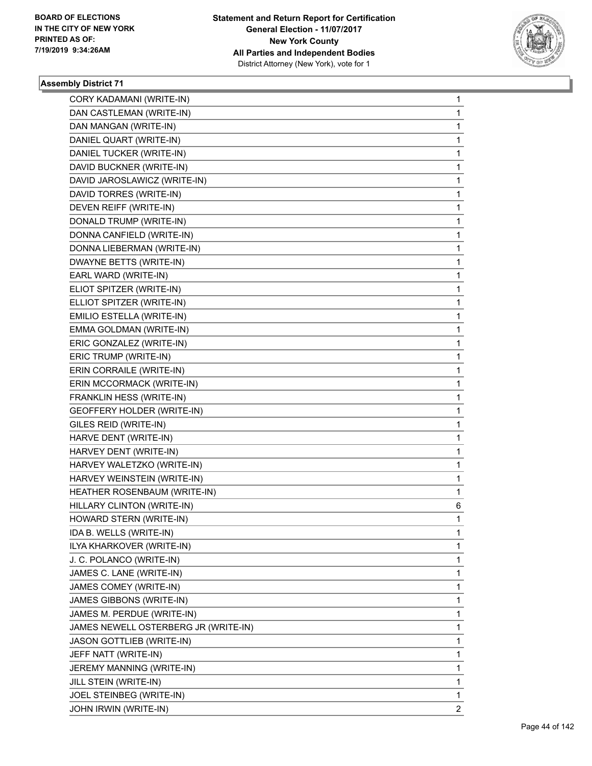**Statement and Return Report for Certification**
**General Election - 11/07/2017**
**New York County**
**All Parties and Independent Bodies**
District Attorney (New York), vote for 1

**BOARD OF ELECTIONS IN THE CITY OF NEW YORK PRINTED AS OF: 7/19/2019 9:34:26AM**

### Assembly District 71

| | |
|---|---|
| CORY KADAMANI (WRITE-IN) | 1 |
| DAN CASTLEMAN (WRITE-IN) | 1 |
| DAN MANGAN (WRITE-IN) | 1 |
| DANIEL QUART (WRITE-IN) | 1 |
| DANIEL TUCKER (WRITE-IN) | 1 |
| DAVID BUCKNER (WRITE-IN) | 1 |
| DAVID JAROSLAWICZ (WRITE-IN) | 1 |
| DAVID TORRES (WRITE-IN) | 1 |
| DEVEN REIFF (WRITE-IN) | 1 |
| DONALD TRUMP (WRITE-IN) | 1 |
| DONNA CANFIELD (WRITE-IN) | 1 |
| DONNA LIEBERMAN (WRITE-IN) | 1 |
| DWAYNE BETTS (WRITE-IN) | 1 |
| EARL WARD (WRITE-IN) | 1 |
| ELIOT SPITZER (WRITE-IN) | 1 |
| ELLIOT SPITZER (WRITE-IN) | 1 |
| EMILIO ESTELLA (WRITE-IN) | 1 |
| EMMA GOLDMAN (WRITE-IN) | 1 |
| ERIC GONZALEZ (WRITE-IN) | 1 |
| ERIC TRUMP (WRITE-IN) | 1 |
| ERIN CORRAILE (WRITE-IN) | 1 |
| ERIN MCCORMACK (WRITE-IN) | 1 |
| FRANKLIN HESS (WRITE-IN) | 1 |
| GEOFFERY HOLDER (WRITE-IN) | 1 |
| GILES REID (WRITE-IN) | 1 |
| HARVE DENT (WRITE-IN) | 1 |
| HARVEY DENT (WRITE-IN) | 1 |
| HARVEY WALETZKO (WRITE-IN) | 1 |
| HARVEY WEINSTEIN (WRITE-IN) | 1 |
| HEATHER ROSENBAUM (WRITE-IN) | 1 |
| HILLARY CLINTON (WRITE-IN) | 6 |
| HOWARD STERN (WRITE-IN) | 1 |
| IDA B. WELLS (WRITE-IN) | 1 |
| ILYA KHARKOVER (WRITE-IN) | 1 |
| J. C. POLANCO (WRITE-IN) | 1 |
| JAMES C. LANE (WRITE-IN) | 1 |
| JAMES COMEY (WRITE-IN) | 1 |
| JAMES GIBBONS (WRITE-IN) | 1 |
| JAMES M. PERDUE (WRITE-IN) | 1 |
| JAMES NEWELL OSTERBERG JR (WRITE-IN) | 1 |
| JASON GOTTLIEB (WRITE-IN) | 1 |
| JEFF NATT (WRITE-IN) | 1 |
| JEREMY MANNING (WRITE-IN) | 1 |
| JILL STEIN (WRITE-IN) | 1 |
| JOEL STEINBEG (WRITE-IN) | 1 |
| JOHN IRWIN (WRITE-IN) | 2 |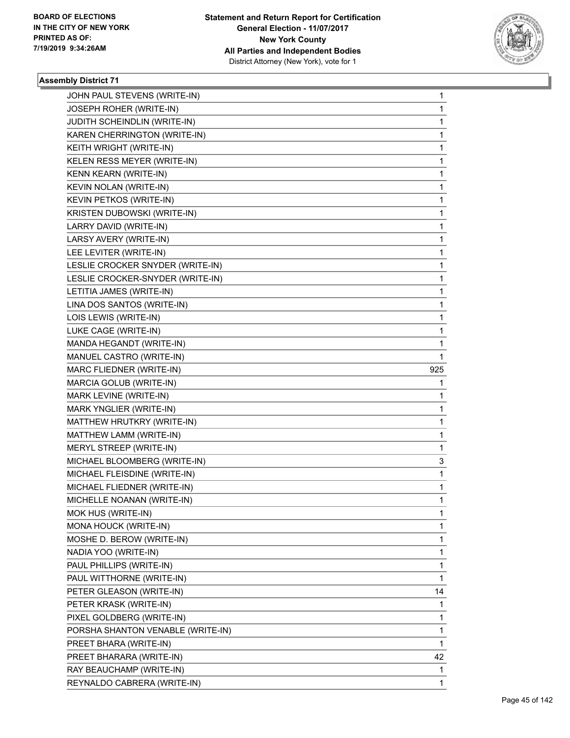**Statement and Return Report for Certification**
**General Election - 11/07/2017**
**New York County**
**All Parties and Independent Bodies**
District Attorney (New York), vote for 1

BOARD OF ELECTIONS
IN THE CITY OF NEW YORK
PRINTED AS OF:
7/19/2019 9:34:26AM

### Assembly District 71

| | |
|---|---|
| JOHN PAUL STEVENS (WRITE-IN) | 1 |
| JOSEPH ROHER (WRITE-IN) | 1 |
| JUDITH SCHEINDLIN (WRITE-IN) | 1 |
| KAREN CHERRINGTON (WRITE-IN) | 1 |
| KEITH WRIGHT (WRITE-IN) | 1 |
| KELEN RESS MEYER (WRITE-IN) | 1 |
| KENN KEARN (WRITE-IN) | 1 |
| KEVIN NOLAN (WRITE-IN) | 1 |
| KEVIN PETKOS (WRITE-IN) | 1 |
| KRISTEN DUBOWSKI (WRITE-IN) | 1 |
| LARRY DAVID (WRITE-IN) | 1 |
| LARSY AVERY (WRITE-IN) | 1 |
| LEE LEVITER (WRITE-IN) | 1 |
| LESLIE CROCKER SNYDER (WRITE-IN) | 1 |
| LESLIE CROCKER-SNYDER (WRITE-IN) | 1 |
| LETITIA JAMES (WRITE-IN) | 1 |
| LINA DOS SANTOS (WRITE-IN) | 1 |
| LOIS LEWIS (WRITE-IN) | 1 |
| LUKE CAGE (WRITE-IN) | 1 |
| MANDA HEGANDT (WRITE-IN) | 1 |
| MANUEL CASTRO (WRITE-IN) | 1 |
| MARC FLIEDNER (WRITE-IN) | 925 |
| MARCIA GOLUB (WRITE-IN) | 1 |
| MARK LEVINE (WRITE-IN) | 1 |
| MARK YNGLIER (WRITE-IN) | 1 |
| MATTHEW HRUTKRY (WRITE-IN) | 1 |
| MATTHEW LAMM (WRITE-IN) | 1 |
| MERYL STREEP (WRITE-IN) | 1 |
| MICHAEL BLOOMBERG (WRITE-IN) | 3 |
| MICHAEL FLEISDINE (WRITE-IN) | 1 |
| MICHAEL FLIEDNER (WRITE-IN) | 1 |
| MICHELLE NOANAN (WRITE-IN) | 1 |
| MOK HUS (WRITE-IN) | 1 |
| MONA HOUCK (WRITE-IN) | 1 |
| MOSHE D. BEROW (WRITE-IN) | 1 |
| NADIA YOO (WRITE-IN) | 1 |
| PAUL PHILLIPS (WRITE-IN) | 1 |
| PAUL WITTHORNE (WRITE-IN) | 1 |
| PETER GLEASON (WRITE-IN) | 14 |
| PETER KRASK (WRITE-IN) | 1 |
| PIXEL GOLDBERG (WRITE-IN) | 1 |
| PORSHA SHANTON VENABLE (WRITE-IN) | 1 |
| PREET BHARA (WRITE-IN) | 1 |
| PREET BHARARA (WRITE-IN) | 42 |
| RAY BEAUCHAMP (WRITE-IN) | 1 |
| REYNALDO CABRERA (WRITE-IN) | 1 |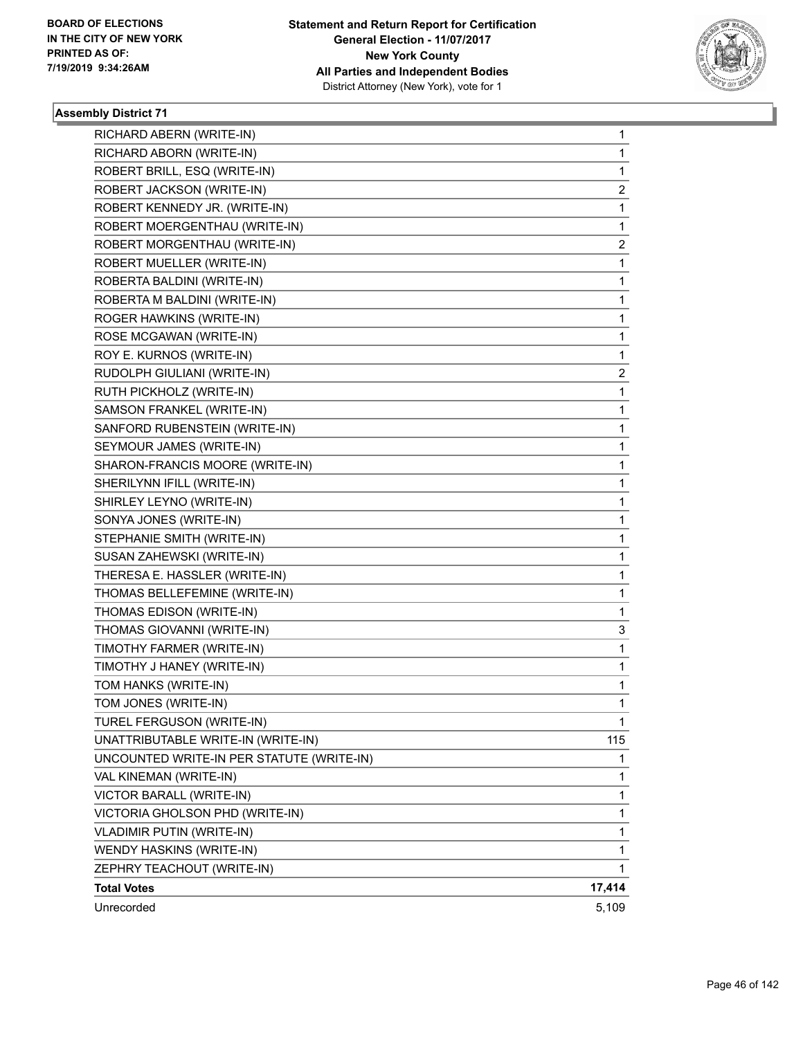BOARD OF ELECTIONS
IN THE CITY OF NEW YORK
PRINTED AS OF:
7/19/2019 9:34:26AM

**Statement and Return Report for Certification**
**General Election - 11/07/2017**
**New York County**
**All Parties and Independent Bodies**
District Attorney (New York), vote for 1

### Assembly District 71

| Candidate | Votes |
|---|---|
| RICHARD ABERN (WRITE-IN) | 1 |
| RICHARD ABORN (WRITE-IN) | 1 |
| ROBERT BRILL, ESQ (WRITE-IN) | 1 |
| ROBERT JACKSON (WRITE-IN) | 2 |
| ROBERT KENNEDY JR. (WRITE-IN) | 1 |
| ROBERT MOERGENTHAU (WRITE-IN) | 1 |
| ROBERT MORGENTHAU (WRITE-IN) | 2 |
| ROBERT MUELLER (WRITE-IN) | 1 |
| ROBERTA BALDINI (WRITE-IN) | 1 |
| ROBERTA M BALDINI (WRITE-IN) | 1 |
| ROGER HAWKINS (WRITE-IN) | 1 |
| ROSE MCGAWAN (WRITE-IN) | 1 |
| ROY E. KURNOS (WRITE-IN) | 1 |
| RUDOLPH GIULIANI (WRITE-IN) | 2 |
| RUTH PICKHOLZ (WRITE-IN) | 1 |
| SAMSON FRANKEL (WRITE-IN) | 1 |
| SANFORD RUBENSTEIN (WRITE-IN) | 1 |
| SEYMOUR JAMES (WRITE-IN) | 1 |
| SHARON-FRANCIS MOORE (WRITE-IN) | 1 |
| SHERILYNN IFILL (WRITE-IN) | 1 |
| SHIRLEY LEYNO (WRITE-IN) | 1 |
| SONYA JONES (WRITE-IN) | 1 |
| STEPHANIE SMITH (WRITE-IN) | 1 |
| SUSAN ZAHEWSKI (WRITE-IN) | 1 |
| THERESA E. HASSLER (WRITE-IN) | 1 |
| THOMAS BELLEFEMINE (WRITE-IN) | 1 |
| THOMAS EDISON (WRITE-IN) | 1 |
| THOMAS GIOVANNI (WRITE-IN) | 3 |
| TIMOTHY FARMER (WRITE-IN) | 1 |
| TIMOTHY J HANEY (WRITE-IN) | 1 |
| TOM HANKS (WRITE-IN) | 1 |
| TOM JONES (WRITE-IN) | 1 |
| TUREL FERGUSON (WRITE-IN) | 1 |
| UNATTRIBUTABLE WRITE-IN (WRITE-IN) | 115 |
| UNCOUNTED WRITE-IN PER STATUTE (WRITE-IN) | 1 |
| VAL KINEMAN (WRITE-IN) | 1 |
| VICTOR BARALL (WRITE-IN) | 1 |
| VICTORIA GHOLSON PHD (WRITE-IN) | 1 |
| VLADIMIR PUTIN (WRITE-IN) | 1 |
| WENDY HASKINS (WRITE-IN) | 1 |
| ZEPHRY TEACHOUT (WRITE-IN) | 1 |
| **Total Votes** | **17,414** |
| Unrecorded | 5,109 |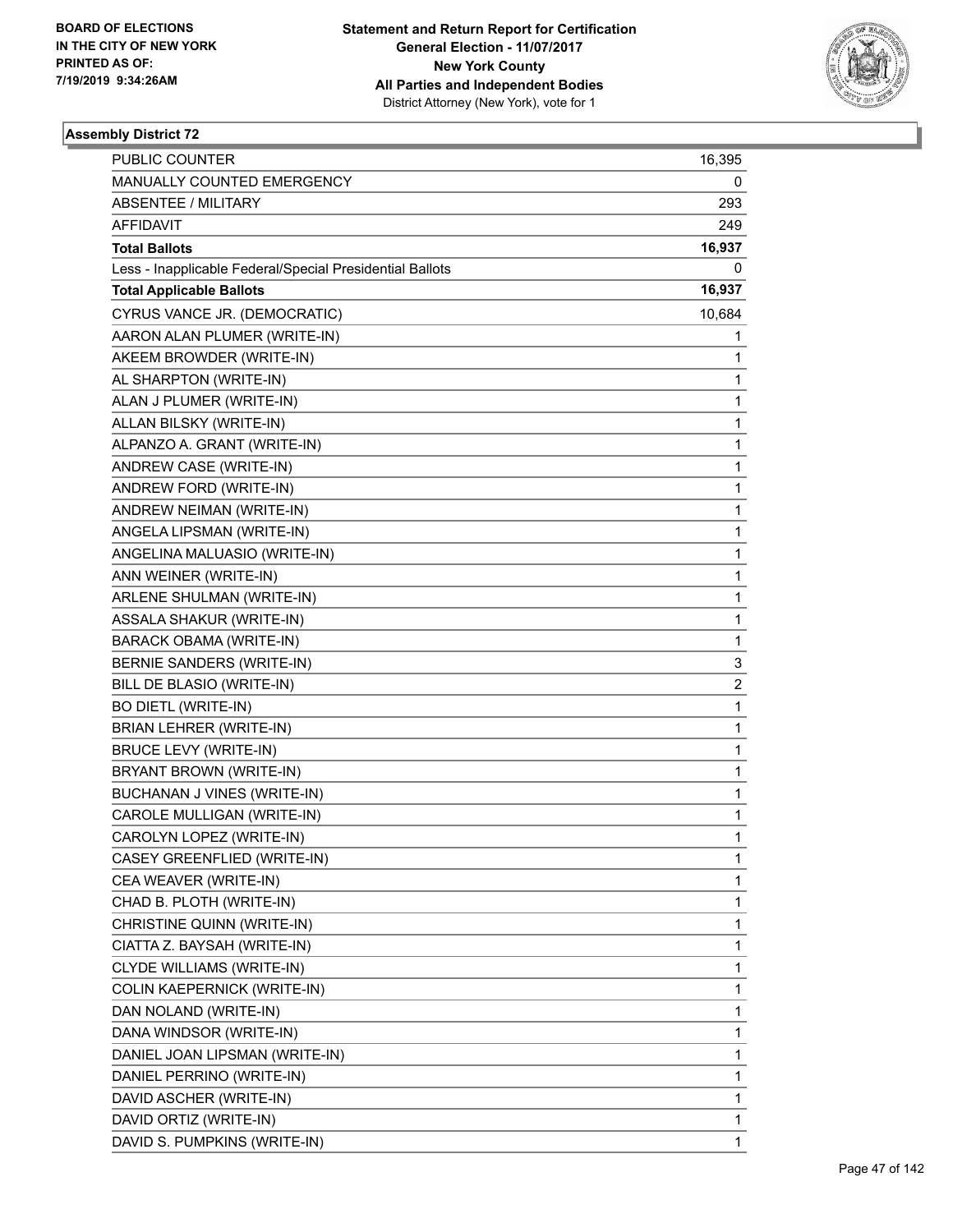BOARD OF ELECTIONS
IN THE CITY OF NEW YORK
PRINTED AS OF:
7/19/2019 9:34:26AM

**Statement and Return Report for Certification**
**General Election - 11/07/2017**
**New York County**
**All Parties and Independent Bodies**
District Attorney (New York), vote for 1

**Assembly District 72**

| | |
|---|---|
| PUBLIC COUNTER | 16,395 |
| MANUALLY COUNTED EMERGENCY | 0 |
| ABSENTEE / MILITARY | 293 |
| AFFIDAVIT | 249 |
| **Total Ballots** | **16,937** |
| Less - Inapplicable Federal/Special Presidential Ballots | 0 |
| **Total Applicable Ballots** | **16,937** |
| CYRUS VANCE JR. (DEMOCRATIC) | 10,684 |
| AARON ALAN PLUMER (WRITE-IN) | 1 |
| AKEEM BROWDER (WRITE-IN) | 1 |
| AL SHARPTON (WRITE-IN) | 1 |
| ALAN J PLUMER (WRITE-IN) | 1 |
| ALLAN BILSKY (WRITE-IN) | 1 |
| ALPANZO A. GRANT (WRITE-IN) | 1 |
| ANDREW CASE (WRITE-IN) | 1 |
| ANDREW FORD (WRITE-IN) | 1 |
| ANDREW NEIMAN (WRITE-IN) | 1 |
| ANGELA LIPSMAN (WRITE-IN) | 1 |
| ANGELINA MALUASIO (WRITE-IN) | 1 |
| ANN WEINER (WRITE-IN) | 1 |
| ARLENE SHULMAN (WRITE-IN) | 1 |
| ASSALA SHAKUR (WRITE-IN) | 1 |
| BARACK OBAMA (WRITE-IN) | 1 |
| BERNIE SANDERS (WRITE-IN) | 3 |
| BILL DE BLASIO (WRITE-IN) | 2 |
| BO DIETL (WRITE-IN) | 1 |
| BRIAN LEHRER (WRITE-IN) | 1 |
| BRUCE LEVY (WRITE-IN) | 1 |
| BRYANT BROWN (WRITE-IN) | 1 |
| BUCHANAN J VINES (WRITE-IN) | 1 |
| CAROLE MULLIGAN (WRITE-IN) | 1 |
| CAROLYN LOPEZ (WRITE-IN) | 1 |
| CASEY GREENFLIED (WRITE-IN) | 1 |
| CEA WEAVER (WRITE-IN) | 1 |
| CHAD B. PLOTH (WRITE-IN) | 1 |
| CHRISTINE QUINN (WRITE-IN) | 1 |
| CIATTA Z. BAYSAH (WRITE-IN) | 1 |
| CLYDE WILLIAMS (WRITE-IN) | 1 |
| COLIN KAEPERNICK (WRITE-IN) | 1 |
| DAN NOLAND (WRITE-IN) | 1 |
| DANA WINDSOR (WRITE-IN) | 1 |
| DANIEL JOAN LIPSMAN (WRITE-IN) | 1 |
| DANIEL PERRINO (WRITE-IN) | 1 |
| DAVID ASCHER (WRITE-IN) | 1 |
| DAVID ORTIZ (WRITE-IN) | 1 |
| DAVID S. PUMPKINS (WRITE-IN) | 1 |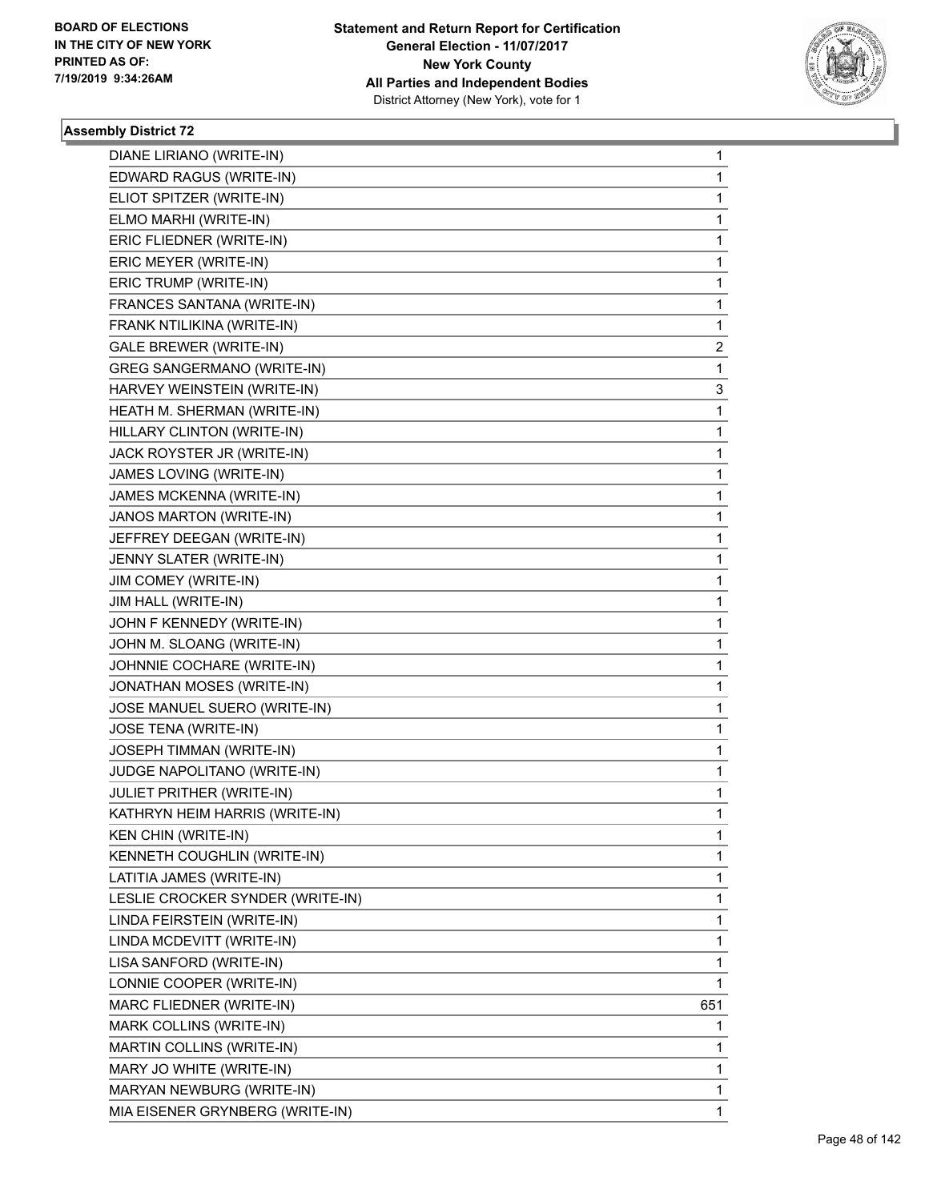BOARD OF ELECTIONS
IN THE CITY OF NEW YORK
PRINTED AS OF:
7/19/2019 9:34:26AM

**Statement and Return Report for Certification**
**General Election - 11/07/2017**
**New York County**
**All Parties and Independent Bodies**
District Attorney (New York), vote for 1

### Assembly District 72

| | |
|---|---|
| DIANE LIRIANO (WRITE-IN) | 1 |
| EDWARD RAGUS (WRITE-IN) | 1 |
| ELIOT SPITZER (WRITE-IN) | 1 |
| ELMO MARHI (WRITE-IN) | 1 |
| ERIC FLIEDNER (WRITE-IN) | 1 |
| ERIC MEYER (WRITE-IN) | 1 |
| ERIC TRUMP (WRITE-IN) | 1 |
| FRANCES SANTANA (WRITE-IN) | 1 |
| FRANK NTILIKINA (WRITE-IN) | 1 |
| GALE BREWER (WRITE-IN) | 2 |
| GREG SANGERMANO (WRITE-IN) | 1 |
| HARVEY WEINSTEIN (WRITE-IN) | 3 |
| HEATH M. SHERMAN (WRITE-IN) | 1 |
| HILLARY CLINTON (WRITE-IN) | 1 |
| JACK ROYSTER JR (WRITE-IN) | 1 |
| JAMES LOVING (WRITE-IN) | 1 |
| JAMES MCKENNA (WRITE-IN) | 1 |
| JANOS MARTON (WRITE-IN) | 1 |
| JEFFREY DEEGAN (WRITE-IN) | 1 |
| JENNY SLATER (WRITE-IN) | 1 |
| JIM COMEY (WRITE-IN) | 1 |
| JIM HALL (WRITE-IN) | 1 |
| JOHN F KENNEDY (WRITE-IN) | 1 |
| JOHN M. SLOANG (WRITE-IN) | 1 |
| JOHNNIE COCHARE (WRITE-IN) | 1 |
| JONATHAN MOSES (WRITE-IN) | 1 |
| JOSE MANUEL SUERO (WRITE-IN) | 1 |
| JOSE TENA (WRITE-IN) | 1 |
| JOSEPH TIMMAN (WRITE-IN) | 1 |
| JUDGE NAPOLITANO (WRITE-IN) | 1 |
| JULIET PRITHER (WRITE-IN) | 1 |
| KATHRYN HEIM HARRIS (WRITE-IN) | 1 |
| KEN CHIN (WRITE-IN) | 1 |
| KENNETH COUGHLIN (WRITE-IN) | 1 |
| LATITIA JAMES (WRITE-IN) | 1 |
| LESLIE CROCKER SYNDER (WRITE-IN) | 1 |
| LINDA FEIRSTEIN (WRITE-IN) | 1 |
| LINDA MCDEVITT (WRITE-IN) | 1 |
| LISA SANFORD (WRITE-IN) | 1 |
| LONNIE COOPER (WRITE-IN) | 1 |
| MARC FLIEDNER (WRITE-IN) | 651 |
| MARK COLLINS (WRITE-IN) | 1 |
| MARTIN COLLINS (WRITE-IN) | 1 |
| MARY JO WHITE (WRITE-IN) | 1 |
| MARYAN NEWBURG (WRITE-IN) | 1 |
| MIA EISENER GRYNBERG (WRITE-IN) | 1 |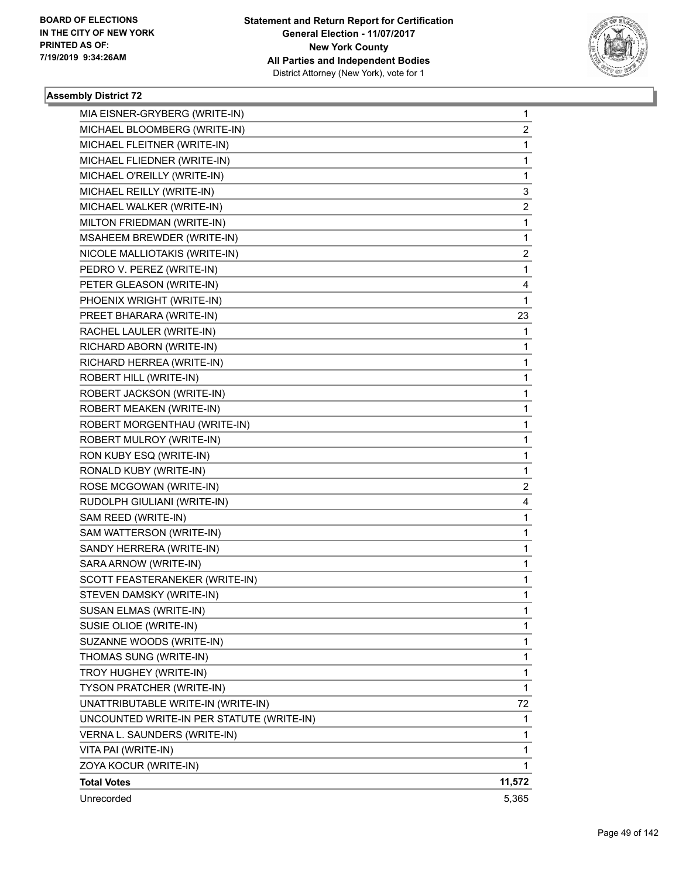**Statement and Return Report for Certification**
**General Election - 11/07/2017**
**New York County**
**All Parties and Independent Bodies**
District Attorney (New York), vote for 1

BOARD OF ELECTIONS
IN THE CITY OF NEW YORK
PRINTED AS OF:
7/19/2019 9:34:26AM

### Assembly District 72

| | |
|---|---|
| MIA EISNER-GRYBERG (WRITE-IN) | 1 |
| MICHAEL BLOOMBERG (WRITE-IN) | 2 |
| MICHAEL FLEITNER (WRITE-IN) | 1 |
| MICHAEL FLIEDNER (WRITE-IN) | 1 |
| MICHAEL O'REILLY (WRITE-IN) | 1 |
| MICHAEL REILLY (WRITE-IN) | 3 |
| MICHAEL WALKER (WRITE-IN) | 2 |
| MILTON FRIEDMAN (WRITE-IN) | 1 |
| MSAHEEM BREWDER (WRITE-IN) | 1 |
| NICOLE MALLIOTAKIS (WRITE-IN) | 2 |
| PEDRO V. PEREZ (WRITE-IN) | 1 |
| PETER GLEASON (WRITE-IN) | 4 |
| PHOENIX WRIGHT (WRITE-IN) | 1 |
| PREET BHARARA (WRITE-IN) | 23 |
| RACHEL LAULER (WRITE-IN) | 1 |
| RICHARD ABORN (WRITE-IN) | 1 |
| RICHARD HERREA (WRITE-IN) | 1 |
| ROBERT HILL (WRITE-IN) | 1 |
| ROBERT JACKSON (WRITE-IN) | 1 |
| ROBERT MEAKEN (WRITE-IN) | 1 |
| ROBERT MORGENTHAU (WRITE-IN) | 1 |
| ROBERT MULROY (WRITE-IN) | 1 |
| RON KUBY ESQ (WRITE-IN) | 1 |
| RONALD KUBY (WRITE-IN) | 1 |
| ROSE MCGOWAN (WRITE-IN) | 2 |
| RUDOLPH GIULIANI (WRITE-IN) | 4 |
| SAM REED (WRITE-IN) | 1 |
| SAM WATTERSON (WRITE-IN) | 1 |
| SANDY HERRERA (WRITE-IN) | 1 |
| SARA ARNOW (WRITE-IN) | 1 |
| SCOTT FEASTERANEKER (WRITE-IN) | 1 |
| STEVEN DAMSKY (WRITE-IN) | 1 |
| SUSAN ELMAS (WRITE-IN) | 1 |
| SUSIE OLIOE (WRITE-IN) | 1 |
| SUZANNE WOODS (WRITE-IN) | 1 |
| THOMAS SUNG (WRITE-IN) | 1 |
| TROY HUGHEY (WRITE-IN) | 1 |
| TYSON PRATCHER (WRITE-IN) | 1 |
| UNATTRIBUTABLE WRITE-IN (WRITE-IN) | 72 |
| UNCOUNTED WRITE-IN PER STATUTE (WRITE-IN) | 1 |
| VERNA L. SAUNDERS (WRITE-IN) | 1 |
| VITA PAI (WRITE-IN) | 1 |
| ZOYA KOCUR (WRITE-IN) | 1 |
| **Total Votes** | **11,572** |
| Unrecorded | 5,365 |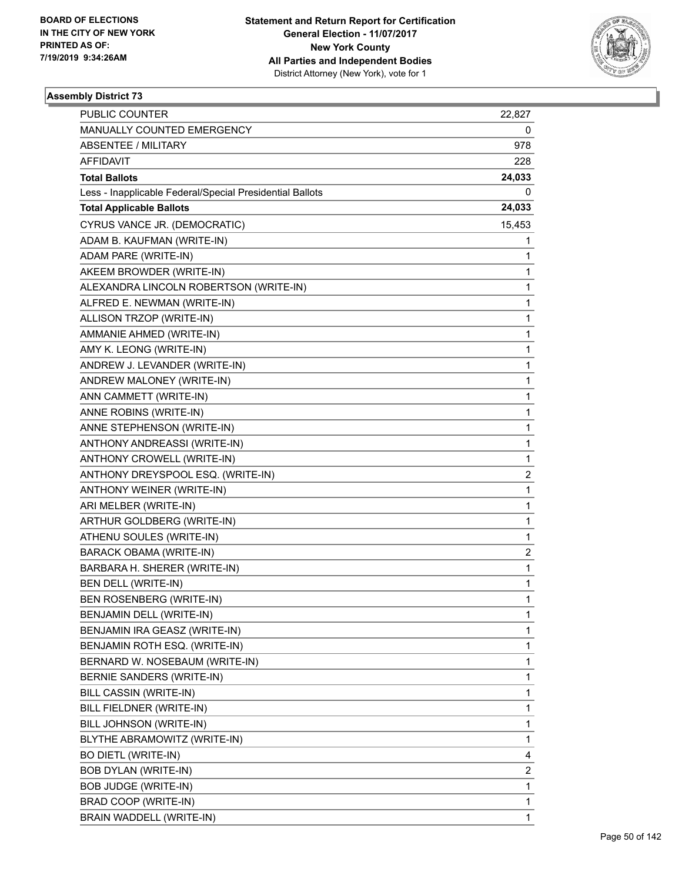BOARD OF ELECTIONS
IN THE CITY OF NEW YORK
PRINTED AS OF:
7/19/2019 9:34:26AM

**Statement and Return Report for Certification**
**General Election - 11/07/2017**
**New York County**
**All Parties and Independent Bodies**
District Attorney (New York), vote for 1

### Assembly District 73

| | |
|---|---|
| PUBLIC COUNTER | 22,827 |
| MANUALLY COUNTED EMERGENCY | 0 |
| ABSENTEE / MILITARY | 978 |
| AFFIDAVIT | 228 |
| **Total Ballots** | **24,033** |
| Less - Inapplicable Federal/Special Presidential Ballots | 0 |
| **Total Applicable Ballots** | **24,033** |
| CYRUS VANCE JR. (DEMOCRATIC) | 15,453 |
| ADAM B. KAUFMAN (WRITE-IN) | 1 |
| ADAM PARE (WRITE-IN) | 1 |
| AKEEM BROWDER (WRITE-IN) | 1 |
| ALEXANDRA LINCOLN ROBERTSON (WRITE-IN) | 1 |
| ALFRED E. NEWMAN (WRITE-IN) | 1 |
| ALLISON TRZOP (WRITE-IN) | 1 |
| AMMANIE AHMED (WRITE-IN) | 1 |
| AMY K. LEONG (WRITE-IN) | 1 |
| ANDREW J. LEVANDER (WRITE-IN) | 1 |
| ANDREW MALONEY (WRITE-IN) | 1 |
| ANN CAMMETT (WRITE-IN) | 1 |
| ANNE ROBINS (WRITE-IN) | 1 |
| ANNE STEPHENSON (WRITE-IN) | 1 |
| ANTHONY ANDREASSI (WRITE-IN) | 1 |
| ANTHONY CROWELL (WRITE-IN) | 1 |
| ANTHONY DREYSPOOL ESQ. (WRITE-IN) | 2 |
| ANTHONY WEINER (WRITE-IN) | 1 |
| ARI MELBER (WRITE-IN) | 1 |
| ARTHUR GOLDBERG (WRITE-IN) | 1 |
| ATHENU SOULES (WRITE-IN) | 1 |
| BARACK OBAMA (WRITE-IN) | 2 |
| BARBARA H. SHERER (WRITE-IN) | 1 |
| BEN DELL (WRITE-IN) | 1 |
| BEN ROSENBERG (WRITE-IN) | 1 |
| BENJAMIN DELL (WRITE-IN) | 1 |
| BENJAMIN IRA GEASZ (WRITE-IN) | 1 |
| BENJAMIN ROTH ESQ. (WRITE-IN) | 1 |
| BERNARD W. NOSEBAUM (WRITE-IN) | 1 |
| BERNIE SANDERS (WRITE-IN) | 1 |
| BILL CASSIN (WRITE-IN) | 1 |
| BILL FIELDNER (WRITE-IN) | 1 |
| BILL JOHNSON (WRITE-IN) | 1 |
| BLYTHE ABRAMOWITZ (WRITE-IN) | 1 |
| BO DIETL (WRITE-IN) | 4 |
| BOB DYLAN (WRITE-IN) | 2 |
| BOB JUDGE (WRITE-IN) | 1 |
| BRAD COOP (WRITE-IN) | 1 |
| BRAIN WADDELL (WRITE-IN) | 1 |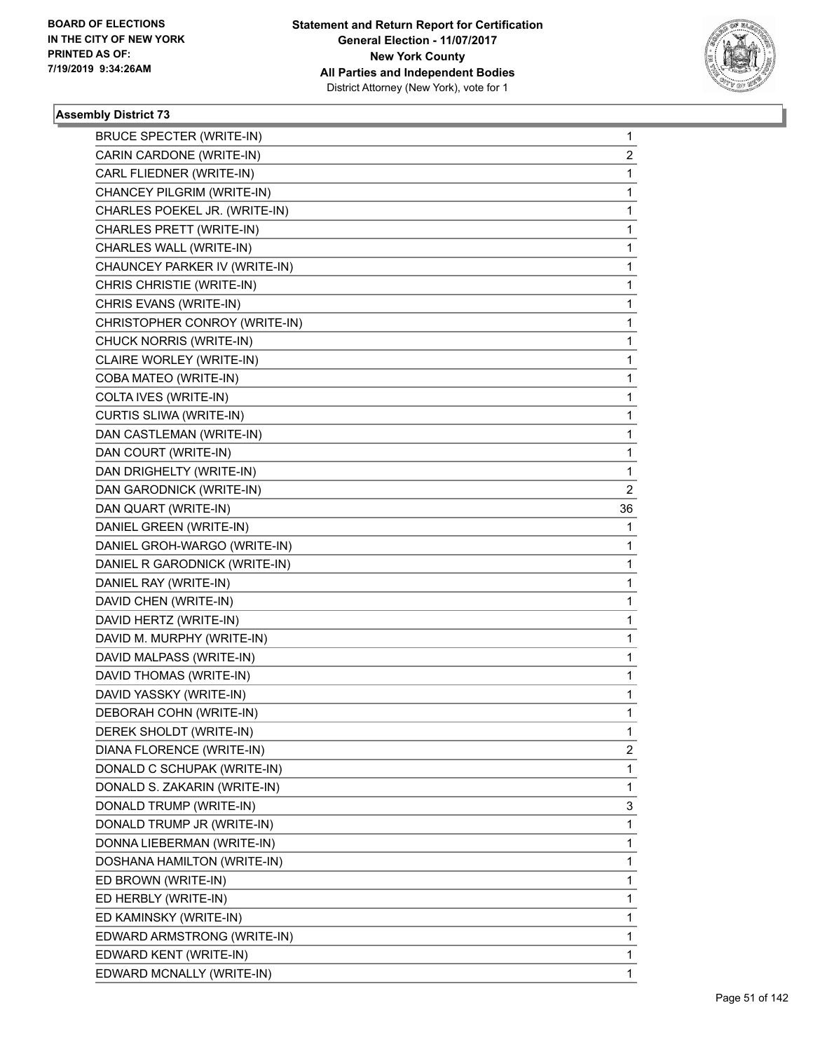**Statement and Return Report for Certification**
**General Election - 11/07/2017**
**New York County**
**All Parties and Independent Bodies**
District Attorney (New York), vote for 1

BOARD OF ELECTIONS
IN THE CITY OF NEW YORK
PRINTED AS OF:
7/19/2019 9:34:26AM

### Assembly District 73

| Candidate | Votes |
|---|---|
| BRUCE SPECTER (WRITE-IN) | 1 |
| CARIN CARDONE (WRITE-IN) | 2 |
| CARL FLIEDNER (WRITE-IN) | 1 |
| CHANCEY PILGRIM (WRITE-IN) | 1 |
| CHARLES POEKEL JR. (WRITE-IN) | 1 |
| CHARLES PRETT (WRITE-IN) | 1 |
| CHARLES WALL (WRITE-IN) | 1 |
| CHAUNCEY PARKER IV (WRITE-IN) | 1 |
| CHRIS CHRISTIE (WRITE-IN) | 1 |
| CHRIS EVANS (WRITE-IN) | 1 |
| CHRISTOPHER CONROY (WRITE-IN) | 1 |
| CHUCK NORRIS (WRITE-IN) | 1 |
| CLAIRE WORLEY (WRITE-IN) | 1 |
| COBA MATEO (WRITE-IN) | 1 |
| COLTA IVES (WRITE-IN) | 1 |
| CURTIS SLIWA (WRITE-IN) | 1 |
| DAN CASTLEMAN (WRITE-IN) | 1 |
| DAN COURT (WRITE-IN) | 1 |
| DAN DRIGHELTY (WRITE-IN) | 1 |
| DAN GARODNICK (WRITE-IN) | 2 |
| DAN QUART (WRITE-IN) | 36 |
| DANIEL GREEN (WRITE-IN) | 1 |
| DANIEL GROH-WARGO (WRITE-IN) | 1 |
| DANIEL R GARODNICK (WRITE-IN) | 1 |
| DANIEL RAY (WRITE-IN) | 1 |
| DAVID CHEN (WRITE-IN) | 1 |
| DAVID HERTZ (WRITE-IN) | 1 |
| DAVID M. MURPHY (WRITE-IN) | 1 |
| DAVID MALPASS (WRITE-IN) | 1 |
| DAVID THOMAS (WRITE-IN) | 1 |
| DAVID YASSKY (WRITE-IN) | 1 |
| DEBORAH COHN (WRITE-IN) | 1 |
| DEREK SHOLDT (WRITE-IN) | 1 |
| DIANA FLORENCE (WRITE-IN) | 2 |
| DONALD C SCHUPAK (WRITE-IN) | 1 |
| DONALD S. ZAKARIN (WRITE-IN) | 1 |
| DONALD TRUMP (WRITE-IN) | 3 |
| DONALD TRUMP JR (WRITE-IN) | 1 |
| DONNA LIEBERMAN (WRITE-IN) | 1 |
| DOSHANA HAMILTON (WRITE-IN) | 1 |
| ED BROWN (WRITE-IN) | 1 |
| ED HERBLY (WRITE-IN) | 1 |
| ED KAMINSKY (WRITE-IN) | 1 |
| EDWARD ARMSTRONG (WRITE-IN) | 1 |
| EDWARD KENT (WRITE-IN) | 1 |
| EDWARD MCNALLY (WRITE-IN) | 1 |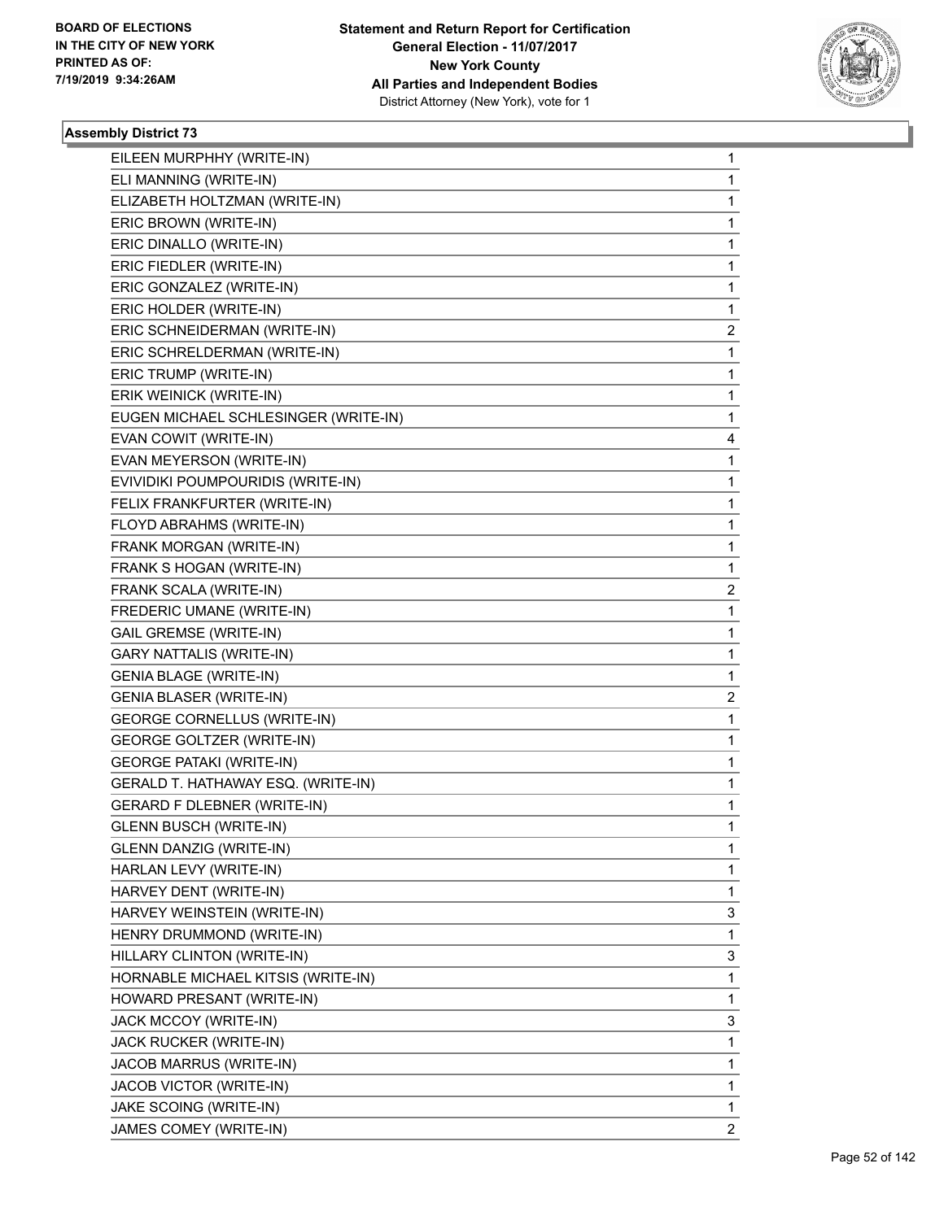BOARD OF ELECTIONS
IN THE CITY OF NEW YORK
PRINTED AS OF:
7/19/2019 9:34:26AM

**Statement and Return Report for Certification**
**General Election - 11/07/2017**
**New York County**
**All Parties and Independent Bodies**
District Attorney (New York), vote for 1

### Assembly District 73

| | |
|---|---|
| EILEEN MURPHHY (WRITE-IN) | 1 |
| ELI MANNING (WRITE-IN) | 1 |
| ELIZABETH HOLTZMAN (WRITE-IN) | 1 |
| ERIC BROWN (WRITE-IN) | 1 |
| ERIC DINALLO (WRITE-IN) | 1 |
| ERIC FIEDLER (WRITE-IN) | 1 |
| ERIC GONZALEZ (WRITE-IN) | 1 |
| ERIC HOLDER (WRITE-IN) | 1 |
| ERIC SCHNEIDERMAN (WRITE-IN) | 2 |
| ERIC SCHRELDERMAN (WRITE-IN) | 1 |
| ERIC TRUMP (WRITE-IN) | 1 |
| ERIK WEINICK (WRITE-IN) | 1 |
| EUGEN MICHAEL SCHLESINGER (WRITE-IN) | 1 |
| EVAN COWIT (WRITE-IN) | 4 |
| EVAN MEYERSON (WRITE-IN) | 1 |
| EVIVIDIKI POUMPOURIDIS (WRITE-IN) | 1 |
| FELIX FRANKFURTER (WRITE-IN) | 1 |
| FLOYD ABRAHMS (WRITE-IN) | 1 |
| FRANK MORGAN (WRITE-IN) | 1 |
| FRANK S HOGAN (WRITE-IN) | 1 |
| FRANK SCALA (WRITE-IN) | 2 |
| FREDERIC UMANE (WRITE-IN) | 1 |
| GAIL GREMSE (WRITE-IN) | 1 |
| GARY NATTALIS (WRITE-IN) | 1 |
| GENIA BLAGE (WRITE-IN) | 1 |
| GENIA BLASER (WRITE-IN) | 2 |
| GEORGE CORNELLUS (WRITE-IN) | 1 |
| GEORGE GOLTZER (WRITE-IN) | 1 |
| GEORGE PATAKI (WRITE-IN) | 1 |
| GERALD T. HATHAWAY ESQ. (WRITE-IN) | 1 |
| GERARD F DLEBNER (WRITE-IN) | 1 |
| GLENN BUSCH (WRITE-IN) | 1 |
| GLENN DANZIG (WRITE-IN) | 1 |
| HARLAN LEVY (WRITE-IN) | 1 |
| HARVEY DENT (WRITE-IN) | 1 |
| HARVEY WEINSTEIN (WRITE-IN) | 3 |
| HENRY DRUMMOND (WRITE-IN) | 1 |
| HILLARY CLINTON (WRITE-IN) | 3 |
| HORNABLE MICHAEL KITSIS (WRITE-IN) | 1 |
| HOWARD PRESANT (WRITE-IN) | 1 |
| JACK MCCOY (WRITE-IN) | 3 |
| JACK RUCKER (WRITE-IN) | 1 |
| JACOB MARRUS (WRITE-IN) | 1 |
| JACOB VICTOR (WRITE-IN) | 1 |
| JAKE SCOING (WRITE-IN) | 1 |
| JAMES COMEY (WRITE-IN) | 2 |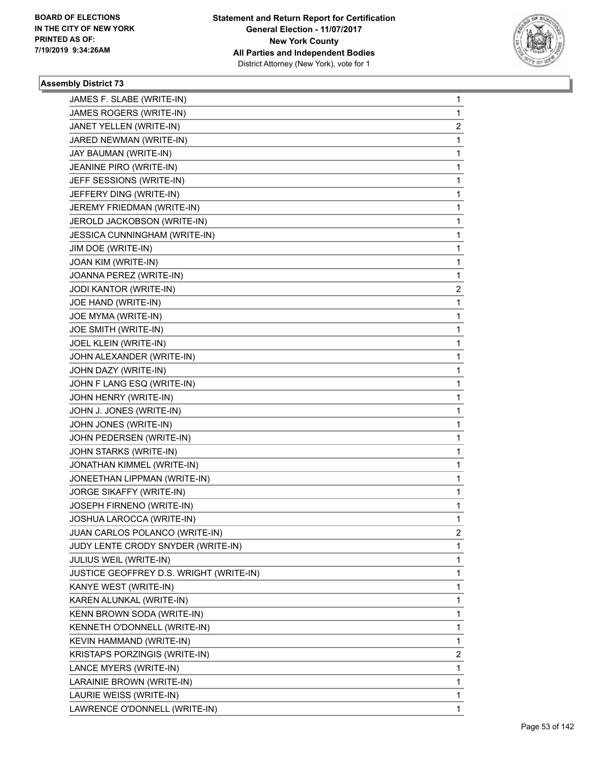BOARD OF ELECTIONS
IN THE CITY OF NEW YORK
PRINTED AS OF:
7/19/2019 9:34:26AM

**Statement and Return Report for Certification**
**General Election - 11/07/2017**
**New York County**
**All Parties and Independent Bodies**
District Attorney (New York), vote for 1

### Assembly District 73

| | |
|---|---|
| JAMES F. SLABE (WRITE-IN) | 1 |
| JAMES ROGERS (WRITE-IN) | 1 |
| JANET YELLEN (WRITE-IN) | 2 |
| JARED NEWMAN (WRITE-IN) | 1 |
| JAY BAUMAN (WRITE-IN) | 1 |
| JEANINE PIRO (WRITE-IN) | 1 |
| JEFF SESSIONS (WRITE-IN) | 1 |
| JEFFERY DING (WRITE-IN) | 1 |
| JEREMY FRIEDMAN (WRITE-IN) | 1 |
| JEROLD JACKOBSON (WRITE-IN) | 1 |
| JESSICA CUNNINGHAM (WRITE-IN) | 1 |
| JIM DOE (WRITE-IN) | 1 |
| JOAN KIM (WRITE-IN) | 1 |
| JOANNA PEREZ (WRITE-IN) | 1 |
| JODI KANTOR (WRITE-IN) | 2 |
| JOE HAND (WRITE-IN) | 1 |
| JOE MYMA (WRITE-IN) | 1 |
| JOE SMITH (WRITE-IN) | 1 |
| JOEL KLEIN (WRITE-IN) | 1 |
| JOHN ALEXANDER (WRITE-IN) | 1 |
| JOHN DAZY (WRITE-IN) | 1 |
| JOHN F LANG ESQ (WRITE-IN) | 1 |
| JOHN HENRY (WRITE-IN) | 1 |
| JOHN J. JONES (WRITE-IN) | 1 |
| JOHN JONES (WRITE-IN) | 1 |
| JOHN PEDERSEN (WRITE-IN) | 1 |
| JOHN STARKS (WRITE-IN) | 1 |
| JONATHAN KIMMEL (WRITE-IN) | 1 |
| JONEETHAN LIPPMAN (WRITE-IN) | 1 |
| JORGE SIKAFFY (WRITE-IN) | 1 |
| JOSEPH FIRNENO (WRITE-IN) | 1 |
| JOSHUA LAROCCA (WRITE-IN) | 1 |
| JUAN CARLOS POLANCO (WRITE-IN) | 2 |
| JUDY LENTE CRODY SNYDER (WRITE-IN) | 1 |
| JULIUS WEIL (WRITE-IN) | 1 |
| JUSTICE GEOFFREY D.S. WRIGHT (WRITE-IN) | 1 |
| KANYE WEST (WRITE-IN) | 1 |
| KAREN ALUNKAL (WRITE-IN) | 1 |
| KENN BROWN SODA (WRITE-IN) | 1 |
| KENNETH O'DONNELL (WRITE-IN) | 1 |
| KEVIN HAMMAND (WRITE-IN) | 1 |
| KRISTAPS PORZINGIS (WRITE-IN) | 2 |
| LANCE MYERS (WRITE-IN) | 1 |
| LARAINIE BROWN (WRITE-IN) | 1 |
| LAURIE WEISS (WRITE-IN) | 1 |
| LAWRENCE O'DONNELL (WRITE-IN) | 1 |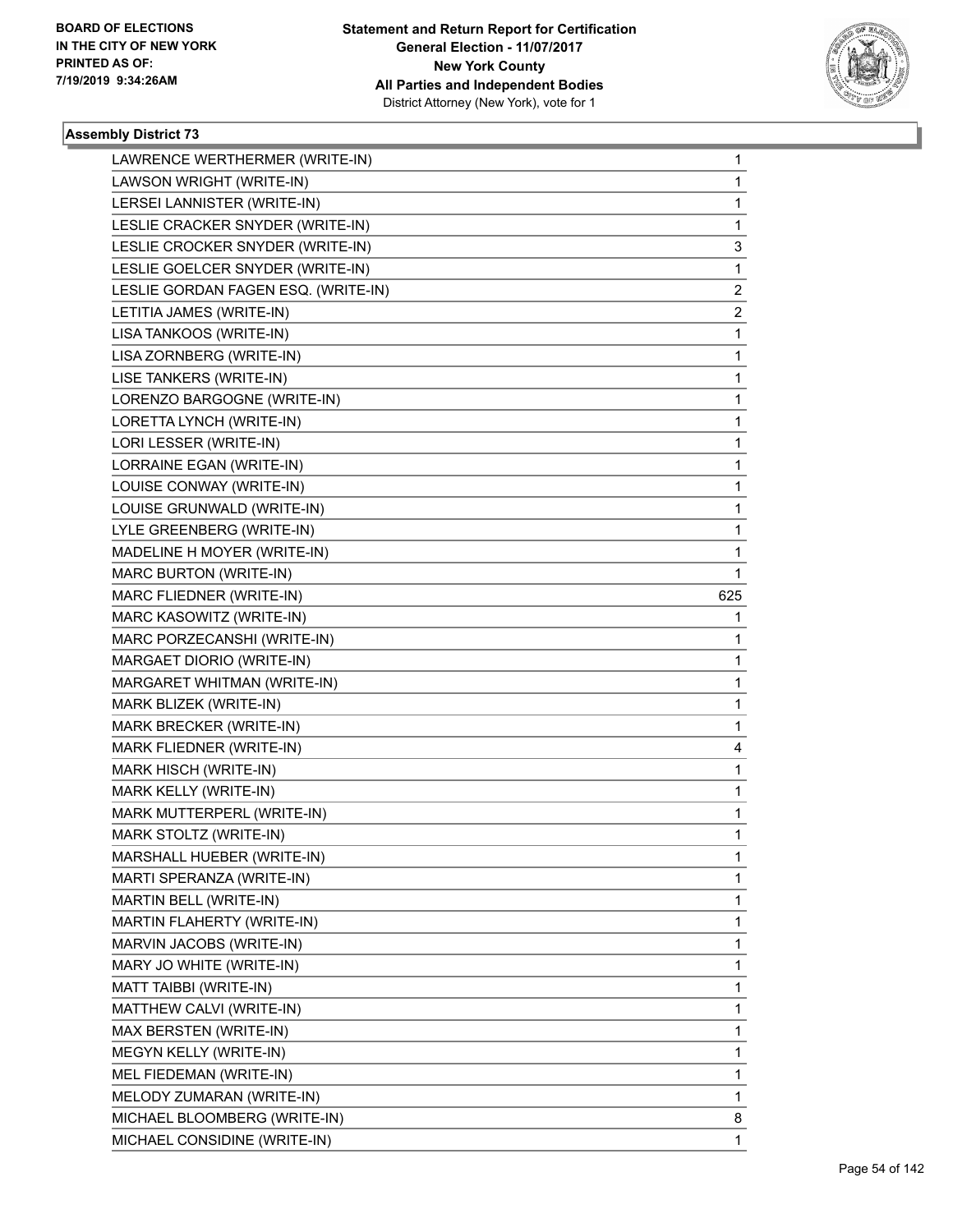**Assembly District 73**

| | |
|---|---|
| LAWRENCE WERTHERMER (WRITE-IN) | 1 |
| LAWSON WRIGHT (WRITE-IN) | 1 |
| LERSEI LANNISTER (WRITE-IN) | 1 |
| LESLIE CRACKER SNYDER (WRITE-IN) | 1 |
| LESLIE CROCKER SNYDER (WRITE-IN) | 3 |
| LESLIE GOELCER SNYDER (WRITE-IN) | 1 |
| LESLIE GORDAN FAGEN ESQ. (WRITE-IN) | 2 |
| LETITIA JAMES (WRITE-IN) | 2 |
| LISA TANKOOS (WRITE-IN) | 1 |
| LISA ZORNBERG (WRITE-IN) | 1 |
| LISE TANKERS (WRITE-IN) | 1 |
| LORENZO BARGOGNE (WRITE-IN) | 1 |
| LORETTA LYNCH (WRITE-IN) | 1 |
| LORI LESSER (WRITE-IN) | 1 |
| LORRAINE EGAN (WRITE-IN) | 1 |
| LOUISE CONWAY (WRITE-IN) | 1 |
| LOUISE GRUNWALD (WRITE-IN) | 1 |
| LYLE GREENBERG (WRITE-IN) | 1 |
| MADELINE H MOYER (WRITE-IN) | 1 |
| MARC BURTON (WRITE-IN) | 1 |
| MARC FLIEDNER (WRITE-IN) | 625 |
| MARC KASOWITZ (WRITE-IN) | 1 |
| MARC PORZECANSHI (WRITE-IN) | 1 |
| MARGAET DIORIO (WRITE-IN) | 1 |
| MARGARET WHITMAN (WRITE-IN) | 1 |
| MARK BLIZEK (WRITE-IN) | 1 |
| MARK BRECKER (WRITE-IN) | 1 |
| MARK FLIEDNER (WRITE-IN) | 4 |
| MARK HISCH (WRITE-IN) | 1 |
| MARK KELLY (WRITE-IN) | 1 |
| MARK MUTTERPERL (WRITE-IN) | 1 |
| MARK STOLTZ (WRITE-IN) | 1 |
| MARSHALL HUEBER (WRITE-IN) | 1 |
| MARTI SPERANZA (WRITE-IN) | 1 |
| MARTIN BELL (WRITE-IN) | 1 |
| MARTIN FLAHERTY (WRITE-IN) | 1 |
| MARVIN JACOBS (WRITE-IN) | 1 |
| MARY JO WHITE (WRITE-IN) | 1 |
| MATT TAIBBI (WRITE-IN) | 1 |
| MATTHEW CALVI (WRITE-IN) | 1 |
| MAX BERSTEN (WRITE-IN) | 1 |
| MEGYN KELLY (WRITE-IN) | 1 |
| MEL FIEDEMAN (WRITE-IN) | 1 |
| MELODY ZUMARAN (WRITE-IN) | 1 |
| MICHAEL BLOOMBERG (WRITE-IN) | 8 |
| MICHAEL CONSIDINE (WRITE-IN) | 1 |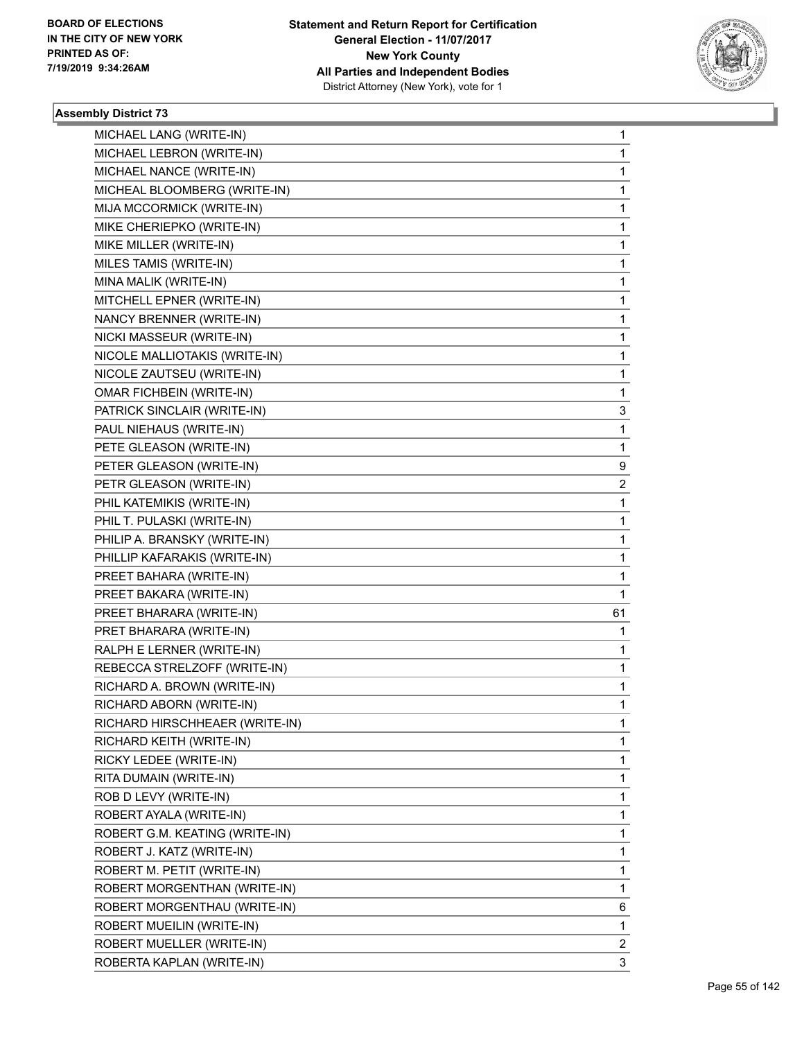BOARD OF ELECTIONS
IN THE CITY OF NEW YORK
PRINTED AS OF:
7/19/2019 9:34:26AM

**Statement and Return Report for Certification**
**General Election - 11/07/2017**
**New York County**
**All Parties and Independent Bodies**
District Attorney (New York), vote for 1

**Assembly District 73**

| | |
|---|---|
| MICHAEL LANG (WRITE-IN) | 1 |
| MICHAEL LEBRON (WRITE-IN) | 1 |
| MICHAEL NANCE (WRITE-IN) | 1 |
| MICHEAL BLOOMBERG (WRITE-IN) | 1 |
| MIJA MCCORMICK (WRITE-IN) | 1 |
| MIKE CHERIEPKO (WRITE-IN) | 1 |
| MIKE MILLER (WRITE-IN) | 1 |
| MILES TAMIS (WRITE-IN) | 1 |
| MINA MALIK (WRITE-IN) | 1 |
| MITCHELL EPNER (WRITE-IN) | 1 |
| NANCY BRENNER (WRITE-IN) | 1 |
| NICKI MASSEUR (WRITE-IN) | 1 |
| NICOLE MALLIOTAKIS (WRITE-IN) | 1 |
| NICOLE ZAUTSEU (WRITE-IN) | 1 |
| OMAR FICHBEIN (WRITE-IN) | 1 |
| PATRICK SINCLAIR (WRITE-IN) | 3 |
| PAUL NIEHAUS (WRITE-IN) | 1 |
| PETE GLEASON (WRITE-IN) | 1 |
| PETER GLEASON (WRITE-IN) | 9 |
| PETR GLEASON (WRITE-IN) | 2 |
| PHIL KATEMIKIS (WRITE-IN) | 1 |
| PHIL T. PULASKI (WRITE-IN) | 1 |
| PHILIP A. BRANSKY (WRITE-IN) | 1 |
| PHILLIP KAFARAKIS (WRITE-IN) | 1 |
| PREET BAHARA (WRITE-IN) | 1 |
| PREET BAKARA (WRITE-IN) | 1 |
| PREET BHARARA (WRITE-IN) | 61 |
| PRET BHARARA (WRITE-IN) | 1 |
| RALPH E LERNER (WRITE-IN) | 1 |
| REBECCA STRELZOFF (WRITE-IN) | 1 |
| RICHARD A. BROWN (WRITE-IN) | 1 |
| RICHARD ABORN (WRITE-IN) | 1 |
| RICHARD HIRSCHHEAER (WRITE-IN) | 1 |
| RICHARD KEITH (WRITE-IN) | 1 |
| RICKY LEDEE (WRITE-IN) | 1 |
| RITA DUMAIN (WRITE-IN) | 1 |
| ROB D LEVY (WRITE-IN) | 1 |
| ROBERT AYALA (WRITE-IN) | 1 |
| ROBERT G.M. KEATING (WRITE-IN) | 1 |
| ROBERT J. KATZ (WRITE-IN) | 1 |
| ROBERT M. PETIT (WRITE-IN) | 1 |
| ROBERT MORGENTHAN (WRITE-IN) | 1 |
| ROBERT MORGENTHAU (WRITE-IN) | 6 |
| ROBERT MUEILIN (WRITE-IN) | 1 |
| ROBERT MUELLER (WRITE-IN) | 2 |
| ROBERTA KAPLAN (WRITE-IN) | 3 |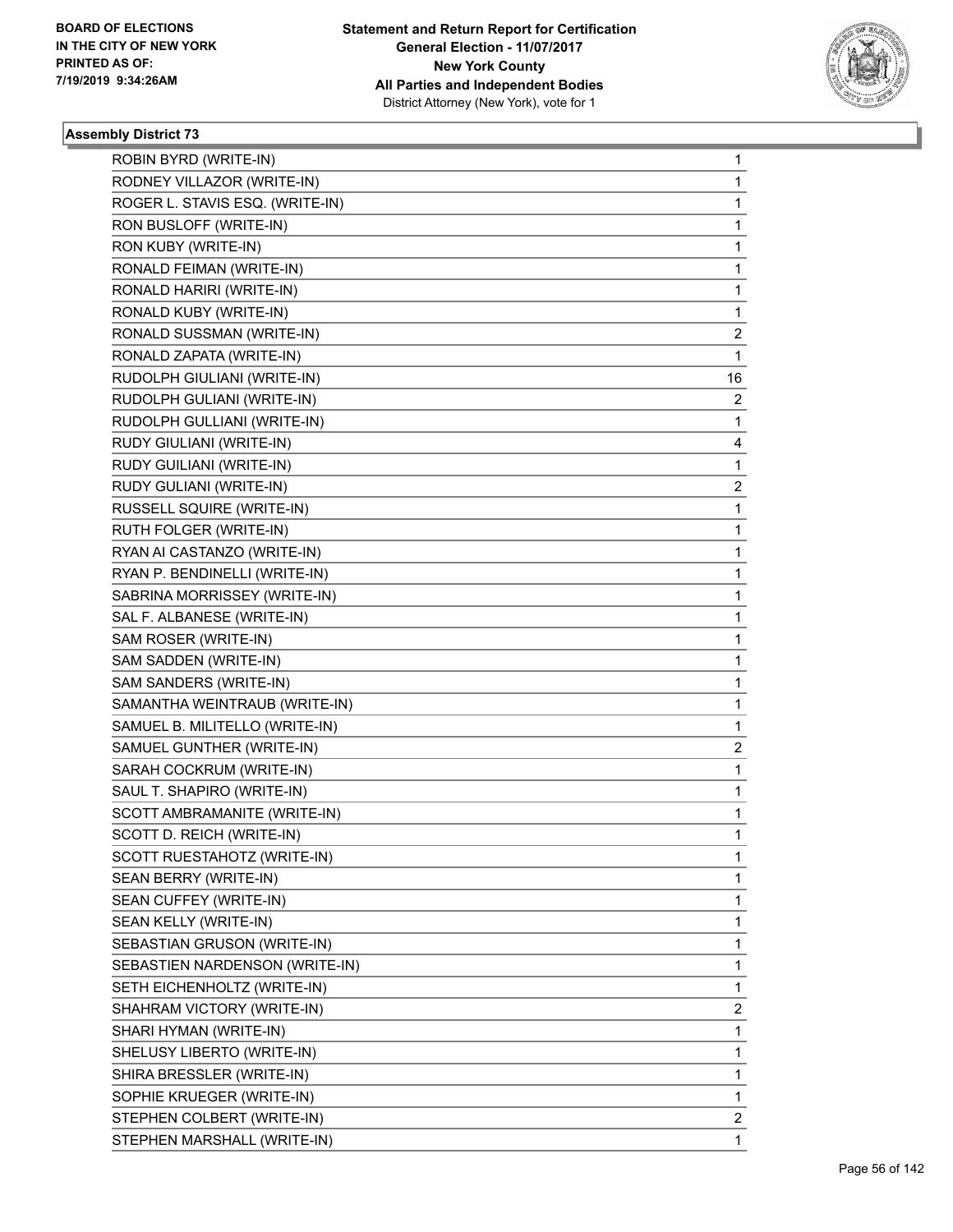BOARD OF ELECTIONS
IN THE CITY OF NEW YORK
PRINTED AS OF:
7/19/2019 9:34:26AM

**Statement and Return Report for Certification**
**General Election - 11/07/2017**
**New York County**
**All Parties and Independent Bodies**
District Attorney (New York), vote for 1

### Assembly District 73

| | |
|---|---|
| ROBIN BYRD (WRITE-IN) | 1 |
| RODNEY VILLAZOR (WRITE-IN) | 1 |
| ROGER L. STAVIS ESQ. (WRITE-IN) | 1 |
| RON BUSLOFF (WRITE-IN) | 1 |
| RON KUBY (WRITE-IN) | 1 |
| RONALD FEIMAN (WRITE-IN) | 1 |
| RONALD HARIRI (WRITE-IN) | 1 |
| RONALD KUBY (WRITE-IN) | 1 |
| RONALD SUSSMAN (WRITE-IN) | 2 |
| RONALD ZAPATA (WRITE-IN) | 1 |
| RUDOLPH GIULIANI (WRITE-IN) | 16 |
| RUDOLPH GULIANI (WRITE-IN) | 2 |
| RUDOLPH GULLIANI (WRITE-IN) | 1 |
| RUDY GIULIANI (WRITE-IN) | 4 |
| RUDY GUILIANI (WRITE-IN) | 1 |
| RUDY GULIANI (WRITE-IN) | 2 |
| RUSSELL SQUIRE (WRITE-IN) | 1 |
| RUTH FOLGER (WRITE-IN) | 1 |
| RYAN AI CASTANZO (WRITE-IN) | 1 |
| RYAN P. BENDINELLI (WRITE-IN) | 1 |
| SABRINA MORRISSEY (WRITE-IN) | 1 |
| SAL F. ALBANESE (WRITE-IN) | 1 |
| SAM ROSER (WRITE-IN) | 1 |
| SAM SADDEN (WRITE-IN) | 1 |
| SAM SANDERS (WRITE-IN) | 1 |
| SAMANTHA WEINTRAUB (WRITE-IN) | 1 |
| SAMUEL B. MILITELLO (WRITE-IN) | 1 |
| SAMUEL GUNTHER (WRITE-IN) | 2 |
| SARAH COCKRUM (WRITE-IN) | 1 |
| SAUL T. SHAPIRO (WRITE-IN) | 1 |
| SCOTT AMBRAMANITE (WRITE-IN) | 1 |
| SCOTT D. REICH (WRITE-IN) | 1 |
| SCOTT RUESTAHOTZ (WRITE-IN) | 1 |
| SEAN BERRY (WRITE-IN) | 1 |
| SEAN CUFFEY (WRITE-IN) | 1 |
| SEAN KELLY (WRITE-IN) | 1 |
| SEBASTIAN GRUSON (WRITE-IN) | 1 |
| SEBASTIEN NARDENSON (WRITE-IN) | 1 |
| SETH EICHENHOLTZ (WRITE-IN) | 1 |
| SHAHRAM VICTORY (WRITE-IN) | 2 |
| SHARI HYMAN (WRITE-IN) | 1 |
| SHELUSY LIBERTO (WRITE-IN) | 1 |
| SHIRA BRESSLER (WRITE-IN) | 1 |
| SOPHIE KRUEGER (WRITE-IN) | 1 |
| STEPHEN COLBERT (WRITE-IN) | 2 |
| STEPHEN MARSHALL (WRITE-IN) | 1 |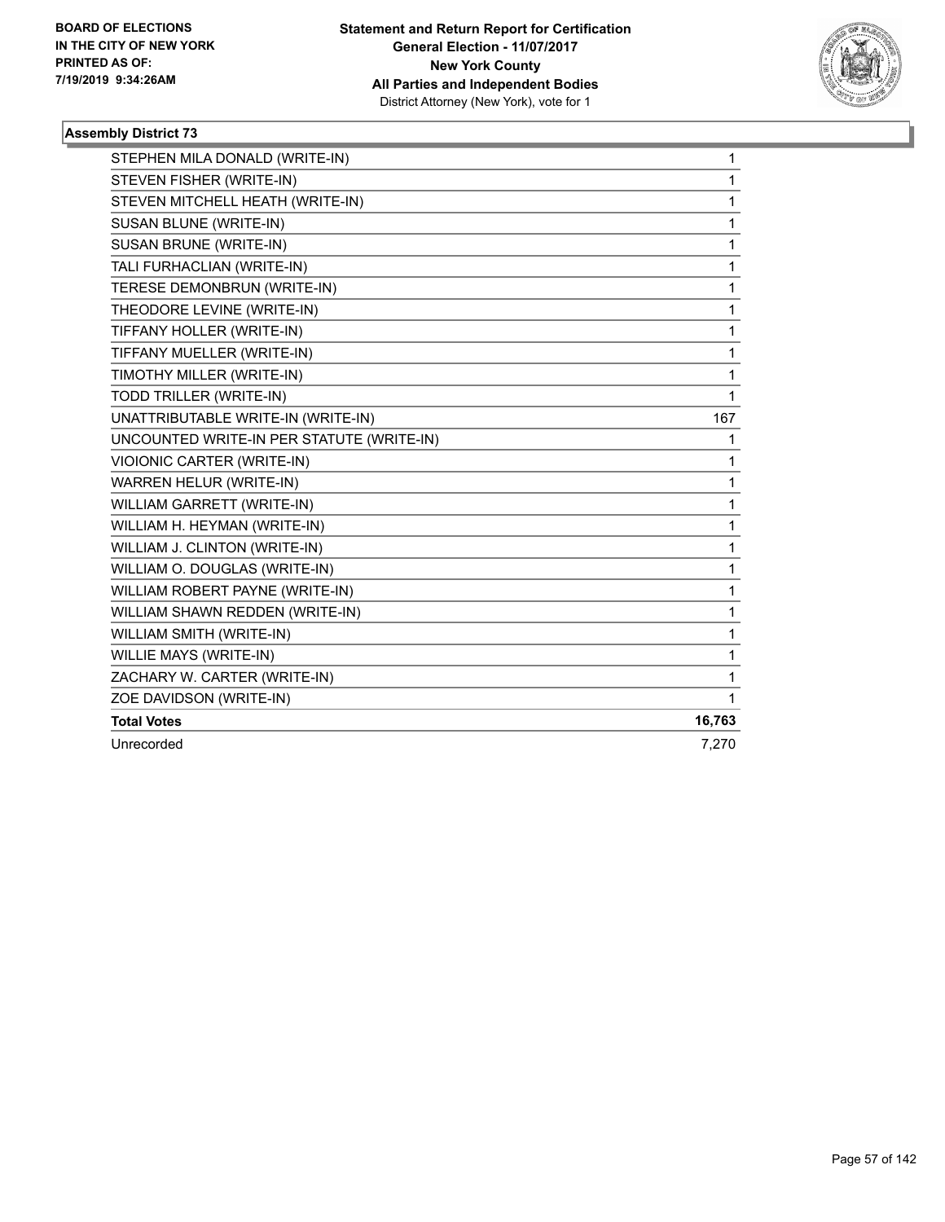**BOARD OF ELECTIONS IN THE CITY OF NEW YORK PRINTED AS OF: 7/19/2019 9:34:26AM**

**Statement and Return Report for Certification General Election - 11/07/2017 New York County All Parties and Independent Bodies**
District Attorney (New York), vote for 1

### Assembly District 73

| | |
|---|---|
| STEPHEN MILA DONALD (WRITE-IN) | 1 |
| STEVEN FISHER (WRITE-IN) | 1 |
| STEVEN MITCHELL HEATH (WRITE-IN) | 1 |
| SUSAN BLUNE (WRITE-IN) | 1 |
| SUSAN BRUNE (WRITE-IN) | 1 |
| TALI FURHACLIAN (WRITE-IN) | 1 |
| TERESE DEMONBRUN (WRITE-IN) | 1 |
| THEODORE LEVINE (WRITE-IN) | 1 |
| TIFFANY HOLLER (WRITE-IN) | 1 |
| TIFFANY MUELLER (WRITE-IN) | 1 |
| TIMOTHY MILLER (WRITE-IN) | 1 |
| TODD TRILLER (WRITE-IN) | 1 |
| UNATTRIBUTABLE WRITE-IN (WRITE-IN) | 167 |
| UNCOUNTED WRITE-IN PER STATUTE (WRITE-IN) | 1 |
| VIOIONIC CARTER (WRITE-IN) | 1 |
| WARREN HELUR (WRITE-IN) | 1 |
| WILLIAM GARRETT (WRITE-IN) | 1 |
| WILLIAM H. HEYMAN (WRITE-IN) | 1 |
| WILLIAM J. CLINTON (WRITE-IN) | 1 |
| WILLIAM O. DOUGLAS (WRITE-IN) | 1 |
| WILLIAM ROBERT PAYNE (WRITE-IN) | 1 |
| WILLIAM SHAWN REDDEN (WRITE-IN) | 1 |
| WILLIAM SMITH (WRITE-IN) | 1 |
| WILLIE MAYS (WRITE-IN) | 1 |
| ZACHARY W. CARTER (WRITE-IN) | 1 |
| ZOE DAVIDSON (WRITE-IN) | 1 |
| **Total Votes** | **16,763** |
| Unrecorded | 7,270 |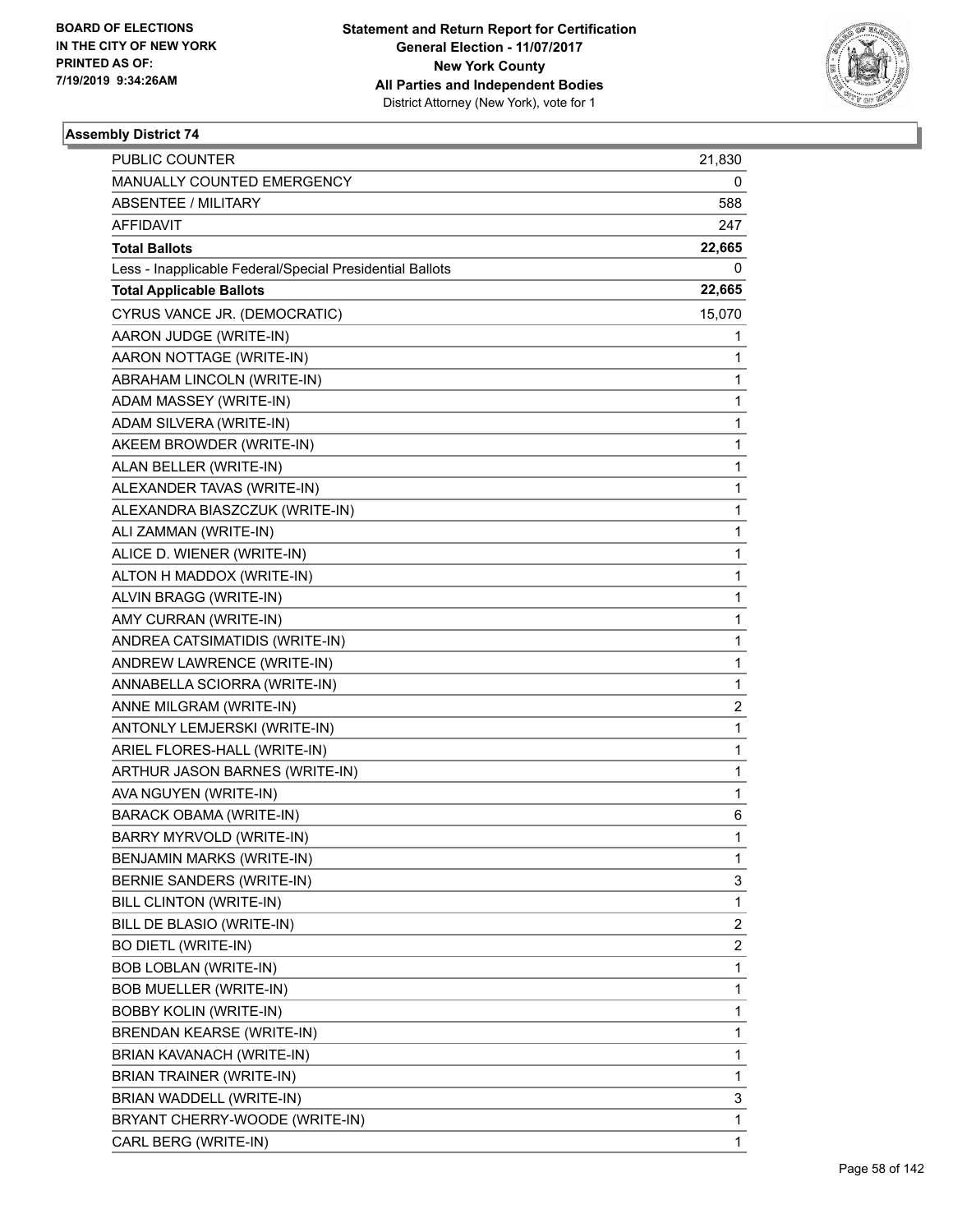BOARD OF ELECTIONS
IN THE CITY OF NEW YORK
PRINTED AS OF:
7/19/2019 9:34:26AM

**Statement and Return Report for Certification**
**General Election - 11/07/2017**
**New York County**
**All Parties and Independent Bodies**
District Attorney (New York), vote for 1

### Assembly District 74

| | |
|---|---|
| PUBLIC COUNTER | 21,830 |
| MANUALLY COUNTED EMERGENCY | 0 |
| ABSENTEE / MILITARY | 588 |
| AFFIDAVIT | 247 |
| **Total Ballots** | **22,665** |
| Less - Inapplicable Federal/Special Presidential Ballots | 0 |
| **Total Applicable Ballots** | **22,665** |
| CYRUS VANCE JR. (DEMOCRATIC) | 15,070 |
| AARON JUDGE (WRITE-IN) | 1 |
| AARON NOTTAGE (WRITE-IN) | 1 |
| ABRAHAM LINCOLN (WRITE-IN) | 1 |
| ADAM MASSEY (WRITE-IN) | 1 |
| ADAM SILVERA (WRITE-IN) | 1 |
| AKEEM BROWDER (WRITE-IN) | 1 |
| ALAN BELLER (WRITE-IN) | 1 |
| ALEXANDER TAVAS (WRITE-IN) | 1 |
| ALEXANDRA BIASZCZUK (WRITE-IN) | 1 |
| ALI ZAMMAN (WRITE-IN) | 1 |
| ALICE D. WIENER (WRITE-IN) | 1 |
| ALTON H MADDOX (WRITE-IN) | 1 |
| ALVIN BRAGG (WRITE-IN) | 1 |
| AMY CURRAN (WRITE-IN) | 1 |
| ANDREA CATSIMATIDIS (WRITE-IN) | 1 |
| ANDREW LAWRENCE (WRITE-IN) | 1 |
| ANNABELLA SCIORRA (WRITE-IN) | 1 |
| ANNE MILGRAM (WRITE-IN) | 2 |
| ANTONLY LEMJERSKI (WRITE-IN) | 1 |
| ARIEL FLORES-HALL (WRITE-IN) | 1 |
| ARTHUR JASON BARNES (WRITE-IN) | 1 |
| AVA NGUYEN (WRITE-IN) | 1 |
| BARACK OBAMA (WRITE-IN) | 6 |
| BARRY MYRVOLD (WRITE-IN) | 1 |
| BENJAMIN MARKS (WRITE-IN) | 1 |
| BERNIE SANDERS (WRITE-IN) | 3 |
| BILL CLINTON (WRITE-IN) | 1 |
| BILL DE BLASIO (WRITE-IN) | 2 |
| BO DIETL (WRITE-IN) | 2 |
| BOB LOBLAN (WRITE-IN) | 1 |
| BOB MUELLER (WRITE-IN) | 1 |
| BOBBY KOLIN (WRITE-IN) | 1 |
| BRENDAN KEARSE (WRITE-IN) | 1 |
| BRIAN KAVANACH (WRITE-IN) | 1 |
| BRIAN TRAINER (WRITE-IN) | 1 |
| BRIAN WADDELL (WRITE-IN) | 3 |
| BRYANT CHERRY-WOODE (WRITE-IN) | 1 |
| CARL BERG (WRITE-IN) | 1 |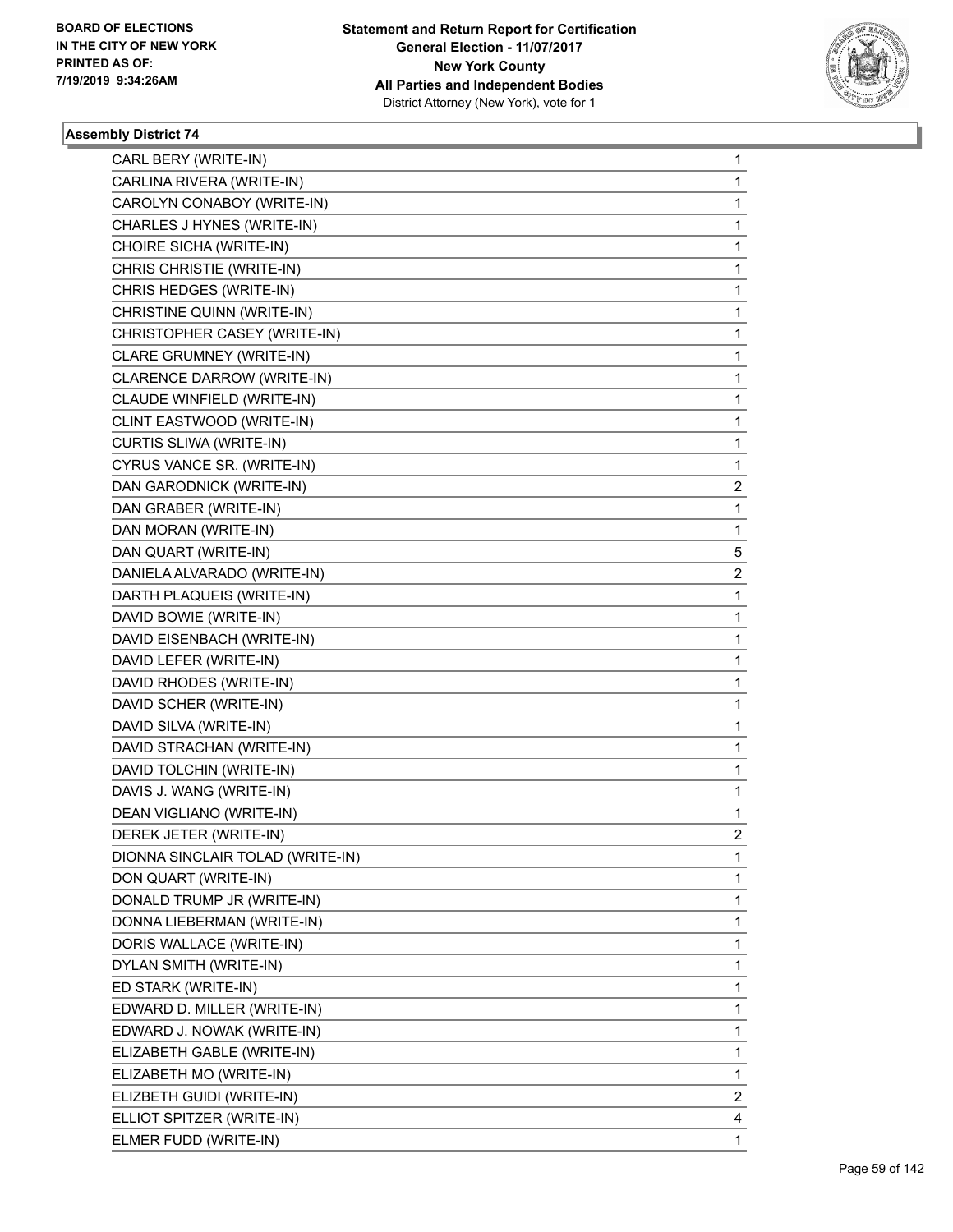BOARD OF ELECTIONS
IN THE CITY OF NEW YORK
PRINTED AS OF:
7/19/2019 9:34:26AM

**Statement and Return Report for Certification**
**General Election - 11/07/2017**
**New York County**
**All Parties and Independent Bodies**
District Attorney (New York), vote for 1

### Assembly District 74

| | |
|---|---|
| CARL BERY (WRITE-IN) | 1 |
| CARLINA RIVERA (WRITE-IN) | 1 |
| CAROLYN CONABOY (WRITE-IN) | 1 |
| CHARLES J HYNES (WRITE-IN) | 1 |
| CHOIRE SICHA (WRITE-IN) | 1 |
| CHRIS CHRISTIE (WRITE-IN) | 1 |
| CHRIS HEDGES (WRITE-IN) | 1 |
| CHRISTINE QUINN (WRITE-IN) | 1 |
| CHRISTOPHER CASEY (WRITE-IN) | 1 |
| CLARE GRUMNEY (WRITE-IN) | 1 |
| CLARENCE DARROW (WRITE-IN) | 1 |
| CLAUDE WINFIELD (WRITE-IN) | 1 |
| CLINT EASTWOOD (WRITE-IN) | 1 |
| CURTIS SLIWA (WRITE-IN) | 1 |
| CYRUS VANCE SR. (WRITE-IN) | 1 |
| DAN GARODNICK (WRITE-IN) | 2 |
| DAN GRABER (WRITE-IN) | 1 |
| DAN MORAN (WRITE-IN) | 1 |
| DAN QUART (WRITE-IN) | 5 |
| DANIELA ALVARADO (WRITE-IN) | 2 |
| DARTH PLAQUEIS (WRITE-IN) | 1 |
| DAVID BOWIE (WRITE-IN) | 1 |
| DAVID EISENBACH (WRITE-IN) | 1 |
| DAVID LEFER (WRITE-IN) | 1 |
| DAVID RHODES (WRITE-IN) | 1 |
| DAVID SCHER (WRITE-IN) | 1 |
| DAVID SILVA (WRITE-IN) | 1 |
| DAVID STRACHAN (WRITE-IN) | 1 |
| DAVID TOLCHIN (WRITE-IN) | 1 |
| DAVIS J. WANG (WRITE-IN) | 1 |
| DEAN VIGLIANO (WRITE-IN) | 1 |
| DEREK JETER (WRITE-IN) | 2 |
| DIONNA SINCLAIR TOLAD (WRITE-IN) | 1 |
| DON QUART (WRITE-IN) | 1 |
| DONALD TRUMP JR (WRITE-IN) | 1 |
| DONNA LIEBERMAN (WRITE-IN) | 1 |
| DORIS WALLACE (WRITE-IN) | 1 |
| DYLAN SMITH (WRITE-IN) | 1 |
| ED STARK (WRITE-IN) | 1 |
| EDWARD D. MILLER (WRITE-IN) | 1 |
| EDWARD J. NOWAK (WRITE-IN) | 1 |
| ELIZABETH GABLE (WRITE-IN) | 1 |
| ELIZABETH MO (WRITE-IN) | 1 |
| ELIZBETH GUIDI (WRITE-IN) | 2 |
| ELLIOT SPITZER (WRITE-IN) | 4 |
| ELMER FUDD (WRITE-IN) | 1 |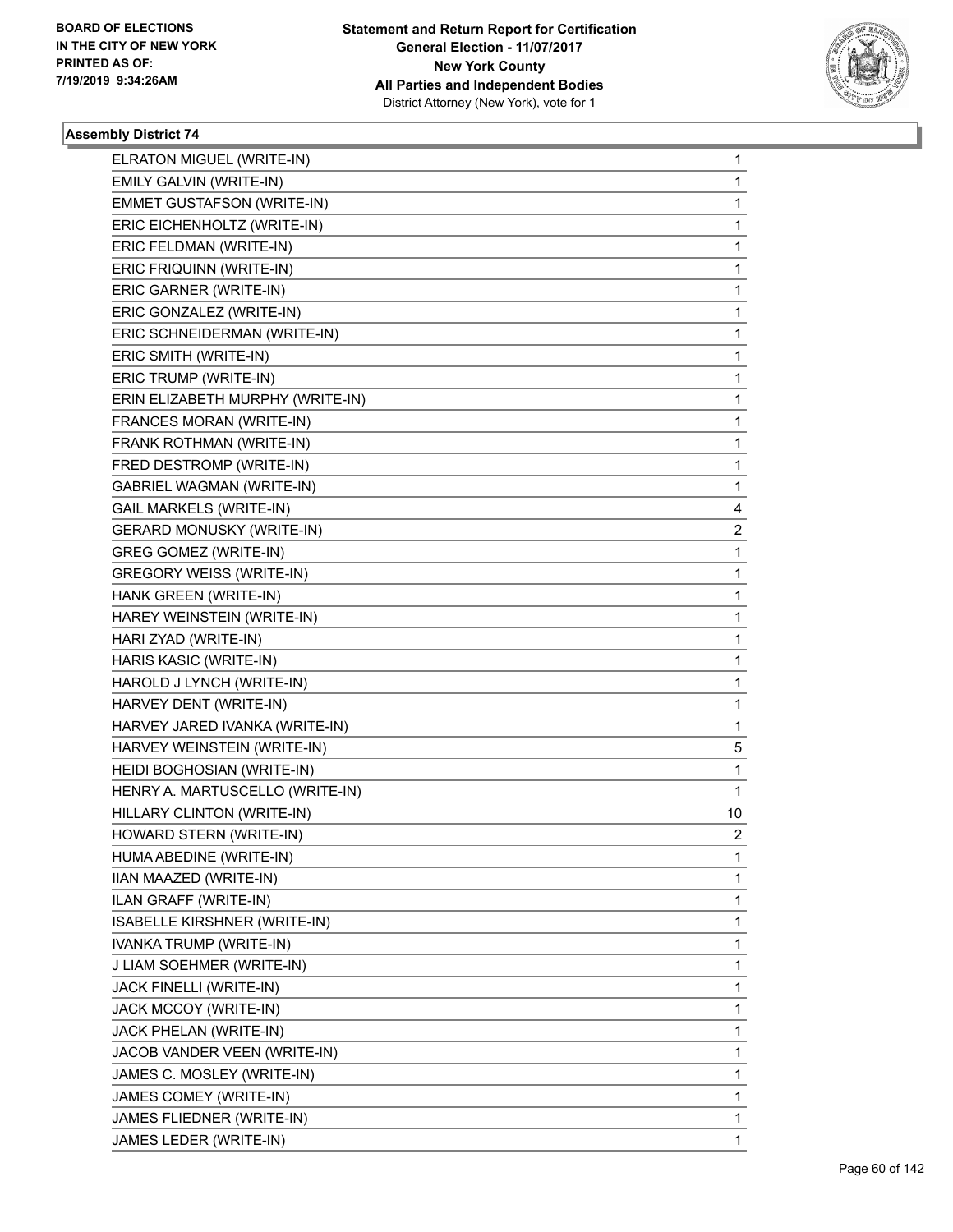**Statement and Return Report for Certification**
**General Election - 11/07/2017**
**New York County**
**All Parties and Independent Bodies**
District Attorney (New York), vote for 1

BOARD OF ELECTIONS
IN THE CITY OF NEW YORK
PRINTED AS OF:
7/19/2019 9:34:26AM

### Assembly District 74

| Candidate | Votes |
|---|---|
| ELRATON MIGUEL (WRITE-IN) | 1 |
| EMILY GALVIN (WRITE-IN) | 1 |
| EMMET GUSTAFSON (WRITE-IN) | 1 |
| ERIC EICHENHOLTZ (WRITE-IN) | 1 |
| ERIC FELDMAN (WRITE-IN) | 1 |
| ERIC FRIQUINN (WRITE-IN) | 1 |
| ERIC GARNER (WRITE-IN) | 1 |
| ERIC GONZALEZ (WRITE-IN) | 1 |
| ERIC SCHNEIDERMAN (WRITE-IN) | 1 |
| ERIC SMITH (WRITE-IN) | 1 |
| ERIC TRUMP (WRITE-IN) | 1 |
| ERIN ELIZABETH MURPHY (WRITE-IN) | 1 |
| FRANCES MORAN (WRITE-IN) | 1 |
| FRANK ROTHMAN (WRITE-IN) | 1 |
| FRED DESTROMP (WRITE-IN) | 1 |
| GABRIEL WAGMAN (WRITE-IN) | 1 |
| GAIL MARKELS (WRITE-IN) | 4 |
| GERARD MONUSKY (WRITE-IN) | 2 |
| GREG GOMEZ (WRITE-IN) | 1 |
| GREGORY WEISS (WRITE-IN) | 1 |
| HANK GREEN (WRITE-IN) | 1 |
| HAREY WEINSTEIN (WRITE-IN) | 1 |
| HARI ZYAD (WRITE-IN) | 1 |
| HARIS KASIC (WRITE-IN) | 1 |
| HAROLD J LYNCH (WRITE-IN) | 1 |
| HARVEY DENT (WRITE-IN) | 1 |
| HARVEY JARED IVANKA (WRITE-IN) | 1 |
| HARVEY WEINSTEIN (WRITE-IN) | 5 |
| HEIDI BOGHOSIAN (WRITE-IN) | 1 |
| HENRY A. MARTUSCELLO (WRITE-IN) | 1 |
| HILLARY CLINTON (WRITE-IN) | 10 |
| HOWARD STERN (WRITE-IN) | 2 |
| HUMA ABEDINE (WRITE-IN) | 1 |
| IIAN MAAZED (WRITE-IN) | 1 |
| ILAN GRAFF (WRITE-IN) | 1 |
| ISABELLE KIRSHNER (WRITE-IN) | 1 |
| IVANKA TRUMP (WRITE-IN) | 1 |
| J LIAM SOEHMER (WRITE-IN) | 1 |
| JACK FINELLI (WRITE-IN) | 1 |
| JACK MCCOY (WRITE-IN) | 1 |
| JACK PHELAN (WRITE-IN) | 1 |
| JACOB VANDER VEEN (WRITE-IN) | 1 |
| JAMES C. MOSLEY (WRITE-IN) | 1 |
| JAMES COMEY (WRITE-IN) | 1 |
| JAMES FLIEDNER (WRITE-IN) | 1 |
| JAMES LEDER (WRITE-IN) | 1 |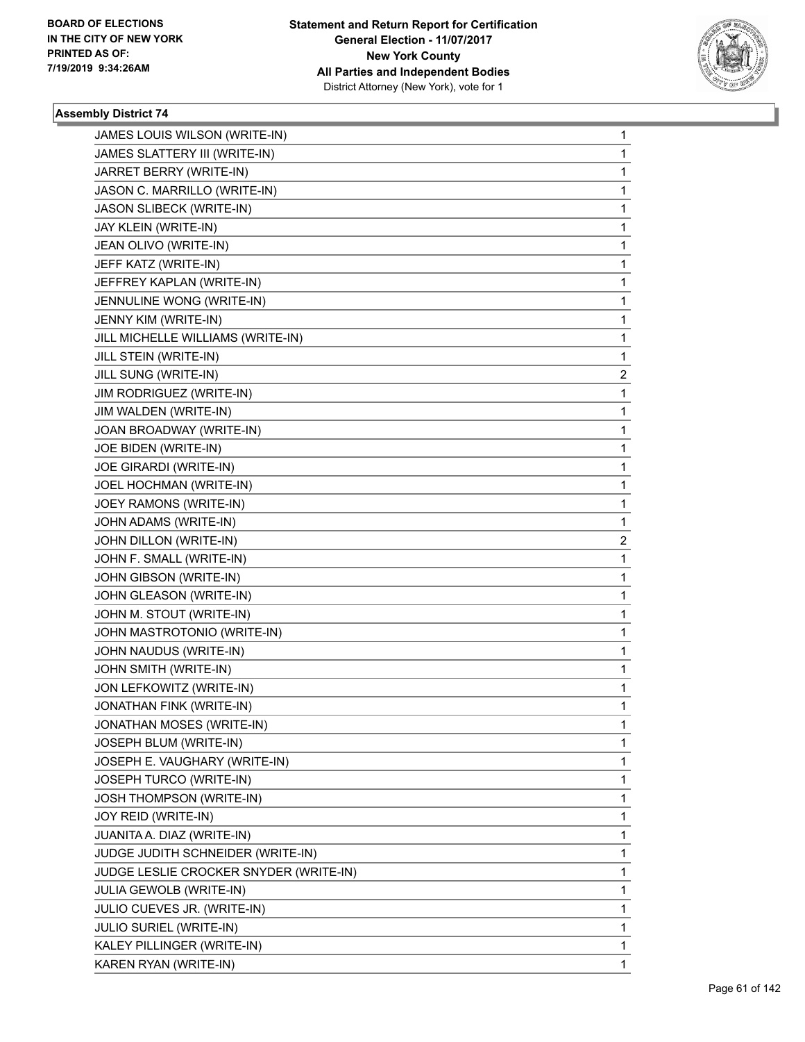## Assembly District 74

| Candidate | Votes |
|---|---|
| JAMES LOUIS WILSON (WRITE-IN) | 1 |
| JAMES SLATTERY III (WRITE-IN) | 1 |
| JARRET BERRY (WRITE-IN) | 1 |
| JASON C. MARRILLO (WRITE-IN) | 1 |
| JASON SLIBECK (WRITE-IN) | 1 |
| JAY KLEIN (WRITE-IN) | 1 |
| JEAN OLIVO (WRITE-IN) | 1 |
| JEFF KATZ (WRITE-IN) | 1 |
| JEFFREY KAPLAN (WRITE-IN) | 1 |
| JENNULINE WONG (WRITE-IN) | 1 |
| JENNY KIM (WRITE-IN) | 1 |
| JILL MICHELLE WILLIAMS (WRITE-IN) | 1 |
| JILL STEIN (WRITE-IN) | 1 |
| JILL SUNG (WRITE-IN) | 2 |
| JIM RODRIGUEZ (WRITE-IN) | 1 |
| JIM WALDEN (WRITE-IN) | 1 |
| JOAN BROADWAY (WRITE-IN) | 1 |
| JOE BIDEN (WRITE-IN) | 1 |
| JOE GIRARDI (WRITE-IN) | 1 |
| JOEL HOCHMAN (WRITE-IN) | 1 |
| JOEY RAMONS (WRITE-IN) | 1 |
| JOHN ADAMS (WRITE-IN) | 1 |
| JOHN DILLON (WRITE-IN) | 2 |
| JOHN F. SMALL (WRITE-IN) | 1 |
| JOHN GIBSON (WRITE-IN) | 1 |
| JOHN GLEASON (WRITE-IN) | 1 |
| JOHN M. STOUT (WRITE-IN) | 1 |
| JOHN MASTROTONIO (WRITE-IN) | 1 |
| JOHN NAUDUS (WRITE-IN) | 1 |
| JOHN SMITH (WRITE-IN) | 1 |
| JON LEFKOWITZ (WRITE-IN) | 1 |
| JONATHAN FINK (WRITE-IN) | 1 |
| JONATHAN MOSES (WRITE-IN) | 1 |
| JOSEPH BLUM (WRITE-IN) | 1 |
| JOSEPH E. VAUGHARY (WRITE-IN) | 1 |
| JOSEPH TURCO (WRITE-IN) | 1 |
| JOSH THOMPSON (WRITE-IN) | 1 |
| JOY REID (WRITE-IN) | 1 |
| JUANITA A. DIAZ (WRITE-IN) | 1 |
| JUDGE JUDITH SCHNEIDER (WRITE-IN) | 1 |
| JUDGE LESLIE CROCKER SNYDER (WRITE-IN) | 1 |
| JULIA GEWOLB (WRITE-IN) | 1 |
| JULIO CUEVES JR. (WRITE-IN) | 1 |
| JULIO SURIEL (WRITE-IN) | 1 |
| KALEY PILLINGER (WRITE-IN) | 1 |
| KAREN RYAN (WRITE-IN) | 1 |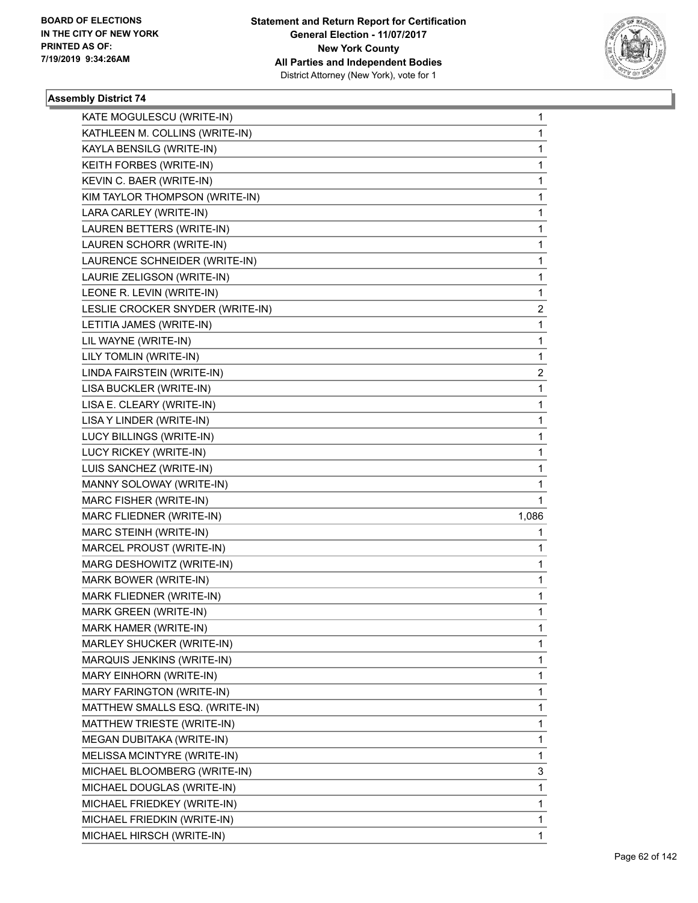BOARD OF ELECTIONS
IN THE CITY OF NEW YORK
PRINTED AS OF:
7/19/2019 9:34:26AM

**Statement and Return Report for Certification**
**General Election - 11/07/2017**
**New York County**
**All Parties and Independent Bodies**
District Attorney (New York), vote for 1

### Assembly District 74

| Candidate | Votes |
|---|---|
| KATE MOGULESCU (WRITE-IN) | 1 |
| KATHLEEN M. COLLINS (WRITE-IN) | 1 |
| KAYLA BENSILG (WRITE-IN) | 1 |
| KEITH FORBES (WRITE-IN) | 1 |
| KEVIN C. BAER (WRITE-IN) | 1 |
| KIM TAYLOR THOMPSON (WRITE-IN) | 1 |
| LARA CARLEY (WRITE-IN) | 1 |
| LAUREN BETTERS (WRITE-IN) | 1 |
| LAUREN SCHORR (WRITE-IN) | 1 |
| LAURENCE SCHNEIDER (WRITE-IN) | 1 |
| LAURIE ZELIGSON (WRITE-IN) | 1 |
| LEONE R. LEVIN (WRITE-IN) | 1 |
| LESLIE CROCKER SNYDER (WRITE-IN) | 2 |
| LETITIA JAMES (WRITE-IN) | 1 |
| LIL WAYNE (WRITE-IN) | 1 |
| LILY TOMLIN (WRITE-IN) | 1 |
| LINDA FAIRSTEIN (WRITE-IN) | 2 |
| LISA BUCKLER (WRITE-IN) | 1 |
| LISA E. CLEARY (WRITE-IN) | 1 |
| LISA Y LINDER (WRITE-IN) | 1 |
| LUCY BILLINGS (WRITE-IN) | 1 |
| LUCY RICKEY (WRITE-IN) | 1 |
| LUIS SANCHEZ (WRITE-IN) | 1 |
| MANNY SOLOWAY (WRITE-IN) | 1 |
| MARC FISHER (WRITE-IN) | 1 |
| MARC FLIEDNER (WRITE-IN) | 1,086 |
| MARC STEINH (WRITE-IN) | 1 |
| MARCEL PROUST (WRITE-IN) | 1 |
| MARG DESHOWITZ (WRITE-IN) | 1 |
| MARK BOWER (WRITE-IN) | 1 |
| MARK FLIEDNER (WRITE-IN) | 1 |
| MARK GREEN (WRITE-IN) | 1 |
| MARK HAMER (WRITE-IN) | 1 |
| MARLEY SHUCKER (WRITE-IN) | 1 |
| MARQUIS JENKINS (WRITE-IN) | 1 |
| MARY EINHORN (WRITE-IN) | 1 |
| MARY FARINGTON (WRITE-IN) | 1 |
| MATTHEW SMALLS ESQ. (WRITE-IN) | 1 |
| MATTHEW TRIESTE (WRITE-IN) | 1 |
| MEGAN DUBITAKA (WRITE-IN) | 1 |
| MELISSA MCINTYRE (WRITE-IN) | 1 |
| MICHAEL BLOOMBERG (WRITE-IN) | 3 |
| MICHAEL DOUGLAS (WRITE-IN) | 1 |
| MICHAEL FRIEDKEY (WRITE-IN) | 1 |
| MICHAEL FRIEDKIN (WRITE-IN) | 1 |
| MICHAEL HIRSCH (WRITE-IN) | 1 |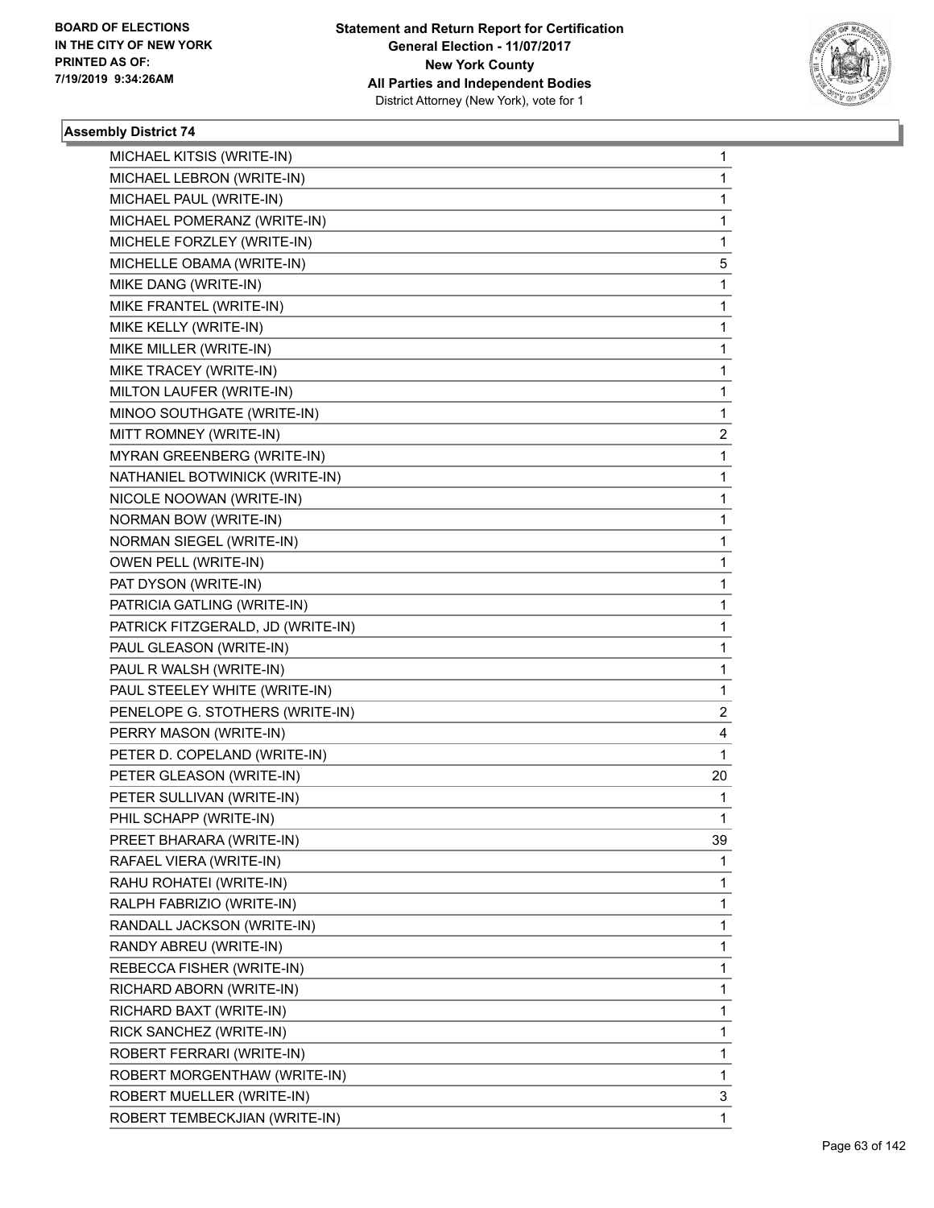BOARD OF ELECTIONS
IN THE CITY OF NEW YORK
PRINTED AS OF:
7/19/2019 9:34:26AM

**Statement and Return Report for Certification**
**General Election - 11/07/2017**
**New York County**
**All Parties and Independent Bodies**
District Attorney (New York), vote for 1

### Assembly District 74

| | |
|---|---|
| MICHAEL KITSIS (WRITE-IN) | 1 |
| MICHAEL LEBRON (WRITE-IN) | 1 |
| MICHAEL PAUL (WRITE-IN) | 1 |
| MICHAEL POMERANZ (WRITE-IN) | 1 |
| MICHELE FORZLEY (WRITE-IN) | 1 |
| MICHELLE OBAMA (WRITE-IN) | 5 |
| MIKE DANG (WRITE-IN) | 1 |
| MIKE FRANTEL (WRITE-IN) | 1 |
| MIKE KELLY (WRITE-IN) | 1 |
| MIKE MILLER (WRITE-IN) | 1 |
| MIKE TRACEY (WRITE-IN) | 1 |
| MILTON LAUFER (WRITE-IN) | 1 |
| MINOO SOUTHGATE (WRITE-IN) | 1 |
| MITT ROMNEY (WRITE-IN) | 2 |
| MYRAN GREENBERG (WRITE-IN) | 1 |
| NATHANIEL BOTWINICK (WRITE-IN) | 1 |
| NICOLE NOOWAN (WRITE-IN) | 1 |
| NORMAN BOW (WRITE-IN) | 1 |
| NORMAN SIEGEL (WRITE-IN) | 1 |
| OWEN PELL (WRITE-IN) | 1 |
| PAT DYSON (WRITE-IN) | 1 |
| PATRICIA GATLING (WRITE-IN) | 1 |
| PATRICK FITZGERALD, JD (WRITE-IN) | 1 |
| PAUL GLEASON (WRITE-IN) | 1 |
| PAUL R WALSH (WRITE-IN) | 1 |
| PAUL STEELEY WHITE (WRITE-IN) | 1 |
| PENELOPE G. STOTHERS (WRITE-IN) | 2 |
| PERRY MASON (WRITE-IN) | 4 |
| PETER D. COPELAND (WRITE-IN) | 1 |
| PETER GLEASON (WRITE-IN) | 20 |
| PETER SULLIVAN (WRITE-IN) | 1 |
| PHIL SCHAPP (WRITE-IN) | 1 |
| PREET BHARARA (WRITE-IN) | 39 |
| RAFAEL VIERA (WRITE-IN) | 1 |
| RAHU ROHATEI (WRITE-IN) | 1 |
| RALPH FABRIZIO (WRITE-IN) | 1 |
| RANDALL JACKSON (WRITE-IN) | 1 |
| RANDY ABREU (WRITE-IN) | 1 |
| REBECCA FISHER (WRITE-IN) | 1 |
| RICHARD ABORN (WRITE-IN) | 1 |
| RICHARD BAXT (WRITE-IN) | 1 |
| RICK SANCHEZ (WRITE-IN) | 1 |
| ROBERT FERRARI (WRITE-IN) | 1 |
| ROBERT MORGENTHAW (WRITE-IN) | 1 |
| ROBERT MUELLER (WRITE-IN) | 3 |
| ROBERT TEMBECKJIAN (WRITE-IN) | 1 |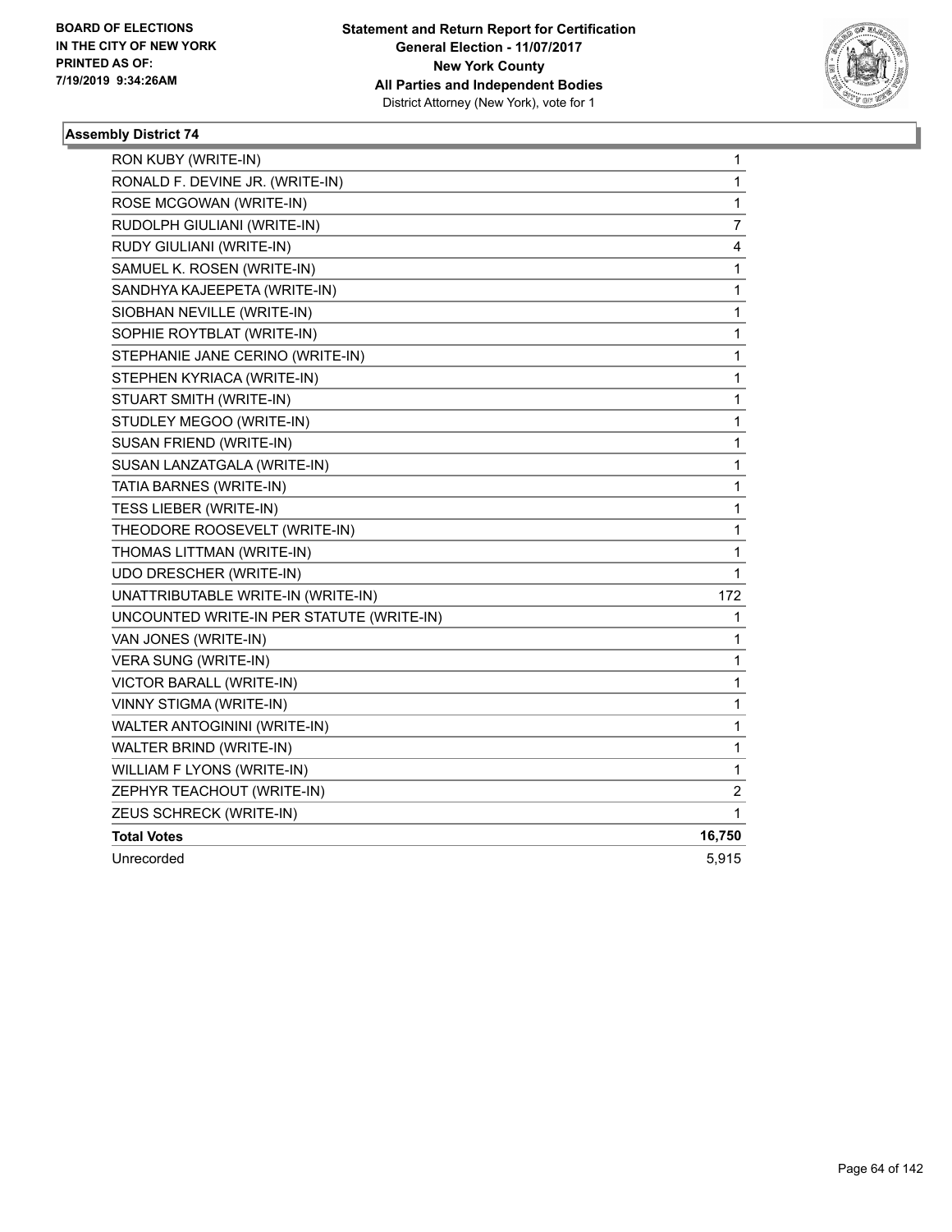**Statement and Return Report for Certification**
**General Election - 11/07/2017**
**New York County**
**All Parties and Independent Bodies**
District Attorney (New York), vote for 1

**BOARD OF ELECTIONS IN THE CITY OF NEW YORK PRINTED AS OF: 7/19/2019 9:34:26AM**

### Assembly District 74

| Candidate | Votes |
|---|---|
| RON KUBY (WRITE-IN) | 1 |
| RONALD F. DEVINE JR. (WRITE-IN) | 1 |
| ROSE MCGOWAN (WRITE-IN) | 1 |
| RUDOLPH GIULIANI (WRITE-IN) | 7 |
| RUDY GIULIANI (WRITE-IN) | 4 |
| SAMUEL K. ROSEN (WRITE-IN) | 1 |
| SANDHYA KAJEEPETA (WRITE-IN) | 1 |
| SIOBHAN NEVILLE (WRITE-IN) | 1 |
| SOPHIE ROYTBLAT (WRITE-IN) | 1 |
| STEPHANIE JANE CERINO (WRITE-IN) | 1 |
| STEPHEN KYRIACA (WRITE-IN) | 1 |
| STUART SMITH (WRITE-IN) | 1 |
| STUDLEY MEGOO (WRITE-IN) | 1 |
| SUSAN FRIEND (WRITE-IN) | 1 |
| SUSAN LANZATGALA (WRITE-IN) | 1 |
| TATIA BARNES (WRITE-IN) | 1 |
| TESS LIEBER (WRITE-IN) | 1 |
| THEODORE ROOSEVELT (WRITE-IN) | 1 |
| THOMAS LITTMAN (WRITE-IN) | 1 |
| UDO DRESCHER (WRITE-IN) | 1 |
| UNATTRIBUTABLE WRITE-IN (WRITE-IN) | 172 |
| UNCOUNTED WRITE-IN PER STATUTE (WRITE-IN) | 1 |
| VAN JONES (WRITE-IN) | 1 |
| VERA SUNG (WRITE-IN) | 1 |
| VICTOR BARALL (WRITE-IN) | 1 |
| VINNY STIGMA (WRITE-IN) | 1 |
| WALTER ANTOGININI (WRITE-IN) | 1 |
| WALTER BRIND (WRITE-IN) | 1 |
| WILLIAM F LYONS (WRITE-IN) | 1 |
| ZEPHYR TEACHOUT (WRITE-IN) | 2 |
| ZEUS SCHRECK (WRITE-IN) | 1 |
| **Total Votes** | **16,750** |
| Unrecorded | 5,915 |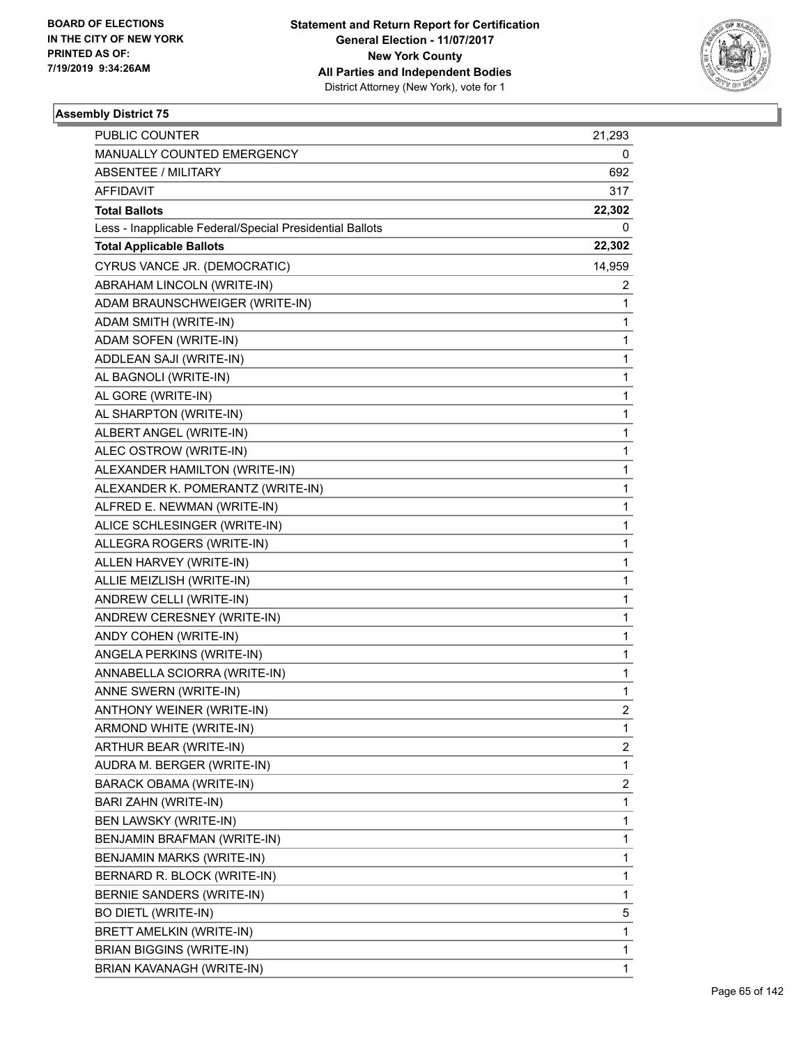BOARD OF ELECTIONS
IN THE CITY OF NEW YORK
PRINTED AS OF:
7/19/2019 9:34:26AM

**Statement and Return Report for Certification**
**General Election - 11/07/2017**
**New York County**
**All Parties and Independent Bodies**
District Attorney (New York), vote for 1

### Assembly District 75

| | |
|---|---|
| PUBLIC COUNTER | 21,293 |
| MANUALLY COUNTED EMERGENCY | 0 |
| ABSENTEE / MILITARY | 692 |
| AFFIDAVIT | 317 |
| **Total Ballots** | **22,302** |
| Less - Inapplicable Federal/Special Presidential Ballots | 0 |
| **Total Applicable Ballots** | **22,302** |
| CYRUS VANCE JR. (DEMOCRATIC) | 14,959 |
| ABRAHAM LINCOLN (WRITE-IN) | 2 |
| ADAM BRAUNSCHWEIGER (WRITE-IN) | 1 |
| ADAM SMITH (WRITE-IN) | 1 |
| ADAM SOFEN (WRITE-IN) | 1 |
| ADDLEAN SAJI (WRITE-IN) | 1 |
| AL BAGNOLI (WRITE-IN) | 1 |
| AL GORE (WRITE-IN) | 1 |
| AL SHARPTON (WRITE-IN) | 1 |
| ALBERT ANGEL (WRITE-IN) | 1 |
| ALEC OSTROW (WRITE-IN) | 1 |
| ALEXANDER HAMILTON (WRITE-IN) | 1 |
| ALEXANDER K. POMERANTZ (WRITE-IN) | 1 |
| ALFRED E. NEWMAN (WRITE-IN) | 1 |
| ALICE SCHLESINGER (WRITE-IN) | 1 |
| ALLEGRA ROGERS (WRITE-IN) | 1 |
| ALLEN HARVEY (WRITE-IN) | 1 |
| ALLIE MEIZLISH (WRITE-IN) | 1 |
| ANDREW CELLI (WRITE-IN) | 1 |
| ANDREW CERESNEY (WRITE-IN) | 1 |
| ANDY COHEN (WRITE-IN) | 1 |
| ANGELA PERKINS (WRITE-IN) | 1 |
| ANNABELLA SCIORRA (WRITE-IN) | 1 |
| ANNE SWERN (WRITE-IN) | 1 |
| ANTHONY WEINER (WRITE-IN) | 2 |
| ARMOND WHITE (WRITE-IN) | 1 |
| ARTHUR BEAR (WRITE-IN) | 2 |
| AUDRA M. BERGER (WRITE-IN) | 1 |
| BARACK OBAMA (WRITE-IN) | 2 |
| BARI ZAHN (WRITE-IN) | 1 |
| BEN LAWSKY (WRITE-IN) | 1 |
| BENJAMIN BRAFMAN (WRITE-IN) | 1 |
| BENJAMIN MARKS (WRITE-IN) | 1 |
| BERNARD R. BLOCK (WRITE-IN) | 1 |
| BERNIE SANDERS (WRITE-IN) | 1 |
| BO DIETL (WRITE-IN) | 5 |
| BRETT AMELKIN (WRITE-IN) | 1 |
| BRIAN BIGGINS (WRITE-IN) | 1 |
| BRIAN KAVANAGH (WRITE-IN) | 1 |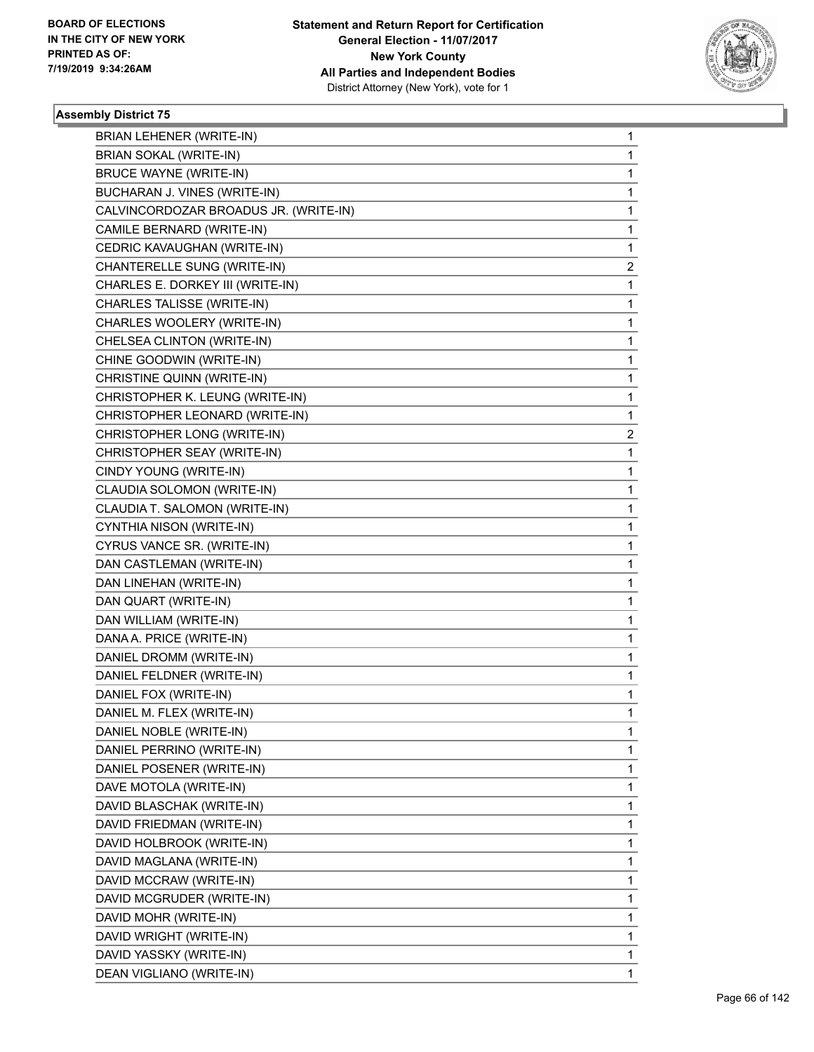**Statement and Return Report for Certification**
**General Election - 11/07/2017**
**New York County**
**All Parties and Independent Bodies**
District Attorney (New York), vote for 1

BOARD OF ELECTIONS
IN THE CITY OF NEW YORK
PRINTED AS OF:
7/19/2019 9:34:26AM

### Assembly District 75

| | |
|---|---|
| BRIAN LEHENER (WRITE-IN) | 1 |
| BRIAN SOKAL (WRITE-IN) | 1 |
| BRUCE WAYNE (WRITE-IN) | 1 |
| BUCHARAN J. VINES (WRITE-IN) | 1 |
| CALVINCORDOZAR BROADUS JR. (WRITE-IN) | 1 |
| CAMILE BERNARD (WRITE-IN) | 1 |
| CEDRIC KAVAUGHAN (WRITE-IN) | 1 |
| CHANTERELLE SUNG (WRITE-IN) | 2 |
| CHARLES E. DORKEY III (WRITE-IN) | 1 |
| CHARLES TALISSE (WRITE-IN) | 1 |
| CHARLES WOOLERY (WRITE-IN) | 1 |
| CHELSEA CLINTON (WRITE-IN) | 1 |
| CHINE GOODWIN (WRITE-IN) | 1 |
| CHRISTINE QUINN (WRITE-IN) | 1 |
| CHRISTOPHER K. LEUNG (WRITE-IN) | 1 |
| CHRISTOPHER LEONARD (WRITE-IN) | 1 |
| CHRISTOPHER LONG (WRITE-IN) | 2 |
| CHRISTOPHER SEAY (WRITE-IN) | 1 |
| CINDY YOUNG (WRITE-IN) | 1 |
| CLAUDIA SOLOMON (WRITE-IN) | 1 |
| CLAUDIA T. SALOMON (WRITE-IN) | 1 |
| CYNTHIA NISON (WRITE-IN) | 1 |
| CYRUS VANCE SR. (WRITE-IN) | 1 |
| DAN CASTLEMAN (WRITE-IN) | 1 |
| DAN LINEHAN (WRITE-IN) | 1 |
| DAN QUART (WRITE-IN) | 1 |
| DAN WILLIAM (WRITE-IN) | 1 |
| DANA A. PRICE (WRITE-IN) | 1 |
| DANIEL DROMM (WRITE-IN) | 1 |
| DANIEL FELDNER (WRITE-IN) | 1 |
| DANIEL FOX (WRITE-IN) | 1 |
| DANIEL M. FLEX (WRITE-IN) | 1 |
| DANIEL NOBLE (WRITE-IN) | 1 |
| DANIEL PERRINO (WRITE-IN) | 1 |
| DANIEL POSENER (WRITE-IN) | 1 |
| DAVE MOTOLA (WRITE-IN) | 1 |
| DAVID BLASCHAK (WRITE-IN) | 1 |
| DAVID FRIEDMAN (WRITE-IN) | 1 |
| DAVID HOLBROOK (WRITE-IN) | 1 |
| DAVID MAGLANA (WRITE-IN) | 1 |
| DAVID MCCRAW (WRITE-IN) | 1 |
| DAVID MCGRUDER (WRITE-IN) | 1 |
| DAVID MOHR (WRITE-IN) | 1 |
| DAVID WRIGHT (WRITE-IN) | 1 |
| DAVID YASSKY (WRITE-IN) | 1 |
| DEAN VIGLIANO (WRITE-IN) | 1 |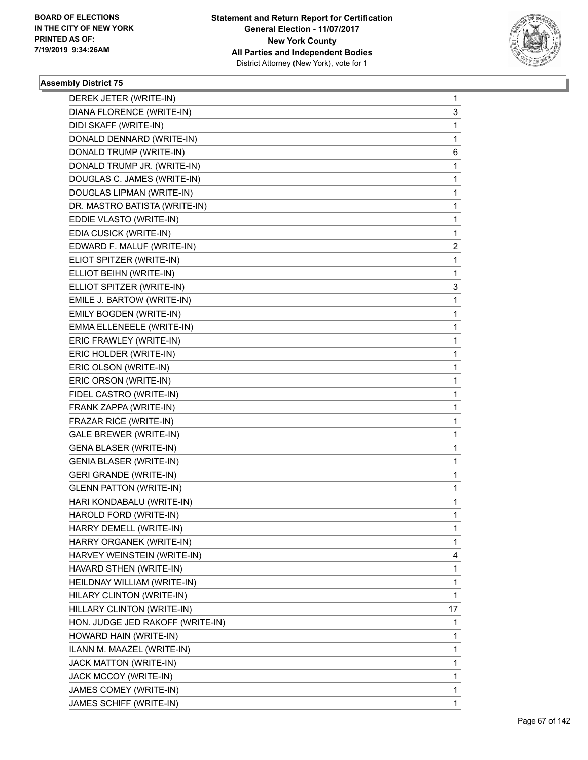## Assembly District 75

| Candidate | Votes |
|---|---|
| DEREK JETER (WRITE-IN) | 1 |
| DIANA FLORENCE (WRITE-IN) | 3 |
| DIDI SKAFF (WRITE-IN) | 1 |
| DONALD DENNARD (WRITE-IN) | 1 |
| DONALD TRUMP (WRITE-IN) | 6 |
| DONALD TRUMP JR. (WRITE-IN) | 1 |
| DOUGLAS C. JAMES (WRITE-IN) | 1 |
| DOUGLAS LIPMAN (WRITE-IN) | 1 |
| DR. MASTRO BATISTA (WRITE-IN) | 1 |
| EDDIE VLASTO (WRITE-IN) | 1 |
| EDIA CUSICK (WRITE-IN) | 1 |
| EDWARD F. MALUF (WRITE-IN) | 2 |
| ELIOT SPITZER (WRITE-IN) | 1 |
| ELLIOT BEIHN (WRITE-IN) | 1 |
| ELLIOT SPITZER (WRITE-IN) | 3 |
| EMILE J. BARTOW (WRITE-IN) | 1 |
| EMILY BOGDEN (WRITE-IN) | 1 |
| EMMA ELLENEELE (WRITE-IN) | 1 |
| ERIC FRAWLEY (WRITE-IN) | 1 |
| ERIC HOLDER (WRITE-IN) | 1 |
| ERIC OLSON (WRITE-IN) | 1 |
| ERIC ORSON (WRITE-IN) | 1 |
| FIDEL CASTRO (WRITE-IN) | 1 |
| FRANK ZAPPA (WRITE-IN) | 1 |
| FRAZAR RICE (WRITE-IN) | 1 |
| GALE BREWER (WRITE-IN) | 1 |
| GENA BLASER (WRITE-IN) | 1 |
| GENIA BLASER (WRITE-IN) | 1 |
| GERI GRANDE (WRITE-IN) | 1 |
| GLENN PATTON (WRITE-IN) | 1 |
| HARI KONDABALU (WRITE-IN) | 1 |
| HAROLD FORD (WRITE-IN) | 1 |
| HARRY DEMELL (WRITE-IN) | 1 |
| HARRY ORGANEK (WRITE-IN) | 1 |
| HARVEY WEINSTEIN (WRITE-IN) | 4 |
| HAVARD STHEN (WRITE-IN) | 1 |
| HEILDNAY WILLIAM (WRITE-IN) | 1 |
| HILARY CLINTON (WRITE-IN) | 1 |
| HILLARY CLINTON (WRITE-IN) | 17 |
| HON. JUDGE JED RAKOFF (WRITE-IN) | 1 |
| HOWARD HAIN (WRITE-IN) | 1 |
| ILANN M. MAAZEL (WRITE-IN) | 1 |
| JACK MATTON (WRITE-IN) | 1 |
| JACK MCCOY (WRITE-IN) | 1 |
| JAMES COMEY (WRITE-IN) | 1 |
| JAMES SCHIFF (WRITE-IN) | 1 |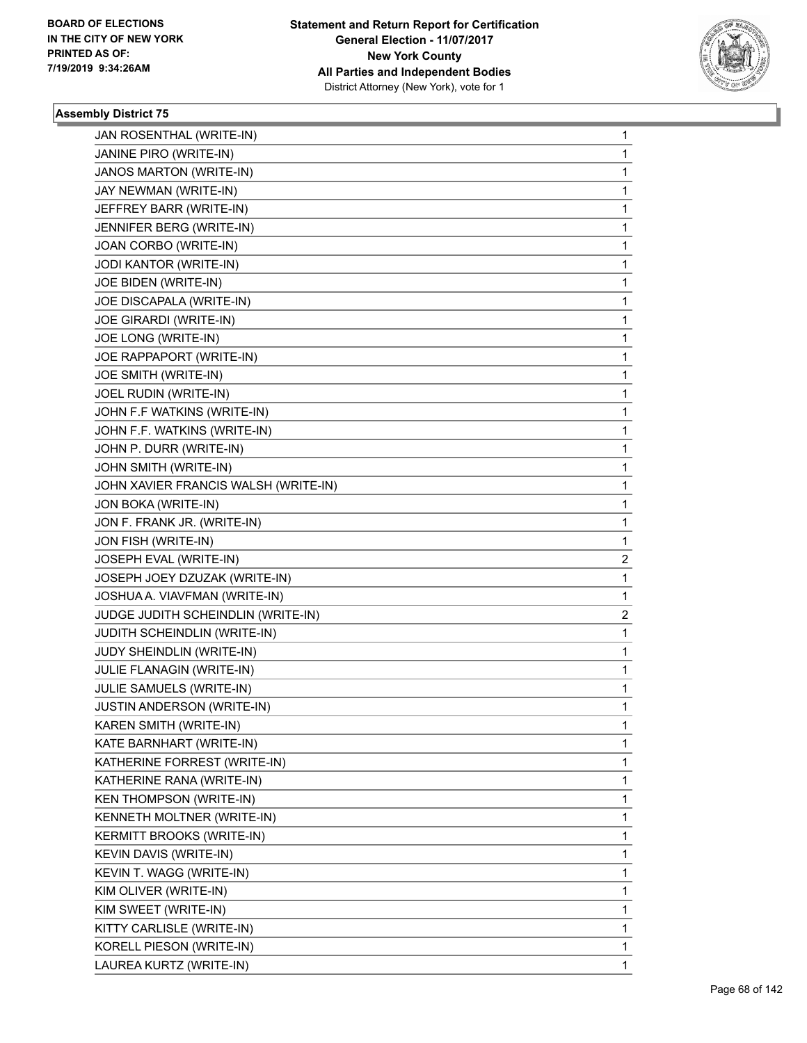**Statement and Return Report for Certification**
**General Election - 11/07/2017**
**New York County**
**All Parties and Independent Bodies**
District Attorney (New York), vote for 1

BOARD OF ELECTIONS
IN THE CITY OF NEW YORK
PRINTED AS OF:
7/19/2019 9:34:26AM

### Assembly District 75

| Candidate | Votes |
|---|---|
| JAN ROSENTHAL (WRITE-IN) | 1 |
| JANINE PIRO (WRITE-IN) | 1 |
| JANOS MARTON (WRITE-IN) | 1 |
| JAY NEWMAN (WRITE-IN) | 1 |
| JEFFREY BARR (WRITE-IN) | 1 |
| JENNIFER BERG (WRITE-IN) | 1 |
| JOAN CORBO (WRITE-IN) | 1 |
| JODI KANTOR (WRITE-IN) | 1 |
| JOE BIDEN (WRITE-IN) | 1 |
| JOE DISCAPALA (WRITE-IN) | 1 |
| JOE GIRARDI (WRITE-IN) | 1 |
| JOE LONG (WRITE-IN) | 1 |
| JOE RAPPAPORT (WRITE-IN) | 1 |
| JOE SMITH (WRITE-IN) | 1 |
| JOEL RUDIN (WRITE-IN) | 1 |
| JOHN F.F WATKINS (WRITE-IN) | 1 |
| JOHN F.F. WATKINS (WRITE-IN) | 1 |
| JOHN P. DURR (WRITE-IN) | 1 |
| JOHN SMITH (WRITE-IN) | 1 |
| JOHN XAVIER FRANCIS WALSH (WRITE-IN) | 1 |
| JON BOKA (WRITE-IN) | 1 |
| JON F. FRANK JR. (WRITE-IN) | 1 |
| JON FISH (WRITE-IN) | 1 |
| JOSEPH EVAL (WRITE-IN) | 2 |
| JOSEPH JOEY DZUZAK (WRITE-IN) | 1 |
| JOSHUA A. VIAVFMAN (WRITE-IN) | 1 |
| JUDGE JUDITH SCHEINDLIN (WRITE-IN) | 2 |
| JUDITH SCHEINDLIN (WRITE-IN) | 1 |
| JUDY SHEINDLIN (WRITE-IN) | 1 |
| JULIE FLANAGIN (WRITE-IN) | 1 |
| JULIE SAMUELS (WRITE-IN) | 1 |
| JUSTIN ANDERSON (WRITE-IN) | 1 |
| KAREN SMITH (WRITE-IN) | 1 |
| KATE BARNHART (WRITE-IN) | 1 |
| KATHERINE FORREST (WRITE-IN) | 1 |
| KATHERINE RANA (WRITE-IN) | 1 |
| KEN THOMPSON (WRITE-IN) | 1 |
| KENNETH MOLTNER (WRITE-IN) | 1 |
| KERMITT BROOKS (WRITE-IN) | 1 |
| KEVIN DAVIS (WRITE-IN) | 1 |
| KEVIN T. WAGG (WRITE-IN) | 1 |
| KIM OLIVER (WRITE-IN) | 1 |
| KIM SWEET (WRITE-IN) | 1 |
| KITTY CARLISLE (WRITE-IN) | 1 |
| KORELL PIESON (WRITE-IN) | 1 |
| LAUREA KURTZ (WRITE-IN) | 1 |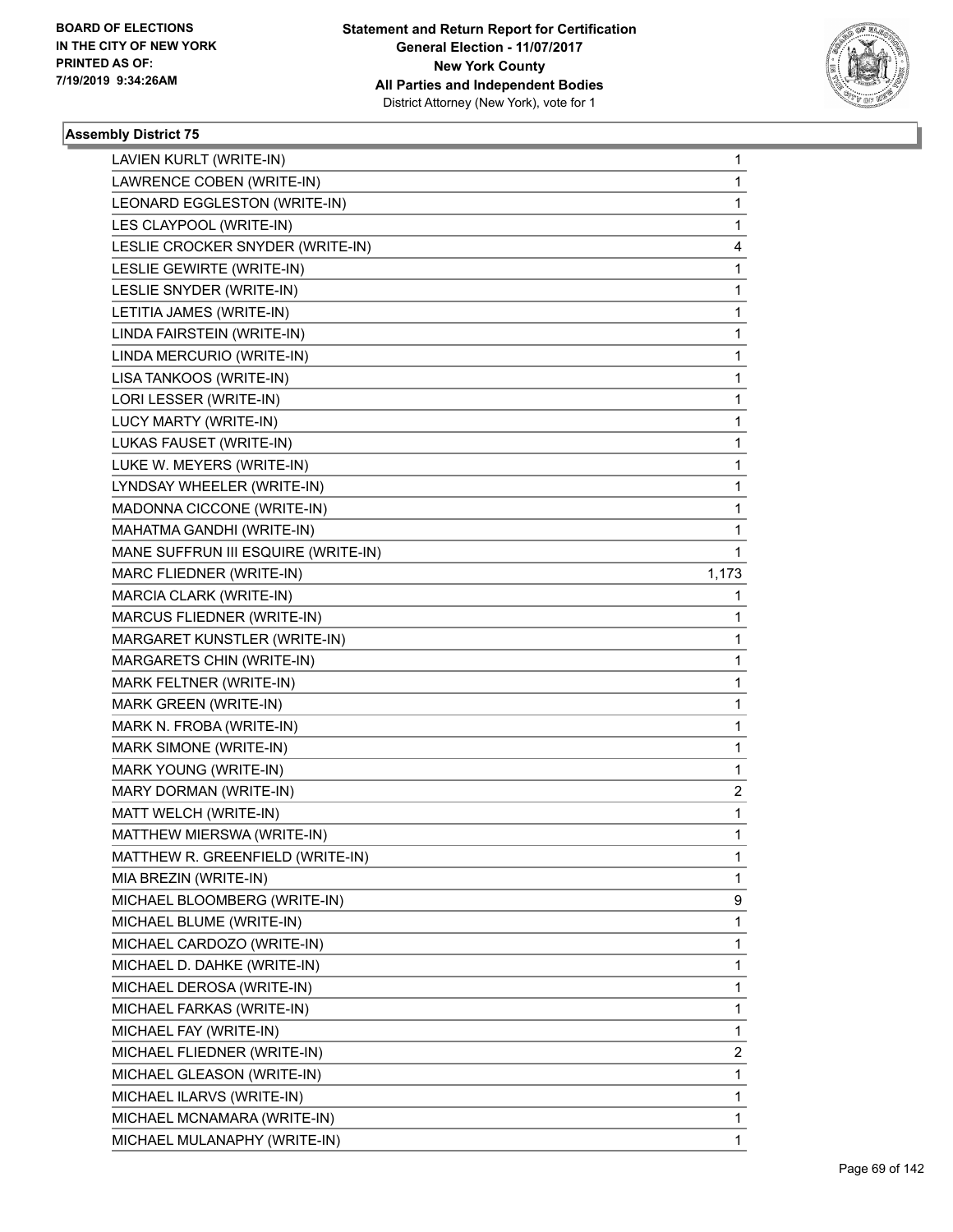**BOARD OF ELECTIONS IN THE CITY OF NEW YORK PRINTED AS OF: 7/19/2019 9:34:26AM**

**Statement and Return Report for Certification General Election - 11/07/2017 New York County All Parties and Independent Bodies** District Attorney (New York), vote for 1

### Assembly District 75

| | |
|---|---|
| LAVIEN KURLT (WRITE-IN) | 1 |
| LAWRENCE COBEN (WRITE-IN) | 1 |
| LEONARD EGGLESTON (WRITE-IN) | 1 |
| LES CLAYPOOL (WRITE-IN) | 1 |
| LESLIE CROCKER SNYDER (WRITE-IN) | 4 |
| LESLIE GEWIRTE (WRITE-IN) | 1 |
| LESLIE SNYDER (WRITE-IN) | 1 |
| LETITIA JAMES (WRITE-IN) | 1 |
| LINDA FAIRSTEIN (WRITE-IN) | 1 |
| LINDA MERCURIO (WRITE-IN) | 1 |
| LISA TANKOOS (WRITE-IN) | 1 |
| LORI LESSER (WRITE-IN) | 1 |
| LUCY MARTY (WRITE-IN) | 1 |
| LUKAS FAUSET (WRITE-IN) | 1 |
| LUKE W. MEYERS (WRITE-IN) | 1 |
| LYNDSAY WHEELER (WRITE-IN) | 1 |
| MADONNA CICCONE (WRITE-IN) | 1 |
| MAHATMA GANDHI (WRITE-IN) | 1 |
| MANE SUFFRUN III ESQUIRE (WRITE-IN) | 1 |
| MARC FLIEDNER (WRITE-IN) | 1,173 |
| MARCIA CLARK (WRITE-IN) | 1 |
| MARCUS FLIEDNER (WRITE-IN) | 1 |
| MARGARET KUNSTLER (WRITE-IN) | 1 |
| MARGARETS CHIN (WRITE-IN) | 1 |
| MARK FELTNER (WRITE-IN) | 1 |
| MARK GREEN (WRITE-IN) | 1 |
| MARK N. FROBA (WRITE-IN) | 1 |
| MARK SIMONE (WRITE-IN) | 1 |
| MARK YOUNG (WRITE-IN) | 1 |
| MARY DORMAN (WRITE-IN) | 2 |
| MATT WELCH (WRITE-IN) | 1 |
| MATTHEW MIERSWA (WRITE-IN) | 1 |
| MATTHEW R. GREENFIELD (WRITE-IN) | 1 |
| MIA BREZIN (WRITE-IN) | 1 |
| MICHAEL BLOOMBERG (WRITE-IN) | 9 |
| MICHAEL BLUME (WRITE-IN) | 1 |
| MICHAEL CARDOZO (WRITE-IN) | 1 |
| MICHAEL D. DAHKE (WRITE-IN) | 1 |
| MICHAEL DEROSA (WRITE-IN) | 1 |
| MICHAEL FARKAS (WRITE-IN) | 1 |
| MICHAEL FAY (WRITE-IN) | 1 |
| MICHAEL FLIEDNER (WRITE-IN) | 2 |
| MICHAEL GLEASON (WRITE-IN) | 1 |
| MICHAEL ILARVS (WRITE-IN) | 1 |
| MICHAEL MCNAMARA (WRITE-IN) | 1 |
| MICHAEL MULANAPHY (WRITE-IN) | 1 |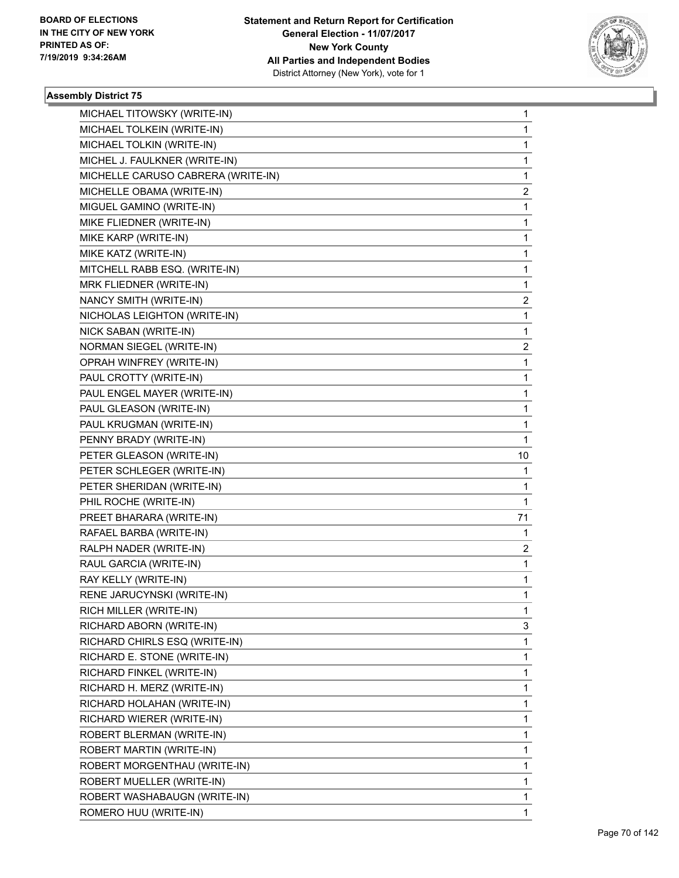**Statement and Return Report for Certification**
**General Election - 11/07/2017**
**New York County**
**All Parties and Independent Bodies**
District Attorney (New York), vote for 1

BOARD OF ELECTIONS
IN THE CITY OF NEW YORK
PRINTED AS OF:
7/19/2019 9:34:26AM

### Assembly District 75

| | |
|---|---|
| MICHAEL TITOWSKY (WRITE-IN) | 1 |
| MICHAEL TOLKEIN (WRITE-IN) | 1 |
| MICHAEL TOLKIN (WRITE-IN) | 1 |
| MICHEL J. FAULKNER (WRITE-IN) | 1 |
| MICHELLE CARUSO CABRERA (WRITE-IN) | 1 |
| MICHELLE OBAMA (WRITE-IN) | 2 |
| MIGUEL GAMINO (WRITE-IN) | 1 |
| MIKE FLIEDNER (WRITE-IN) | 1 |
| MIKE KARP (WRITE-IN) | 1 |
| MIKE KATZ (WRITE-IN) | 1 |
| MITCHELL RABB ESQ. (WRITE-IN) | 1 |
| MRK FLIEDNER (WRITE-IN) | 1 |
| NANCY SMITH (WRITE-IN) | 2 |
| NICHOLAS LEIGHTON (WRITE-IN) | 1 |
| NICK SABAN (WRITE-IN) | 1 |
| NORMAN SIEGEL (WRITE-IN) | 2 |
| OPRAH WINFREY (WRITE-IN) | 1 |
| PAUL CROTTY (WRITE-IN) | 1 |
| PAUL ENGEL MAYER (WRITE-IN) | 1 |
| PAUL GLEASON (WRITE-IN) | 1 |
| PAUL KRUGMAN (WRITE-IN) | 1 |
| PENNY BRADY (WRITE-IN) | 1 |
| PETER GLEASON (WRITE-IN) | 10 |
| PETER SCHLEGER (WRITE-IN) | 1 |
| PETER SHERIDAN (WRITE-IN) | 1 |
| PHIL ROCHE (WRITE-IN) | 1 |
| PREET BHARARA (WRITE-IN) | 71 |
| RAFAEL BARBA (WRITE-IN) | 1 |
| RALPH NADER (WRITE-IN) | 2 |
| RAUL GARCIA (WRITE-IN) | 1 |
| RAY KELLY (WRITE-IN) | 1 |
| RENE JARUCYNSKI (WRITE-IN) | 1 |
| RICH MILLER (WRITE-IN) | 1 |
| RICHARD ABORN (WRITE-IN) | 3 |
| RICHARD CHIRLS ESQ (WRITE-IN) | 1 |
| RICHARD E. STONE (WRITE-IN) | 1 |
| RICHARD FINKEL (WRITE-IN) | 1 |
| RICHARD H. MERZ (WRITE-IN) | 1 |
| RICHARD HOLAHAN (WRITE-IN) | 1 |
| RICHARD WIERER (WRITE-IN) | 1 |
| ROBERT BLERMAN (WRITE-IN) | 1 |
| ROBERT MARTIN (WRITE-IN) | 1 |
| ROBERT MORGENTHAU (WRITE-IN) | 1 |
| ROBERT MUELLER (WRITE-IN) | 1 |
| ROBERT WASHABAUGN (WRITE-IN) | 1 |
| ROMERO HUU (WRITE-IN) | 1 |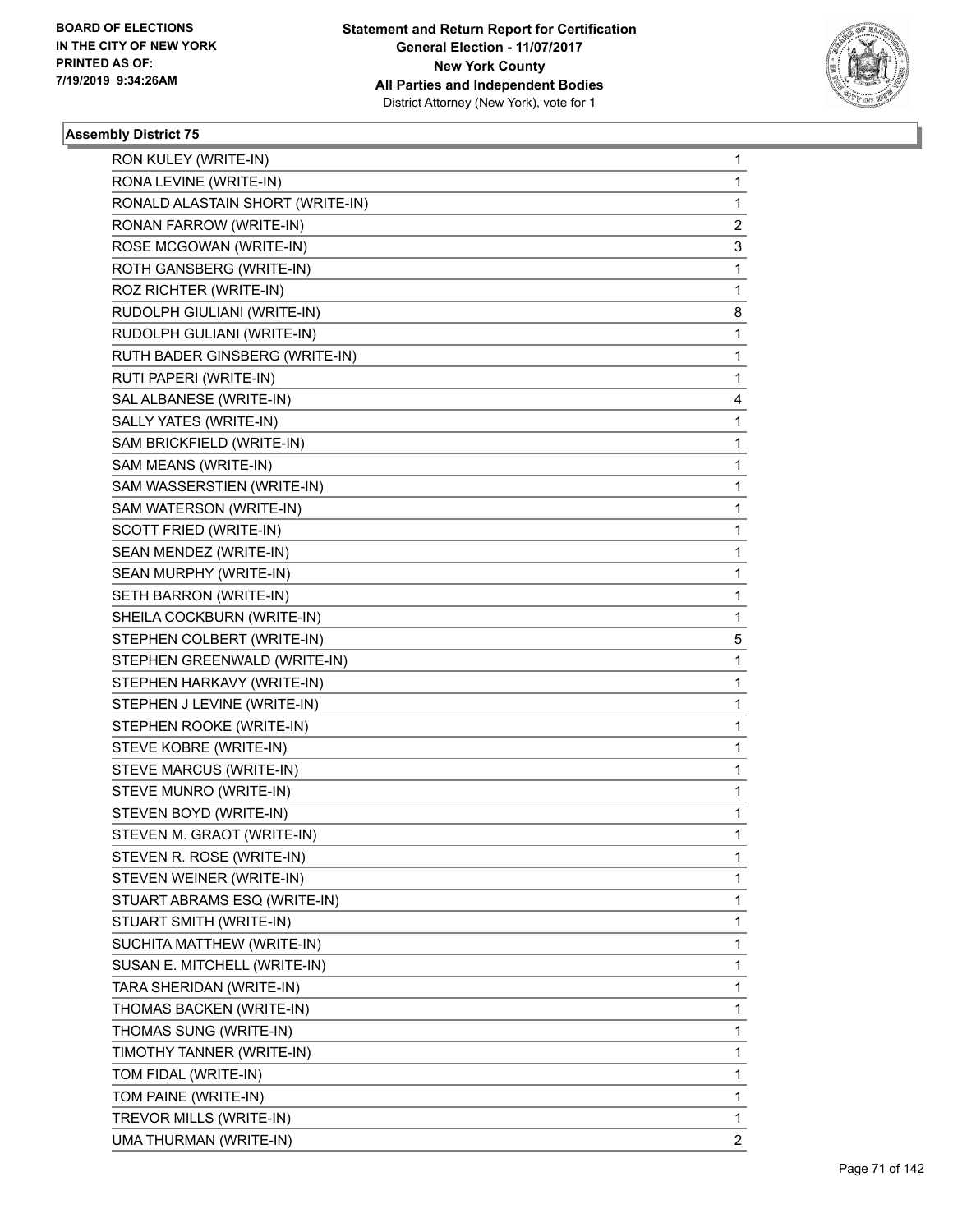**Statement and Return Report for Certification**
**General Election - 11/07/2017**
**New York County**
**All Parties and Independent Bodies**
District Attorney (New York), vote for 1

BOARD OF ELECTIONS
IN THE CITY OF NEW YORK
PRINTED AS OF:
7/19/2019 9:34:26AM

### Assembly District 75

| | |
|---|---|
| RON KULEY (WRITE-IN) | 1 |
| RONA LEVINE (WRITE-IN) | 1 |
| RONALD ALASTAIN SHORT (WRITE-IN) | 1 |
| RONAN FARROW (WRITE-IN) | 2 |
| ROSE MCGOWAN (WRITE-IN) | 3 |
| ROTH GANSBERG (WRITE-IN) | 1 |
| ROZ RICHTER (WRITE-IN) | 1 |
| RUDOLPH GIULIANI (WRITE-IN) | 8 |
| RUDOLPH GULIANI (WRITE-IN) | 1 |
| RUTH BADER GINSBERG (WRITE-IN) | 1 |
| RUTI PAPERI (WRITE-IN) | 1 |
| SAL ALBANESE (WRITE-IN) | 4 |
| SALLY YATES (WRITE-IN) | 1 |
| SAM BRICKFIELD (WRITE-IN) | 1 |
| SAM MEANS (WRITE-IN) | 1 |
| SAM WASSERSTIEN (WRITE-IN) | 1 |
| SAM WATERSON (WRITE-IN) | 1 |
| SCOTT FRIED (WRITE-IN) | 1 |
| SEAN MENDEZ (WRITE-IN) | 1 |
| SEAN MURPHY (WRITE-IN) | 1 |
| SETH BARRON (WRITE-IN) | 1 |
| SHEILA COCKBURN (WRITE-IN) | 1 |
| STEPHEN COLBERT (WRITE-IN) | 5 |
| STEPHEN GREENWALD (WRITE-IN) | 1 |
| STEPHEN HARKAVY (WRITE-IN) | 1 |
| STEPHEN J LEVINE (WRITE-IN) | 1 |
| STEPHEN ROOKE (WRITE-IN) | 1 |
| STEVE KOBRE (WRITE-IN) | 1 |
| STEVE MARCUS (WRITE-IN) | 1 |
| STEVE MUNRO (WRITE-IN) | 1 |
| STEVEN BOYD (WRITE-IN) | 1 |
| STEVEN M. GRAOT (WRITE-IN) | 1 |
| STEVEN R. ROSE (WRITE-IN) | 1 |
| STEVEN WEINER (WRITE-IN) | 1 |
| STUART ABRAMS ESQ (WRITE-IN) | 1 |
| STUART SMITH (WRITE-IN) | 1 |
| SUCHITA MATTHEW (WRITE-IN) | 1 |
| SUSAN E. MITCHELL (WRITE-IN) | 1 |
| TARA SHERIDAN (WRITE-IN) | 1 |
| THOMAS BACKEN (WRITE-IN) | 1 |
| THOMAS SUNG (WRITE-IN) | 1 |
| TIMOTHY TANNER (WRITE-IN) | 1 |
| TOM FIDAL (WRITE-IN) | 1 |
| TOM PAINE (WRITE-IN) | 1 |
| TREVOR MILLS (WRITE-IN) | 1 |
| UMA THURMAN (WRITE-IN) | 2 |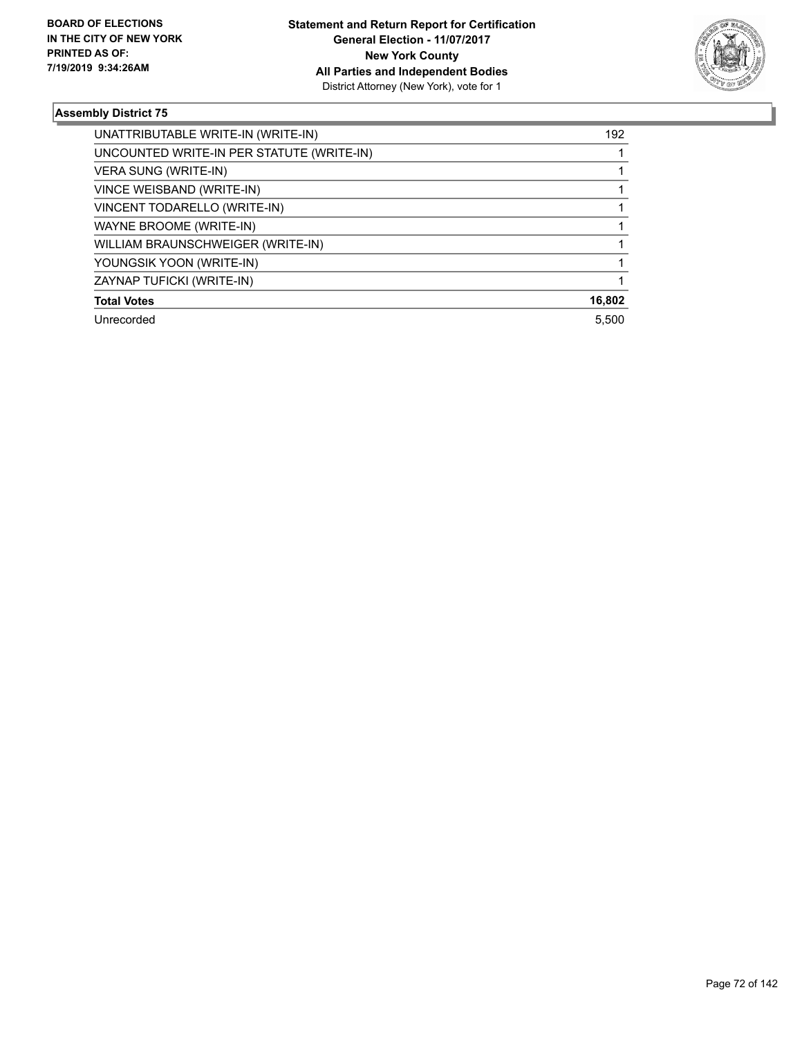**BOARD OF ELECTIONS IN THE CITY OF NEW YORK PRINTED AS OF: 7/19/2019 9:34:26AM**

**Statement and Return Report for Certification**
**General Election - 11/07/2017**
**New York County**
**All Parties and Independent Bodies**
District Attorney (New York), vote for 1

## Assembly District 75

| | |
|---|---|
| UNATTRIBUTABLE WRITE-IN (WRITE-IN) | 192 |
| UNCOUNTED WRITE-IN PER STATUTE (WRITE-IN) | 1 |
| VERA SUNG (WRITE-IN) | 1 |
| VINCE WEISBAND (WRITE-IN) | 1 |
| VINCENT TODARELLO (WRITE-IN) | 1 |
| WAYNE BROOME (WRITE-IN) | 1 |
| WILLIAM BRAUNSCHWEIGER (WRITE-IN) | 1 |
| YOUNGSIK YOON (WRITE-IN) | 1 |
| ZAYNAP TUFICKI (WRITE-IN) | 1 |
| **Total Votes** | **16,802** |
| Unrecorded | 5,500 |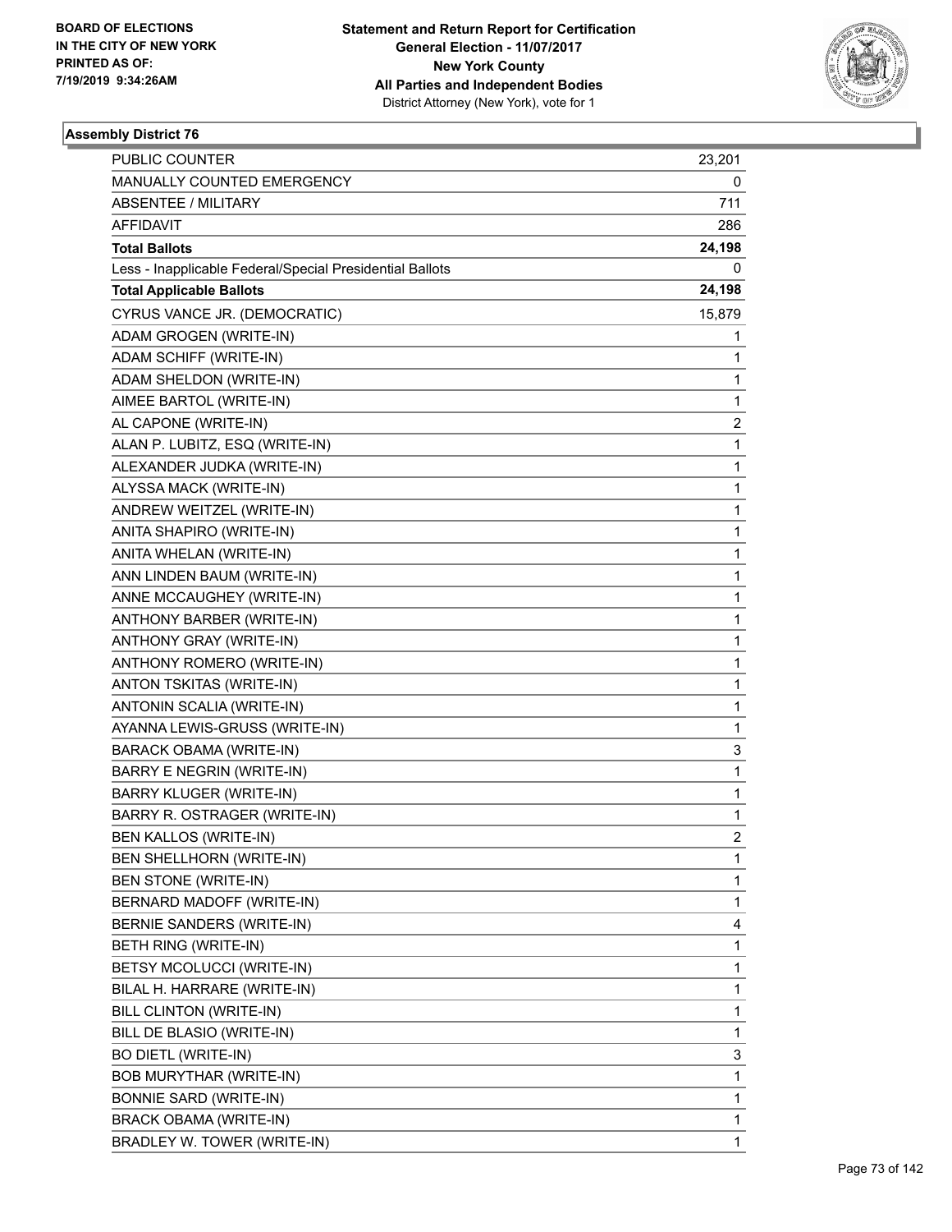BOARD OF ELECTIONS
IN THE CITY OF NEW YORK
PRINTED AS OF:
7/19/2019 9:34:26AM

**Statement and Return Report for Certification**
**General Election - 11/07/2017**
**New York County**
**All Parties and Independent Bodies**
District Attorney (New York), vote for 1

### Assembly District 76

| | |
|---|---|
| PUBLIC COUNTER | 23,201 |
| MANUALLY COUNTED EMERGENCY | 0 |
| ABSENTEE / MILITARY | 711 |
| AFFIDAVIT | 286 |
| **Total Ballots** | **24,198** |
| Less - Inapplicable Federal/Special Presidential Ballots | 0 |
| **Total Applicable Ballots** | **24,198** |
| CYRUS VANCE JR. (DEMOCRATIC) | 15,879 |
| ADAM GROGEN (WRITE-IN) | 1 |
| ADAM SCHIFF (WRITE-IN) | 1 |
| ADAM SHELDON (WRITE-IN) | 1 |
| AIMEE BARTOL (WRITE-IN) | 1 |
| AL CAPONE (WRITE-IN) | 2 |
| ALAN P. LUBITZ, ESQ (WRITE-IN) | 1 |
| ALEXANDER JUDKA (WRITE-IN) | 1 |
| ALYSSA MACK (WRITE-IN) | 1 |
| ANDREW WEITZEL (WRITE-IN) | 1 |
| ANITA SHAPIRO (WRITE-IN) | 1 |
| ANITA WHELAN (WRITE-IN) | 1 |
| ANN LINDEN BAUM (WRITE-IN) | 1 |
| ANNE MCCAUGHEY (WRITE-IN) | 1 |
| ANTHONY BARBER (WRITE-IN) | 1 |
| ANTHONY GRAY (WRITE-IN) | 1 |
| ANTHONY ROMERO (WRITE-IN) | 1 |
| ANTON TSKITAS (WRITE-IN) | 1 |
| ANTONIN SCALIA (WRITE-IN) | 1 |
| AYANNA LEWIS-GRUSS (WRITE-IN) | 1 |
| BARACK OBAMA (WRITE-IN) | 3 |
| BARRY E NEGRIN (WRITE-IN) | 1 |
| BARRY KLUGER (WRITE-IN) | 1 |
| BARRY R. OSTRAGER (WRITE-IN) | 1 |
| BEN KALLOS (WRITE-IN) | 2 |
| BEN SHELLHORN (WRITE-IN) | 1 |
| BEN STONE (WRITE-IN) | 1 |
| BERNARD MADOFF (WRITE-IN) | 1 |
| BERNIE SANDERS (WRITE-IN) | 4 |
| BETH RING (WRITE-IN) | 1 |
| BETSY MCOLUCCI (WRITE-IN) | 1 |
| BILAL H. HARRARE (WRITE-IN) | 1 |
| BILL CLINTON (WRITE-IN) | 1 |
| BILL DE BLASIO (WRITE-IN) | 1 |
| BO DIETL (WRITE-IN) | 3 |
| BOB MURYTHAR (WRITE-IN) | 1 |
| BONNIE SARD (WRITE-IN) | 1 |
| BRACK OBAMA (WRITE-IN) | 1 |
| BRADLEY W. TOWER (WRITE-IN) | 1 |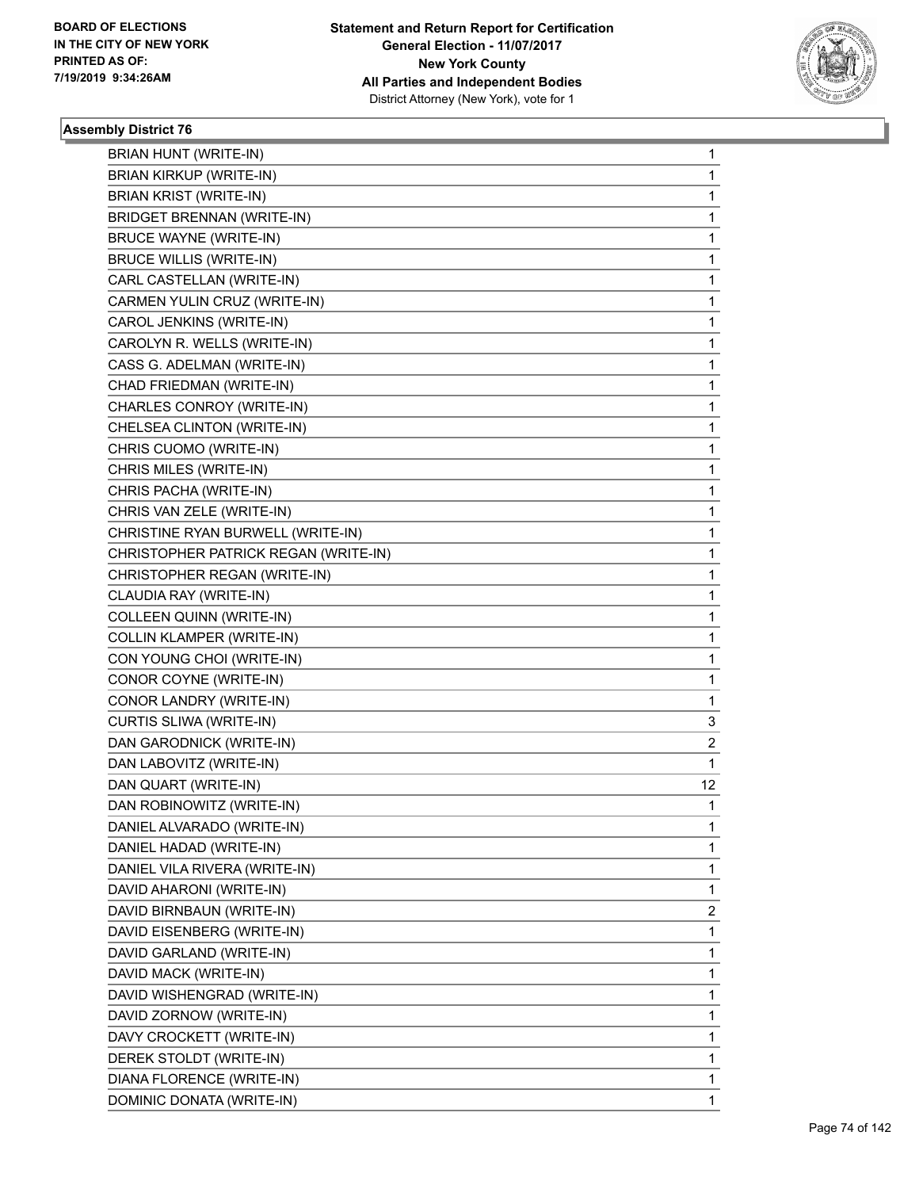**BOARD OF ELECTIONS IN THE CITY OF NEW YORK PRINTED AS OF: 7/19/2019 9:34:26AM**

**Statement and Return Report for Certification General Election - 11/07/2017 New York County All Parties and Independent Bodies**
District Attorney (New York), vote for 1

### Assembly District 76

| | |
|---|---|
| BRIAN HUNT (WRITE-IN) | 1 |
| BRIAN KIRKUP (WRITE-IN) | 1 |
| BRIAN KRIST (WRITE-IN) | 1 |
| BRIDGET BRENNAN (WRITE-IN) | 1 |
| BRUCE WAYNE (WRITE-IN) | 1 |
| BRUCE WILLIS (WRITE-IN) | 1 |
| CARL CASTELLAN (WRITE-IN) | 1 |
| CARMEN YULIN CRUZ (WRITE-IN) | 1 |
| CAROL JENKINS (WRITE-IN) | 1 |
| CAROLYN R. WELLS (WRITE-IN) | 1 |
| CASS G. ADELMAN (WRITE-IN) | 1 |
| CHAD FRIEDMAN (WRITE-IN) | 1 |
| CHARLES CONROY (WRITE-IN) | 1 |
| CHELSEA CLINTON (WRITE-IN) | 1 |
| CHRIS CUOMO (WRITE-IN) | 1 |
| CHRIS MILES (WRITE-IN) | 1 |
| CHRIS PACHA (WRITE-IN) | 1 |
| CHRIS VAN ZELE (WRITE-IN) | 1 |
| CHRISTINE RYAN BURWELL (WRITE-IN) | 1 |
| CHRISTOPHER PATRICK REGAN (WRITE-IN) | 1 |
| CHRISTOPHER REGAN (WRITE-IN) | 1 |
| CLAUDIA RAY (WRITE-IN) | 1 |
| COLLEEN QUINN (WRITE-IN) | 1 |
| COLLIN KLAMPER (WRITE-IN) | 1 |
| CON YOUNG CHOI (WRITE-IN) | 1 |
| CONOR COYNE (WRITE-IN) | 1 |
| CONOR LANDRY (WRITE-IN) | 1 |
| CURTIS SLIWA (WRITE-IN) | 3 |
| DAN GARODNICK (WRITE-IN) | 2 |
| DAN LABOVITZ (WRITE-IN) | 1 |
| DAN QUART (WRITE-IN) | 12 |
| DAN ROBINOWITZ (WRITE-IN) | 1 |
| DANIEL ALVARADO (WRITE-IN) | 1 |
| DANIEL HADAD (WRITE-IN) | 1 |
| DANIEL VILA RIVERA (WRITE-IN) | 1 |
| DAVID AHARONI (WRITE-IN) | 1 |
| DAVID BIRNBAUN (WRITE-IN) | 2 |
| DAVID EISENBERG (WRITE-IN) | 1 |
| DAVID GARLAND (WRITE-IN) | 1 |
| DAVID MACK (WRITE-IN) | 1 |
| DAVID WISHENGRAD (WRITE-IN) | 1 |
| DAVID ZORNOW (WRITE-IN) | 1 |
| DAVY CROCKETT (WRITE-IN) | 1 |
| DEREK STOLDT (WRITE-IN) | 1 |
| DIANA FLORENCE (WRITE-IN) | 1 |
| DOMINIC DONATA (WRITE-IN) | 1 |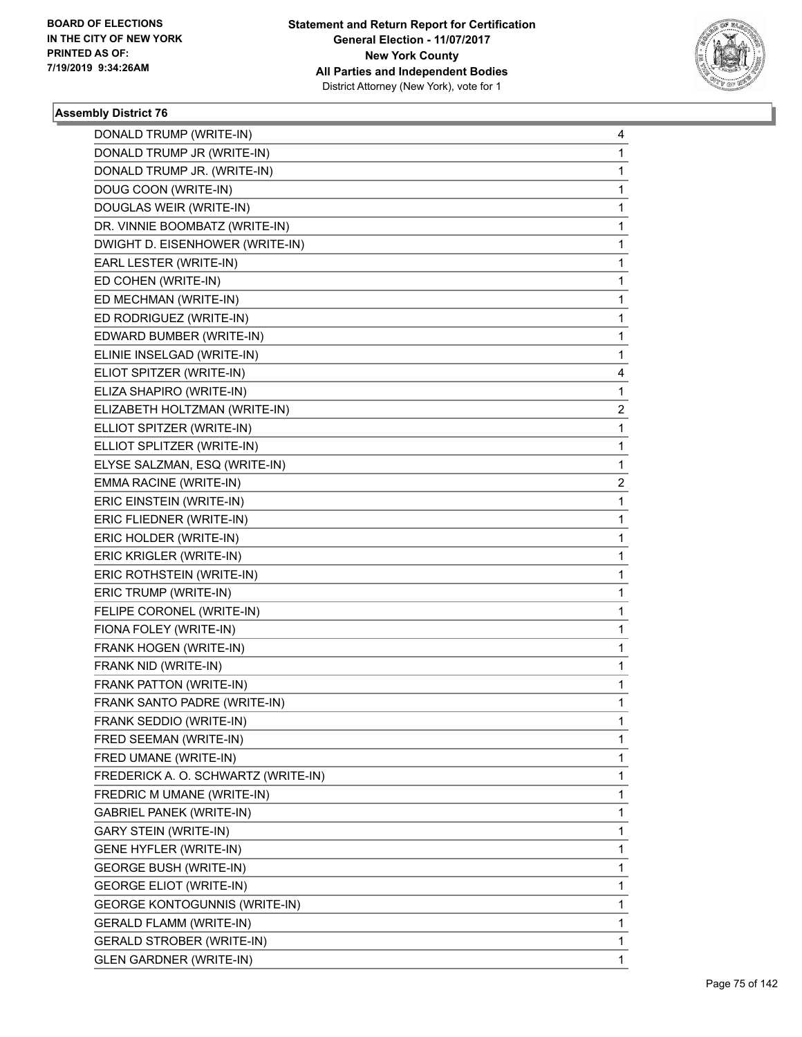BOARD OF ELECTIONS
IN THE CITY OF NEW YORK
PRINTED AS OF:
7/19/2019 9:34:26AM

**Statement and Return Report for Certification**
**General Election - 11/07/2017**
**New York County**
**All Parties and Independent Bodies**
District Attorney (New York), vote for 1

### Assembly District 76

| | |
|---|---|
| DONALD TRUMP (WRITE-IN) | 4 |
| DONALD TRUMP JR (WRITE-IN) | 1 |
| DONALD TRUMP JR. (WRITE-IN) | 1 |
| DOUG COON (WRITE-IN) | 1 |
| DOUGLAS WEIR (WRITE-IN) | 1 |
| DR. VINNIE BOOMBATZ (WRITE-IN) | 1 |
| DWIGHT D. EISENHOWER (WRITE-IN) | 1 |
| EARL LESTER (WRITE-IN) | 1 |
| ED COHEN (WRITE-IN) | 1 |
| ED MECHMAN (WRITE-IN) | 1 |
| ED RODRIGUEZ (WRITE-IN) | 1 |
| EDWARD BUMBER (WRITE-IN) | 1 |
| ELINIE INSELGAD (WRITE-IN) | 1 |
| ELIOT SPITZER (WRITE-IN) | 4 |
| ELIZA SHAPIRO (WRITE-IN) | 1 |
| ELIZABETH HOLTZMAN (WRITE-IN) | 2 |
| ELLIOT SPITZER (WRITE-IN) | 1 |
| ELLIOT SPLITZER (WRITE-IN) | 1 |
| ELYSE SALZMAN, ESQ (WRITE-IN) | 1 |
| EMMA RACINE (WRITE-IN) | 2 |
| ERIC EINSTEIN (WRITE-IN) | 1 |
| ERIC FLIEDNER (WRITE-IN) | 1 |
| ERIC HOLDER (WRITE-IN) | 1 |
| ERIC KRIGLER (WRITE-IN) | 1 |
| ERIC ROTHSTEIN (WRITE-IN) | 1 |
| ERIC TRUMP (WRITE-IN) | 1 |
| FELIPE CORONEL (WRITE-IN) | 1 |
| FIONA FOLEY (WRITE-IN) | 1 |
| FRANK HOGEN (WRITE-IN) | 1 |
| FRANK NID (WRITE-IN) | 1 |
| FRANK PATTON (WRITE-IN) | 1 |
| FRANK SANTO PADRE (WRITE-IN) | 1 |
| FRANK SEDDIO (WRITE-IN) | 1 |
| FRED SEEMAN (WRITE-IN) | 1 |
| FRED UMANE (WRITE-IN) | 1 |
| FREDERICK A. O. SCHWARTZ (WRITE-IN) | 1 |
| FREDRIC M UMANE (WRITE-IN) | 1 |
| GABRIEL PANEK (WRITE-IN) | 1 |
| GARY STEIN (WRITE-IN) | 1 |
| GENE HYFLER (WRITE-IN) | 1 |
| GEORGE BUSH (WRITE-IN) | 1 |
| GEORGE ELIOT (WRITE-IN) | 1 |
| GEORGE KONTOGUNNIS (WRITE-IN) | 1 |
| GERALD FLAMM (WRITE-IN) | 1 |
| GERALD STROBER (WRITE-IN) | 1 |
| GLEN GARDNER (WRITE-IN) | 1 |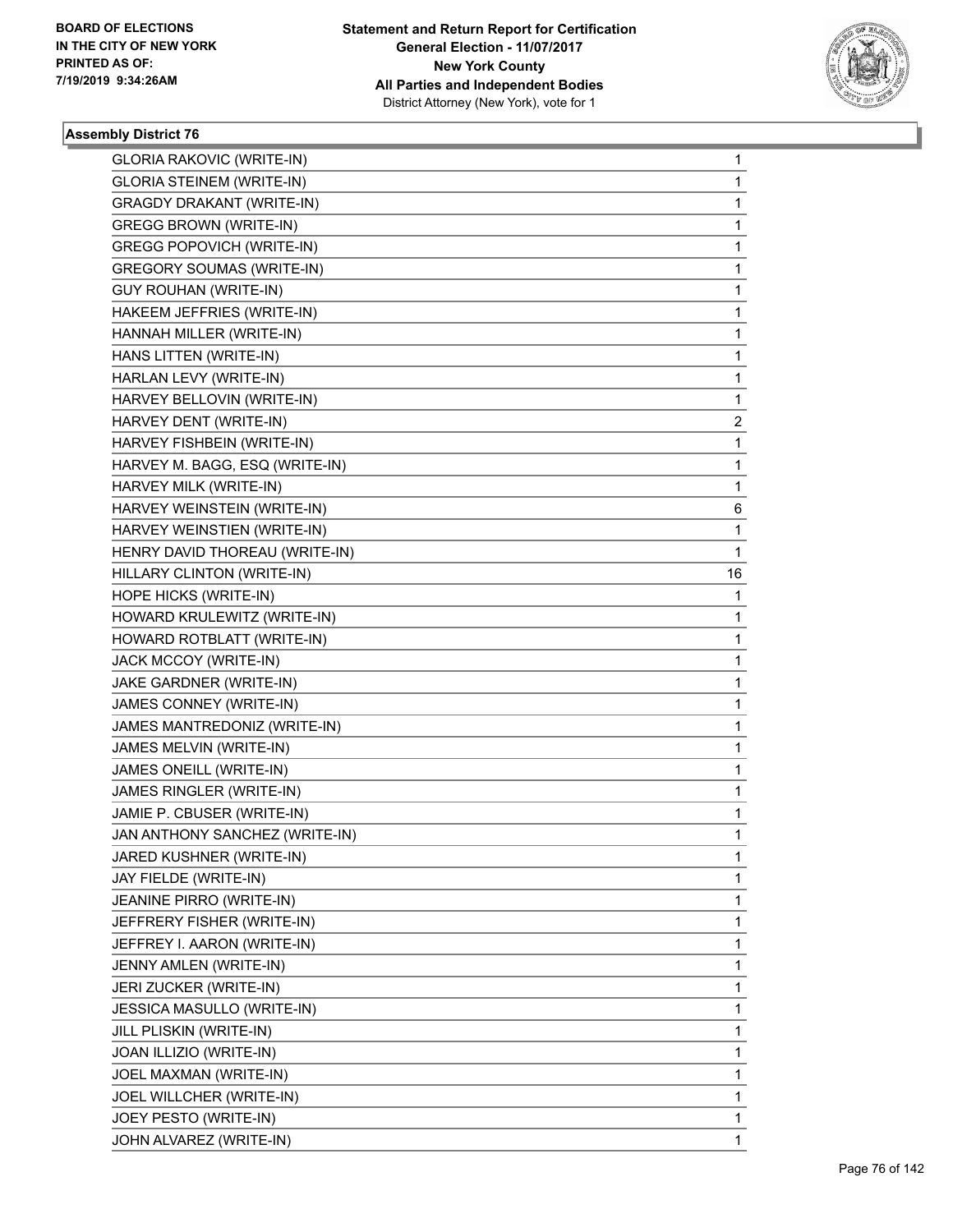BOARD OF ELECTIONS
IN THE CITY OF NEW YORK
PRINTED AS OF:
7/19/2019 9:34:26AM

**Statement and Return Report for Certification**
**General Election - 11/07/2017**
**New York County**
**All Parties and Independent Bodies**
District Attorney (New York), vote for 1

### Assembly District 76

| | |
|---|---|
| GLORIA RAKOVIC (WRITE-IN) | 1 |
| GLORIA STEINEM (WRITE-IN) | 1 |
| GRAGDY DRAKANT (WRITE-IN) | 1 |
| GREGG BROWN (WRITE-IN) | 1 |
| GREGG POPOVICH (WRITE-IN) | 1 |
| GREGORY SOUMAS (WRITE-IN) | 1 |
| GUY ROUHAN (WRITE-IN) | 1 |
| HAKEEM JEFFRIES (WRITE-IN) | 1 |
| HANNAH MILLER (WRITE-IN) | 1 |
| HANS LITTEN (WRITE-IN) | 1 |
| HARLAN LEVY (WRITE-IN) | 1 |
| HARVEY BELLOVIN (WRITE-IN) | 1 |
| HARVEY DENT (WRITE-IN) | 2 |
| HARVEY FISHBEIN (WRITE-IN) | 1 |
| HARVEY M. BAGG, ESQ (WRITE-IN) | 1 |
| HARVEY MILK (WRITE-IN) | 1 |
| HARVEY WEINSTEIN (WRITE-IN) | 6 |
| HARVEY WEINSTIEN (WRITE-IN) | 1 |
| HENRY DAVID THOREAU (WRITE-IN) | 1 |
| HILLARY CLINTON (WRITE-IN) | 16 |
| HOPE HICKS (WRITE-IN) | 1 |
| HOWARD KRULEWITZ (WRITE-IN) | 1 |
| HOWARD ROTBLATT (WRITE-IN) | 1 |
| JACK MCCOY (WRITE-IN) | 1 |
| JAKE GARDNER (WRITE-IN) | 1 |
| JAMES CONNEY (WRITE-IN) | 1 |
| JAMES MANTREDONIZ (WRITE-IN) | 1 |
| JAMES MELVIN (WRITE-IN) | 1 |
| JAMES ONEILL (WRITE-IN) | 1 |
| JAMES RINGLER (WRITE-IN) | 1 |
| JAMIE P. CBUSER (WRITE-IN) | 1 |
| JAN ANTHONY SANCHEZ (WRITE-IN) | 1 |
| JARED KUSHNER (WRITE-IN) | 1 |
| JAY FIELDE (WRITE-IN) | 1 |
| JEANINE PIRRO (WRITE-IN) | 1 |
| JEFFRERY FISHER (WRITE-IN) | 1 |
| JEFFREY I. AARON (WRITE-IN) | 1 |
| JENNY AMLEN (WRITE-IN) | 1 |
| JERI ZUCKER (WRITE-IN) | 1 |
| JESSICA MASULLO (WRITE-IN) | 1 |
| JILL PLISKIN (WRITE-IN) | 1 |
| JOAN ILLIZIO (WRITE-IN) | 1 |
| JOEL MAXMAN (WRITE-IN) | 1 |
| JOEL WILLCHER (WRITE-IN) | 1 |
| JOEY PESTO (WRITE-IN) | 1 |
| JOHN ALVAREZ (WRITE-IN) | 1 |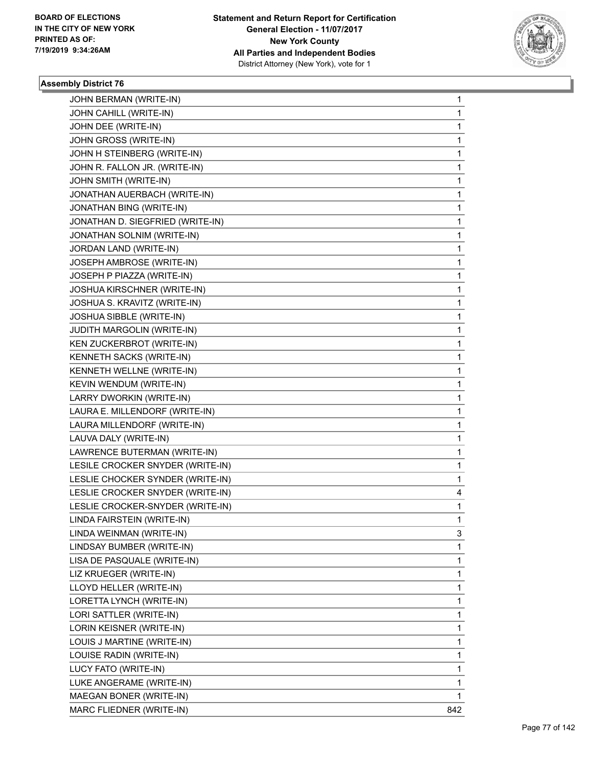BOARD OF ELECTIONS
IN THE CITY OF NEW YORK
PRINTED AS OF:
7/19/2019 9:34:26AM

**Statement and Return Report for Certification**
**General Election - 11/07/2017**
**New York County**
**All Parties and Independent Bodies**
District Attorney (New York), vote for 1

### Assembly District 76

| | |
|---|---|
| JOHN BERMAN (WRITE-IN) | 1 |
| JOHN CAHILL (WRITE-IN) | 1 |
| JOHN DEE (WRITE-IN) | 1 |
| JOHN GROSS (WRITE-IN) | 1 |
| JOHN H STEINBERG (WRITE-IN) | 1 |
| JOHN R. FALLON JR. (WRITE-IN) | 1 |
| JOHN SMITH (WRITE-IN) | 1 |
| JONATHAN AUERBACH (WRITE-IN) | 1 |
| JONATHAN BING (WRITE-IN) | 1 |
| JONATHAN D. SIEGFRIED (WRITE-IN) | 1 |
| JONATHAN SOLNIM (WRITE-IN) | 1 |
| JORDAN LAND (WRITE-IN) | 1 |
| JOSEPH AMBROSE (WRITE-IN) | 1 |
| JOSEPH P PIAZZA (WRITE-IN) | 1 |
| JOSHUA KIRSCHNER (WRITE-IN) | 1 |
| JOSHUA S. KRAVITZ (WRITE-IN) | 1 |
| JOSHUA SIBBLE (WRITE-IN) | 1 |
| JUDITH MARGOLIN (WRITE-IN) | 1 |
| KEN ZUCKERBROT (WRITE-IN) | 1 |
| KENNETH SACKS (WRITE-IN) | 1 |
| KENNETH WELLNE (WRITE-IN) | 1 |
| KEVIN WENDUM (WRITE-IN) | 1 |
| LARRY DWORKIN (WRITE-IN) | 1 |
| LAURA E. MILLENDORF (WRITE-IN) | 1 |
| LAURA MILLENDORF (WRITE-IN) | 1 |
| LAUVA DALY (WRITE-IN) | 1 |
| LAWRENCE BUTERMAN (WRITE-IN) | 1 |
| LESILE CROCKER SNYDER (WRITE-IN) | 1 |
| LESLIE CHOCKER SYNDER (WRITE-IN) | 1 |
| LESLIE CROCKER SNYDER (WRITE-IN) | 4 |
| LESLIE CROCKER-SNYDER (WRITE-IN) | 1 |
| LINDA FAIRSTEIN (WRITE-IN) | 1 |
| LINDA WEINMAN (WRITE-IN) | 3 |
| LINDSAY BUMBER (WRITE-IN) | 1 |
| LISA DE PASQUALE (WRITE-IN) | 1 |
| LIZ KRUEGER (WRITE-IN) | 1 |
| LLOYD HELLER (WRITE-IN) | 1 |
| LORETTA LYNCH (WRITE-IN) | 1 |
| LORI SATTLER (WRITE-IN) | 1 |
| LORIN KEISNER (WRITE-IN) | 1 |
| LOUIS J MARTINE (WRITE-IN) | 1 |
| LOUISE RADIN (WRITE-IN) | 1 |
| LUCY FATO (WRITE-IN) | 1 |
| LUKE ANGERAME (WRITE-IN) | 1 |
| MAEGAN BONER (WRITE-IN) | 1 |
| MARC FLIEDNER (WRITE-IN) | 842 |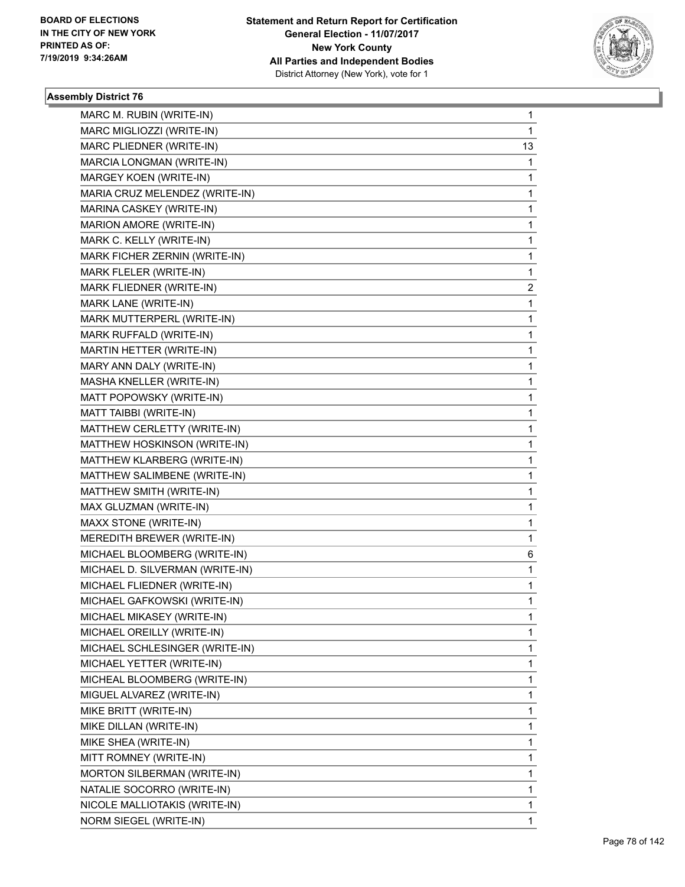**Statement and Return Report for Certification**
**General Election - 11/07/2017**
**New York County**
**All Parties and Independent Bodies**
District Attorney (New York), vote for 1

BOARD OF ELECTIONS
IN THE CITY OF NEW YORK
PRINTED AS OF:
7/19/2019 9:34:26AM

### Assembly District 76

| | |
|---|---|
| MARC M. RUBIN (WRITE-IN) | 1 |
| MARC MIGLIOZZI (WRITE-IN) | 1 |
| MARC PLIEDNER (WRITE-IN) | 13 |
| MARCIA LONGMAN (WRITE-IN) | 1 |
| MARGEY KOEN (WRITE-IN) | 1 |
| MARIA CRUZ MELENDEZ (WRITE-IN) | 1 |
| MARINA CASKEY (WRITE-IN) | 1 |
| MARION AMORE (WRITE-IN) | 1 |
| MARK C. KELLY (WRITE-IN) | 1 |
| MARK FICHER ZERNIN (WRITE-IN) | 1 |
| MARK FLELER (WRITE-IN) | 1 |
| MARK FLIEDNER (WRITE-IN) | 2 |
| MARK LANE (WRITE-IN) | 1 |
| MARK MUTTERPERL (WRITE-IN) | 1 |
| MARK RUFFALD (WRITE-IN) | 1 |
| MARTIN HETTER (WRITE-IN) | 1 |
| MARY ANN DALY (WRITE-IN) | 1 |
| MASHA KNELLER (WRITE-IN) | 1 |
| MATT POPOWSKY (WRITE-IN) | 1 |
| MATT TAIBBI (WRITE-IN) | 1 |
| MATTHEW CERLETTY (WRITE-IN) | 1 |
| MATTHEW HOSKINSON (WRITE-IN) | 1 |
| MATTHEW KLARBERG (WRITE-IN) | 1 |
| MATTHEW SALIMBENE (WRITE-IN) | 1 |
| MATTHEW SMITH (WRITE-IN) | 1 |
| MAX GLUZMAN (WRITE-IN) | 1 |
| MAXX STONE (WRITE-IN) | 1 |
| MEREDITH BREWER (WRITE-IN) | 1 |
| MICHAEL BLOOMBERG (WRITE-IN) | 6 |
| MICHAEL D. SILVERMAN (WRITE-IN) | 1 |
| MICHAEL FLIEDNER (WRITE-IN) | 1 |
| MICHAEL GAFKOWSKI (WRITE-IN) | 1 |
| MICHAEL MIKASEY (WRITE-IN) | 1 |
| MICHAEL OREILLY (WRITE-IN) | 1 |
| MICHAEL SCHLESINGER (WRITE-IN) | 1 |
| MICHAEL YETTER (WRITE-IN) | 1 |
| MICHEAL BLOOMBERG (WRITE-IN) | 1 |
| MIGUEL ALVAREZ (WRITE-IN) | 1 |
| MIKE BRITT (WRITE-IN) | 1 |
| MIKE DILLAN (WRITE-IN) | 1 |
| MIKE SHEA (WRITE-IN) | 1 |
| MITT ROMNEY (WRITE-IN) | 1 |
| MORTON SILBERMAN (WRITE-IN) | 1 |
| NATALIE SOCORRO (WRITE-IN) | 1 |
| NICOLE MALLIOTAKIS (WRITE-IN) | 1 |
| NORM SIEGEL (WRITE-IN) | 1 |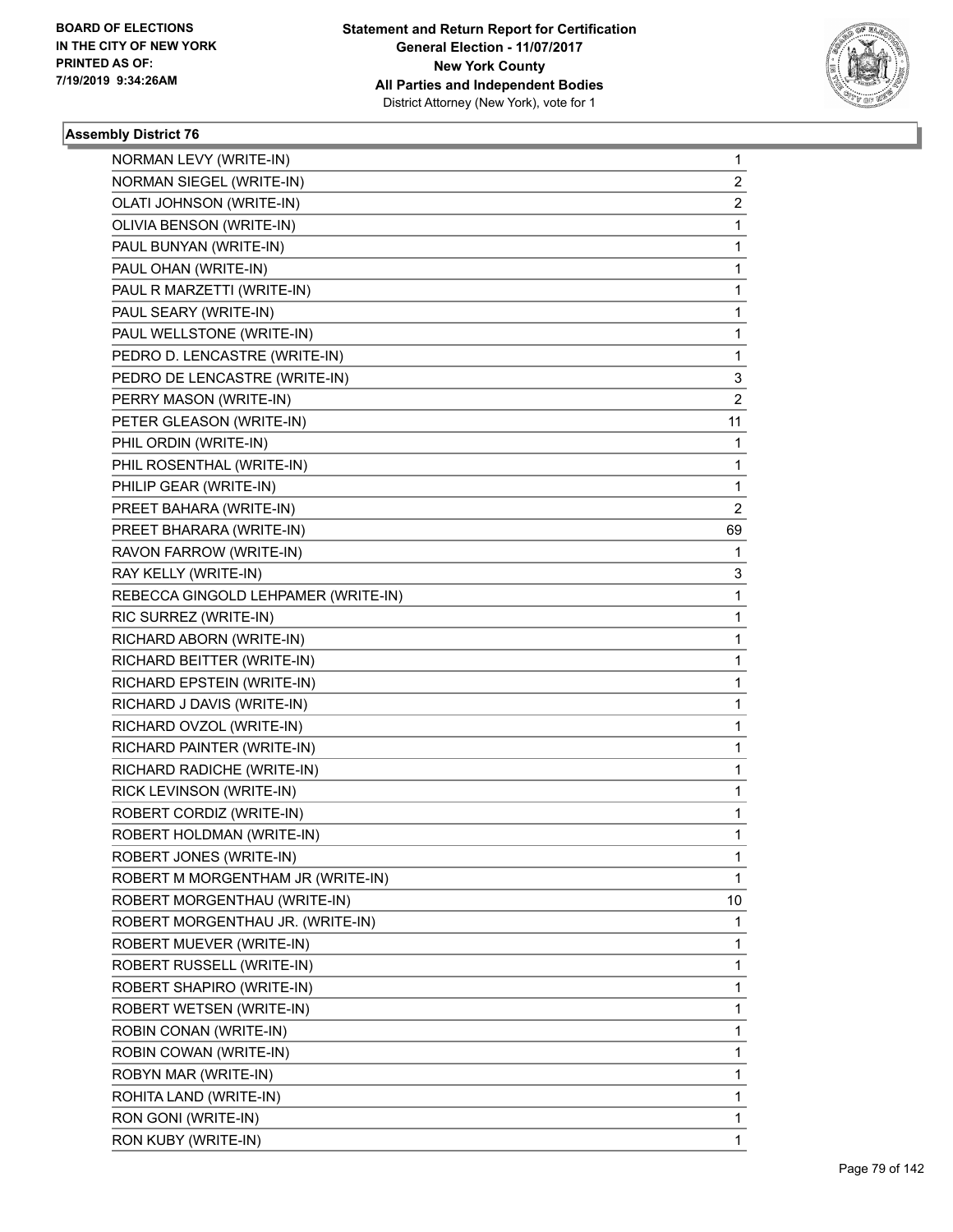BOARD OF ELECTIONS
IN THE CITY OF NEW YORK
PRINTED AS OF:
7/19/2019 9:34:26AM

**Statement and Return Report for Certification**
**General Election - 11/07/2017**
**New York County**
**All Parties and Independent Bodies**
District Attorney (New York), vote for 1

### Assembly District 76

| | |
|---|---|
| NORMAN LEVY (WRITE-IN) | 1 |
| NORMAN SIEGEL (WRITE-IN) | 2 |
| OLATI JOHNSON (WRITE-IN) | 2 |
| OLIVIA BENSON (WRITE-IN) | 1 |
| PAUL BUNYAN (WRITE-IN) | 1 |
| PAUL OHAN (WRITE-IN) | 1 |
| PAUL R MARZETTI (WRITE-IN) | 1 |
| PAUL SEARY (WRITE-IN) | 1 |
| PAUL WELLSTONE (WRITE-IN) | 1 |
| PEDRO D. LENCASTRE (WRITE-IN) | 1 |
| PEDRO DE LENCASTRE (WRITE-IN) | 3 |
| PERRY MASON (WRITE-IN) | 2 |
| PETER GLEASON (WRITE-IN) | 11 |
| PHIL ORDIN (WRITE-IN) | 1 |
| PHIL ROSENTHAL (WRITE-IN) | 1 |
| PHILIP GEAR (WRITE-IN) | 1 |
| PREET BAHARA (WRITE-IN) | 2 |
| PREET BHARARA (WRITE-IN) | 69 |
| RAVON FARROW (WRITE-IN) | 1 |
| RAY KELLY (WRITE-IN) | 3 |
| REBECCA GINGOLD LEHPAMER (WRITE-IN) | 1 |
| RIC SURREZ (WRITE-IN) | 1 |
| RICHARD ABORN (WRITE-IN) | 1 |
| RICHARD BEITTER (WRITE-IN) | 1 |
| RICHARD EPSTEIN (WRITE-IN) | 1 |
| RICHARD J DAVIS (WRITE-IN) | 1 |
| RICHARD OVZOL (WRITE-IN) | 1 |
| RICHARD PAINTER (WRITE-IN) | 1 |
| RICHARD RADICHE (WRITE-IN) | 1 |
| RICK LEVINSON (WRITE-IN) | 1 |
| ROBERT CORDIZ (WRITE-IN) | 1 |
| ROBERT HOLDMAN (WRITE-IN) | 1 |
| ROBERT JONES (WRITE-IN) | 1 |
| ROBERT M MORGENTHAM JR (WRITE-IN) | 1 |
| ROBERT MORGENTHAU (WRITE-IN) | 10 |
| ROBERT MORGENTHAU JR. (WRITE-IN) | 1 |
| ROBERT MUEVER (WRITE-IN) | 1 |
| ROBERT RUSSELL (WRITE-IN) | 1 |
| ROBERT SHAPIRO (WRITE-IN) | 1 |
| ROBERT WETSEN (WRITE-IN) | 1 |
| ROBIN CONAN (WRITE-IN) | 1 |
| ROBIN COWAN (WRITE-IN) | 1 |
| ROBYN MAR (WRITE-IN) | 1 |
| ROHITA LAND (WRITE-IN) | 1 |
| RON GONI (WRITE-IN) | 1 |
| RON KUBY (WRITE-IN) | 1 |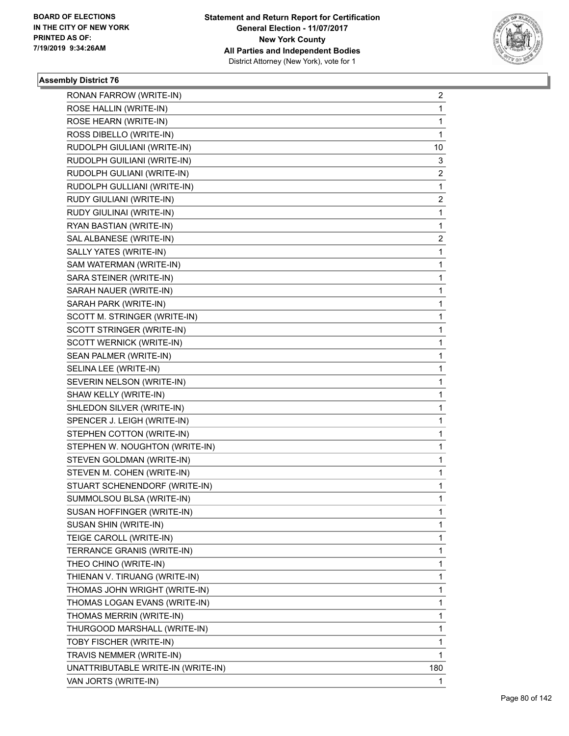**Assembly District 76**

| | |
|---|---|
| RONAN FARROW (WRITE-IN) | 2 |
| ROSE HALLIN (WRITE-IN) | 1 |
| ROSE HEARN (WRITE-IN) | 1 |
| ROSS DIBELLO (WRITE-IN) | 1 |
| RUDOLPH GIULIANI (WRITE-IN) | 10 |
| RUDOLPH GUILIANI (WRITE-IN) | 3 |
| RUDOLPH GULIANI (WRITE-IN) | 2 |
| RUDOLPH GULLIANI (WRITE-IN) | 1 |
| RUDY GIULIANI (WRITE-IN) | 2 |
| RUDY GIULINAI (WRITE-IN) | 1 |
| RYAN BASTIAN (WRITE-IN) | 1 |
| SAL ALBANESE (WRITE-IN) | 2 |
| SALLY YATES (WRITE-IN) | 1 |
| SAM WATERMAN (WRITE-IN) | 1 |
| SARA STEINER (WRITE-IN) | 1 |
| SARAH NAUER (WRITE-IN) | 1 |
| SARAH PARK (WRITE-IN) | 1 |
| SCOTT M. STRINGER (WRITE-IN) | 1 |
| SCOTT STRINGER (WRITE-IN) | 1 |
| SCOTT WERNICK (WRITE-IN) | 1 |
| SEAN PALMER (WRITE-IN) | 1 |
| SELINA LEE (WRITE-IN) | 1 |
| SEVERIN NELSON (WRITE-IN) | 1 |
| SHAW KELLY (WRITE-IN) | 1 |
| SHLEDON SILVER (WRITE-IN) | 1 |
| SPENCER J. LEIGH (WRITE-IN) | 1 |
| STEPHEN COTTON (WRITE-IN) | 1 |
| STEPHEN W. NOUGHTON (WRITE-IN) | 1 |
| STEVEN GOLDMAN (WRITE-IN) | 1 |
| STEVEN M. COHEN (WRITE-IN) | 1 |
| STUART SCHENENDORF (WRITE-IN) | 1 |
| SUMMOLSOU BLSA (WRITE-IN) | 1 |
| SUSAN HOFFINGER (WRITE-IN) | 1 |
| SUSAN SHIN (WRITE-IN) | 1 |
| TEIGE CAROLL (WRITE-IN) | 1 |
| TERRANCE GRANIS (WRITE-IN) | 1 |
| THEO CHINO (WRITE-IN) | 1 |
| THIENAN V. TIRUANG (WRITE-IN) | 1 |
| THOMAS JOHN WRIGHT (WRITE-IN) | 1 |
| THOMAS LOGAN EVANS (WRITE-IN) | 1 |
| THOMAS MERRIN (WRITE-IN) | 1 |
| THURGOOD MARSHALL (WRITE-IN) | 1 |
| TOBY FISCHER (WRITE-IN) | 1 |
| TRAVIS NEMMER (WRITE-IN) | 1 |
| UNATTRIBUTABLE WRITE-IN (WRITE-IN) | 180 |
| VAN JORTS (WRITE-IN) | 1 |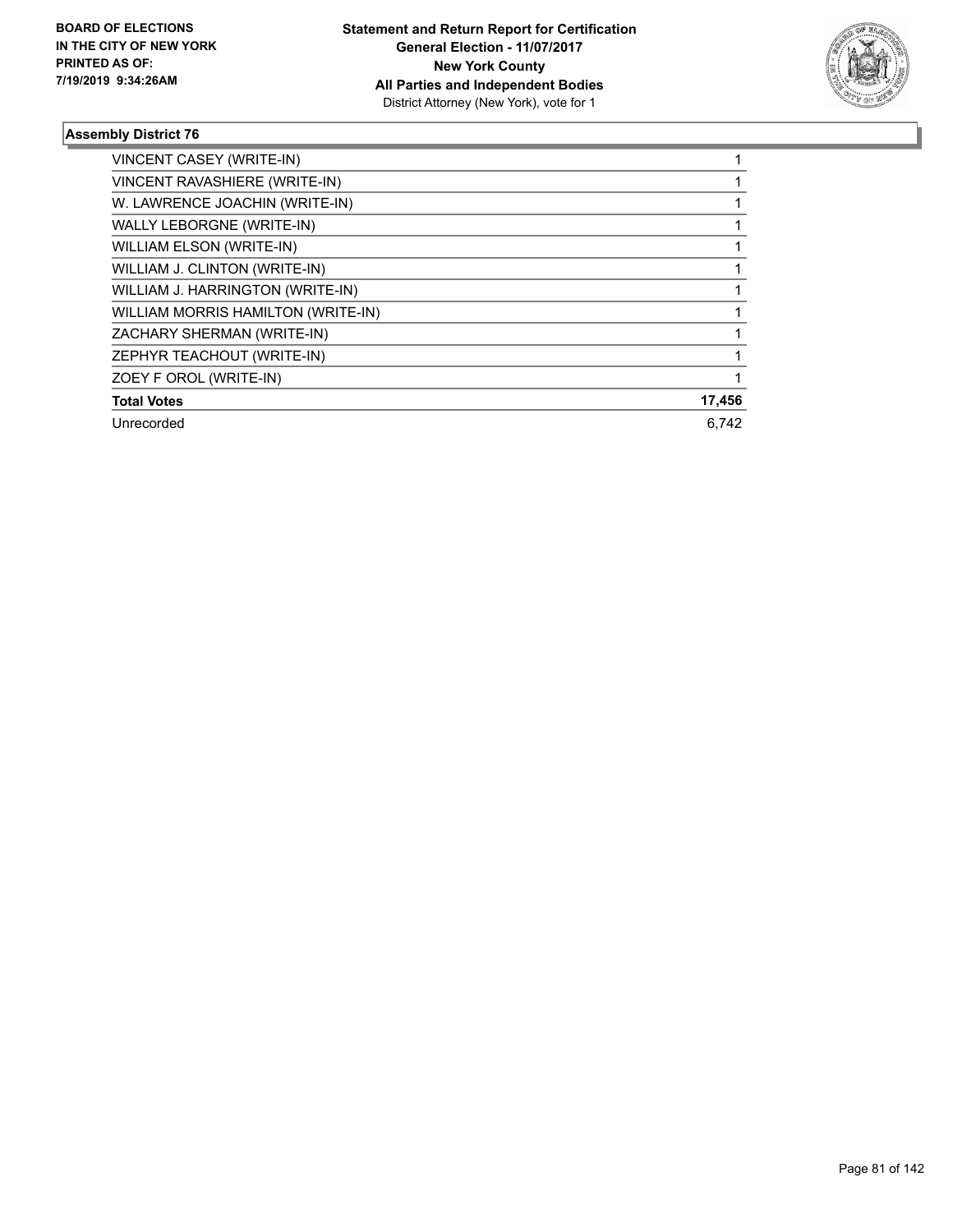**BOARD OF ELECTIONS IN THE CITY OF NEW YORK PRINTED AS OF: 7/19/2019 9:34:26AM**

**Statement and Return Report for Certification General Election - 11/07/2017 New York County All Parties and Independent Bodies**
District Attorney (New York), vote for 1

### Assembly District 76

| | |
|---|---|
| VINCENT CASEY (WRITE-IN) | 1 |
| VINCENT RAVASHIERE (WRITE-IN) | 1 |
| W. LAWRENCE JOACHIN (WRITE-IN) | 1 |
| WALLY LEBORGNE (WRITE-IN) | 1 |
| WILLIAM ELSON (WRITE-IN) | 1 |
| WILLIAM J. CLINTON (WRITE-IN) | 1 |
| WILLIAM J. HARRINGTON (WRITE-IN) | 1 |
| WILLIAM MORRIS HAMILTON (WRITE-IN) | 1 |
| ZACHARY SHERMAN (WRITE-IN) | 1 |
| ZEPHYR TEACHOUT (WRITE-IN) | 1 |
| ZOEY F OROL (WRITE-IN) | 1 |
| **Total Votes** | **17,456** |
| Unrecorded | 6,742 |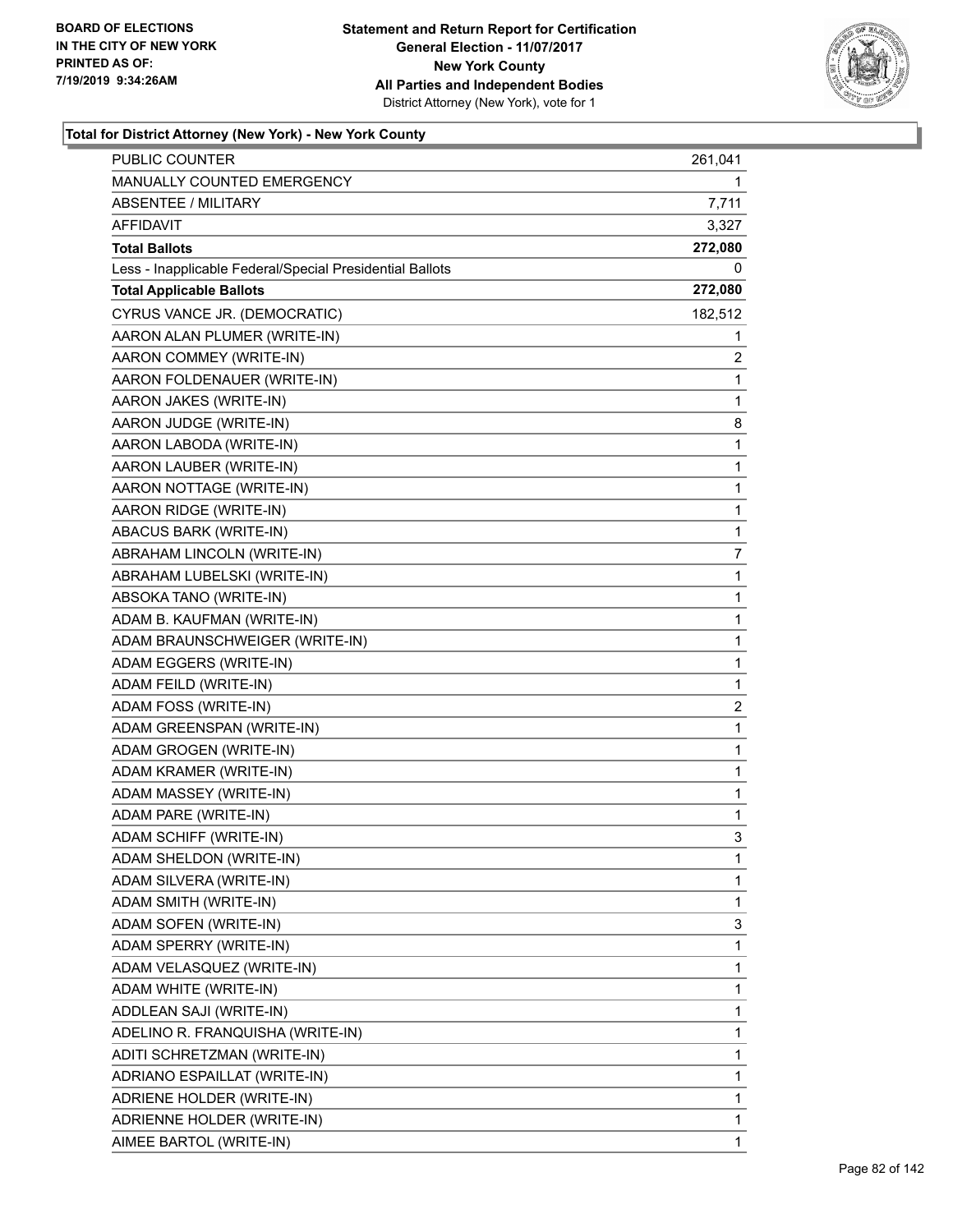**BOARD OF ELECTIONS IN THE CITY OF NEW YORK PRINTED AS OF: 7/19/2019 9:34:26AM**

**Statement and Return Report for Certification General Election - 11/07/2017 New York County All Parties and Independent Bodies** District Attorney (New York), vote for 1

### Total for District Attorney (New York) - New York County

| | |
|---|---|
| PUBLIC COUNTER | 261,041 |
| MANUALLY COUNTED EMERGENCY | 1 |
| ABSENTEE / MILITARY | 7,711 |
| AFFIDAVIT | 3,327 |
| **Total Ballots** | **272,080** |
| Less - Inapplicable Federal/Special Presidential Ballots | 0 |
| **Total Applicable Ballots** | **272,080** |
| CYRUS VANCE JR. (DEMOCRATIC) | 182,512 |
| AARON ALAN PLUMER (WRITE-IN) | 1 |
| AARON COMMEY (WRITE-IN) | 2 |
| AARON FOLDENAUER (WRITE-IN) | 1 |
| AARON JAKES (WRITE-IN) | 1 |
| AARON JUDGE (WRITE-IN) | 8 |
| AARON LABODA (WRITE-IN) | 1 |
| AARON LAUBER (WRITE-IN) | 1 |
| AARON NOTTAGE (WRITE-IN) | 1 |
| AARON RIDGE (WRITE-IN) | 1 |
| ABACUS BARK (WRITE-IN) | 1 |
| ABRAHAM LINCOLN (WRITE-IN) | 7 |
| ABRAHAM LUBELSKI (WRITE-IN) | 1 |
| ABSOKA TANO (WRITE-IN) | 1 |
| ADAM B. KAUFMAN (WRITE-IN) | 1 |
| ADAM BRAUNSCHWEIGER (WRITE-IN) | 1 |
| ADAM EGGERS (WRITE-IN) | 1 |
| ADAM FEILD (WRITE-IN) | 1 |
| ADAM FOSS (WRITE-IN) | 2 |
| ADAM GREENSPAN (WRITE-IN) | 1 |
| ADAM GROGEN (WRITE-IN) | 1 |
| ADAM KRAMER (WRITE-IN) | 1 |
| ADAM MASSEY (WRITE-IN) | 1 |
| ADAM PARE (WRITE-IN) | 1 |
| ADAM SCHIFF (WRITE-IN) | 3 |
| ADAM SHELDON (WRITE-IN) | 1 |
| ADAM SILVERA (WRITE-IN) | 1 |
| ADAM SMITH (WRITE-IN) | 1 |
| ADAM SOFEN (WRITE-IN) | 3 |
| ADAM SPERRY (WRITE-IN) | 1 |
| ADAM VELASQUEZ (WRITE-IN) | 1 |
| ADAM WHITE (WRITE-IN) | 1 |
| ADDLEAN SAJI (WRITE-IN) | 1 |
| ADELINO R. FRANQUISHA (WRITE-IN) | 1 |
| ADITI SCHRETZMAN (WRITE-IN) | 1 |
| ADRIANO ESPAILLAT (WRITE-IN) | 1 |
| ADRIENE HOLDER (WRITE-IN) | 1 |
| ADRIENNE HOLDER (WRITE-IN) | 1 |
| AIMEE BARTOL (WRITE-IN) | 1 |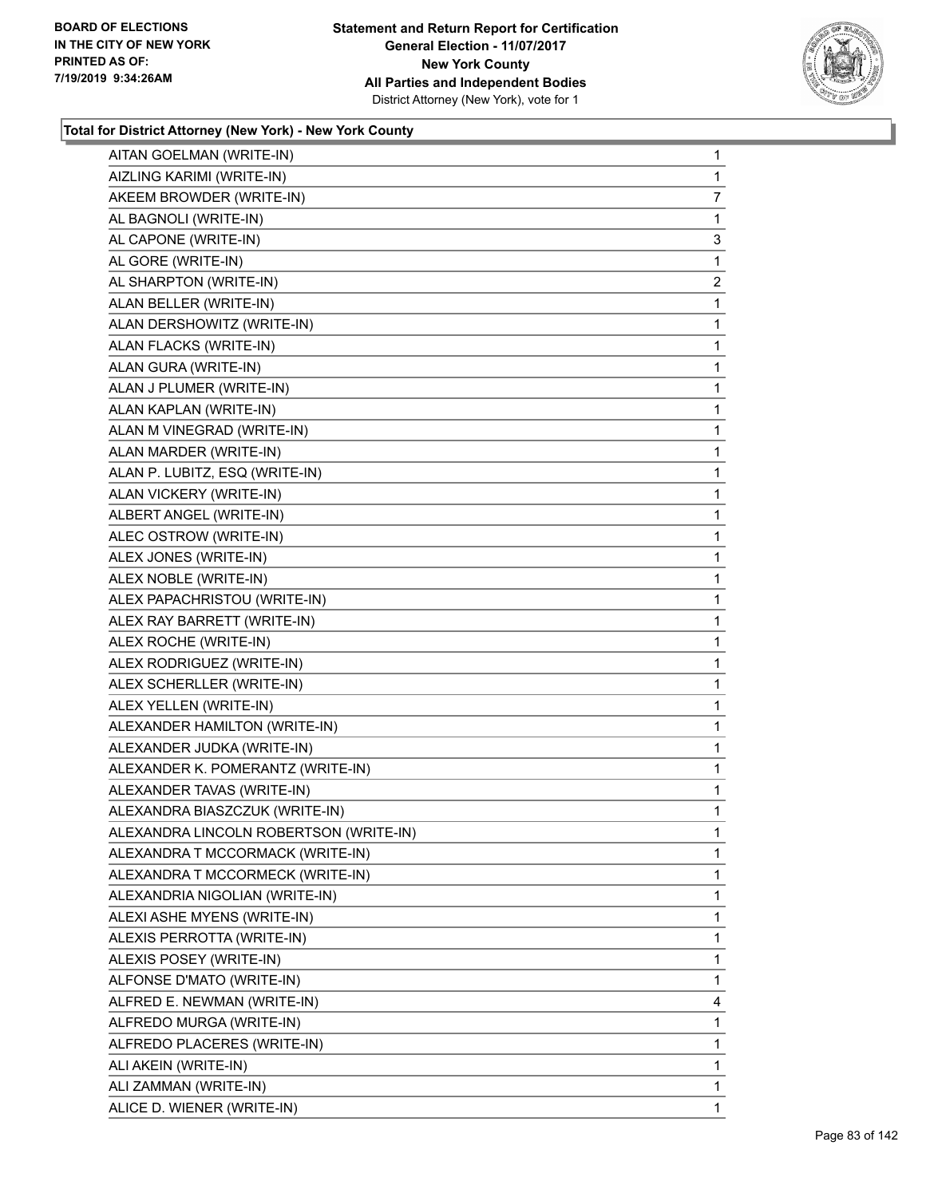BOARD OF ELECTIONS
IN THE CITY OF NEW YORK
PRINTED AS OF:
7/19/2019 9:34:26AM

**Statement and Return Report for Certification**
**General Election - 11/07/2017**
**New York County**
**All Parties and Independent Bodies**
District Attorney (New York), vote for 1

**Total for District Attorney (New York) - New York County**

| | |
|---|---|
| AITAN GOELMAN (WRITE-IN) | 1 |
| AIZLING KARIMI (WRITE-IN) | 1 |
| AKEEM BROWDER (WRITE-IN) | 7 |
| AL BAGNOLI (WRITE-IN) | 1 |
| AL CAPONE (WRITE-IN) | 3 |
| AL GORE (WRITE-IN) | 1 |
| AL SHARPTON (WRITE-IN) | 2 |
| ALAN BELLER (WRITE-IN) | 1 |
| ALAN DERSHOWITZ (WRITE-IN) | 1 |
| ALAN FLACKS (WRITE-IN) | 1 |
| ALAN GURA (WRITE-IN) | 1 |
| ALAN J PLUMER (WRITE-IN) | 1 |
| ALAN KAPLAN (WRITE-IN) | 1 |
| ALAN M VINEGRAD (WRITE-IN) | 1 |
| ALAN MARDER (WRITE-IN) | 1 |
| ALAN P. LUBITZ, ESQ (WRITE-IN) | 1 |
| ALAN VICKERY (WRITE-IN) | 1 |
| ALBERT ANGEL (WRITE-IN) | 1 |
| ALEC OSTROW (WRITE-IN) | 1 |
| ALEX JONES (WRITE-IN) | 1 |
| ALEX NOBLE (WRITE-IN) | 1 |
| ALEX PAPACHRISTOU (WRITE-IN) | 1 |
| ALEX RAY BARRETT (WRITE-IN) | 1 |
| ALEX ROCHE (WRITE-IN) | 1 |
| ALEX RODRIGUEZ (WRITE-IN) | 1 |
| ALEX SCHERLLER (WRITE-IN) | 1 |
| ALEX YELLEN (WRITE-IN) | 1 |
| ALEXANDER HAMILTON (WRITE-IN) | 1 |
| ALEXANDER JUDKA (WRITE-IN) | 1 |
| ALEXANDER K. POMERANTZ (WRITE-IN) | 1 |
| ALEXANDER TAVAS (WRITE-IN) | 1 |
| ALEXANDRA BIASZCZUK (WRITE-IN) | 1 |
| ALEXANDRA LINCOLN ROBERTSON (WRITE-IN) | 1 |
| ALEXANDRA T MCCORMACK (WRITE-IN) | 1 |
| ALEXANDRA T MCCORMECK (WRITE-IN) | 1 |
| ALEXANDRIA NIGOLIAN (WRITE-IN) | 1 |
| ALEXI ASHE MYENS (WRITE-IN) | 1 |
| ALEXIS PERROTTA (WRITE-IN) | 1 |
| ALEXIS POSEY (WRITE-IN) | 1 |
| ALFONSE D'MATO (WRITE-IN) | 1 |
| ALFRED E. NEWMAN (WRITE-IN) | 4 |
| ALFREDO MURGA (WRITE-IN) | 1 |
| ALFREDO PLACERES (WRITE-IN) | 1 |
| ALI AKEIN (WRITE-IN) | 1 |
| ALI ZAMMAN (WRITE-IN) | 1 |
| ALICE D. WIENER (WRITE-IN) | 1 |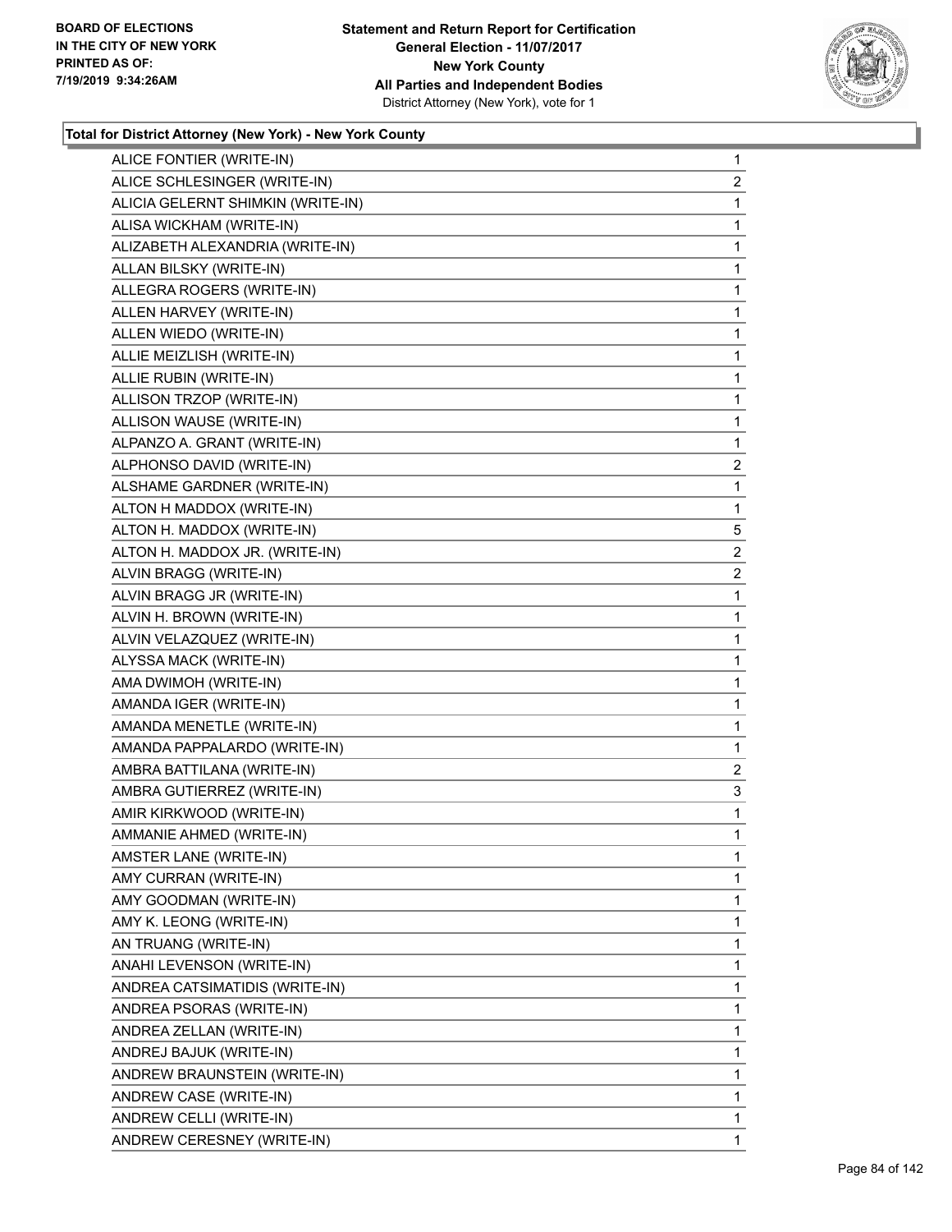**Total for District Attorney (New York) - New York County**

| | |
|---|---|
| ALICE FONTIER (WRITE-IN) | 1 |
| ALICE SCHLESINGER (WRITE-IN) | 2 |
| ALICIA GELERNT SHIMKIN (WRITE-IN) | 1 |
| ALISA WICKHAM (WRITE-IN) | 1 |
| ALIZABETH ALEXANDRIA (WRITE-IN) | 1 |
| ALLAN BILSKY (WRITE-IN) | 1 |
| ALLEGRA ROGERS (WRITE-IN) | 1 |
| ALLEN HARVEY (WRITE-IN) | 1 |
| ALLEN WIEDO (WRITE-IN) | 1 |
| ALLIE MEIZLISH (WRITE-IN) | 1 |
| ALLIE RUBIN (WRITE-IN) | 1 |
| ALLISON TRZOP (WRITE-IN) | 1 |
| ALLISON WAUSE (WRITE-IN) | 1 |
| ALPANZO A. GRANT (WRITE-IN) | 1 |
| ALPHONSO DAVID (WRITE-IN) | 2 |
| ALSHAME GARDNER (WRITE-IN) | 1 |
| ALTON H MADDOX (WRITE-IN) | 1 |
| ALTON H. MADDOX (WRITE-IN) | 5 |
| ALTON H. MADDOX JR. (WRITE-IN) | 2 |
| ALVIN BRAGG (WRITE-IN) | 2 |
| ALVIN BRAGG JR (WRITE-IN) | 1 |
| ALVIN H. BROWN (WRITE-IN) | 1 |
| ALVIN VELAZQUEZ (WRITE-IN) | 1 |
| ALYSSA MACK (WRITE-IN) | 1 |
| AMA DWIMOH (WRITE-IN) | 1 |
| AMANDA IGER (WRITE-IN) | 1 |
| AMANDA MENETLE (WRITE-IN) | 1 |
| AMANDA PAPPALARDO (WRITE-IN) | 1 |
| AMBRA BATTILANA (WRITE-IN) | 2 |
| AMBRA GUTIERREZ (WRITE-IN) | 3 |
| AMIR KIRKWOOD (WRITE-IN) | 1 |
| AMMANIE AHMED (WRITE-IN) | 1 |
| AMSTER LANE (WRITE-IN) | 1 |
| AMY CURRAN (WRITE-IN) | 1 |
| AMY GOODMAN (WRITE-IN) | 1 |
| AMY K. LEONG (WRITE-IN) | 1 |
| AN TRUANG (WRITE-IN) | 1 |
| ANAHI LEVENSON (WRITE-IN) | 1 |
| ANDREA CATSIMATIDIS (WRITE-IN) | 1 |
| ANDREA PSORAS (WRITE-IN) | 1 |
| ANDREA ZELLAN (WRITE-IN) | 1 |
| ANDREJ BAJUK (WRITE-IN) | 1 |
| ANDREW BRAUNSTEIN (WRITE-IN) | 1 |
| ANDREW CASE (WRITE-IN) | 1 |
| ANDREW CELLI (WRITE-IN) | 1 |
| ANDREW CERESNEY (WRITE-IN) | 1 |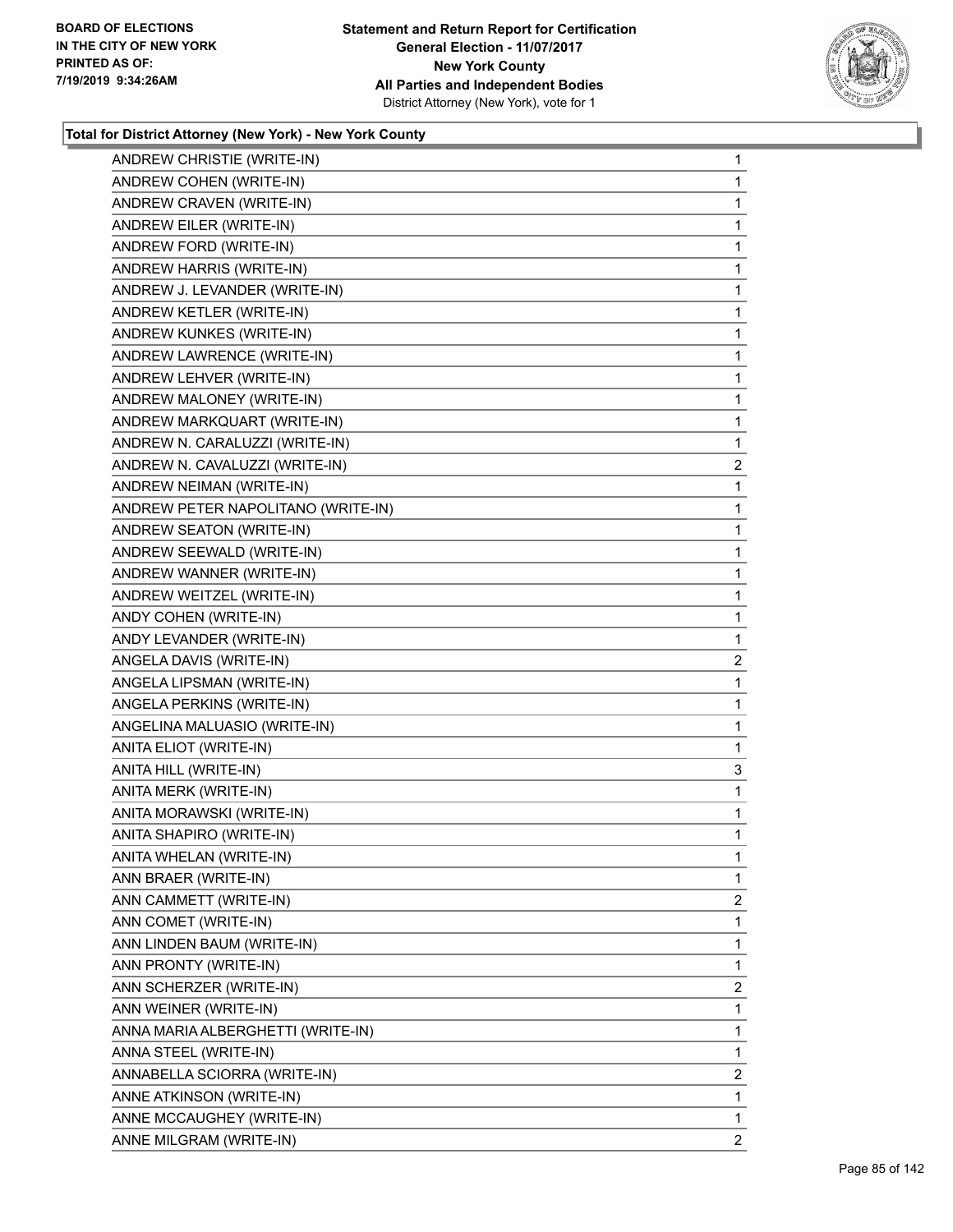BOARD OF ELECTIONS
IN THE CITY OF NEW YORK
PRINTED AS OF:
7/19/2019 9:34:26AM

**Statement and Return Report for Certification**
**General Election - 11/07/2017**
**New York County**
**All Parties and Independent Bodies**
District Attorney (New York), vote for 1

### Total for District Attorney (New York) - New York County

| Candidate | Votes |
|---|---|
| ANDREW CHRISTIE (WRITE-IN) | 1 |
| ANDREW COHEN (WRITE-IN) | 1 |
| ANDREW CRAVEN (WRITE-IN) | 1 |
| ANDREW EILER (WRITE-IN) | 1 |
| ANDREW FORD (WRITE-IN) | 1 |
| ANDREW HARRIS (WRITE-IN) | 1 |
| ANDREW J. LEVANDER (WRITE-IN) | 1 |
| ANDREW KETLER (WRITE-IN) | 1 |
| ANDREW KUNKES (WRITE-IN) | 1 |
| ANDREW LAWRENCE (WRITE-IN) | 1 |
| ANDREW LEHVER (WRITE-IN) | 1 |
| ANDREW MALONEY (WRITE-IN) | 1 |
| ANDREW MARKQUART (WRITE-IN) | 1 |
| ANDREW N. CARALUZZI (WRITE-IN) | 1 |
| ANDREW N. CAVALUZZI (WRITE-IN) | 2 |
| ANDREW NEIMAN (WRITE-IN) | 1 |
| ANDREW PETER NAPOLITANO (WRITE-IN) | 1 |
| ANDREW SEATON (WRITE-IN) | 1 |
| ANDREW SEEWALD (WRITE-IN) | 1 |
| ANDREW WANNER (WRITE-IN) | 1 |
| ANDREW WEITZEL (WRITE-IN) | 1 |
| ANDY COHEN (WRITE-IN) | 1 |
| ANDY LEVANDER (WRITE-IN) | 1 |
| ANGELA DAVIS (WRITE-IN) | 2 |
| ANGELA LIPSMAN (WRITE-IN) | 1 |
| ANGELA PERKINS (WRITE-IN) | 1 |
| ANGELINA MALUASIO (WRITE-IN) | 1 |
| ANITA ELIOT (WRITE-IN) | 1 |
| ANITA HILL (WRITE-IN) | 3 |
| ANITA MERK (WRITE-IN) | 1 |
| ANITA MORAWSKI (WRITE-IN) | 1 |
| ANITA SHAPIRO (WRITE-IN) | 1 |
| ANITA WHELAN (WRITE-IN) | 1 |
| ANN BRAER (WRITE-IN) | 1 |
| ANN CAMMETT (WRITE-IN) | 2 |
| ANN COMET (WRITE-IN) | 1 |
| ANN LINDEN BAUM (WRITE-IN) | 1 |
| ANN PRONTY (WRITE-IN) | 1 |
| ANN SCHERZER (WRITE-IN) | 2 |
| ANN WEINER (WRITE-IN) | 1 |
| ANNA MARIA ALBERGHETTI (WRITE-IN) | 1 |
| ANNA STEEL (WRITE-IN) | 1 |
| ANNABELLA SCIORRA (WRITE-IN) | 2 |
| ANNE ATKINSON (WRITE-IN) | 1 |
| ANNE MCCAUGHEY (WRITE-IN) | 1 |
| ANNE MILGRAM (WRITE-IN) | 2 |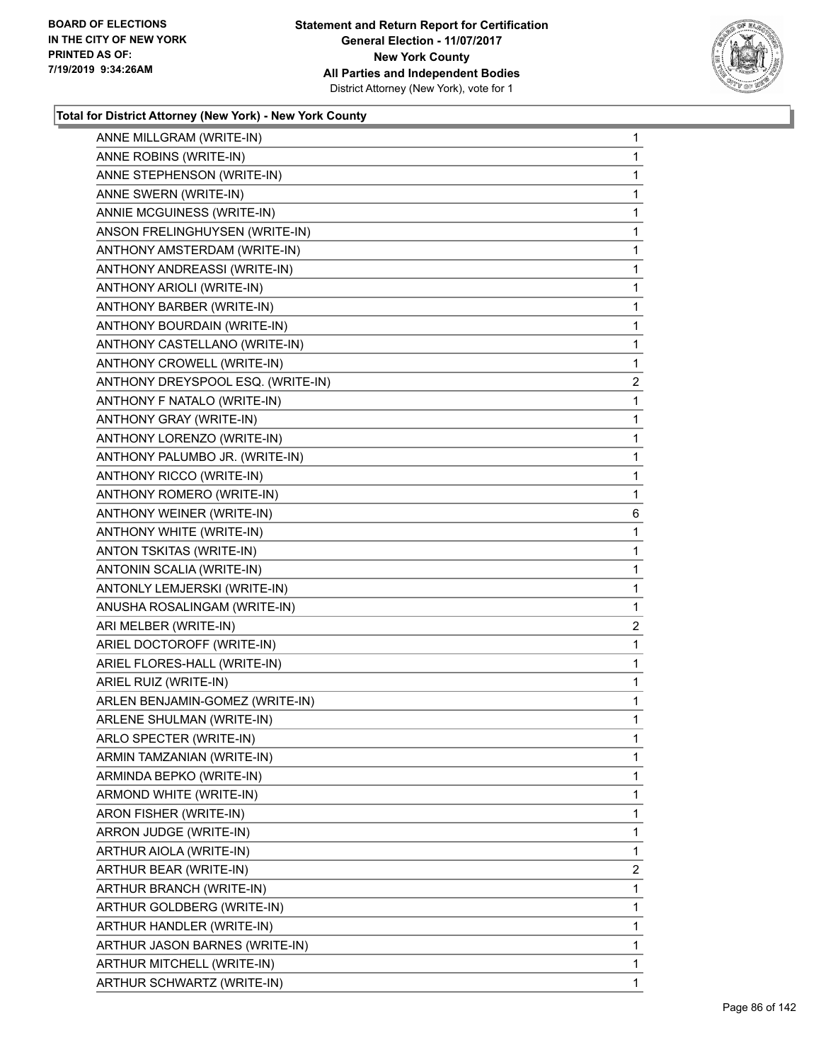**BOARD OF ELECTIONS IN THE CITY OF NEW YORK PRINTED AS OF: 7/19/2019 9:34:26AM**

**Statement and Return Report for Certification General Election - 11/07/2017 New York County All Parties and Independent Bodies** District Attorney (New York), vote for 1

### Total for District Attorney (New York) - New York County

| Candidate | Votes |
|---|---|
| ANNE MILLGRAM (WRITE-IN) | 1 |
| ANNE ROBINS (WRITE-IN) | 1 |
| ANNE STEPHENSON (WRITE-IN) | 1 |
| ANNE SWERN (WRITE-IN) | 1 |
| ANNIE MCGUINESS (WRITE-IN) | 1 |
| ANSON FRELINGHUYSEN (WRITE-IN) | 1 |
| ANTHONY AMSTERDAM (WRITE-IN) | 1 |
| ANTHONY ANDREASSI (WRITE-IN) | 1 |
| ANTHONY ARIOLI (WRITE-IN) | 1 |
| ANTHONY BARBER (WRITE-IN) | 1 |
| ANTHONY BOURDAIN (WRITE-IN) | 1 |
| ANTHONY CASTELLANO (WRITE-IN) | 1 |
| ANTHONY CROWELL (WRITE-IN) | 1 |
| ANTHONY DREYSPOOL ESQ. (WRITE-IN) | 2 |
| ANTHONY F NATALO (WRITE-IN) | 1 |
| ANTHONY GRAY (WRITE-IN) | 1 |
| ANTHONY LORENZO (WRITE-IN) | 1 |
| ANTHONY PALUMBO JR. (WRITE-IN) | 1 |
| ANTHONY RICCO (WRITE-IN) | 1 |
| ANTHONY ROMERO (WRITE-IN) | 1 |
| ANTHONY WEINER (WRITE-IN) | 6 |
| ANTHONY WHITE (WRITE-IN) | 1 |
| ANTON TSKITAS (WRITE-IN) | 1 |
| ANTONIN SCALIA (WRITE-IN) | 1 |
| ANTONLY LEMJERSKI (WRITE-IN) | 1 |
| ANUSHA ROSALINGAM (WRITE-IN) | 1 |
| ARI MELBER (WRITE-IN) | 2 |
| ARIEL DOCTOROFF (WRITE-IN) | 1 |
| ARIEL FLORES-HALL (WRITE-IN) | 1 |
| ARIEL RUIZ (WRITE-IN) | 1 |
| ARLEN BENJAMIN-GOMEZ (WRITE-IN) | 1 |
| ARLENE SHULMAN (WRITE-IN) | 1 |
| ARLO SPECTER (WRITE-IN) | 1 |
| ARMIN TAMZANIAN (WRITE-IN) | 1 |
| ARMINDA BEPKO (WRITE-IN) | 1 |
| ARMOND WHITE (WRITE-IN) | 1 |
| ARON FISHER (WRITE-IN) | 1 |
| ARRON JUDGE (WRITE-IN) | 1 |
| ARTHUR AIOLA (WRITE-IN) | 1 |
| ARTHUR BEAR (WRITE-IN) | 2 |
| ARTHUR BRANCH (WRITE-IN) | 1 |
| ARTHUR GOLDBERG (WRITE-IN) | 1 |
| ARTHUR HANDLER (WRITE-IN) | 1 |
| ARTHUR JASON BARNES (WRITE-IN) | 1 |
| ARTHUR MITCHELL (WRITE-IN) | 1 |
| ARTHUR SCHWARTZ (WRITE-IN) | 1 |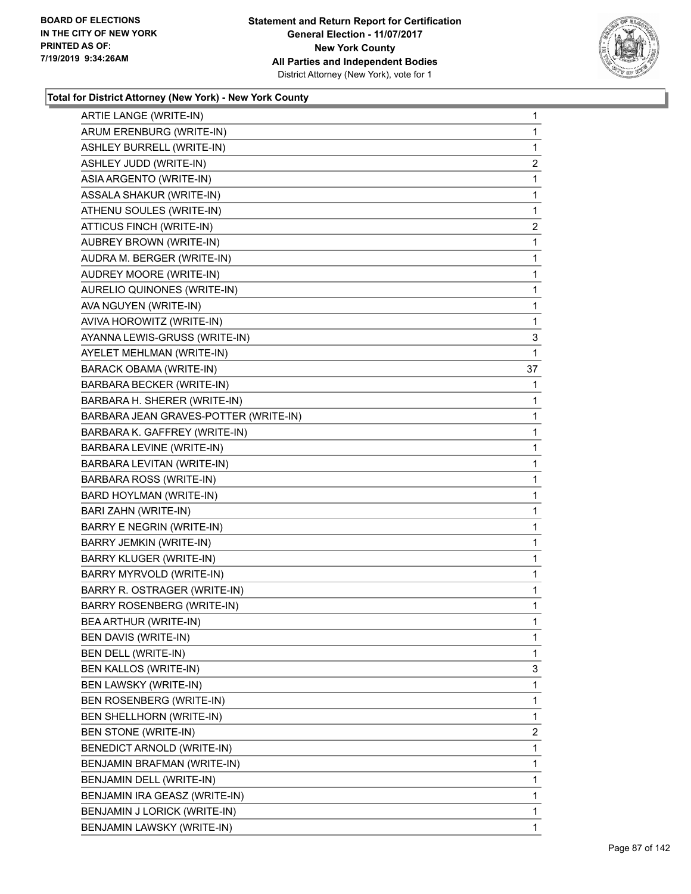**Total for District Attorney (New York) - New York County**

| | |
|---|---|
| ARTIE LANGE (WRITE-IN) | 1 |
| ARUM ERENBURG (WRITE-IN) | 1 |
| ASHLEY BURRELL (WRITE-IN) | 1 |
| ASHLEY JUDD (WRITE-IN) | 2 |
| ASIA ARGENTO (WRITE-IN) | 1 |
| ASSALA SHAKUR (WRITE-IN) | 1 |
| ATHENU SOULES (WRITE-IN) | 1 |
| ATTICUS FINCH (WRITE-IN) | 2 |
| AUBREY BROWN (WRITE-IN) | 1 |
| AUDRA M. BERGER (WRITE-IN) | 1 |
| AUDREY MOORE (WRITE-IN) | 1 |
| AURELIO QUINONES (WRITE-IN) | 1 |
| AVA NGUYEN (WRITE-IN) | 1 |
| AVIVA HOROWITZ (WRITE-IN) | 1 |
| AYANNA LEWIS-GRUSS (WRITE-IN) | 3 |
| AYELET MEHLMAN (WRITE-IN) | 1 |
| BARACK OBAMA (WRITE-IN) | 37 |
| BARBARA BECKER (WRITE-IN) | 1 |
| BARBARA H. SHERER (WRITE-IN) | 1 |
| BARBARA JEAN GRAVES-POTTER (WRITE-IN) | 1 |
| BARBARA K. GAFFREY (WRITE-IN) | 1 |
| BARBARA LEVINE (WRITE-IN) | 1 |
| BARBARA LEVITAN (WRITE-IN) | 1 |
| BARBARA ROSS (WRITE-IN) | 1 |
| BARD HOYLMAN (WRITE-IN) | 1 |
| BARI ZAHN (WRITE-IN) | 1 |
| BARRY E NEGRIN (WRITE-IN) | 1 |
| BARRY JEMKIN (WRITE-IN) | 1 |
| BARRY KLUGER (WRITE-IN) | 1 |
| BARRY MYRVOLD (WRITE-IN) | 1 |
| BARRY R. OSTRAGER (WRITE-IN) | 1 |
| BARRY ROSENBERG (WRITE-IN) | 1 |
| BEA ARTHUR (WRITE-IN) | 1 |
| BEN DAVIS (WRITE-IN) | 1 |
| BEN DELL (WRITE-IN) | 1 |
| BEN KALLOS (WRITE-IN) | 3 |
| BEN LAWSKY (WRITE-IN) | 1 |
| BEN ROSENBERG (WRITE-IN) | 1 |
| BEN SHELLHORN (WRITE-IN) | 1 |
| BEN STONE (WRITE-IN) | 2 |
| BENEDICT ARNOLD (WRITE-IN) | 1 |
| BENJAMIN BRAFMAN (WRITE-IN) | 1 |
| BENJAMIN DELL (WRITE-IN) | 1 |
| BENJAMIN IRA GEASZ (WRITE-IN) | 1 |
| BENJAMIN J LORICK (WRITE-IN) | 1 |
| BENJAMIN LAWSKY (WRITE-IN) | 1 |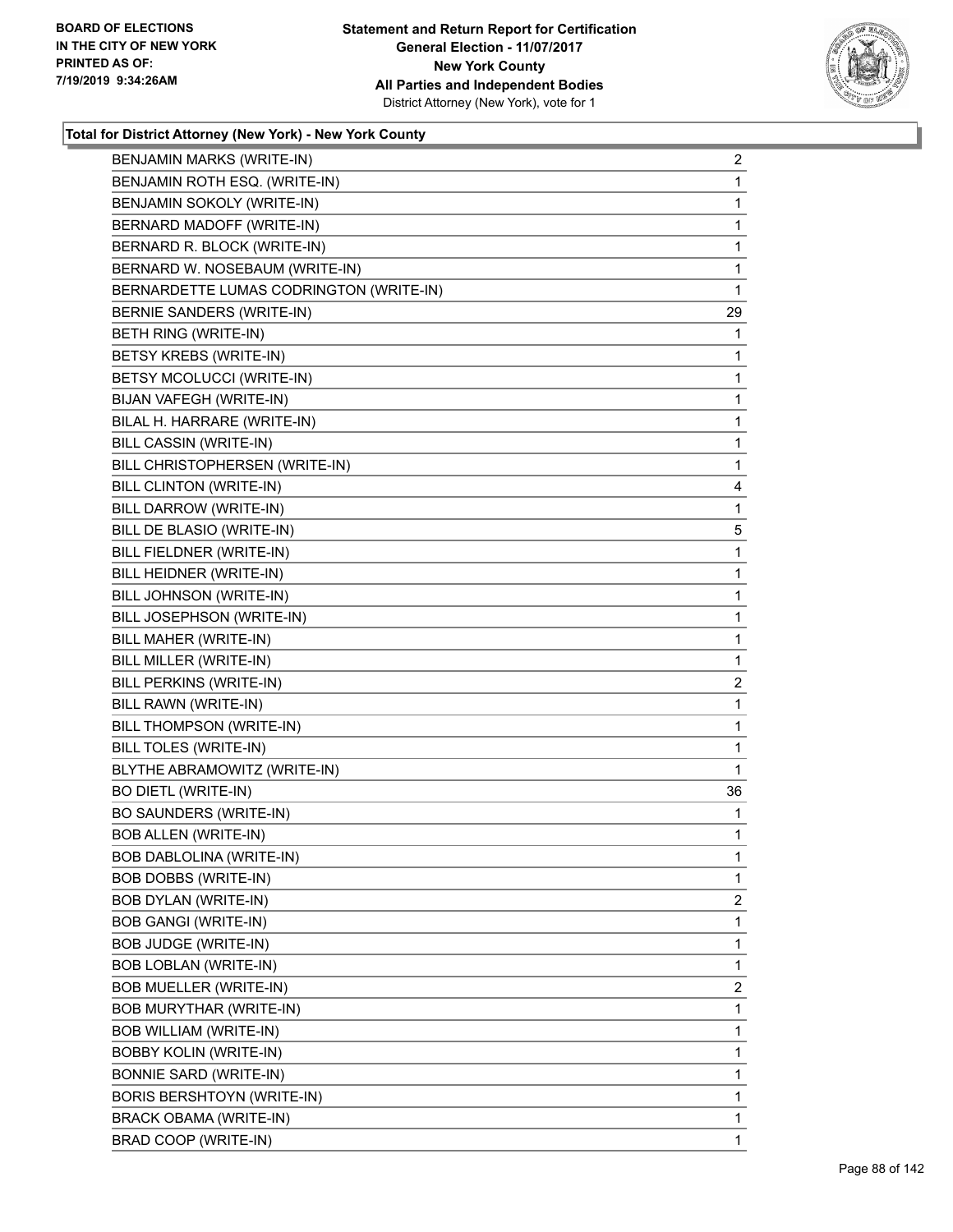**BOARD OF ELECTIONS IN THE CITY OF NEW YORK PRINTED AS OF: 7/19/2019 9:34:26AM**

**Statement and Return Report for Certification General Election - 11/07/2017 New York County All Parties and Independent Bodies**
District Attorney (New York), vote for 1

**Total for District Attorney (New York) - New York County**

| Candidate | Votes |
|---|---|
| BENJAMIN MARKS (WRITE-IN) | 2 |
| BENJAMIN ROTH ESQ. (WRITE-IN) | 1 |
| BENJAMIN SOKOLY (WRITE-IN) | 1 |
| BERNARD MADOFF (WRITE-IN) | 1 |
| BERNARD R. BLOCK (WRITE-IN) | 1 |
| BERNARD W. NOSEBAUM (WRITE-IN) | 1 |
| BERNARDETTE LUMAS CODRINGTON (WRITE-IN) | 1 |
| BERNIE SANDERS (WRITE-IN) | 29 |
| BETH RING (WRITE-IN) | 1 |
| BETSY KREBS (WRITE-IN) | 1 |
| BETSY MCOLUCCI (WRITE-IN) | 1 |
| BIJAN VAFEGH (WRITE-IN) | 1 |
| BILAL H. HARRARE (WRITE-IN) | 1 |
| BILL CASSIN (WRITE-IN) | 1 |
| BILL CHRISTOPHERSEN (WRITE-IN) | 1 |
| BILL CLINTON (WRITE-IN) | 4 |
| BILL DARROW (WRITE-IN) | 1 |
| BILL DE BLASIO (WRITE-IN) | 5 |
| BILL FIELDNER (WRITE-IN) | 1 |
| BILL HEIDNER (WRITE-IN) | 1 |
| BILL JOHNSON (WRITE-IN) | 1 |
| BILL JOSEPHSON (WRITE-IN) | 1 |
| BILL MAHER (WRITE-IN) | 1 |
| BILL MILLER (WRITE-IN) | 1 |
| BILL PERKINS (WRITE-IN) | 2 |
| BILL RAWN (WRITE-IN) | 1 |
| BILL THOMPSON (WRITE-IN) | 1 |
| BILL TOLES (WRITE-IN) | 1 |
| BLYTHE ABRAMOWITZ (WRITE-IN) | 1 |
| BO DIETL (WRITE-IN) | 36 |
| BO SAUNDERS (WRITE-IN) | 1 |
| BOB ALLEN (WRITE-IN) | 1 |
| BOB DABLOLINA (WRITE-IN) | 1 |
| BOB DOBBS (WRITE-IN) | 1 |
| BOB DYLAN (WRITE-IN) | 2 |
| BOB GANGI (WRITE-IN) | 1 |
| BOB JUDGE (WRITE-IN) | 1 |
| BOB LOBLAN (WRITE-IN) | 1 |
| BOB MUELLER (WRITE-IN) | 2 |
| BOB MURYTHAR (WRITE-IN) | 1 |
| BOB WILLIAM (WRITE-IN) | 1 |
| BOBBY KOLIN (WRITE-IN) | 1 |
| BONNIE SARD (WRITE-IN) | 1 |
| BORIS BERSHTOYN (WRITE-IN) | 1 |
| BRACK OBAMA (WRITE-IN) | 1 |
| BRAD COOP (WRITE-IN) | 1 |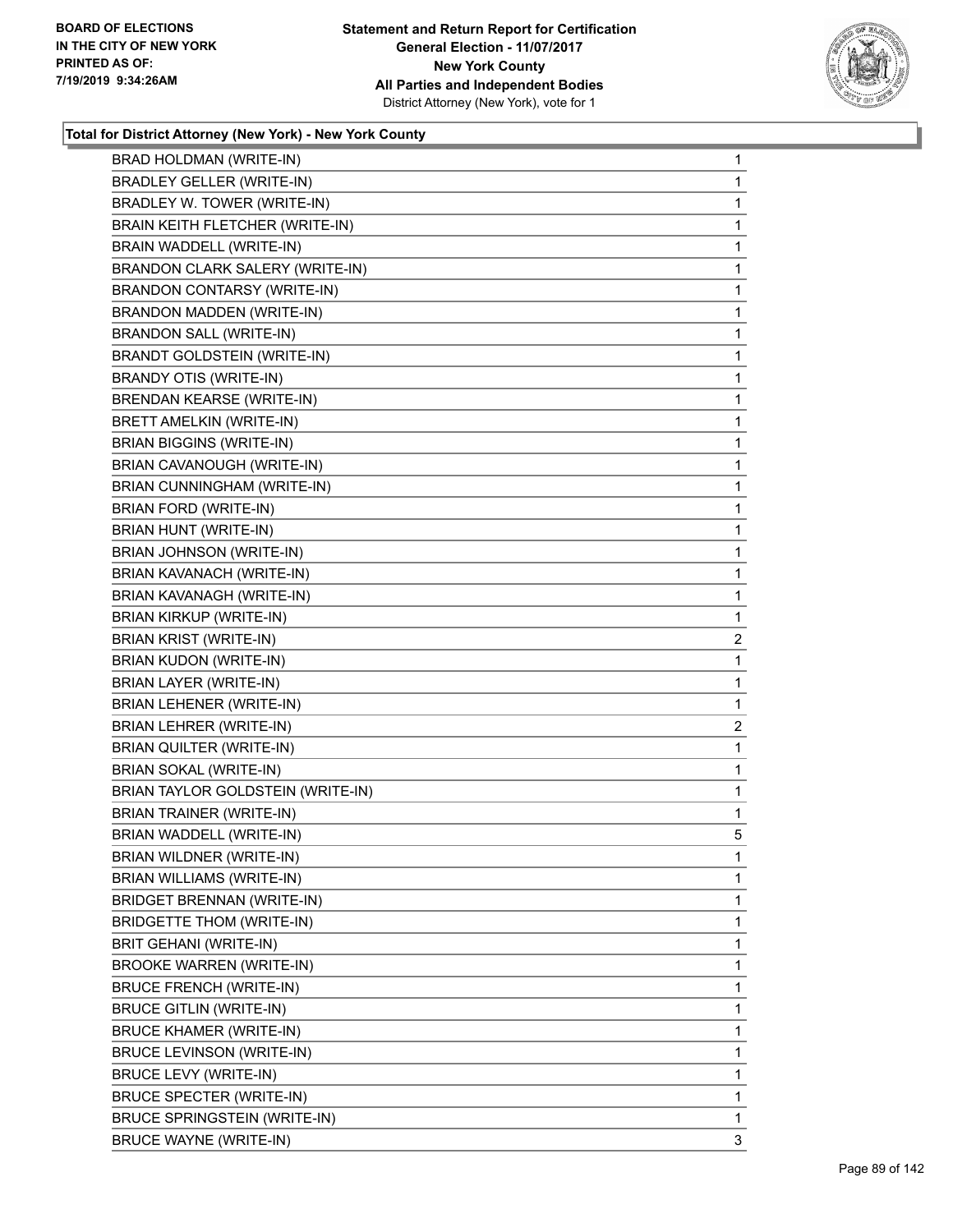**Total for District Attorney (New York) - New York County**

| | |
|---|---|
| BRAD HOLDMAN (WRITE-IN) | 1 |
| BRADLEY GELLER (WRITE-IN) | 1 |
| BRADLEY W. TOWER (WRITE-IN) | 1 |
| BRAIN KEITH FLETCHER (WRITE-IN) | 1 |
| BRAIN WADDELL (WRITE-IN) | 1 |
| BRANDON CLARK SALERY (WRITE-IN) | 1 |
| BRANDON CONTARSY (WRITE-IN) | 1 |
| BRANDON MADDEN (WRITE-IN) | 1 |
| BRANDON SALL (WRITE-IN) | 1 |
| BRANDT GOLDSTEIN (WRITE-IN) | 1 |
| BRANDY OTIS (WRITE-IN) | 1 |
| BRENDAN KEARSE (WRITE-IN) | 1 |
| BRETT AMELKIN (WRITE-IN) | 1 |
| BRIAN BIGGINS (WRITE-IN) | 1 |
| BRIAN CAVANOUGH (WRITE-IN) | 1 |
| BRIAN CUNNINGHAM (WRITE-IN) | 1 |
| BRIAN FORD (WRITE-IN) | 1 |
| BRIAN HUNT (WRITE-IN) | 1 |
| BRIAN JOHNSON (WRITE-IN) | 1 |
| BRIAN KAVANACH (WRITE-IN) | 1 |
| BRIAN KAVANAGH (WRITE-IN) | 1 |
| BRIAN KIRKUP (WRITE-IN) | 1 |
| BRIAN KRIST (WRITE-IN) | 2 |
| BRIAN KUDON (WRITE-IN) | 1 |
| BRIAN LAYER (WRITE-IN) | 1 |
| BRIAN LEHENER (WRITE-IN) | 1 |
| BRIAN LEHRER (WRITE-IN) | 2 |
| BRIAN QUILTER (WRITE-IN) | 1 |
| BRIAN SOKAL (WRITE-IN) | 1 |
| BRIAN TAYLOR GOLDSTEIN (WRITE-IN) | 1 |
| BRIAN TRAINER (WRITE-IN) | 1 |
| BRIAN WADDELL (WRITE-IN) | 5 |
| BRIAN WILDNER (WRITE-IN) | 1 |
| BRIAN WILLIAMS (WRITE-IN) | 1 |
| BRIDGET BRENNAN (WRITE-IN) | 1 |
| BRIDGETTE THOM (WRITE-IN) | 1 |
| BRIT GEHANI (WRITE-IN) | 1 |
| BROOKE WARREN (WRITE-IN) | 1 |
| BRUCE FRENCH (WRITE-IN) | 1 |
| BRUCE GITLIN (WRITE-IN) | 1 |
| BRUCE KHAMER (WRITE-IN) | 1 |
| BRUCE LEVINSON (WRITE-IN) | 1 |
| BRUCE LEVY (WRITE-IN) | 1 |
| BRUCE SPECTER (WRITE-IN) | 1 |
| BRUCE SPRINGSTEIN (WRITE-IN) | 1 |
| BRUCE WAYNE (WRITE-IN) | 3 |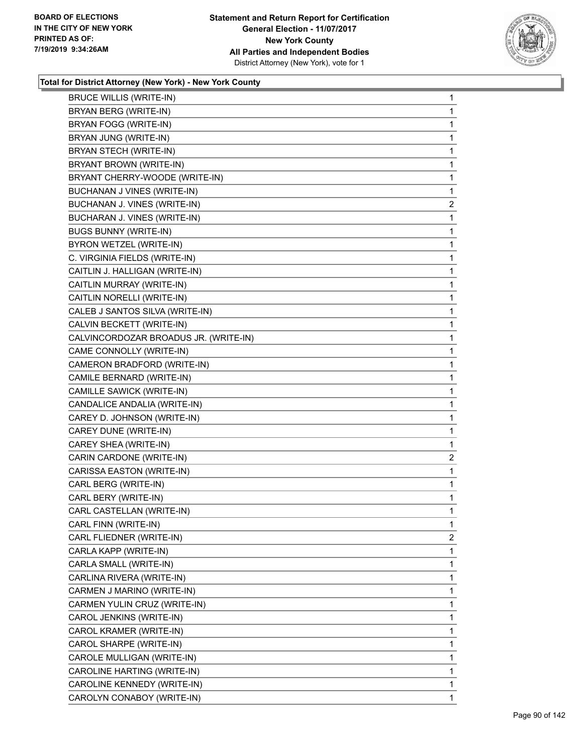**Total for District Attorney (New York) - New York County**

| | |
|---|---|
| BRUCE WILLIS (WRITE-IN) | 1 |
| BRYAN BERG (WRITE-IN) | 1 |
| BRYAN FOGG (WRITE-IN) | 1 |
| BRYAN JUNG (WRITE-IN) | 1 |
| BRYAN STECH (WRITE-IN) | 1 |
| BRYANT BROWN (WRITE-IN) | 1 |
| BRYANT CHERRY-WOODE (WRITE-IN) | 1 |
| BUCHANAN J VINES (WRITE-IN) | 1 |
| BUCHANAN J. VINES (WRITE-IN) | 2 |
| BUCHARAN J. VINES (WRITE-IN) | 1 |
| BUGS BUNNY (WRITE-IN) | 1 |
| BYRON WETZEL (WRITE-IN) | 1 |
| C. VIRGINIA FIELDS (WRITE-IN) | 1 |
| CAITLIN J. HALLIGAN (WRITE-IN) | 1 |
| CAITLIN MURRAY (WRITE-IN) | 1 |
| CAITLIN NORELLI (WRITE-IN) | 1 |
| CALEB J SANTOS SILVA (WRITE-IN) | 1 |
| CALVIN BECKETT (WRITE-IN) | 1 |
| CALVINCORDOZAR BROADUS JR. (WRITE-IN) | 1 |
| CAME CONNOLLY (WRITE-IN) | 1 |
| CAMERON BRADFORD (WRITE-IN) | 1 |
| CAMILE BERNARD (WRITE-IN) | 1 |
| CAMILLE SAWICK (WRITE-IN) | 1 |
| CANDALICE ANDALIA (WRITE-IN) | 1 |
| CAREY D. JOHNSON (WRITE-IN) | 1 |
| CAREY DUNE (WRITE-IN) | 1 |
| CAREY SHEA (WRITE-IN) | 1 |
| CARIN CARDONE (WRITE-IN) | 2 |
| CARISSA EASTON (WRITE-IN) | 1 |
| CARL BERG (WRITE-IN) | 1 |
| CARL BERY (WRITE-IN) | 1 |
| CARL CASTELLAN (WRITE-IN) | 1 |
| CARL FINN (WRITE-IN) | 1 |
| CARL FLIEDNER (WRITE-IN) | 2 |
| CARLA KAPP (WRITE-IN) | 1 |
| CARLA SMALL (WRITE-IN) | 1 |
| CARLINA RIVERA (WRITE-IN) | 1 |
| CARMEN J MARINO (WRITE-IN) | 1 |
| CARMEN YULIN CRUZ (WRITE-IN) | 1 |
| CAROL JENKINS (WRITE-IN) | 1 |
| CAROL KRAMER (WRITE-IN) | 1 |
| CAROL SHARPE (WRITE-IN) | 1 |
| CAROLE MULLIGAN (WRITE-IN) | 1 |
| CAROLINE HARTING (WRITE-IN) | 1 |
| CAROLINE KENNEDY (WRITE-IN) | 1 |
| CAROLYN CONABOY (WRITE-IN) | 1 |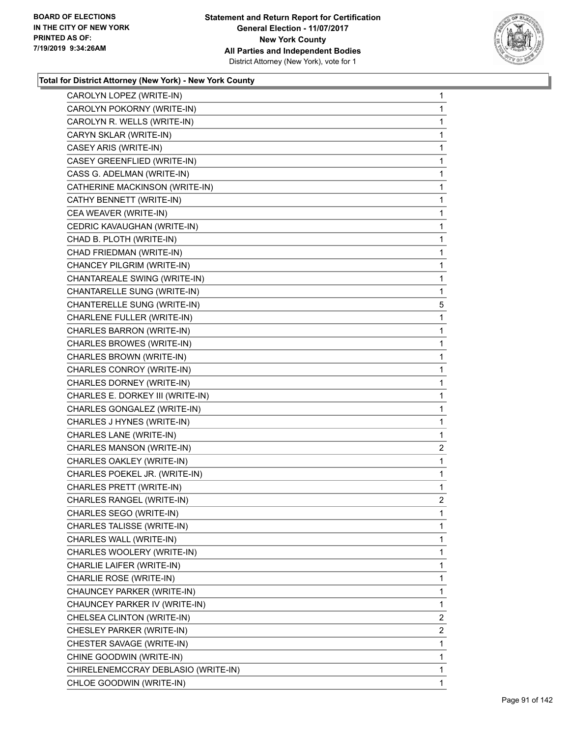## Total for District Attorney (New York) - New York County

| Candidate | Votes |
|---|---|
| CAROLYN LOPEZ (WRITE-IN) | 1 |
| CAROLYN POKORNY (WRITE-IN) | 1 |
| CAROLYN R. WELLS (WRITE-IN) | 1 |
| CARYN SKLAR (WRITE-IN) | 1 |
| CASEY ARIS (WRITE-IN) | 1 |
| CASEY GREENFLIED (WRITE-IN) | 1 |
| CASS G. ADELMAN (WRITE-IN) | 1 |
| CATHERINE MACKINSON (WRITE-IN) | 1 |
| CATHY BENNETT (WRITE-IN) | 1 |
| CEA WEAVER (WRITE-IN) | 1 |
| CEDRIC KAVAUGHAN (WRITE-IN) | 1 |
| CHAD B. PLOTH (WRITE-IN) | 1 |
| CHAD FRIEDMAN (WRITE-IN) | 1 |
| CHANCEY PILGRIM (WRITE-IN) | 1 |
| CHANTAREALE SWING (WRITE-IN) | 1 |
| CHANTARELLE SUNG (WRITE-IN) | 1 |
| CHANTERELLE SUNG (WRITE-IN) | 5 |
| CHARLENE FULLER (WRITE-IN) | 1 |
| CHARLES BARRON (WRITE-IN) | 1 |
| CHARLES BROWES (WRITE-IN) | 1 |
| CHARLES BROWN (WRITE-IN) | 1 |
| CHARLES CONROY (WRITE-IN) | 1 |
| CHARLES DORNEY (WRITE-IN) | 1 |
| CHARLES E. DORKEY III (WRITE-IN) | 1 |
| CHARLES GONGALEZ (WRITE-IN) | 1 |
| CHARLES J HYNES (WRITE-IN) | 1 |
| CHARLES LANE (WRITE-IN) | 1 |
| CHARLES MANSON (WRITE-IN) | 2 |
| CHARLES OAKLEY (WRITE-IN) | 1 |
| CHARLES POEKEL JR. (WRITE-IN) | 1 |
| CHARLES PRETT (WRITE-IN) | 1 |
| CHARLES RANGEL (WRITE-IN) | 2 |
| CHARLES SEGO (WRITE-IN) | 1 |
| CHARLES TALISSE (WRITE-IN) | 1 |
| CHARLES WALL (WRITE-IN) | 1 |
| CHARLES WOOLERY (WRITE-IN) | 1 |
| CHARLIE LAIFER (WRITE-IN) | 1 |
| CHARLIE ROSE (WRITE-IN) | 1 |
| CHAUNCEY PARKER (WRITE-IN) | 1 |
| CHAUNCEY PARKER IV (WRITE-IN) | 1 |
| CHELSEA CLINTON (WRITE-IN) | 2 |
| CHESLEY PARKER (WRITE-IN) | 2 |
| CHESTER SAVAGE (WRITE-IN) | 1 |
| CHINE GOODWIN (WRITE-IN) | 1 |
| CHIRELENEMCCRAY DEBLASIO (WRITE-IN) | 1 |
| CHLOE GOODWIN (WRITE-IN) | 1 |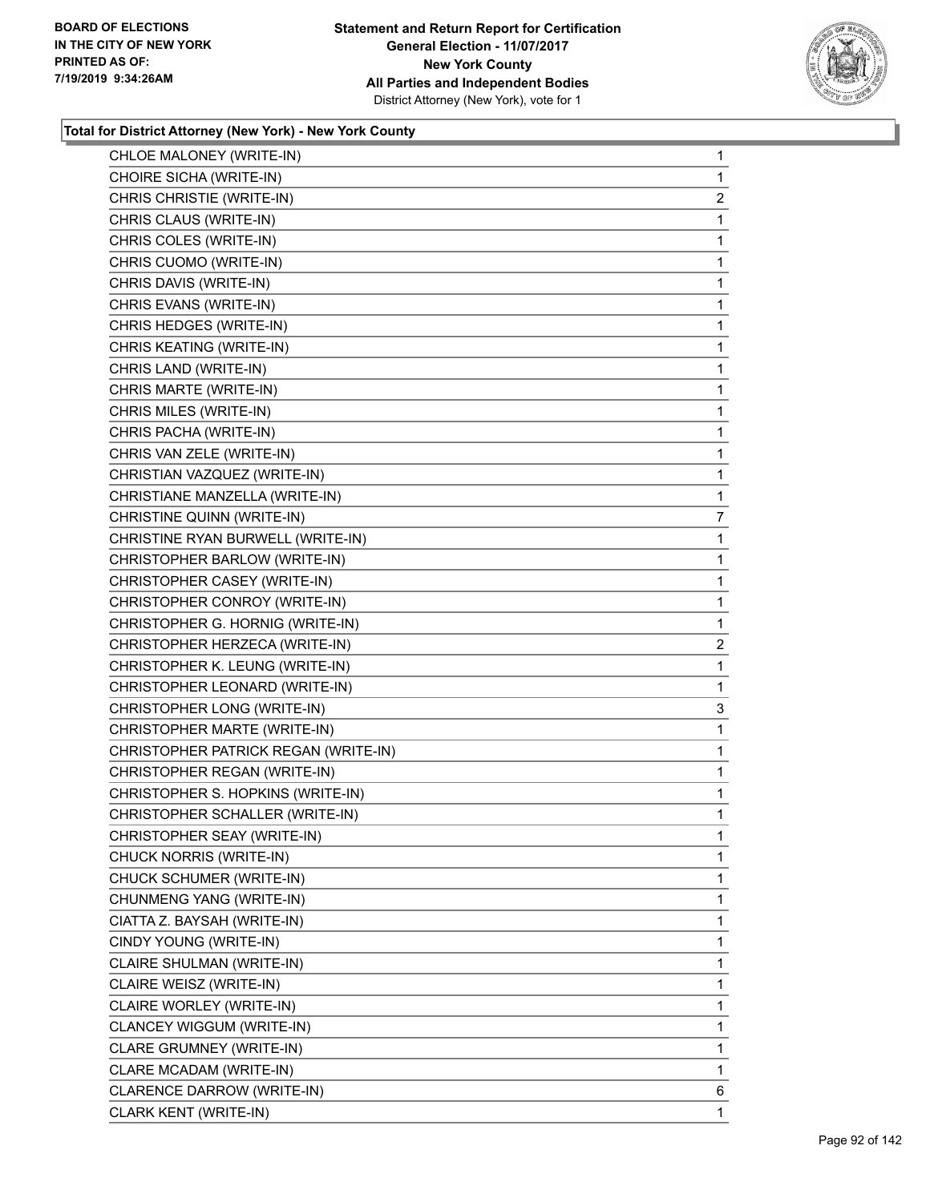### Total for District Attorney (New York) - New York County

| Candidate | Votes |
|---|---|
| CHLOE MALONEY (WRITE-IN) | 1 |
| CHOIRE SICHA (WRITE-IN) | 1 |
| CHRIS CHRISTIE (WRITE-IN) | 2 |
| CHRIS CLAUS (WRITE-IN) | 1 |
| CHRIS COLES (WRITE-IN) | 1 |
| CHRIS CUOMO (WRITE-IN) | 1 |
| CHRIS DAVIS (WRITE-IN) | 1 |
| CHRIS EVANS (WRITE-IN) | 1 |
| CHRIS HEDGES (WRITE-IN) | 1 |
| CHRIS KEATING (WRITE-IN) | 1 |
| CHRIS LAND (WRITE-IN) | 1 |
| CHRIS MARTE (WRITE-IN) | 1 |
| CHRIS MILES (WRITE-IN) | 1 |
| CHRIS PACHA (WRITE-IN) | 1 |
| CHRIS VAN ZELE (WRITE-IN) | 1 |
| CHRISTIAN VAZQUEZ (WRITE-IN) | 1 |
| CHRISTIANE MANZELLA (WRITE-IN) | 1 |
| CHRISTINE QUINN (WRITE-IN) | 7 |
| CHRISTINE RYAN BURWELL (WRITE-IN) | 1 |
| CHRISTOPHER BARLOW (WRITE-IN) | 1 |
| CHRISTOPHER CASEY (WRITE-IN) | 1 |
| CHRISTOPHER CONROY (WRITE-IN) | 1 |
| CHRISTOPHER G. HORNIG (WRITE-IN) | 1 |
| CHRISTOPHER HERZECA (WRITE-IN) | 2 |
| CHRISTOPHER K. LEUNG (WRITE-IN) | 1 |
| CHRISTOPHER LEONARD (WRITE-IN) | 1 |
| CHRISTOPHER LONG (WRITE-IN) | 3 |
| CHRISTOPHER MARTE (WRITE-IN) | 1 |
| CHRISTOPHER PATRICK REGAN (WRITE-IN) | 1 |
| CHRISTOPHER REGAN (WRITE-IN) | 1 |
| CHRISTOPHER S. HOPKINS (WRITE-IN) | 1 |
| CHRISTOPHER SCHALLER (WRITE-IN) | 1 |
| CHRISTOPHER SEAY (WRITE-IN) | 1 |
| CHUCK NORRIS (WRITE-IN) | 1 |
| CHUCK SCHUMER (WRITE-IN) | 1 |
| CHUNMENG YANG (WRITE-IN) | 1 |
| CIATTA Z. BAYSAH (WRITE-IN) | 1 |
| CINDY YOUNG (WRITE-IN) | 1 |
| CLAIRE SHULMAN (WRITE-IN) | 1 |
| CLAIRE WEISZ (WRITE-IN) | 1 |
| CLAIRE WORLEY (WRITE-IN) | 1 |
| CLANCEY WIGGUM (WRITE-IN) | 1 |
| CLARE GRUMNEY (WRITE-IN) | 1 |
| CLARE MCADAM (WRITE-IN) | 1 |
| CLARENCE DARROW (WRITE-IN) | 6 |
| CLARK KENT (WRITE-IN) | 1 |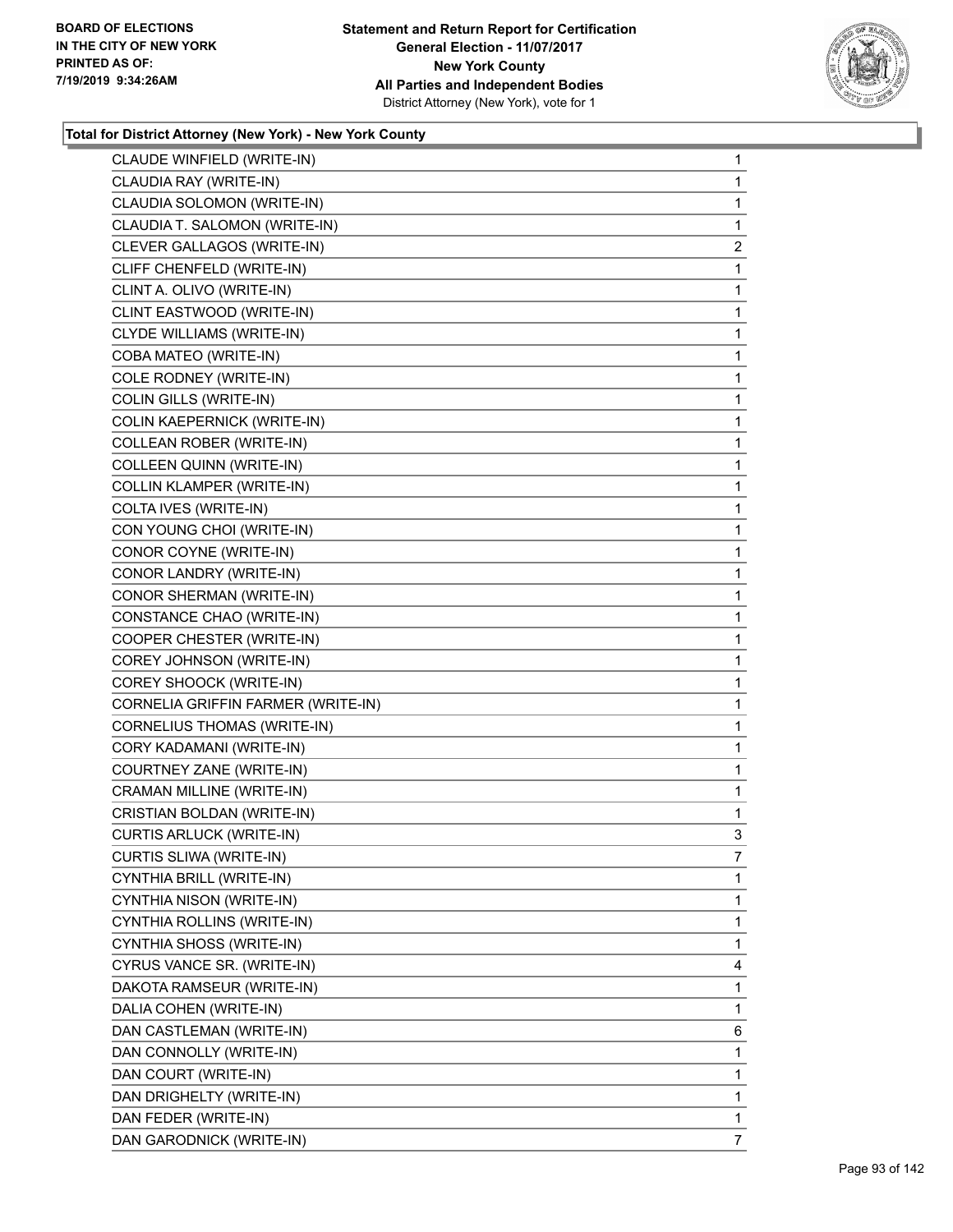**Statement and Return Report for Certification**
**General Election - 11/07/2017**
**New York County**
**All Parties and Independent Bodies**
District Attorney (New York), vote for 1

BOARD OF ELECTIONS
IN THE CITY OF NEW YORK
PRINTED AS OF:
7/19/2019 9:34:26AM

### Total for District Attorney (New York) - New York County

| Candidate | Votes |
|---|---|
| CLAUDE WINFIELD (WRITE-IN) | 1 |
| CLAUDIA RAY (WRITE-IN) | 1 |
| CLAUDIA SOLOMON (WRITE-IN) | 1 |
| CLAUDIA T. SALOMON (WRITE-IN) | 1 |
| CLEVER GALLAGOS (WRITE-IN) | 2 |
| CLIFF CHENFELD (WRITE-IN) | 1 |
| CLINT A. OLIVO (WRITE-IN) | 1 |
| CLINT EASTWOOD (WRITE-IN) | 1 |
| CLYDE WILLIAMS (WRITE-IN) | 1 |
| COBA MATEO (WRITE-IN) | 1 |
| COLE RODNEY (WRITE-IN) | 1 |
| COLIN GILLS (WRITE-IN) | 1 |
| COLIN KAEPERNICK (WRITE-IN) | 1 |
| COLLEAN ROBER (WRITE-IN) | 1 |
| COLLEEN QUINN (WRITE-IN) | 1 |
| COLLIN KLAMPER (WRITE-IN) | 1 |
| COLTA IVES (WRITE-IN) | 1 |
| CON YOUNG CHOI (WRITE-IN) | 1 |
| CONOR COYNE (WRITE-IN) | 1 |
| CONOR LANDRY (WRITE-IN) | 1 |
| CONOR SHERMAN (WRITE-IN) | 1 |
| CONSTANCE CHAO (WRITE-IN) | 1 |
| COOPER CHESTER (WRITE-IN) | 1 |
| COREY JOHNSON (WRITE-IN) | 1 |
| COREY SHOOCK (WRITE-IN) | 1 |
| CORNELIA GRIFFIN FARMER (WRITE-IN) | 1 |
| CORNELIUS THOMAS (WRITE-IN) | 1 |
| CORY KADAMANI (WRITE-IN) | 1 |
| COURTNEY ZANE (WRITE-IN) | 1 |
| CRAMAN MILLINE (WRITE-IN) | 1 |
| CRISTIAN BOLDAN (WRITE-IN) | 1 |
| CURTIS ARLUCK (WRITE-IN) | 3 |
| CURTIS SLIWA (WRITE-IN) | 7 |
| CYNTHIA BRILL (WRITE-IN) | 1 |
| CYNTHIA NISON (WRITE-IN) | 1 |
| CYNTHIA ROLLINS (WRITE-IN) | 1 |
| CYNTHIA SHOSS (WRITE-IN) | 1 |
| CYRUS VANCE SR. (WRITE-IN) | 4 |
| DAKOTA RAMSEUR (WRITE-IN) | 1 |
| DALIA COHEN (WRITE-IN) | 1 |
| DAN CASTLEMAN (WRITE-IN) | 6 |
| DAN CONNOLLY (WRITE-IN) | 1 |
| DAN COURT (WRITE-IN) | 1 |
| DAN DRIGHELTY (WRITE-IN) | 1 |
| DAN FEDER (WRITE-IN) | 1 |
| DAN GARODNICK (WRITE-IN) | 7 |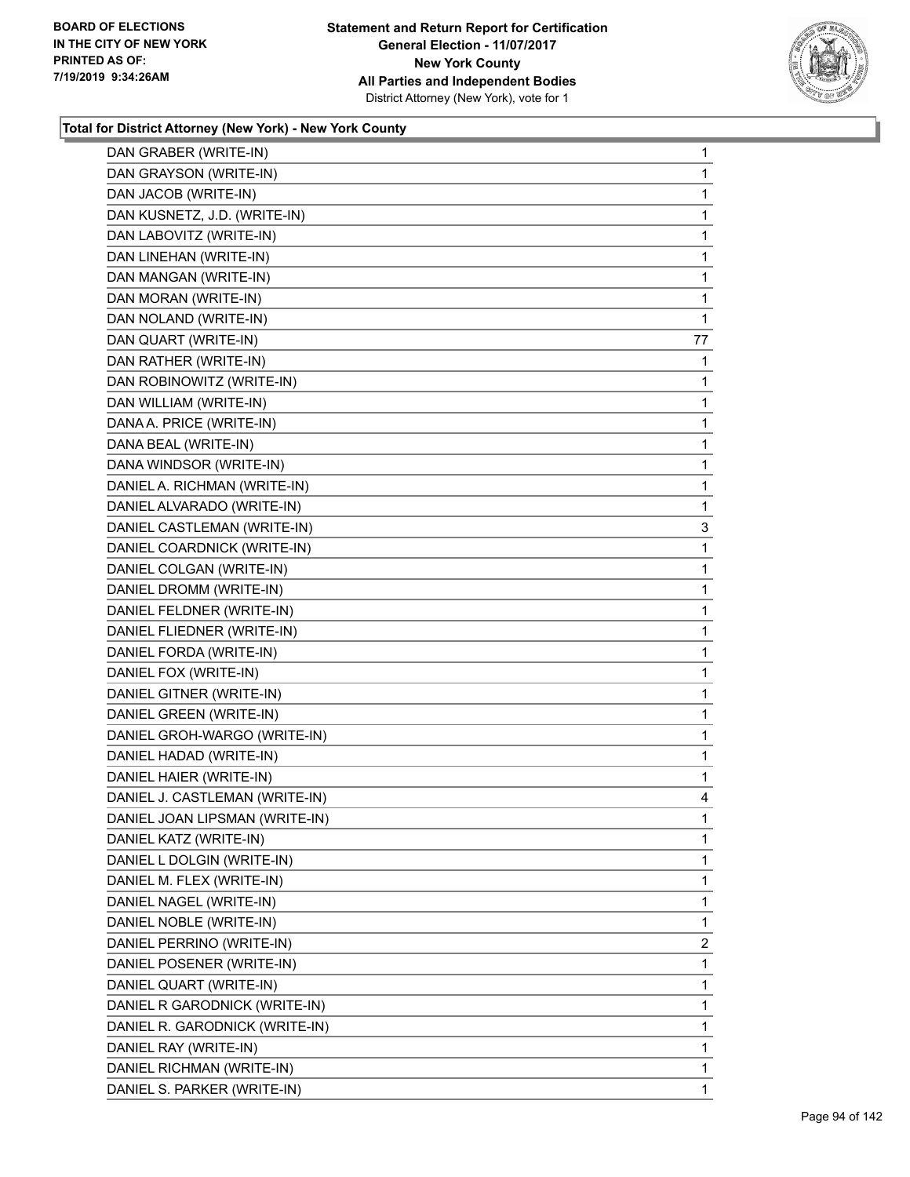**Statement and Return Report for Certification**
**General Election - 11/07/2017**
**New York County**
**All Parties and Independent Bodies**
District Attorney (New York), vote for 1

BOARD OF ELECTIONS IN THE CITY OF NEW YORK
PRINTED AS OF: 7/19/2019 9:34:26AM

### Total for District Attorney (New York) - New York County

| Candidate | Votes |
|---|---|
| DAN GRABER (WRITE-IN) | 1 |
| DAN GRAYSON (WRITE-IN) | 1 |
| DAN JACOB (WRITE-IN) | 1 |
| DAN KUSNETZ, J.D. (WRITE-IN) | 1 |
| DAN LABOVITZ (WRITE-IN) | 1 |
| DAN LINEHAN (WRITE-IN) | 1 |
| DAN MANGAN (WRITE-IN) | 1 |
| DAN MORAN (WRITE-IN) | 1 |
| DAN NOLAND (WRITE-IN) | 1 |
| DAN QUART (WRITE-IN) | 77 |
| DAN RATHER (WRITE-IN) | 1 |
| DAN ROBINOWITZ (WRITE-IN) | 1 |
| DAN WILLIAM (WRITE-IN) | 1 |
| DANA A. PRICE (WRITE-IN) | 1 |
| DANA BEAL (WRITE-IN) | 1 |
| DANA WINDSOR (WRITE-IN) | 1 |
| DANIEL A. RICHMAN (WRITE-IN) | 1 |
| DANIEL ALVARADO (WRITE-IN) | 1 |
| DANIEL CASTLEMAN (WRITE-IN) | 3 |
| DANIEL COARDNICK (WRITE-IN) | 1 |
| DANIEL COLGAN (WRITE-IN) | 1 |
| DANIEL DROMM (WRITE-IN) | 1 |
| DANIEL FELDNER (WRITE-IN) | 1 |
| DANIEL FLIEDNER (WRITE-IN) | 1 |
| DANIEL FORDA (WRITE-IN) | 1 |
| DANIEL FOX (WRITE-IN) | 1 |
| DANIEL GITNER (WRITE-IN) | 1 |
| DANIEL GREEN (WRITE-IN) | 1 |
| DANIEL GROH-WARGO (WRITE-IN) | 1 |
| DANIEL HADAD (WRITE-IN) | 1 |
| DANIEL HAIER (WRITE-IN) | 1 |
| DANIEL J. CASTLEMAN (WRITE-IN) | 4 |
| DANIEL JOAN LIPSMAN (WRITE-IN) | 1 |
| DANIEL KATZ (WRITE-IN) | 1 |
| DANIEL L DOLGIN (WRITE-IN) | 1 |
| DANIEL M. FLEX (WRITE-IN) | 1 |
| DANIEL NAGEL (WRITE-IN) | 1 |
| DANIEL NOBLE (WRITE-IN) | 1 |
| DANIEL PERRINO (WRITE-IN) | 2 |
| DANIEL POSENER (WRITE-IN) | 1 |
| DANIEL QUART (WRITE-IN) | 1 |
| DANIEL R GARODNICK (WRITE-IN) | 1 |
| DANIEL R. GARODNICK (WRITE-IN) | 1 |
| DANIEL RAY (WRITE-IN) | 1 |
| DANIEL RICHMAN (WRITE-IN) | 1 |
| DANIEL S. PARKER (WRITE-IN) | 1 |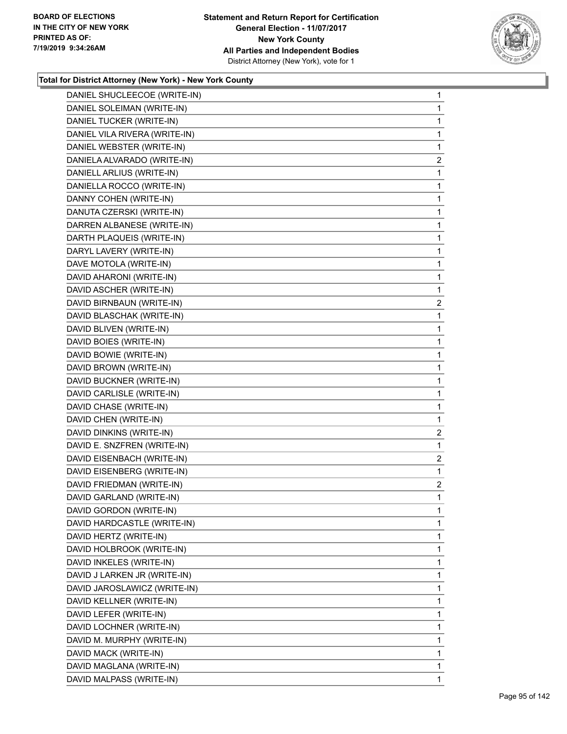## Total for District Attorney (New York) - New York County

| | |
|---|---|
| DANIEL SHUCLEECOE (WRITE-IN) | 1 |
| DANIEL SOLEIMAN (WRITE-IN) | 1 |
| DANIEL TUCKER (WRITE-IN) | 1 |
| DANIEL VILA RIVERA (WRITE-IN) | 1 |
| DANIEL WEBSTER (WRITE-IN) | 1 |
| DANIELA ALVARADO (WRITE-IN) | 2 |
| DANIELL ARLIUS (WRITE-IN) | 1 |
| DANIELLA ROCCO (WRITE-IN) | 1 |
| DANNY COHEN (WRITE-IN) | 1 |
| DANUTA CZERSKI (WRITE-IN) | 1 |
| DARREN ALBANESE (WRITE-IN) | 1 |
| DARTH PLAQUEIS (WRITE-IN) | 1 |
| DARYL LAVERY (WRITE-IN) | 1 |
| DAVE MOTOLA (WRITE-IN) | 1 |
| DAVID AHARONI (WRITE-IN) | 1 |
| DAVID ASCHER (WRITE-IN) | 1 |
| DAVID BIRNBAUN (WRITE-IN) | 2 |
| DAVID BLASCHAK (WRITE-IN) | 1 |
| DAVID BLIVEN (WRITE-IN) | 1 |
| DAVID BOIES (WRITE-IN) | 1 |
| DAVID BOWIE (WRITE-IN) | 1 |
| DAVID BROWN (WRITE-IN) | 1 |
| DAVID BUCKNER (WRITE-IN) | 1 |
| DAVID CARLISLE (WRITE-IN) | 1 |
| DAVID CHASE (WRITE-IN) | 1 |
| DAVID CHEN (WRITE-IN) | 1 |
| DAVID DINKINS (WRITE-IN) | 2 |
| DAVID E. SNZFREN (WRITE-IN) | 1 |
| DAVID EISENBACH (WRITE-IN) | 2 |
| DAVID EISENBERG (WRITE-IN) | 1 |
| DAVID FRIEDMAN (WRITE-IN) | 2 |
| DAVID GARLAND (WRITE-IN) | 1 |
| DAVID GORDON (WRITE-IN) | 1 |
| DAVID HARDCASTLE (WRITE-IN) | 1 |
| DAVID HERTZ (WRITE-IN) | 1 |
| DAVID HOLBROOK (WRITE-IN) | 1 |
| DAVID INKELES (WRITE-IN) | 1 |
| DAVID J LARKEN JR (WRITE-IN) | 1 |
| DAVID JAROSLAWICZ (WRITE-IN) | 1 |
| DAVID KELLNER (WRITE-IN) | 1 |
| DAVID LEFER (WRITE-IN) | 1 |
| DAVID LOCHNER (WRITE-IN) | 1 |
| DAVID M. MURPHY (WRITE-IN) | 1 |
| DAVID MACK (WRITE-IN) | 1 |
| DAVID MAGLANA (WRITE-IN) | 1 |
| DAVID MALPASS (WRITE-IN) | 1 |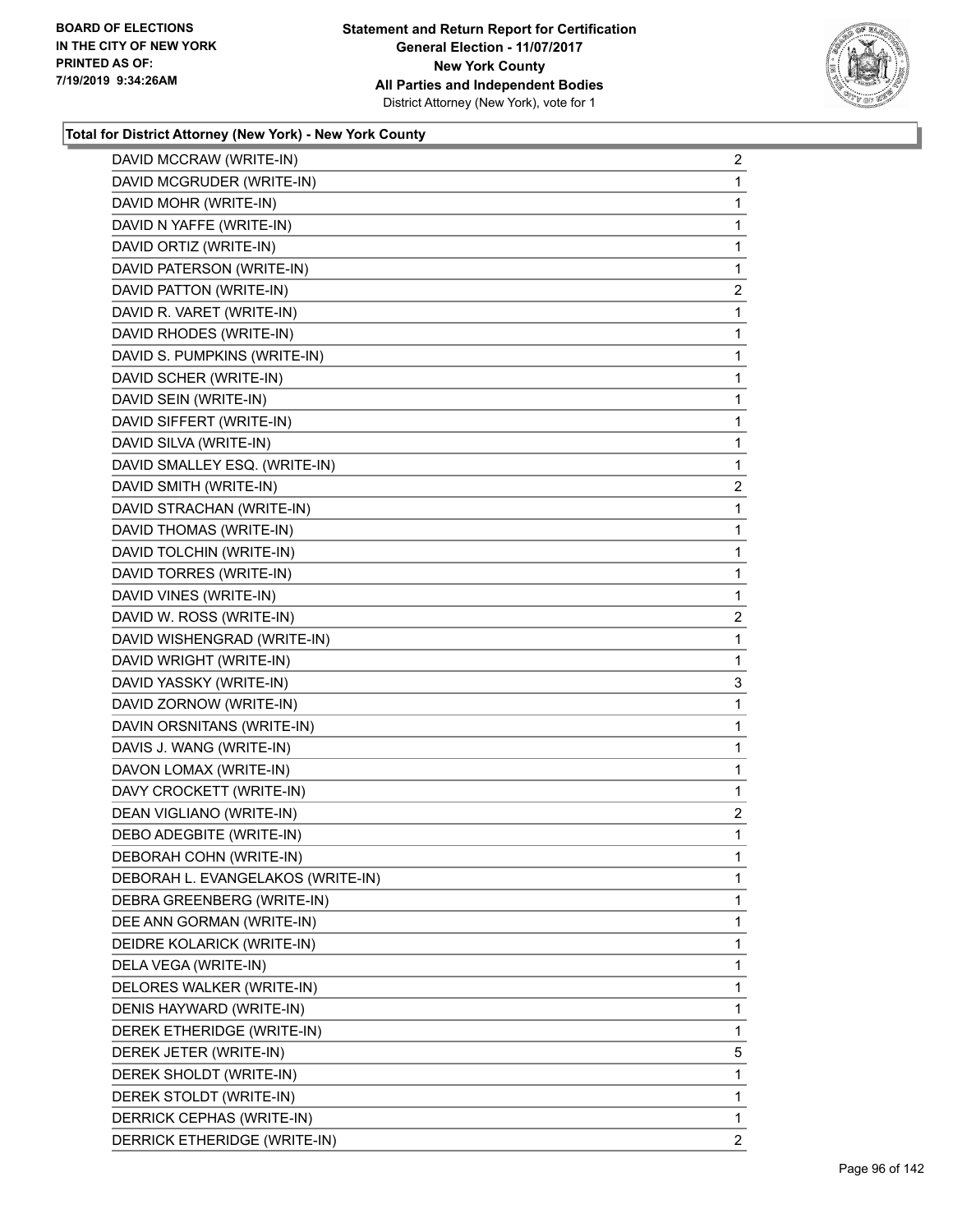**Total for District Attorney (New York) - New York County**

| | |
|---|---|
| DAVID MCCRAW (WRITE-IN) | 2 |
| DAVID MCGRUDER (WRITE-IN) | 1 |
| DAVID MOHR (WRITE-IN) | 1 |
| DAVID N YAFFE (WRITE-IN) | 1 |
| DAVID ORTIZ (WRITE-IN) | 1 |
| DAVID PATERSON (WRITE-IN) | 1 |
| DAVID PATTON (WRITE-IN) | 2 |
| DAVID R. VARET (WRITE-IN) | 1 |
| DAVID RHODES (WRITE-IN) | 1 |
| DAVID S. PUMPKINS (WRITE-IN) | 1 |
| DAVID SCHER (WRITE-IN) | 1 |
| DAVID SEIN (WRITE-IN) | 1 |
| DAVID SIFFERT (WRITE-IN) | 1 |
| DAVID SILVA (WRITE-IN) | 1 |
| DAVID SMALLEY ESQ. (WRITE-IN) | 1 |
| DAVID SMITH (WRITE-IN) | 2 |
| DAVID STRACHAN (WRITE-IN) | 1 |
| DAVID THOMAS (WRITE-IN) | 1 |
| DAVID TOLCHIN (WRITE-IN) | 1 |
| DAVID TORRES (WRITE-IN) | 1 |
| DAVID VINES (WRITE-IN) | 1 |
| DAVID W. ROSS (WRITE-IN) | 2 |
| DAVID WISHENGRAD (WRITE-IN) | 1 |
| DAVID WRIGHT (WRITE-IN) | 1 |
| DAVID YASSKY (WRITE-IN) | 3 |
| DAVID ZORNOW (WRITE-IN) | 1 |
| DAVIN ORSNITANS (WRITE-IN) | 1 |
| DAVIS J. WANG (WRITE-IN) | 1 |
| DAVON LOMAX (WRITE-IN) | 1 |
| DAVY CROCKETT (WRITE-IN) | 1 |
| DEAN VIGLIANO (WRITE-IN) | 2 |
| DEBO ADEGBITE (WRITE-IN) | 1 |
| DEBORAH COHN (WRITE-IN) | 1 |
| DEBORAH L. EVANGELAKOS (WRITE-IN) | 1 |
| DEBRA GREENBERG (WRITE-IN) | 1 |
| DEE ANN GORMAN (WRITE-IN) | 1 |
| DEIDRE KOLARICK (WRITE-IN) | 1 |
| DELA VEGA (WRITE-IN) | 1 |
| DELORES WALKER (WRITE-IN) | 1 |
| DENIS HAYWARD (WRITE-IN) | 1 |
| DEREK ETHERIDGE (WRITE-IN) | 1 |
| DEREK JETER (WRITE-IN) | 5 |
| DEREK SHOLDT (WRITE-IN) | 1 |
| DEREK STOLDT (WRITE-IN) | 1 |
| DERRICK CEPHAS (WRITE-IN) | 1 |
| DERRICK ETHERIDGE (WRITE-IN) | 2 |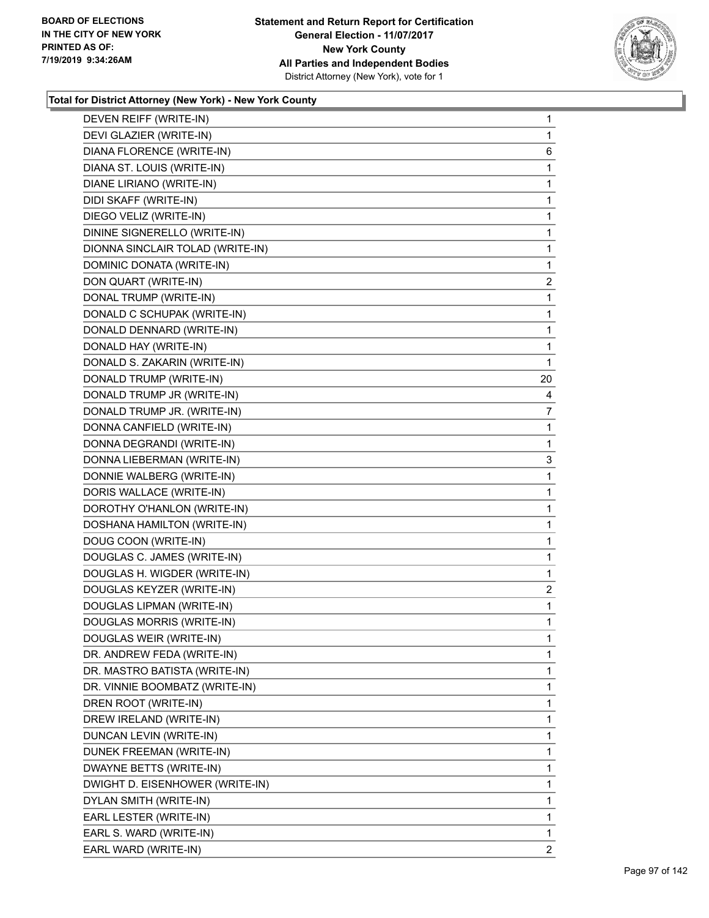**Total for District Attorney (New York) - New York County**

| Candidate | Votes |
|---|---|
| DEVEN REIFF (WRITE-IN) | 1 |
| DEVI GLAZIER (WRITE-IN) | 1 |
| DIANA FLORENCE (WRITE-IN) | 6 |
| DIANA ST. LOUIS (WRITE-IN) | 1 |
| DIANE LIRIANO (WRITE-IN) | 1 |
| DIDI SKAFF (WRITE-IN) | 1 |
| DIEGO VELIZ (WRITE-IN) | 1 |
| DININE SIGNERELLO (WRITE-IN) | 1 |
| DIONNA SINCLAIR TOLAD (WRITE-IN) | 1 |
| DOMINIC DONATA (WRITE-IN) | 1 |
| DON QUART (WRITE-IN) | 2 |
| DONAL TRUMP (WRITE-IN) | 1 |
| DONALD C SCHUPAK (WRITE-IN) | 1 |
| DONALD DENNARD (WRITE-IN) | 1 |
| DONALD HAY (WRITE-IN) | 1 |
| DONALD S. ZAKARIN (WRITE-IN) | 1 |
| DONALD TRUMP (WRITE-IN) | 20 |
| DONALD TRUMP JR (WRITE-IN) | 4 |
| DONALD TRUMP JR. (WRITE-IN) | 7 |
| DONNA CANFIELD (WRITE-IN) | 1 |
| DONNA DEGRANDI (WRITE-IN) | 1 |
| DONNA LIEBERMAN (WRITE-IN) | 3 |
| DONNIE WALBERG (WRITE-IN) | 1 |
| DORIS WALLACE (WRITE-IN) | 1 |
| DOROTHY O'HANLON (WRITE-IN) | 1 |
| DOSHANA HAMILTON (WRITE-IN) | 1 |
| DOUG COON (WRITE-IN) | 1 |
| DOUGLAS C. JAMES (WRITE-IN) | 1 |
| DOUGLAS H. WIGDER (WRITE-IN) | 1 |
| DOUGLAS KEYZER (WRITE-IN) | 2 |
| DOUGLAS LIPMAN (WRITE-IN) | 1 |
| DOUGLAS MORRIS (WRITE-IN) | 1 |
| DOUGLAS WEIR (WRITE-IN) | 1 |
| DR. ANDREW FEDA (WRITE-IN) | 1 |
| DR. MASTRO BATISTA (WRITE-IN) | 1 |
| DR. VINNIE BOOMBATZ (WRITE-IN) | 1 |
| DREN ROOT (WRITE-IN) | 1 |
| DREW IRELAND (WRITE-IN) | 1 |
| DUNCAN LEVIN (WRITE-IN) | 1 |
| DUNEK FREEMAN (WRITE-IN) | 1 |
| DWAYNE BETTS (WRITE-IN) | 1 |
| DWIGHT D. EISENHOWER (WRITE-IN) | 1 |
| DYLAN SMITH (WRITE-IN) | 1 |
| EARL LESTER (WRITE-IN) | 1 |
| EARL S. WARD (WRITE-IN) | 1 |
| EARL WARD (WRITE-IN) | 2 |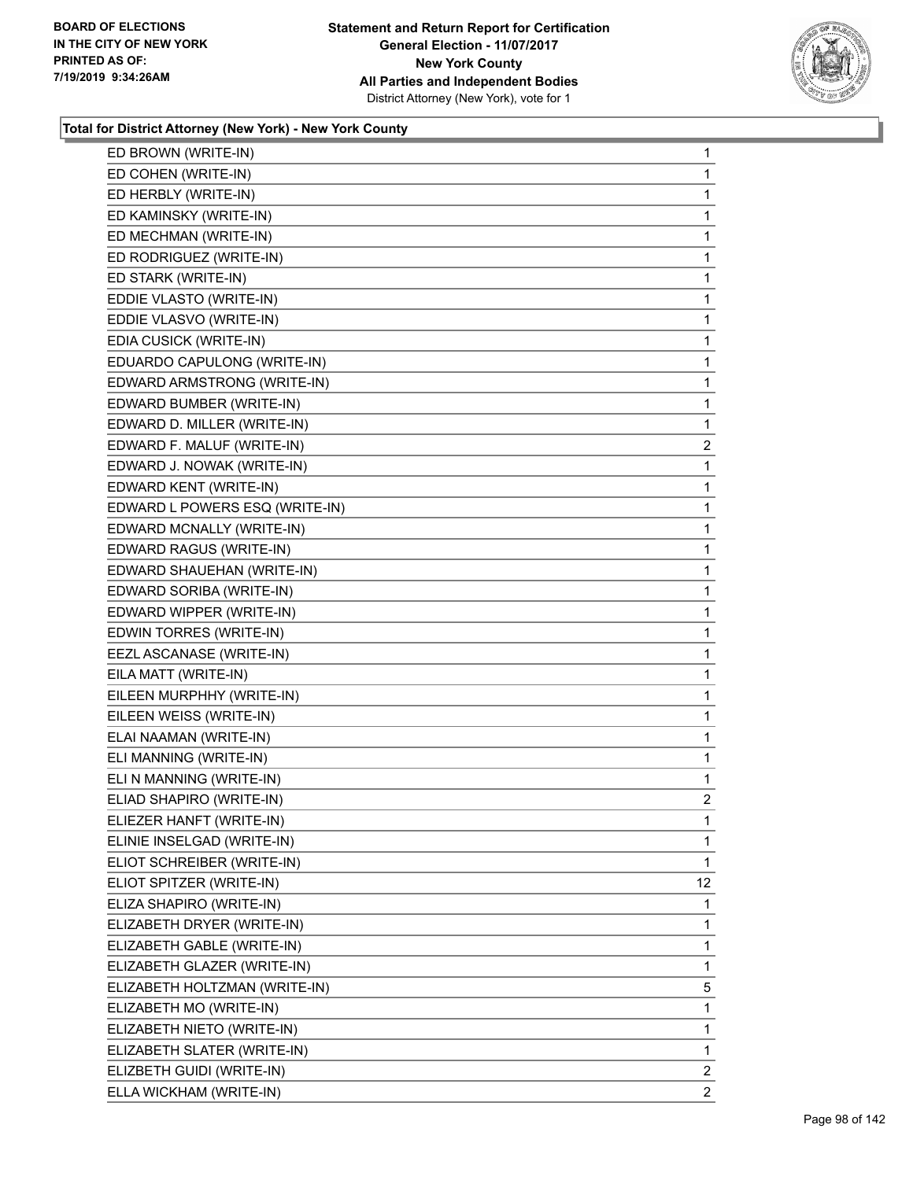**Total for District Attorney (New York) - New York County**

| Candidate | Votes |
|---|---|
| ED BROWN (WRITE-IN) | 1 |
| ED COHEN (WRITE-IN) | 1 |
| ED HERBLY (WRITE-IN) | 1 |
| ED KAMINSKY (WRITE-IN) | 1 |
| ED MECHMAN (WRITE-IN) | 1 |
| ED RODRIGUEZ (WRITE-IN) | 1 |
| ED STARK (WRITE-IN) | 1 |
| EDDIE VLASTO (WRITE-IN) | 1 |
| EDDIE VLASVO (WRITE-IN) | 1 |
| EDIA CUSICK (WRITE-IN) | 1 |
| EDUARDO CAPULONG (WRITE-IN) | 1 |
| EDWARD ARMSTRONG (WRITE-IN) | 1 |
| EDWARD BUMBER (WRITE-IN) | 1 |
| EDWARD D. MILLER (WRITE-IN) | 1 |
| EDWARD F. MALUF (WRITE-IN) | 2 |
| EDWARD J. NOWAK (WRITE-IN) | 1 |
| EDWARD KENT (WRITE-IN) | 1 |
| EDWARD L POWERS ESQ (WRITE-IN) | 1 |
| EDWARD MCNALLY (WRITE-IN) | 1 |
| EDWARD RAGUS (WRITE-IN) | 1 |
| EDWARD SHAUEHAN (WRITE-IN) | 1 |
| EDWARD SORIBA (WRITE-IN) | 1 |
| EDWARD WIPPER (WRITE-IN) | 1 |
| EDWIN TORRES (WRITE-IN) | 1 |
| EEZL ASCANASE (WRITE-IN) | 1 |
| EILA MATT (WRITE-IN) | 1 |
| EILEEN MURPHHY (WRITE-IN) | 1 |
| EILEEN WEISS (WRITE-IN) | 1 |
| ELAI NAAMAN (WRITE-IN) | 1 |
| ELI MANNING (WRITE-IN) | 1 |
| ELI N MANNING (WRITE-IN) | 1 |
| ELIAD SHAPIRO (WRITE-IN) | 2 |
| ELIEZER HANFT (WRITE-IN) | 1 |
| ELINIE INSELGAD (WRITE-IN) | 1 |
| ELIOT SCHREIBER (WRITE-IN) | 1 |
| ELIOT SPITZER (WRITE-IN) | 12 |
| ELIZA SHAPIRO (WRITE-IN) | 1 |
| ELIZABETH DRYER (WRITE-IN) | 1 |
| ELIZABETH GABLE (WRITE-IN) | 1 |
| ELIZABETH GLAZER (WRITE-IN) | 1 |
| ELIZABETH HOLTZMAN (WRITE-IN) | 5 |
| ELIZABETH MO (WRITE-IN) | 1 |
| ELIZABETH NIETO (WRITE-IN) | 1 |
| ELIZABETH SLATER (WRITE-IN) | 1 |
| ELIZBETH GUIDI (WRITE-IN) | 2 |
| ELLA WICKHAM (WRITE-IN) | 2 |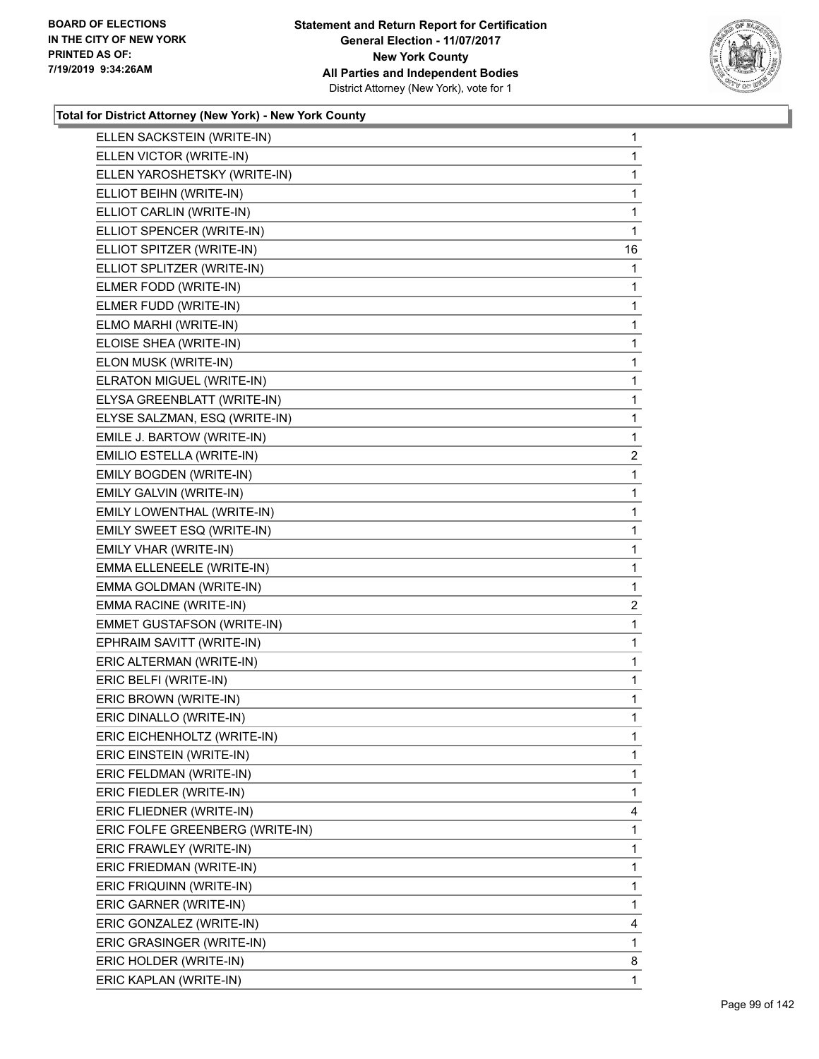**Total for District Attorney (New York) - New York County**

| | |
|---|---|
| ELLEN SACKSTEIN (WRITE-IN) | 1 |
| ELLEN VICTOR (WRITE-IN) | 1 |
| ELLEN YAROSHETSKY (WRITE-IN) | 1 |
| ELLIOT BEIHN (WRITE-IN) | 1 |
| ELLIOT CARLIN (WRITE-IN) | 1 |
| ELLIOT SPENCER (WRITE-IN) | 1 |
| ELLIOT SPITZER (WRITE-IN) | 16 |
| ELLIOT SPLITZER (WRITE-IN) | 1 |
| ELMER FODD (WRITE-IN) | 1 |
| ELMER FUDD (WRITE-IN) | 1 |
| ELMO MARHI (WRITE-IN) | 1 |
| ELOISE SHEA (WRITE-IN) | 1 |
| ELON MUSK (WRITE-IN) | 1 |
| ELRATON MIGUEL (WRITE-IN) | 1 |
| ELYSA GREENBLATT (WRITE-IN) | 1 |
| ELYSE SALZMAN, ESQ (WRITE-IN) | 1 |
| EMILE J. BARTOW (WRITE-IN) | 1 |
| EMILIO ESTELLA (WRITE-IN) | 2 |
| EMILY BOGDEN (WRITE-IN) | 1 |
| EMILY GALVIN (WRITE-IN) | 1 |
| EMILY LOWENTHAL (WRITE-IN) | 1 |
| EMILY SWEET ESQ (WRITE-IN) | 1 |
| EMILY VHAR (WRITE-IN) | 1 |
| EMMA ELLENEELE (WRITE-IN) | 1 |
| EMMA GOLDMAN (WRITE-IN) | 1 |
| EMMA RACINE (WRITE-IN) | 2 |
| EMMET GUSTAFSON (WRITE-IN) | 1 |
| EPHRAIM SAVITT (WRITE-IN) | 1 |
| ERIC ALTERMAN (WRITE-IN) | 1 |
| ERIC BELFI (WRITE-IN) | 1 |
| ERIC BROWN (WRITE-IN) | 1 |
| ERIC DINALLO (WRITE-IN) | 1 |
| ERIC EICHENHOLTZ (WRITE-IN) | 1 |
| ERIC EINSTEIN (WRITE-IN) | 1 |
| ERIC FELDMAN (WRITE-IN) | 1 |
| ERIC FIEDLER (WRITE-IN) | 1 |
| ERIC FLIEDNER (WRITE-IN) | 4 |
| ERIC FOLFE GREENBERG (WRITE-IN) | 1 |
| ERIC FRAWLEY (WRITE-IN) | 1 |
| ERIC FRIEDMAN (WRITE-IN) | 1 |
| ERIC FRIQUINN (WRITE-IN) | 1 |
| ERIC GARNER (WRITE-IN) | 1 |
| ERIC GONZALEZ (WRITE-IN) | 4 |
| ERIC GRASINGER (WRITE-IN) | 1 |
| ERIC HOLDER (WRITE-IN) | 8 |
| ERIC KAPLAN (WRITE-IN) | 1 |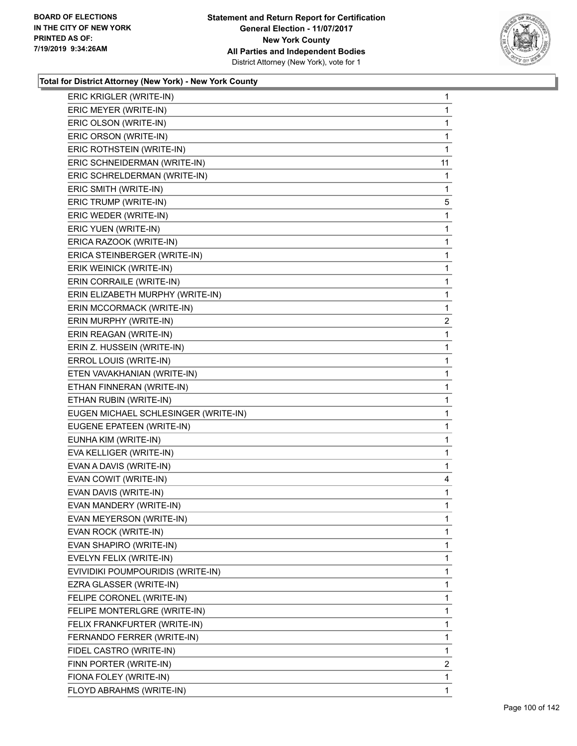**Total for District Attorney (New York) - New York County**

| | |
|---|---|
| ERIC KRIGLER (WRITE-IN) | 1 |
| ERIC MEYER (WRITE-IN) | 1 |
| ERIC OLSON (WRITE-IN) | 1 |
| ERIC ORSON (WRITE-IN) | 1 |
| ERIC ROTHSTEIN (WRITE-IN) | 1 |
| ERIC SCHNEIDERMAN (WRITE-IN) | 11 |
| ERIC SCHRELDERMAN (WRITE-IN) | 1 |
| ERIC SMITH (WRITE-IN) | 1 |
| ERIC TRUMP (WRITE-IN) | 5 |
| ERIC WEDER (WRITE-IN) | 1 |
| ERIC YUEN (WRITE-IN) | 1 |
| ERICA RAZOOK (WRITE-IN) | 1 |
| ERICA STEINBERGER (WRITE-IN) | 1 |
| ERIK WEINICK (WRITE-IN) | 1 |
| ERIN CORRAILE (WRITE-IN) | 1 |
| ERIN ELIZABETH MURPHY (WRITE-IN) | 1 |
| ERIN MCCORMACK (WRITE-IN) | 1 |
| ERIN MURPHY (WRITE-IN) | 2 |
| ERIN REAGAN (WRITE-IN) | 1 |
| ERIN Z. HUSSEIN (WRITE-IN) | 1 |
| ERROL LOUIS (WRITE-IN) | 1 |
| ETEN VAVAKHANIAN (WRITE-IN) | 1 |
| ETHAN FINNERAN (WRITE-IN) | 1 |
| ETHAN RUBIN (WRITE-IN) | 1 |
| EUGEN MICHAEL SCHLESINGER (WRITE-IN) | 1 |
| EUGENE EPATEEN (WRITE-IN) | 1 |
| EUNHA KIM (WRITE-IN) | 1 |
| EVA KELLIGER (WRITE-IN) | 1 |
| EVAN A DAVIS (WRITE-IN) | 1 |
| EVAN COWIT (WRITE-IN) | 4 |
| EVAN DAVIS (WRITE-IN) | 1 |
| EVAN MANDERY (WRITE-IN) | 1 |
| EVAN MEYERSON (WRITE-IN) | 1 |
| EVAN ROCK (WRITE-IN) | 1 |
| EVAN SHAPIRO (WRITE-IN) | 1 |
| EVELYN FELIX (WRITE-IN) | 1 |
| EVIVIDIKI POUMPOURIDIS (WRITE-IN) | 1 |
| EZRA GLASSER (WRITE-IN) | 1 |
| FELIPE CORONEL (WRITE-IN) | 1 |
| FELIPE MONTERLGRE (WRITE-IN) | 1 |
| FELIX FRANKFURTER (WRITE-IN) | 1 |
| FERNANDO FERRER (WRITE-IN) | 1 |
| FIDEL CASTRO (WRITE-IN) | 1 |
| FINN PORTER (WRITE-IN) | 2 |
| FIONA FOLEY (WRITE-IN) | 1 |
| FLOYD ABRAHMS (WRITE-IN) | 1 |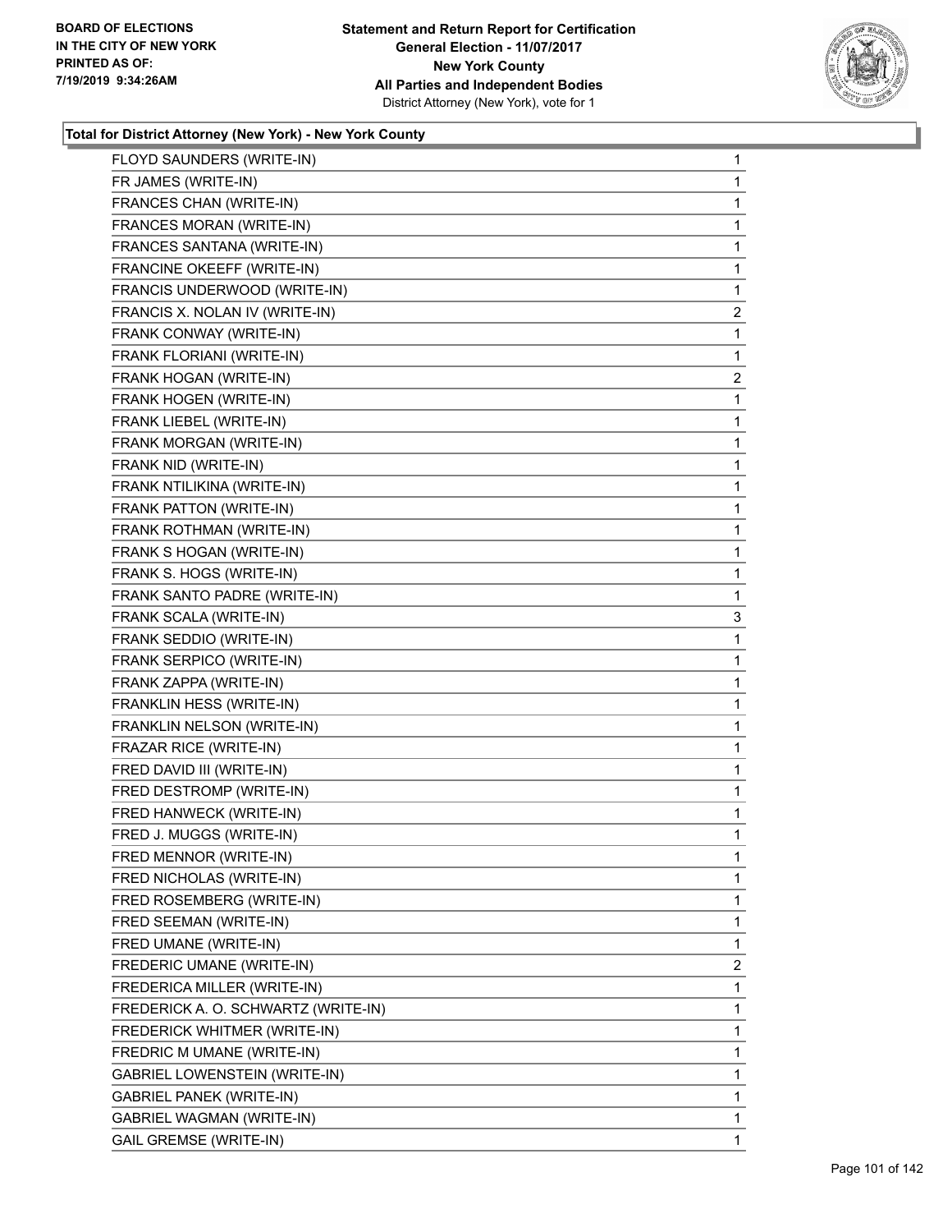**Total for District Attorney (New York) - New York County**

| | |
|---|---|
| FLOYD SAUNDERS (WRITE-IN) | 1 |
| FR JAMES (WRITE-IN) | 1 |
| FRANCES CHAN (WRITE-IN) | 1 |
| FRANCES MORAN (WRITE-IN) | 1 |
| FRANCES SANTANA (WRITE-IN) | 1 |
| FRANCINE OKEEFF (WRITE-IN) | 1 |
| FRANCIS UNDERWOOD (WRITE-IN) | 1 |
| FRANCIS X. NOLAN IV (WRITE-IN) | 2 |
| FRANK CONWAY (WRITE-IN) | 1 |
| FRANK FLORIANI (WRITE-IN) | 1 |
| FRANK HOGAN (WRITE-IN) | 2 |
| FRANK HOGEN (WRITE-IN) | 1 |
| FRANK LIEBEL (WRITE-IN) | 1 |
| FRANK MORGAN (WRITE-IN) | 1 |
| FRANK NID (WRITE-IN) | 1 |
| FRANK NTILIKINA (WRITE-IN) | 1 |
| FRANK PATTON (WRITE-IN) | 1 |
| FRANK ROTHMAN (WRITE-IN) | 1 |
| FRANK S HOGAN (WRITE-IN) | 1 |
| FRANK S. HOGS (WRITE-IN) | 1 |
| FRANK SANTO PADRE (WRITE-IN) | 1 |
| FRANK SCALA (WRITE-IN) | 3 |
| FRANK SEDDIO (WRITE-IN) | 1 |
| FRANK SERPICO (WRITE-IN) | 1 |
| FRANK ZAPPA (WRITE-IN) | 1 |
| FRANKLIN HESS (WRITE-IN) | 1 |
| FRANKLIN NELSON (WRITE-IN) | 1 |
| FRAZAR RICE (WRITE-IN) | 1 |
| FRED DAVID III (WRITE-IN) | 1 |
| FRED DESTROMP (WRITE-IN) | 1 |
| FRED HANWECK (WRITE-IN) | 1 |
| FRED J. MUGGS (WRITE-IN) | 1 |
| FRED MENNOR (WRITE-IN) | 1 |
| FRED NICHOLAS (WRITE-IN) | 1 |
| FRED ROSEMBERG (WRITE-IN) | 1 |
| FRED SEEMAN (WRITE-IN) | 1 |
| FRED UMANE (WRITE-IN) | 1 |
| FREDERIC UMANE (WRITE-IN) | 2 |
| FREDERICA MILLER (WRITE-IN) | 1 |
| FREDERICK A. O. SCHWARTZ (WRITE-IN) | 1 |
| FREDERICK WHITMER (WRITE-IN) | 1 |
| FREDRIC M UMANE (WRITE-IN) | 1 |
| GABRIEL LOWENSTEIN (WRITE-IN) | 1 |
| GABRIEL PANEK (WRITE-IN) | 1 |
| GABRIEL WAGMAN (WRITE-IN) | 1 |
| GAIL GREMSE (WRITE-IN) | 1 |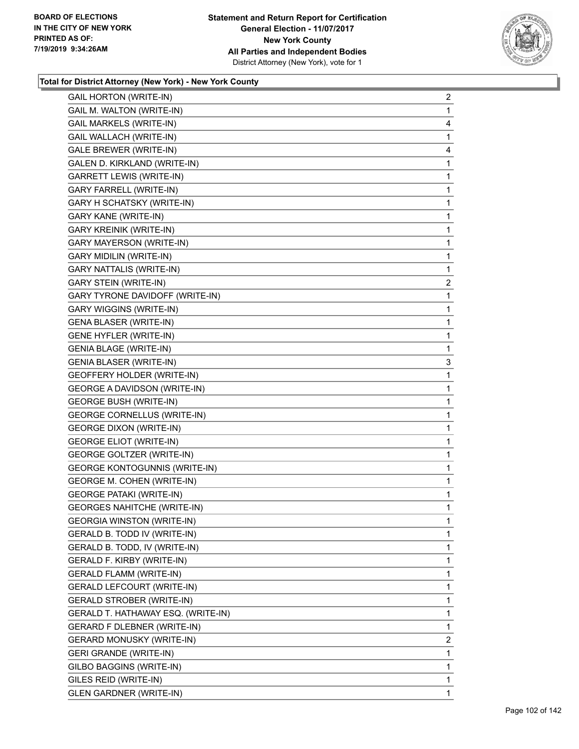**Statement and Return Report for Certification**
**General Election - 11/07/2017**
**New York County**
**All Parties and Independent Bodies**
District Attorney (New York), vote for 1

BOARD OF ELECTIONS IN THE CITY OF NEW YORK PRINTED AS OF: 7/19/2019 9:34:26AM

**Total for District Attorney (New York) - New York County**

| | |
|---|---|
| GAIL HORTON (WRITE-IN) | 2 |
| GAIL M. WALTON (WRITE-IN) | 1 |
| GAIL MARKELS (WRITE-IN) | 4 |
| GAIL WALLACH (WRITE-IN) | 1 |
| GALE BREWER (WRITE-IN) | 4 |
| GALEN D. KIRKLAND (WRITE-IN) | 1 |
| GARRETT LEWIS (WRITE-IN) | 1 |
| GARY FARRELL (WRITE-IN) | 1 |
| GARY H SCHATSKY (WRITE-IN) | 1 |
| GARY KANE (WRITE-IN) | 1 |
| GARY KREINIK (WRITE-IN) | 1 |
| GARY MAYERSON (WRITE-IN) | 1 |
| GARY MIDILIN (WRITE-IN) | 1 |
| GARY NATTALIS (WRITE-IN) | 1 |
| GARY STEIN (WRITE-IN) | 2 |
| GARY TYRONE DAVIDOFF (WRITE-IN) | 1 |
| GARY WIGGINS (WRITE-IN) | 1 |
| GENA BLASER (WRITE-IN) | 1 |
| GENE HYFLER (WRITE-IN) | 1 |
| GENIA BLAGE (WRITE-IN) | 1 |
| GENIA BLASER (WRITE-IN) | 3 |
| GEOFFERY HOLDER (WRITE-IN) | 1 |
| GEORGE A DAVIDSON (WRITE-IN) | 1 |
| GEORGE BUSH (WRITE-IN) | 1 |
| GEORGE CORNELLUS (WRITE-IN) | 1 |
| GEORGE DIXON (WRITE-IN) | 1 |
| GEORGE ELIOT (WRITE-IN) | 1 |
| GEORGE GOLTZER (WRITE-IN) | 1 |
| GEORGE KONTOGUNNIS (WRITE-IN) | 1 |
| GEORGE M. COHEN (WRITE-IN) | 1 |
| GEORGE PATAKI (WRITE-IN) | 1 |
| GEORGES NAHITCHE (WRITE-IN) | 1 |
| GEORGIA WINSTON (WRITE-IN) | 1 |
| GERALD B. TODD IV (WRITE-IN) | 1 |
| GERALD B. TODD, IV (WRITE-IN) | 1 |
| GERALD F. KIRBY (WRITE-IN) | 1 |
| GERALD FLAMM (WRITE-IN) | 1 |
| GERALD LEFCOURT (WRITE-IN) | 1 |
| GERALD STROBER (WRITE-IN) | 1 |
| GERALD T. HATHAWAY ESQ. (WRITE-IN) | 1 |
| GERARD F DLEBNER (WRITE-IN) | 1 |
| GERARD MONUSKY (WRITE-IN) | 2 |
| GERI GRANDE (WRITE-IN) | 1 |
| GILBO BAGGINS (WRITE-IN) | 1 |
| GILES REID (WRITE-IN) | 1 |
| GLEN GARDNER (WRITE-IN) | 1 |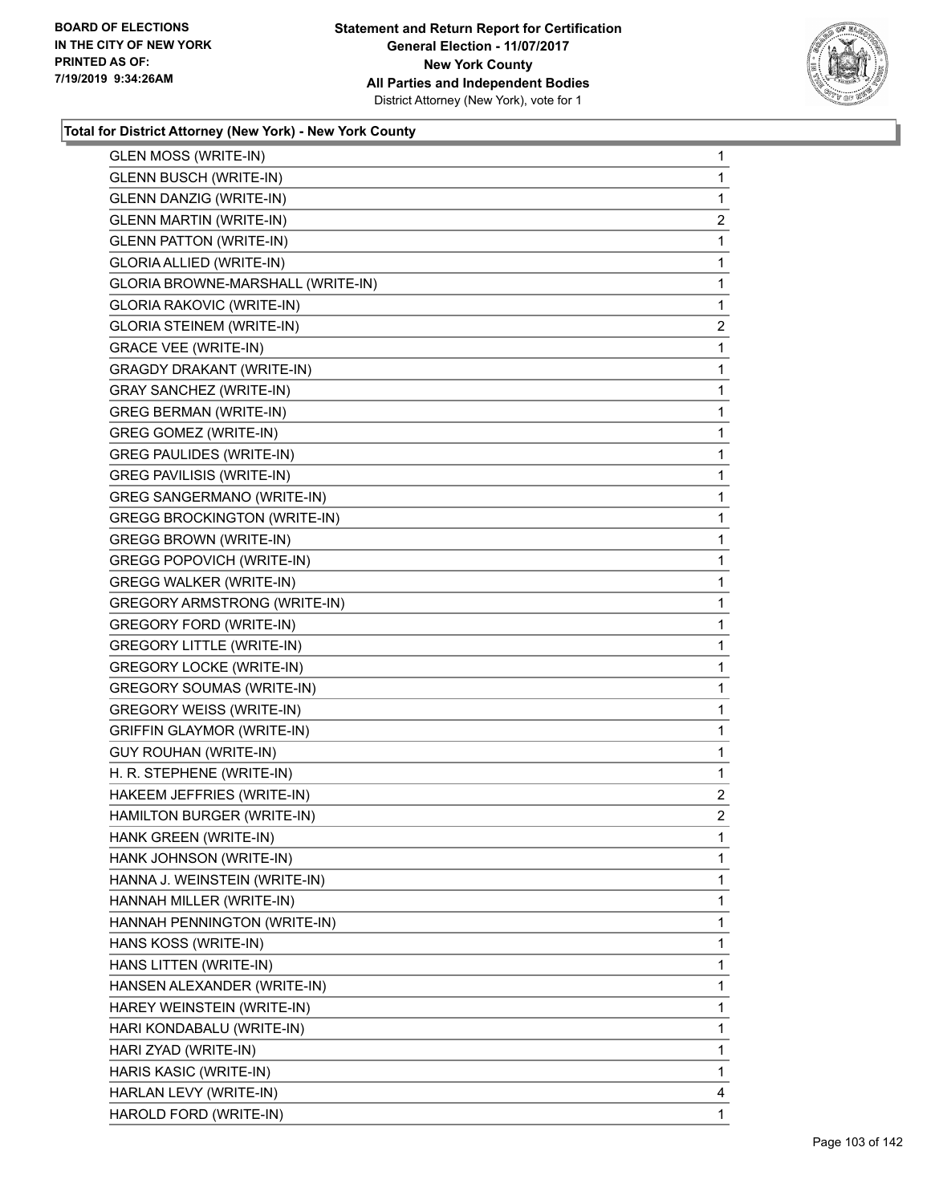**Total for District Attorney (New York) - New York County**

| Candidate | Votes |
|---|---|
| GLEN MOSS (WRITE-IN) | 1 |
| GLENN BUSCH (WRITE-IN) | 1 |
| GLENN DANZIG (WRITE-IN) | 1 |
| GLENN MARTIN (WRITE-IN) | 2 |
| GLENN PATTON (WRITE-IN) | 1 |
| GLORIA ALLIED (WRITE-IN) | 1 |
| GLORIA BROWNE-MARSHALL (WRITE-IN) | 1 |
| GLORIA RAKOVIC (WRITE-IN) | 1 |
| GLORIA STEINEM (WRITE-IN) | 2 |
| GRACE VEE (WRITE-IN) | 1 |
| GRAGDY DRAKANT (WRITE-IN) | 1 |
| GRAY SANCHEZ (WRITE-IN) | 1 |
| GREG BERMAN (WRITE-IN) | 1 |
| GREG GOMEZ (WRITE-IN) | 1 |
| GREG PAULIDES (WRITE-IN) | 1 |
| GREG PAVILISIS (WRITE-IN) | 1 |
| GREG SANGERMANO (WRITE-IN) | 1 |
| GREGG BROCKINGTON (WRITE-IN) | 1 |
| GREGG BROWN (WRITE-IN) | 1 |
| GREGG POPOVICH (WRITE-IN) | 1 |
| GREGG WALKER (WRITE-IN) | 1 |
| GREGORY ARMSTRONG (WRITE-IN) | 1 |
| GREGORY FORD (WRITE-IN) | 1 |
| GREGORY LITTLE (WRITE-IN) | 1 |
| GREGORY LOCKE (WRITE-IN) | 1 |
| GREGORY SOUMAS (WRITE-IN) | 1 |
| GREGORY WEISS (WRITE-IN) | 1 |
| GRIFFIN GLAYMOR (WRITE-IN) | 1 |
| GUY ROUHAN (WRITE-IN) | 1 |
| H. R. STEPHENE (WRITE-IN) | 1 |
| HAKEEM JEFFRIES (WRITE-IN) | 2 |
| HAMILTON BURGER (WRITE-IN) | 2 |
| HANK GREEN (WRITE-IN) | 1 |
| HANK JOHNSON (WRITE-IN) | 1 |
| HANNA J. WEINSTEIN (WRITE-IN) | 1 |
| HANNAH MILLER (WRITE-IN) | 1 |
| HANNAH PENNINGTON (WRITE-IN) | 1 |
| HANS KOSS (WRITE-IN) | 1 |
| HANS LITTEN (WRITE-IN) | 1 |
| HANSEN ALEXANDER (WRITE-IN) | 1 |
| HAREY WEINSTEIN (WRITE-IN) | 1 |
| HARI KONDABALU (WRITE-IN) | 1 |
| HARI ZYAD (WRITE-IN) | 1 |
| HARIS KASIC (WRITE-IN) | 1 |
| HARLAN LEVY (WRITE-IN) | 4 |
| HAROLD FORD (WRITE-IN) | 1 |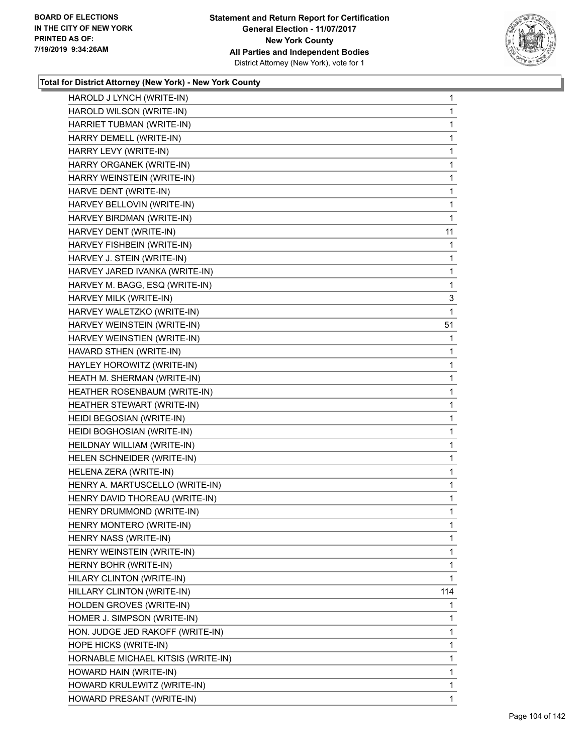**Total for District Attorney (New York) - New York County**

| | |
|---|---|
| HAROLD J LYNCH (WRITE-IN) | 1 |
| HAROLD WILSON (WRITE-IN) | 1 |
| HARRIET TUBMAN (WRITE-IN) | 1 |
| HARRY DEMELL (WRITE-IN) | 1 |
| HARRY LEVY (WRITE-IN) | 1 |
| HARRY ORGANEK (WRITE-IN) | 1 |
| HARRY WEINSTEIN (WRITE-IN) | 1 |
| HARVE DENT (WRITE-IN) | 1 |
| HARVEY BELLOVIN (WRITE-IN) | 1 |
| HARVEY BIRDMAN (WRITE-IN) | 1 |
| HARVEY DENT (WRITE-IN) | 11 |
| HARVEY FISHBEIN (WRITE-IN) | 1 |
| HARVEY J. STEIN (WRITE-IN) | 1 |
| HARVEY JARED IVANKA (WRITE-IN) | 1 |
| HARVEY M. BAGG, ESQ (WRITE-IN) | 1 |
| HARVEY MILK (WRITE-IN) | 3 |
| HARVEY WALETZKO (WRITE-IN) | 1 |
| HARVEY WEINSTEIN (WRITE-IN) | 51 |
| HARVEY WEINSTIEN (WRITE-IN) | 1 |
| HAVARD STHEN (WRITE-IN) | 1 |
| HAYLEY HOROWITZ (WRITE-IN) | 1 |
| HEATH M. SHERMAN (WRITE-IN) | 1 |
| HEATHER ROSENBAUM (WRITE-IN) | 1 |
| HEATHER STEWART (WRITE-IN) | 1 |
| HEIDI BEGOSIAN (WRITE-IN) | 1 |
| HEIDI BOGHOSIAN (WRITE-IN) | 1 |
| HEILDNAY WILLIAM (WRITE-IN) | 1 |
| HELEN SCHNEIDER (WRITE-IN) | 1 |
| HELENA ZERA (WRITE-IN) | 1 |
| HENRY A. MARTUSCELLO (WRITE-IN) | 1 |
| HENRY DAVID THOREAU (WRITE-IN) | 1 |
| HENRY DRUMMOND (WRITE-IN) | 1 |
| HENRY MONTERO (WRITE-IN) | 1 |
| HENRY NASS (WRITE-IN) | 1 |
| HENRY WEINSTEIN (WRITE-IN) | 1 |
| HERNY BOHR (WRITE-IN) | 1 |
| HILARY CLINTON (WRITE-IN) | 1 |
| HILLARY CLINTON (WRITE-IN) | 114 |
| HOLDEN GROVES (WRITE-IN) | 1 |
| HOMER J. SIMPSON (WRITE-IN) | 1 |
| HON. JUDGE JED RAKOFF (WRITE-IN) | 1 |
| HOPE HICKS (WRITE-IN) | 1 |
| HORNABLE MICHAEL KITSIS (WRITE-IN) | 1 |
| HOWARD HAIN (WRITE-IN) | 1 |
| HOWARD KRULEWITZ (WRITE-IN) | 1 |
| HOWARD PRESANT (WRITE-IN) | 1 |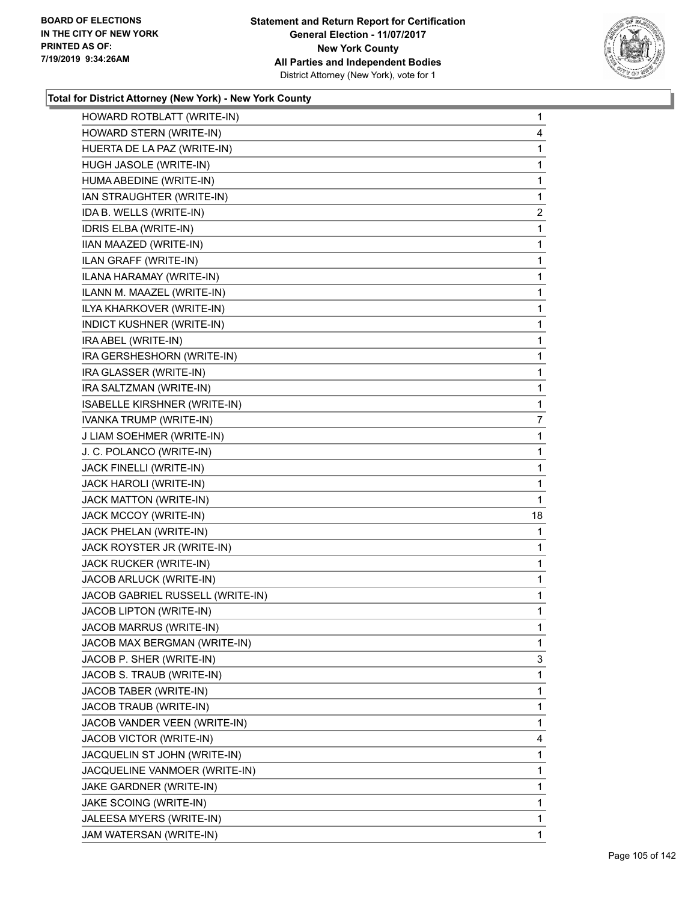**Total for District Attorney (New York) - New York County**

| | |
|---|---|
| HOWARD ROTBLATT (WRITE-IN) | 1 |
| HOWARD STERN (WRITE-IN) | 4 |
| HUERTA DE LA PAZ (WRITE-IN) | 1 |
| HUGH JASOLE (WRITE-IN) | 1 |
| HUMA ABEDINE (WRITE-IN) | 1 |
| IAN STRAUGHTER (WRITE-IN) | 1 |
| IDA B. WELLS (WRITE-IN) | 2 |
| IDRIS ELBA (WRITE-IN) | 1 |
| IIAN MAAZED (WRITE-IN) | 1 |
| ILAN GRAFF (WRITE-IN) | 1 |
| ILANA HARAMAY (WRITE-IN) | 1 |
| ILANN M. MAAZEL (WRITE-IN) | 1 |
| ILYA KHARKOVER (WRITE-IN) | 1 |
| INDICT KUSHNER (WRITE-IN) | 1 |
| IRA ABEL (WRITE-IN) | 1 |
| IRA GERSHESHORN (WRITE-IN) | 1 |
| IRA GLASSER (WRITE-IN) | 1 |
| IRA SALTZMAN (WRITE-IN) | 1 |
| ISABELLE KIRSHNER (WRITE-IN) | 1 |
| IVANKA TRUMP (WRITE-IN) | 7 |
| J LIAM SOEHMER (WRITE-IN) | 1 |
| J. C. POLANCO (WRITE-IN) | 1 |
| JACK FINELLI (WRITE-IN) | 1 |
| JACK HAROLI (WRITE-IN) | 1 |
| JACK MATTON (WRITE-IN) | 1 |
| JACK MCCOY (WRITE-IN) | 18 |
| JACK PHELAN (WRITE-IN) | 1 |
| JACK ROYSTER JR (WRITE-IN) | 1 |
| JACK RUCKER (WRITE-IN) | 1 |
| JACOB ARLUCK (WRITE-IN) | 1 |
| JACOB GABRIEL RUSSELL (WRITE-IN) | 1 |
| JACOB LIPTON (WRITE-IN) | 1 |
| JACOB MARRUS (WRITE-IN) | 1 |
| JACOB MAX BERGMAN (WRITE-IN) | 1 |
| JACOB P. SHER (WRITE-IN) | 3 |
| JACOB S. TRAUB (WRITE-IN) | 1 |
| JACOB TABER (WRITE-IN) | 1 |
| JACOB TRAUB (WRITE-IN) | 1 |
| JACOB VANDER VEEN (WRITE-IN) | 1 |
| JACOB VICTOR (WRITE-IN) | 4 |
| JACQUELIN ST JOHN (WRITE-IN) | 1 |
| JACQUELINE VANMOER (WRITE-IN) | 1 |
| JAKE GARDNER (WRITE-IN) | 1 |
| JAKE SCOING (WRITE-IN) | 1 |
| JALEESA MYERS (WRITE-IN) | 1 |
| JAM WATERSAN (WRITE-IN) | 1 |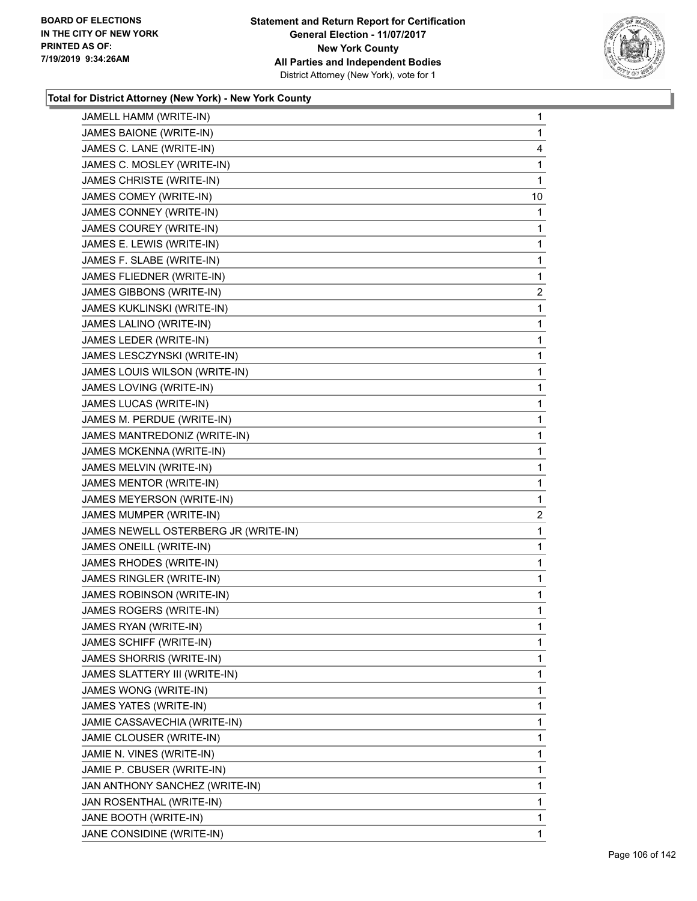**Total for District Attorney (New York) - New York County**

| Candidate | Votes |
|---|---|
| JAMELL HAMM (WRITE-IN) | 1 |
| JAMES BAIONE (WRITE-IN) | 1 |
| JAMES C. LANE (WRITE-IN) | 4 |
| JAMES C. MOSLEY (WRITE-IN) | 1 |
| JAMES CHRISTE (WRITE-IN) | 1 |
| JAMES COMEY (WRITE-IN) | 10 |
| JAMES CONNEY (WRITE-IN) | 1 |
| JAMES COUREY (WRITE-IN) | 1 |
| JAMES E. LEWIS (WRITE-IN) | 1 |
| JAMES F. SLABE (WRITE-IN) | 1 |
| JAMES FLIEDNER (WRITE-IN) | 1 |
| JAMES GIBBONS (WRITE-IN) | 2 |
| JAMES KUKLINSKI (WRITE-IN) | 1 |
| JAMES LALINO (WRITE-IN) | 1 |
| JAMES LEDER (WRITE-IN) | 1 |
| JAMES LESCZYNSKI (WRITE-IN) | 1 |
| JAMES LOUIS WILSON (WRITE-IN) | 1 |
| JAMES LOVING (WRITE-IN) | 1 |
| JAMES LUCAS (WRITE-IN) | 1 |
| JAMES M. PERDUE (WRITE-IN) | 1 |
| JAMES MANTREDONIZ (WRITE-IN) | 1 |
| JAMES MCKENNA (WRITE-IN) | 1 |
| JAMES MELVIN (WRITE-IN) | 1 |
| JAMES MENTOR (WRITE-IN) | 1 |
| JAMES MEYERSON (WRITE-IN) | 1 |
| JAMES MUMPER (WRITE-IN) | 2 |
| JAMES NEWELL OSTERBERG JR (WRITE-IN) | 1 |
| JAMES ONEILL (WRITE-IN) | 1 |
| JAMES RHODES (WRITE-IN) | 1 |
| JAMES RINGLER (WRITE-IN) | 1 |
| JAMES ROBINSON (WRITE-IN) | 1 |
| JAMES ROGERS (WRITE-IN) | 1 |
| JAMES RYAN (WRITE-IN) | 1 |
| JAMES SCHIFF (WRITE-IN) | 1 |
| JAMES SHORRIS (WRITE-IN) | 1 |
| JAMES SLATTERY III (WRITE-IN) | 1 |
| JAMES WONG (WRITE-IN) | 1 |
| JAMES YATES (WRITE-IN) | 1 |
| JAMIE CASSAVECHIA (WRITE-IN) | 1 |
| JAMIE CLOUSER (WRITE-IN) | 1 |
| JAMIE N. VINES (WRITE-IN) | 1 |
| JAMIE P. CBUSER (WRITE-IN) | 1 |
| JAN ANTHONY SANCHEZ (WRITE-IN) | 1 |
| JAN ROSENTHAL (WRITE-IN) | 1 |
| JANE BOOTH (WRITE-IN) | 1 |
| JANE CONSIDINE (WRITE-IN) | 1 |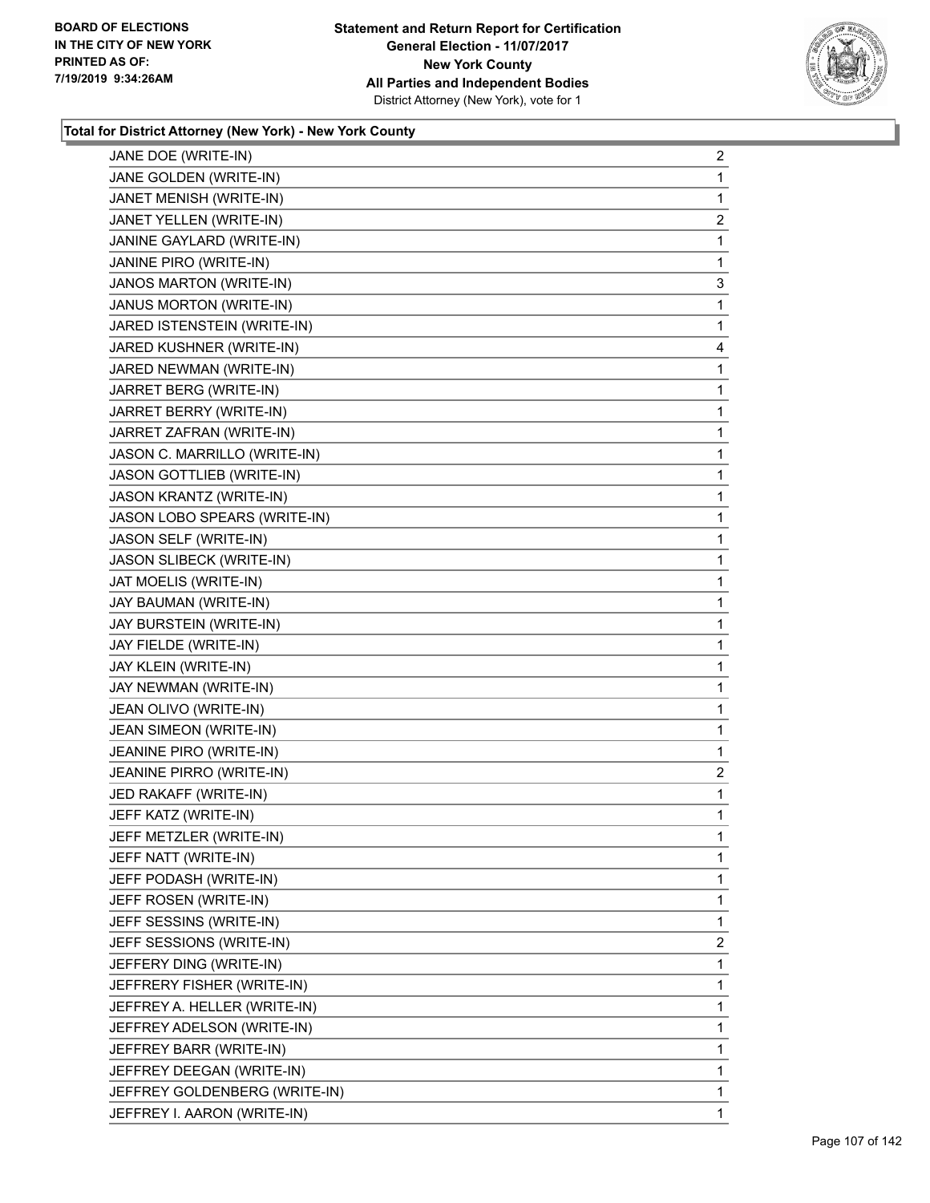**BOARD OF ELECTIONS IN THE CITY OF NEW YORK PRINTED AS OF: 7/19/2019 9:34:26AM**

**Statement and Return Report for Certification General Election - 11/07/2017 New York County All Parties and Independent Bodies**
District Attorney (New York), vote for 1

### Total for District Attorney (New York) - New York County

| | |
|---|---|
| JANE DOE (WRITE-IN) | 2 |
| JANE GOLDEN (WRITE-IN) | 1 |
| JANET MENISH (WRITE-IN) | 1 |
| JANET YELLEN (WRITE-IN) | 2 |
| JANINE GAYLARD (WRITE-IN) | 1 |
| JANINE PIRO (WRITE-IN) | 1 |
| JANOS MARTON (WRITE-IN) | 3 |
| JANUS MORTON (WRITE-IN) | 1 |
| JARED ISTENSTEIN (WRITE-IN) | 1 |
| JARED KUSHNER (WRITE-IN) | 4 |
| JARED NEWMAN (WRITE-IN) | 1 |
| JARRET BERG (WRITE-IN) | 1 |
| JARRET BERRY (WRITE-IN) | 1 |
| JARRET ZAFRAN (WRITE-IN) | 1 |
| JASON C. MARRILLO (WRITE-IN) | 1 |
| JASON GOTTLIEB (WRITE-IN) | 1 |
| JASON KRANTZ (WRITE-IN) | 1 |
| JASON LOBO SPEARS (WRITE-IN) | 1 |
| JASON SELF (WRITE-IN) | 1 |
| JASON SLIBECK (WRITE-IN) | 1 |
| JAT MOELIS (WRITE-IN) | 1 |
| JAY BAUMAN (WRITE-IN) | 1 |
| JAY BURSTEIN (WRITE-IN) | 1 |
| JAY FIELDE (WRITE-IN) | 1 |
| JAY KLEIN (WRITE-IN) | 1 |
| JAY NEWMAN (WRITE-IN) | 1 |
| JEAN OLIVO (WRITE-IN) | 1 |
| JEAN SIMEON (WRITE-IN) | 1 |
| JEANINE PIRO (WRITE-IN) | 1 |
| JEANINE PIRRO (WRITE-IN) | 2 |
| JED RAKAFF (WRITE-IN) | 1 |
| JEFF KATZ (WRITE-IN) | 1 |
| JEFF METZLER (WRITE-IN) | 1 |
| JEFF NATT (WRITE-IN) | 1 |
| JEFF PODASH (WRITE-IN) | 1 |
| JEFF ROSEN (WRITE-IN) | 1 |
| JEFF SESSINS (WRITE-IN) | 1 |
| JEFF SESSIONS (WRITE-IN) | 2 |
| JEFFERY DING (WRITE-IN) | 1 |
| JEFFRERY FISHER (WRITE-IN) | 1 |
| JEFFREY A. HELLER (WRITE-IN) | 1 |
| JEFFREY ADELSON (WRITE-IN) | 1 |
| JEFFREY BARR (WRITE-IN) | 1 |
| JEFFREY DEEGAN (WRITE-IN) | 1 |
| JEFFREY GOLDENBERG (WRITE-IN) | 1 |
| JEFFREY I. AARON (WRITE-IN) | 1 |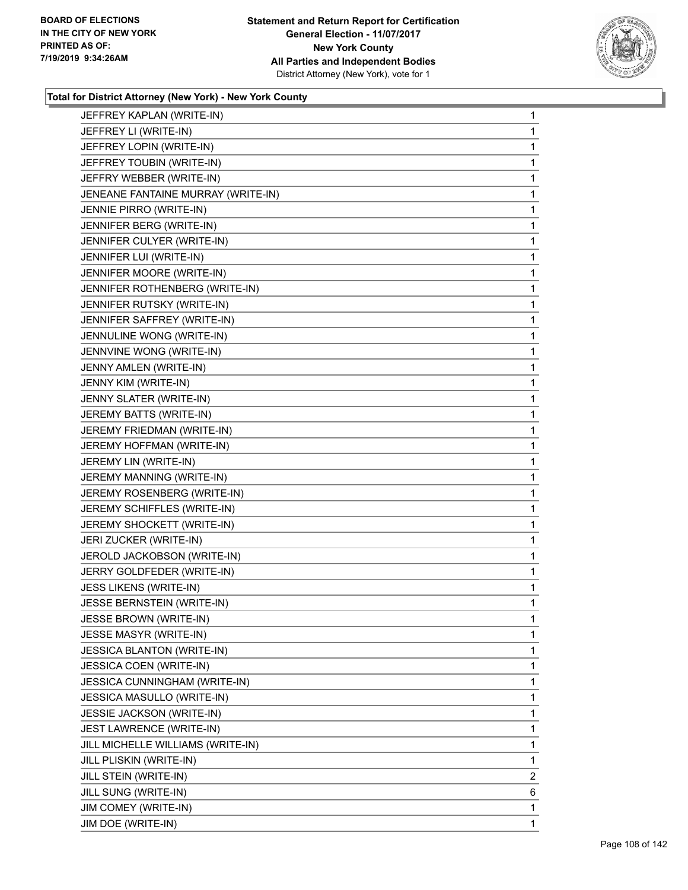**Total for District Attorney (New York) - New York County**

| | |
|---|---|
| JEFFREY KAPLAN (WRITE-IN) | 1 |
| JEFFREY LI (WRITE-IN) | 1 |
| JEFFREY LOPIN (WRITE-IN) | 1 |
| JEFFREY TOUBIN (WRITE-IN) | 1 |
| JEFFRY WEBBER (WRITE-IN) | 1 |
| JENEANE FANTAINE MURRAY (WRITE-IN) | 1 |
| JENNIE PIRRO (WRITE-IN) | 1 |
| JENNIFER BERG (WRITE-IN) | 1 |
| JENNIFER CULYER (WRITE-IN) | 1 |
| JENNIFER LUI (WRITE-IN) | 1 |
| JENNIFER MOORE (WRITE-IN) | 1 |
| JENNIFER ROTHENBERG (WRITE-IN) | 1 |
| JENNIFER RUTSKY (WRITE-IN) | 1 |
| JENNIFER SAFFREY (WRITE-IN) | 1 |
| JENNULINE WONG (WRITE-IN) | 1 |
| JENNVINE WONG (WRITE-IN) | 1 |
| JENNY AMLEN (WRITE-IN) | 1 |
| JENNY KIM (WRITE-IN) | 1 |
| JENNY SLATER (WRITE-IN) | 1 |
| JEREMY BATTS (WRITE-IN) | 1 |
| JEREMY FRIEDMAN (WRITE-IN) | 1 |
| JEREMY HOFFMAN (WRITE-IN) | 1 |
| JEREMY LIN (WRITE-IN) | 1 |
| JEREMY MANNING (WRITE-IN) | 1 |
| JEREMY ROSENBERG (WRITE-IN) | 1 |
| JEREMY SCHIFFLES (WRITE-IN) | 1 |
| JEREMY SHOCKETT (WRITE-IN) | 1 |
| JERI ZUCKER (WRITE-IN) | 1 |
| JEROLD JACKOBSON (WRITE-IN) | 1 |
| JERRY GOLDFEDER (WRITE-IN) | 1 |
| JESS LIKENS (WRITE-IN) | 1 |
| JESSE BERNSTEIN (WRITE-IN) | 1 |
| JESSE BROWN (WRITE-IN) | 1 |
| JESSE MASYR (WRITE-IN) | 1 |
| JESSICA BLANTON (WRITE-IN) | 1 |
| JESSICA COEN (WRITE-IN) | 1 |
| JESSICA CUNNINGHAM (WRITE-IN) | 1 |
| JESSICA MASULLO (WRITE-IN) | 1 |
| JESSIE JACKSON (WRITE-IN) | 1 |
| JEST LAWRENCE (WRITE-IN) | 1 |
| JILL MICHELLE WILLIAMS (WRITE-IN) | 1 |
| JILL PLISKIN (WRITE-IN) | 1 |
| JILL STEIN (WRITE-IN) | 2 |
| JILL SUNG (WRITE-IN) | 6 |
| JIM COMEY (WRITE-IN) | 1 |
| JIM DOE (WRITE-IN) | 1 |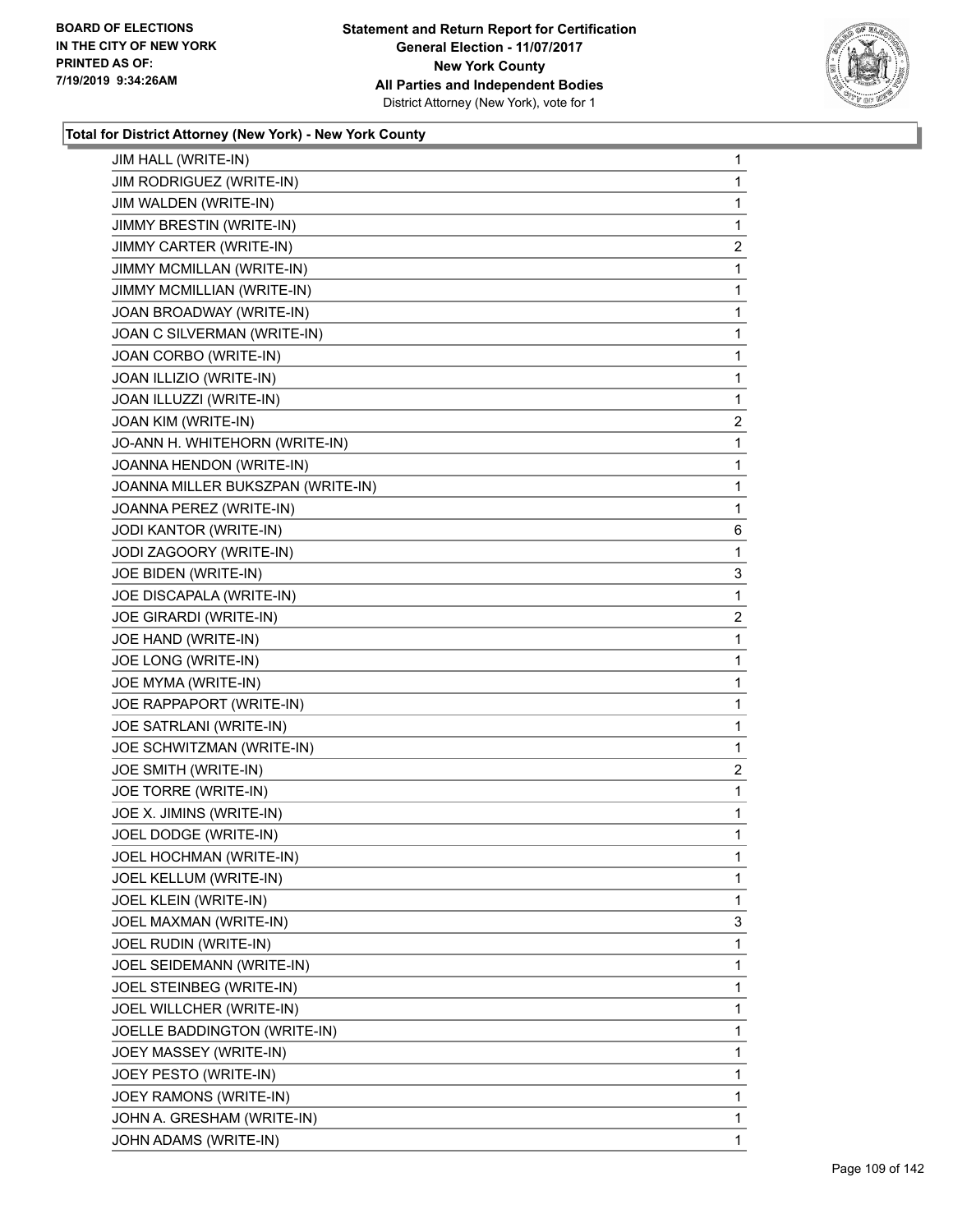**Total for District Attorney (New York) - New York County**

| | |
|---|---|
| JIM HALL (WRITE-IN) | 1 |
| JIM RODRIGUEZ (WRITE-IN) | 1 |
| JIM WALDEN (WRITE-IN) | 1 |
| JIMMY BRESTIN (WRITE-IN) | 1 |
| JIMMY CARTER (WRITE-IN) | 2 |
| JIMMY MCMILLAN (WRITE-IN) | 1 |
| JIMMY MCMILLIAN (WRITE-IN) | 1 |
| JOAN BROADWAY (WRITE-IN) | 1 |
| JOAN C SILVERMAN (WRITE-IN) | 1 |
| JOAN CORBO (WRITE-IN) | 1 |
| JOAN ILLIZIO (WRITE-IN) | 1 |
| JOAN ILLUZZI (WRITE-IN) | 1 |
| JOAN KIM (WRITE-IN) | 2 |
| JO-ANN H. WHITEHORN (WRITE-IN) | 1 |
| JOANNA HENDON (WRITE-IN) | 1 |
| JOANNA MILLER BUKSZPAN (WRITE-IN) | 1 |
| JOANNA PEREZ (WRITE-IN) | 1 |
| JODI KANTOR (WRITE-IN) | 6 |
| JODI ZAGOORY (WRITE-IN) | 1 |
| JOE BIDEN (WRITE-IN) | 3 |
| JOE DISCAPALA (WRITE-IN) | 1 |
| JOE GIRARDI (WRITE-IN) | 2 |
| JOE HAND (WRITE-IN) | 1 |
| JOE LONG (WRITE-IN) | 1 |
| JOE MYMA (WRITE-IN) | 1 |
| JOE RAPPAPORT (WRITE-IN) | 1 |
| JOE SATRLANI (WRITE-IN) | 1 |
| JOE SCHWITZMAN (WRITE-IN) | 1 |
| JOE SMITH (WRITE-IN) | 2 |
| JOE TORRE (WRITE-IN) | 1 |
| JOE X. JIMINS (WRITE-IN) | 1 |
| JOEL DODGE (WRITE-IN) | 1 |
| JOEL HOCHMAN (WRITE-IN) | 1 |
| JOEL KELLUM (WRITE-IN) | 1 |
| JOEL KLEIN (WRITE-IN) | 1 |
| JOEL MAXMAN (WRITE-IN) | 3 |
| JOEL RUDIN (WRITE-IN) | 1 |
| JOEL SEIDEMANN (WRITE-IN) | 1 |
| JOEL STEINBEG (WRITE-IN) | 1 |
| JOEL WILLCHER (WRITE-IN) | 1 |
| JOELLE BADDINGTON (WRITE-IN) | 1 |
| JOEY MASSEY (WRITE-IN) | 1 |
| JOEY PESTO (WRITE-IN) | 1 |
| JOEY RAMONS (WRITE-IN) | 1 |
| JOHN A. GRESHAM (WRITE-IN) | 1 |
| JOHN ADAMS (WRITE-IN) | 1 |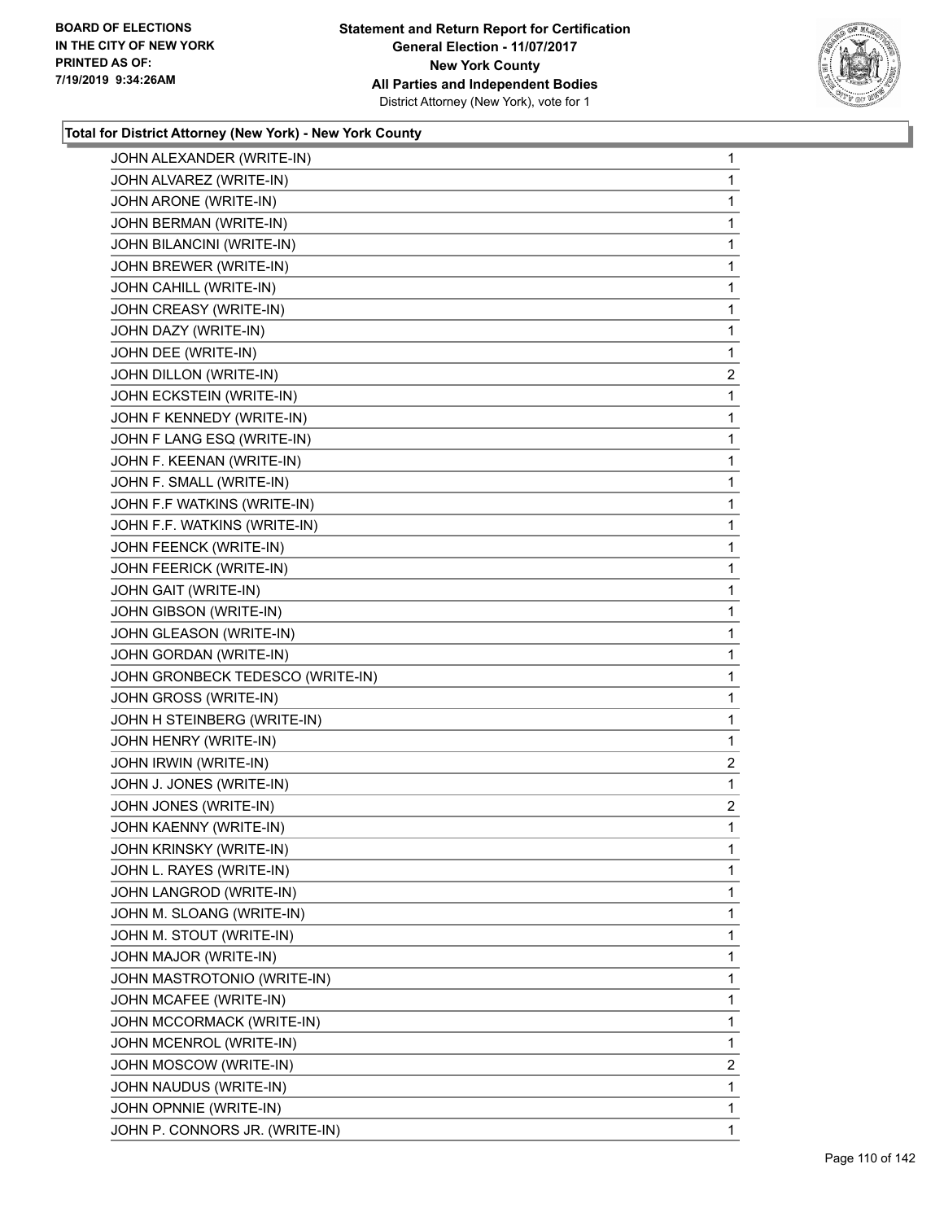**Statement and Return Report for Certification**
**General Election - 11/07/2017**
**New York County**
**All Parties and Independent Bodies**
District Attorney (New York), vote for 1

BOARD OF ELECTIONS IN THE CITY OF NEW YORK PRINTED AS OF: 7/19/2019 9:34:26AM

### Total for District Attorney (New York) - New York County

| Candidate | Votes |
|---|---|
| JOHN ALEXANDER (WRITE-IN) | 1 |
| JOHN ALVAREZ (WRITE-IN) | 1 |
| JOHN ARONE (WRITE-IN) | 1 |
| JOHN BERMAN (WRITE-IN) | 1 |
| JOHN BILANCINI (WRITE-IN) | 1 |
| JOHN BREWER (WRITE-IN) | 1 |
| JOHN CAHILL (WRITE-IN) | 1 |
| JOHN CREASY (WRITE-IN) | 1 |
| JOHN DAZY (WRITE-IN) | 1 |
| JOHN DEE (WRITE-IN) | 1 |
| JOHN DILLON (WRITE-IN) | 2 |
| JOHN ECKSTEIN (WRITE-IN) | 1 |
| JOHN F KENNEDY (WRITE-IN) | 1 |
| JOHN F LANG ESQ (WRITE-IN) | 1 |
| JOHN F. KEENAN (WRITE-IN) | 1 |
| JOHN F. SMALL (WRITE-IN) | 1 |
| JOHN F.F WATKINS (WRITE-IN) | 1 |
| JOHN F.F. WATKINS (WRITE-IN) | 1 |
| JOHN FEENCK (WRITE-IN) | 1 |
| JOHN FEERICK (WRITE-IN) | 1 |
| JOHN GAIT (WRITE-IN) | 1 |
| JOHN GIBSON (WRITE-IN) | 1 |
| JOHN GLEASON (WRITE-IN) | 1 |
| JOHN GORDAN (WRITE-IN) | 1 |
| JOHN GRONBECK TEDESCO (WRITE-IN) | 1 |
| JOHN GROSS (WRITE-IN) | 1 |
| JOHN H STEINBERG (WRITE-IN) | 1 |
| JOHN HENRY (WRITE-IN) | 1 |
| JOHN IRWIN (WRITE-IN) | 2 |
| JOHN J. JONES (WRITE-IN) | 1 |
| JOHN JONES (WRITE-IN) | 2 |
| JOHN KAENNY (WRITE-IN) | 1 |
| JOHN KRINSKY (WRITE-IN) | 1 |
| JOHN L. RAYES (WRITE-IN) | 1 |
| JOHN LANGROD (WRITE-IN) | 1 |
| JOHN M. SLOANG (WRITE-IN) | 1 |
| JOHN M. STOUT (WRITE-IN) | 1 |
| JOHN MAJOR (WRITE-IN) | 1 |
| JOHN MASTROTONIO (WRITE-IN) | 1 |
| JOHN MCAFEE (WRITE-IN) | 1 |
| JOHN MCCORMACK (WRITE-IN) | 1 |
| JOHN MCENROL (WRITE-IN) | 1 |
| JOHN MOSCOW (WRITE-IN) | 2 |
| JOHN NAUDUS (WRITE-IN) | 1 |
| JOHN OPNNIE (WRITE-IN) | 1 |
| JOHN P. CONNORS JR. (WRITE-IN) | 1 |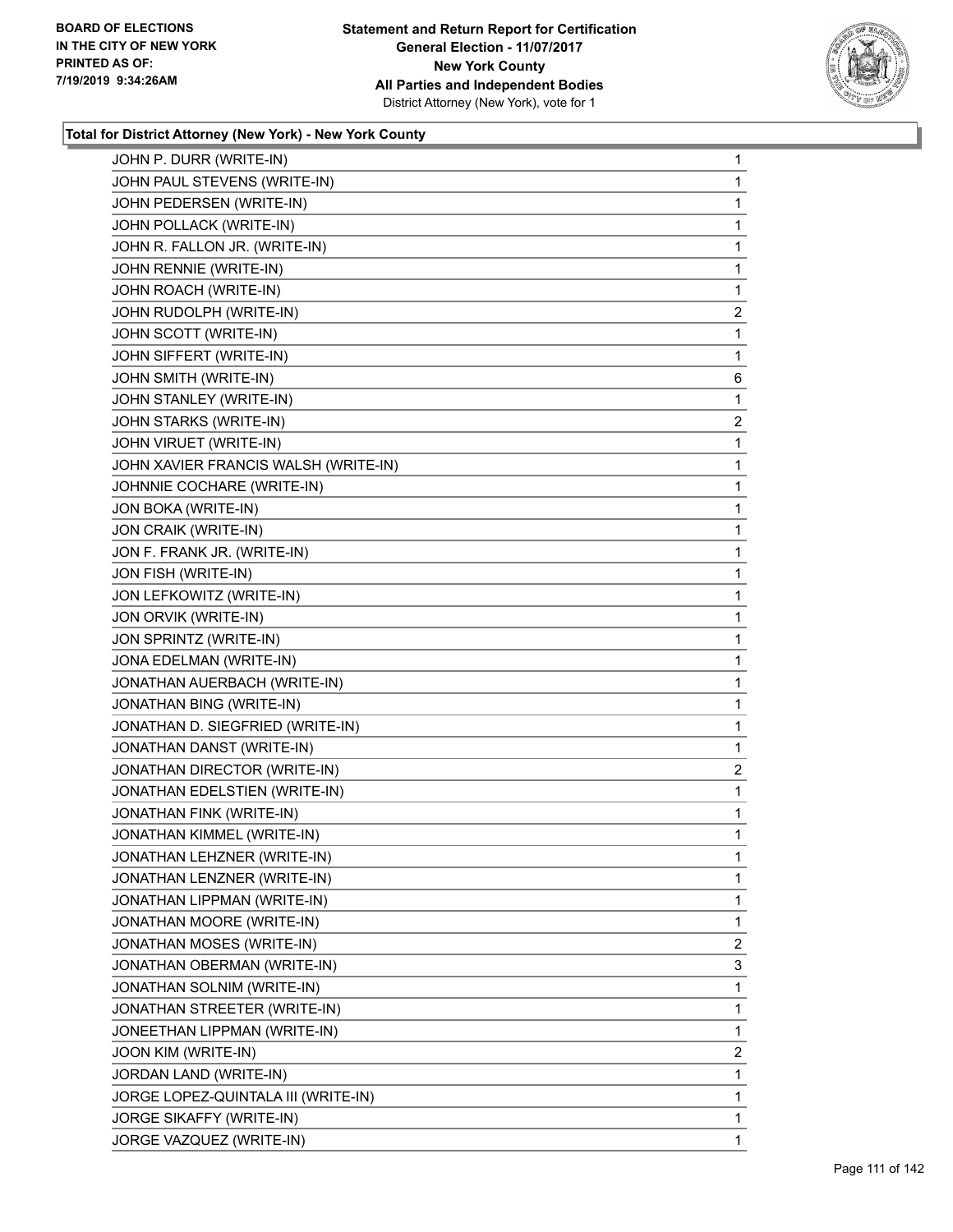**Total for District Attorney (New York) - New York County**

| Candidate | Votes |
|---|---|
| JOHN P. DURR (WRITE-IN) | 1 |
| JOHN PAUL STEVENS (WRITE-IN) | 1 |
| JOHN PEDERSEN (WRITE-IN) | 1 |
| JOHN POLLACK (WRITE-IN) | 1 |
| JOHN R. FALLON JR. (WRITE-IN) | 1 |
| JOHN RENNIE (WRITE-IN) | 1 |
| JOHN ROACH (WRITE-IN) | 1 |
| JOHN RUDOLPH (WRITE-IN) | 2 |
| JOHN SCOTT (WRITE-IN) | 1 |
| JOHN SIFFERT (WRITE-IN) | 1 |
| JOHN SMITH (WRITE-IN) | 6 |
| JOHN STANLEY (WRITE-IN) | 1 |
| JOHN STARKS (WRITE-IN) | 2 |
| JOHN VIRUET (WRITE-IN) | 1 |
| JOHN XAVIER FRANCIS WALSH (WRITE-IN) | 1 |
| JOHNNIE COCHARE (WRITE-IN) | 1 |
| JON BOKA (WRITE-IN) | 1 |
| JON CRAIK (WRITE-IN) | 1 |
| JON F. FRANK JR. (WRITE-IN) | 1 |
| JON FISH (WRITE-IN) | 1 |
| JON LEFKOWITZ (WRITE-IN) | 1 |
| JON ORVIK (WRITE-IN) | 1 |
| JON SPRINTZ (WRITE-IN) | 1 |
| JONA EDELMAN (WRITE-IN) | 1 |
| JONATHAN AUERBACH (WRITE-IN) | 1 |
| JONATHAN BING (WRITE-IN) | 1 |
| JONATHAN D. SIEGFRIED (WRITE-IN) | 1 |
| JONATHAN DANST (WRITE-IN) | 1 |
| JONATHAN DIRECTOR (WRITE-IN) | 2 |
| JONATHAN EDELSTIEN (WRITE-IN) | 1 |
| JONATHAN FINK (WRITE-IN) | 1 |
| JONATHAN KIMMEL (WRITE-IN) | 1 |
| JONATHAN LEHZNER (WRITE-IN) | 1 |
| JONATHAN LENZNER (WRITE-IN) | 1 |
| JONATHAN LIPPMAN (WRITE-IN) | 1 |
| JONATHAN MOORE (WRITE-IN) | 1 |
| JONATHAN MOSES (WRITE-IN) | 2 |
| JONATHAN OBERMAN (WRITE-IN) | 3 |
| JONATHAN SOLNIM (WRITE-IN) | 1 |
| JONATHAN STREETER (WRITE-IN) | 1 |
| JONEETHAN LIPPMAN (WRITE-IN) | 1 |
| JOON KIM (WRITE-IN) | 2 |
| JORDAN LAND (WRITE-IN) | 1 |
| JORGE LOPEZ-QUINTALA III (WRITE-IN) | 1 |
| JORGE SIKAFFY (WRITE-IN) | 1 |
| JORGE VAZQUEZ (WRITE-IN) | 1 |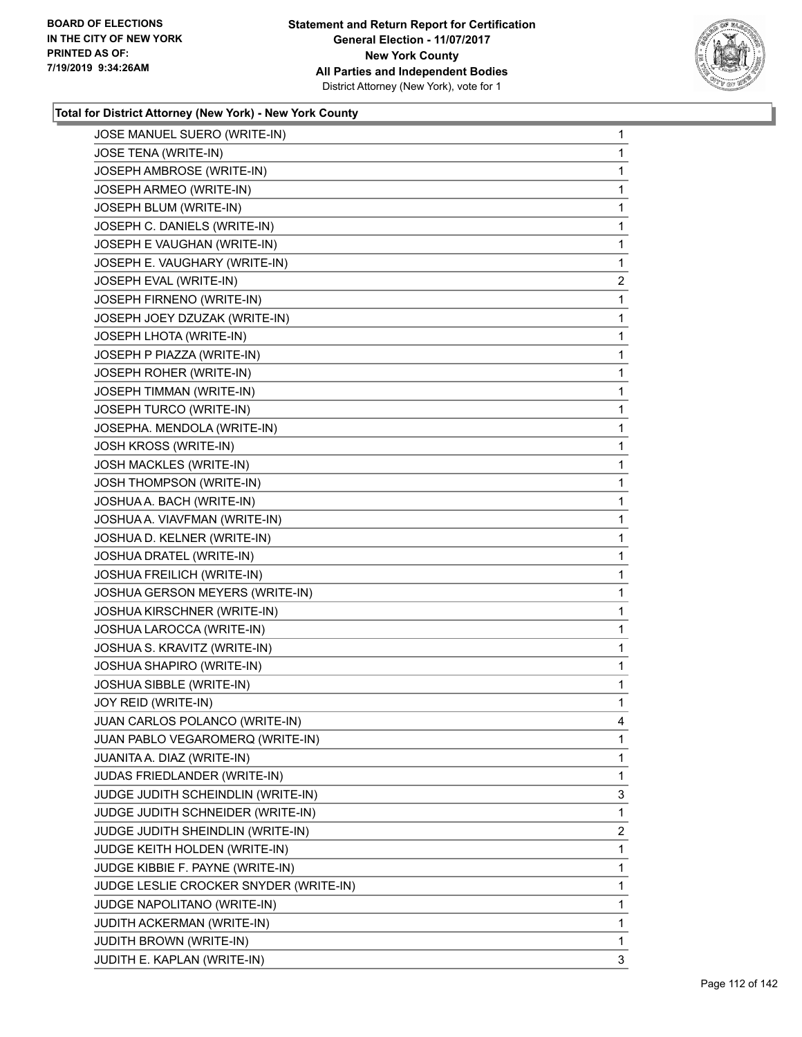**Statement and Return Report for Certification**
**General Election - 11/07/2017**
**New York County**
**All Parties and Independent Bodies**
District Attorney (New York), vote for 1

BOARD OF ELECTIONS
IN THE CITY OF NEW YORK
PRINTED AS OF:
7/19/2019 9:34:26AM

**Total for District Attorney (New York) - New York County**

| Candidate | Votes |
|---|---|
| JOSE MANUEL SUERO (WRITE-IN) | 1 |
| JOSE TENA (WRITE-IN) | 1 |
| JOSEPH AMBROSE (WRITE-IN) | 1 |
| JOSEPH ARMEO (WRITE-IN) | 1 |
| JOSEPH BLUM (WRITE-IN) | 1 |
| JOSEPH C. DANIELS (WRITE-IN) | 1 |
| JOSEPH E VAUGHAN (WRITE-IN) | 1 |
| JOSEPH E. VAUGHARY (WRITE-IN) | 1 |
| JOSEPH EVAL (WRITE-IN) | 2 |
| JOSEPH FIRNENO (WRITE-IN) | 1 |
| JOSEPH JOEY DZUZAK (WRITE-IN) | 1 |
| JOSEPH LHOTA (WRITE-IN) | 1 |
| JOSEPH P PIAZZA (WRITE-IN) | 1 |
| JOSEPH ROHER (WRITE-IN) | 1 |
| JOSEPH TIMMAN (WRITE-IN) | 1 |
| JOSEPH TURCO (WRITE-IN) | 1 |
| JOSEPHA. MENDOLA (WRITE-IN) | 1 |
| JOSH KROSS (WRITE-IN) | 1 |
| JOSH MACKLES (WRITE-IN) | 1 |
| JOSH THOMPSON (WRITE-IN) | 1 |
| JOSHUA A. BACH (WRITE-IN) | 1 |
| JOSHUA A. VIAVFMAN (WRITE-IN) | 1 |
| JOSHUA D. KELNER (WRITE-IN) | 1 |
| JOSHUA DRATEL (WRITE-IN) | 1 |
| JOSHUA FREILICH (WRITE-IN) | 1 |
| JOSHUA GERSON MEYERS (WRITE-IN) | 1 |
| JOSHUA KIRSCHNER (WRITE-IN) | 1 |
| JOSHUA LAROCCA (WRITE-IN) | 1 |
| JOSHUA S. KRAVITZ (WRITE-IN) | 1 |
| JOSHUA SHAPIRO (WRITE-IN) | 1 |
| JOSHUA SIBBLE (WRITE-IN) | 1 |
| JOY REID (WRITE-IN) | 1 |
| JUAN CARLOS POLANCO (WRITE-IN) | 4 |
| JUAN PABLO VEGAROMERQ (WRITE-IN) | 1 |
| JUANITA A. DIAZ (WRITE-IN) | 1 |
| JUDAS FRIEDLANDER (WRITE-IN) | 1 |
| JUDGE JUDITH SCHEINDLIN (WRITE-IN) | 3 |
| JUDGE JUDITH SCHNEIDER (WRITE-IN) | 1 |
| JUDGE JUDITH SHEINDLIN (WRITE-IN) | 2 |
| JUDGE KEITH HOLDEN (WRITE-IN) | 1 |
| JUDGE KIBBIE F. PAYNE (WRITE-IN) | 1 |
| JUDGE LESLIE CROCKER SNYDER (WRITE-IN) | 1 |
| JUDGE NAPOLITANO (WRITE-IN) | 1 |
| JUDITH ACKERMAN (WRITE-IN) | 1 |
| JUDITH BROWN (WRITE-IN) | 1 |
| JUDITH E. KAPLAN (WRITE-IN) | 3 |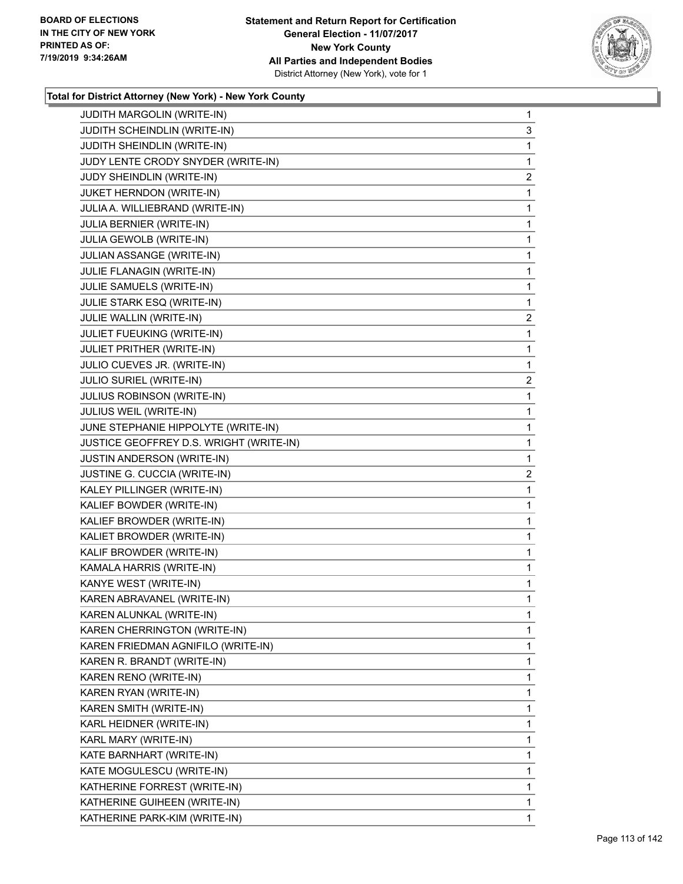**BOARD OF ELECTIONS IN THE CITY OF NEW YORK PRINTED AS OF: 7/19/2019 9:34:26AM**

**Statement and Return Report for Certification General Election - 11/07/2017 New York County All Parties and Independent Bodies**
District Attorney (New York), vote for 1

### Total for District Attorney (New York) - New York County

| | |
|---|---|
| JUDITH MARGOLIN (WRITE-IN) | 1 |
| JUDITH SCHEINDLIN (WRITE-IN) | 3 |
| JUDITH SHEINDLIN (WRITE-IN) | 1 |
| JUDY LENTE CRODY SNYDER (WRITE-IN) | 1 |
| JUDY SHEINDLIN (WRITE-IN) | 2 |
| JUKET HERNDON (WRITE-IN) | 1 |
| JULIA A. WILLIEBRAND (WRITE-IN) | 1 |
| JULIA BERNIER (WRITE-IN) | 1 |
| JULIA GEWOLB (WRITE-IN) | 1 |
| JULIAN ASSANGE (WRITE-IN) | 1 |
| JULIE FLANAGIN (WRITE-IN) | 1 |
| JULIE SAMUELS (WRITE-IN) | 1 |
| JULIE STARK ESQ (WRITE-IN) | 1 |
| JULIE WALLIN (WRITE-IN) | 2 |
| JULIET FUEUKING (WRITE-IN) | 1 |
| JULIET PRITHER (WRITE-IN) | 1 |
| JULIO CUEVES JR. (WRITE-IN) | 1 |
| JULIO SURIEL (WRITE-IN) | 2 |
| JULIUS ROBINSON (WRITE-IN) | 1 |
| JULIUS WEIL (WRITE-IN) | 1 |
| JUNE STEPHANIE HIPPOLYTE (WRITE-IN) | 1 |
| JUSTICE GEOFFREY D.S. WRIGHT (WRITE-IN) | 1 |
| JUSTIN ANDERSON (WRITE-IN) | 1 |
| JUSTINE G. CUCCIA (WRITE-IN) | 2 |
| KALEY PILLINGER (WRITE-IN) | 1 |
| KALIEF BOWDER (WRITE-IN) | 1 |
| KALIEF BROWDER (WRITE-IN) | 1 |
| KALIET BROWDER (WRITE-IN) | 1 |
| KALIF BROWDER (WRITE-IN) | 1 |
| KAMALA HARRIS (WRITE-IN) | 1 |
| KANYE WEST (WRITE-IN) | 1 |
| KAREN ABRAVANEL (WRITE-IN) | 1 |
| KAREN ALUNKAL (WRITE-IN) | 1 |
| KAREN CHERRINGTON (WRITE-IN) | 1 |
| KAREN FRIEDMAN AGNIFILO (WRITE-IN) | 1 |
| KAREN R. BRANDT (WRITE-IN) | 1 |
| KAREN RENO (WRITE-IN) | 1 |
| KAREN RYAN (WRITE-IN) | 1 |
| KAREN SMITH (WRITE-IN) | 1 |
| KARL HEIDNER (WRITE-IN) | 1 |
| KARL MARY (WRITE-IN) | 1 |
| KATE BARNHART (WRITE-IN) | 1 |
| KATE MOGULESCU (WRITE-IN) | 1 |
| KATHERINE FORREST (WRITE-IN) | 1 |
| KATHERINE GUIHEEN (WRITE-IN) | 1 |
| KATHERINE PARK-KIM (WRITE-IN) | 1 |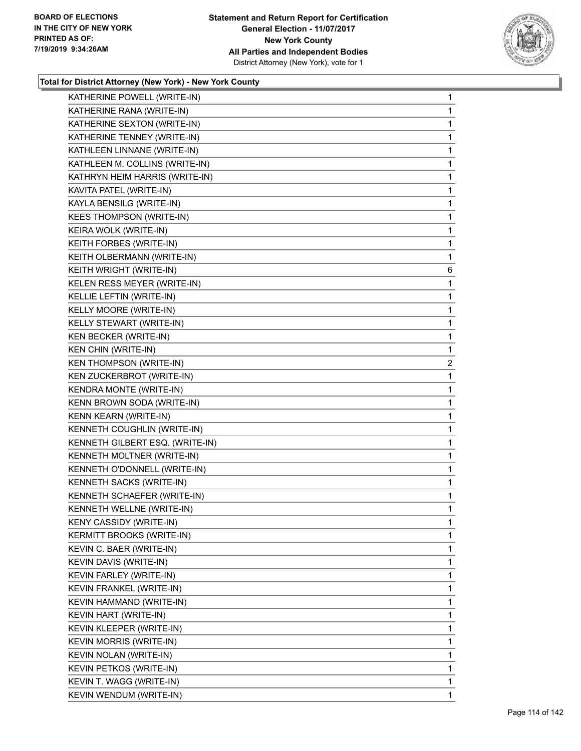BOARD OF ELECTIONS
IN THE CITY OF NEW YORK
PRINTED AS OF:
7/19/2019 9:34:26AM

**Statement and Return Report for Certification**
**General Election - 11/07/2017**
**New York County**
**All Parties and Independent Bodies**
District Attorney (New York), vote for 1

**Total for District Attorney (New York) - New York County**

| | |
|---|---|
| KATHERINE POWELL (WRITE-IN) | 1 |
| KATHERINE RANA (WRITE-IN) | 1 |
| KATHERINE SEXTON (WRITE-IN) | 1 |
| KATHERINE TENNEY (WRITE-IN) | 1 |
| KATHLEEN LINNANE (WRITE-IN) | 1 |
| KATHLEEN M. COLLINS (WRITE-IN) | 1 |
| KATHRYN HEIM HARRIS (WRITE-IN) | 1 |
| KAVITA PATEL (WRITE-IN) | 1 |
| KAYLA BENSILG (WRITE-IN) | 1 |
| KEES THOMPSON (WRITE-IN) | 1 |
| KEIRA WOLK (WRITE-IN) | 1 |
| KEITH FORBES (WRITE-IN) | 1 |
| KEITH OLBERMANN (WRITE-IN) | 1 |
| KEITH WRIGHT (WRITE-IN) | 6 |
| KELEN RESS MEYER (WRITE-IN) | 1 |
| KELLIE LEFTIN (WRITE-IN) | 1 |
| KELLY MOORE (WRITE-IN) | 1 |
| KELLY STEWART (WRITE-IN) | 1 |
| KEN BECKER (WRITE-IN) | 1 |
| KEN CHIN (WRITE-IN) | 1 |
| KEN THOMPSON (WRITE-IN) | 2 |
| KEN ZUCKERBROT (WRITE-IN) | 1 |
| KENDRA MONTE (WRITE-IN) | 1 |
| KENN BROWN SODA (WRITE-IN) | 1 |
| KENN KEARN (WRITE-IN) | 1 |
| KENNETH COUGHLIN (WRITE-IN) | 1 |
| KENNETH GILBERT ESQ. (WRITE-IN) | 1 |
| KENNETH MOLTNER (WRITE-IN) | 1 |
| KENNETH O'DONNELL (WRITE-IN) | 1 |
| KENNETH SACKS (WRITE-IN) | 1 |
| KENNETH SCHAEFER (WRITE-IN) | 1 |
| KENNETH WELLNE (WRITE-IN) | 1 |
| KENY CASSIDY (WRITE-IN) | 1 |
| KERMITT BROOKS (WRITE-IN) | 1 |
| KEVIN C. BAER (WRITE-IN) | 1 |
| KEVIN DAVIS (WRITE-IN) | 1 |
| KEVIN FARLEY (WRITE-IN) | 1 |
| KEVIN FRANKEL (WRITE-IN) | 1 |
| KEVIN HAMMAND (WRITE-IN) | 1 |
| KEVIN HART (WRITE-IN) | 1 |
| KEVIN KLEEPER (WRITE-IN) | 1 |
| KEVIN MORRIS (WRITE-IN) | 1 |
| KEVIN NOLAN (WRITE-IN) | 1 |
| KEVIN PETKOS (WRITE-IN) | 1 |
| KEVIN T. WAGG (WRITE-IN) | 1 |
| KEVIN WENDUM (WRITE-IN) | 1 |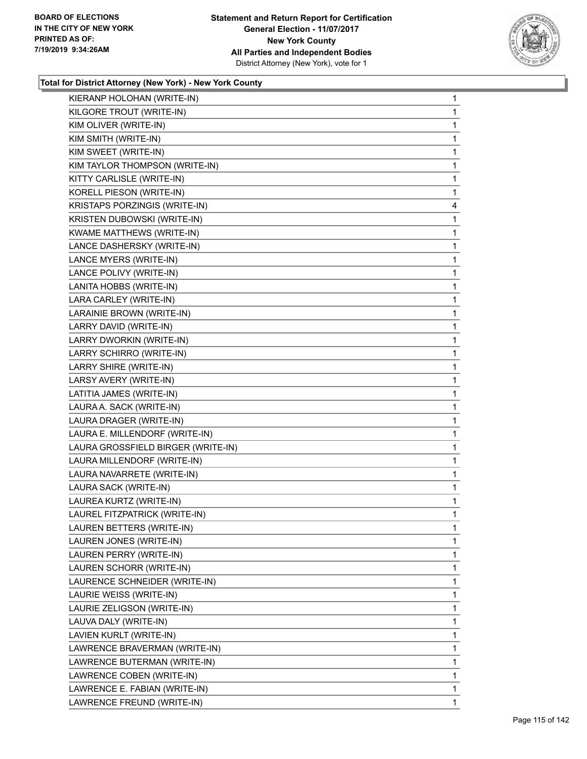**Total for District Attorney (New York) - New York County**

| Name | Votes |
|---|---|
| KIERANP HOLOHAN (WRITE-IN) | 1 |
| KILGORE TROUT (WRITE-IN) | 1 |
| KIM OLIVER (WRITE-IN) | 1 |
| KIM SMITH (WRITE-IN) | 1 |
| KIM SWEET (WRITE-IN) | 1 |
| KIM TAYLOR THOMPSON (WRITE-IN) | 1 |
| KITTY CARLISLE (WRITE-IN) | 1 |
| KORELL PIESON (WRITE-IN) | 1 |
| KRISTAPS PORZINGIS (WRITE-IN) | 4 |
| KRISTEN DUBOWSKI (WRITE-IN) | 1 |
| KWAME MATTHEWS (WRITE-IN) | 1 |
| LANCE DASHERSKY (WRITE-IN) | 1 |
| LANCE MYERS (WRITE-IN) | 1 |
| LANCE POLIVY (WRITE-IN) | 1 |
| LANITA HOBBS (WRITE-IN) | 1 |
| LARA CARLEY (WRITE-IN) | 1 |
| LARAINIE BROWN (WRITE-IN) | 1 |
| LARRY DAVID (WRITE-IN) | 1 |
| LARRY DWORKIN (WRITE-IN) | 1 |
| LARRY SCHIRRO (WRITE-IN) | 1 |
| LARRY SHIRE (WRITE-IN) | 1 |
| LARSY AVERY (WRITE-IN) | 1 |
| LATITIA JAMES (WRITE-IN) | 1 |
| LAURA A. SACK (WRITE-IN) | 1 |
| LAURA DRAGER (WRITE-IN) | 1 |
| LAURA E. MILLENDORF (WRITE-IN) | 1 |
| LAURA GROSSFIELD BIRGER (WRITE-IN) | 1 |
| LAURA MILLENDORF (WRITE-IN) | 1 |
| LAURA NAVARRETE (WRITE-IN) | 1 |
| LAURA SACK (WRITE-IN) | 1 |
| LAUREA KURTZ (WRITE-IN) | 1 |
| LAUREL FITZPATRICK (WRITE-IN) | 1 |
| LAUREN BETTERS (WRITE-IN) | 1 |
| LAUREN JONES (WRITE-IN) | 1 |
| LAUREN PERRY (WRITE-IN) | 1 |
| LAUREN SCHORR (WRITE-IN) | 1 |
| LAURENCE SCHNEIDER (WRITE-IN) | 1 |
| LAURIE WEISS (WRITE-IN) | 1 |
| LAURIE ZELIGSON (WRITE-IN) | 1 |
| LAUVA DALY (WRITE-IN) | 1 |
| LAVIEN KURLT (WRITE-IN) | 1 |
| LAWRENCE BRAVERMAN (WRITE-IN) | 1 |
| LAWRENCE BUTERMAN (WRITE-IN) | 1 |
| LAWRENCE COBEN (WRITE-IN) | 1 |
| LAWRENCE E. FABIAN (WRITE-IN) | 1 |
| LAWRENCE FREUND (WRITE-IN) | 1 |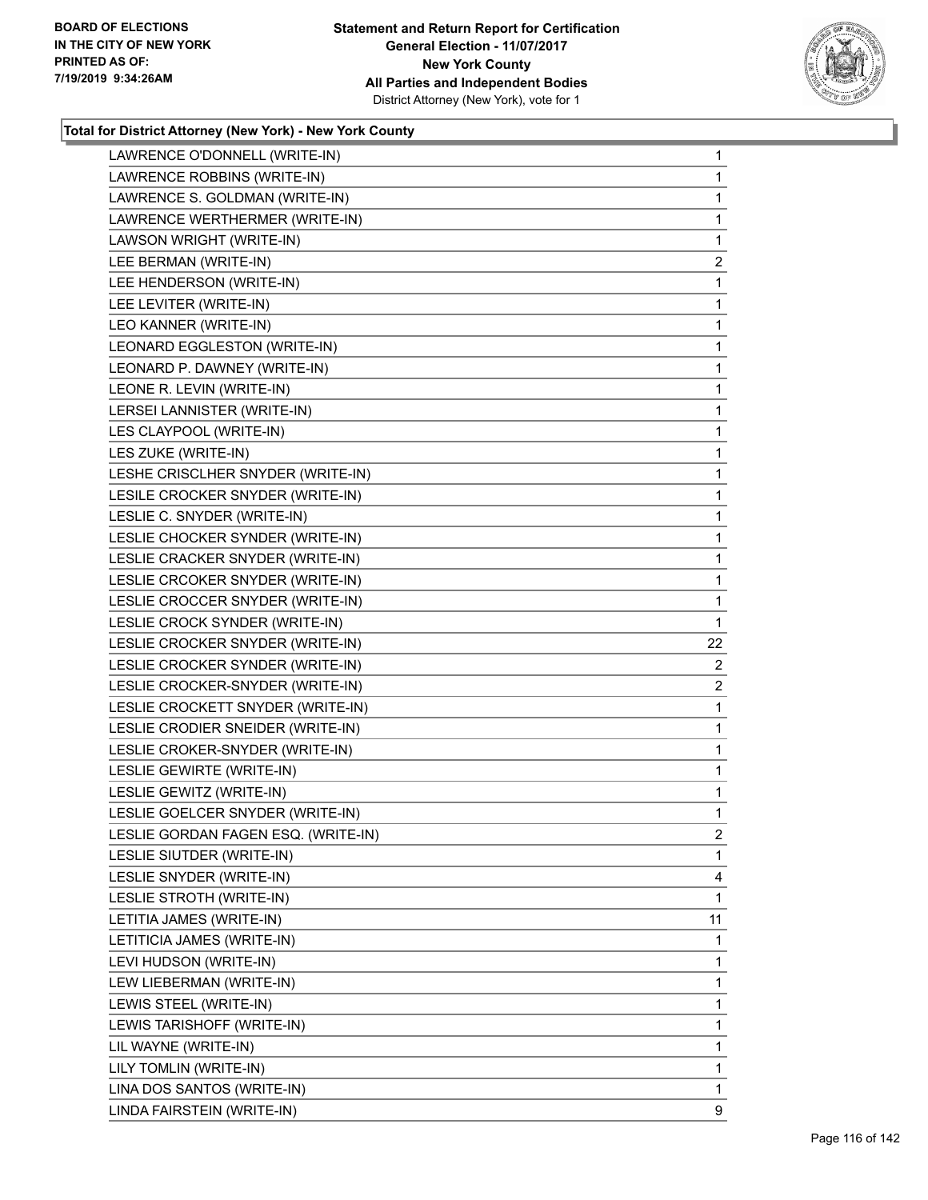BOARD OF ELECTIONS
IN THE CITY OF NEW YORK
PRINTED AS OF:
7/19/2019 9:34:26AM

**Statement and Return Report for Certification**
**General Election - 11/07/2017**
**New York County**
**All Parties and Independent Bodies**
District Attorney (New York), vote for 1

### Total for District Attorney (New York) - New York County

| | |
|---|---|
| LAWRENCE O'DONNELL (WRITE-IN) | 1 |
| LAWRENCE ROBBINS (WRITE-IN) | 1 |
| LAWRENCE S. GOLDMAN (WRITE-IN) | 1 |
| LAWRENCE WERTHERMER (WRITE-IN) | 1 |
| LAWSON WRIGHT (WRITE-IN) | 1 |
| LEE BERMAN (WRITE-IN) | 2 |
| LEE HENDERSON (WRITE-IN) | 1 |
| LEE LEVITER (WRITE-IN) | 1 |
| LEO KANNER (WRITE-IN) | 1 |
| LEONARD EGGLESTON (WRITE-IN) | 1 |
| LEONARD P. DAWNEY (WRITE-IN) | 1 |
| LEONE R. LEVIN (WRITE-IN) | 1 |
| LERSEI LANNISTER (WRITE-IN) | 1 |
| LES CLAYPOOL (WRITE-IN) | 1 |
| LES ZUKE (WRITE-IN) | 1 |
| LESHE CRISCLHER SNYDER (WRITE-IN) | 1 |
| LESILE CROCKER SNYDER (WRITE-IN) | 1 |
| LESLIE C. SNYDER (WRITE-IN) | 1 |
| LESLIE CHOCKER SYNDER (WRITE-IN) | 1 |
| LESLIE CRACKER SNYDER (WRITE-IN) | 1 |
| LESLIE CRCOKER SNYDER (WRITE-IN) | 1 |
| LESLIE CROCCER SNYDER (WRITE-IN) | 1 |
| LESLIE CROCK SYNDER (WRITE-IN) | 1 |
| LESLIE CROCKER SNYDER (WRITE-IN) | 22 |
| LESLIE CROCKER SYNDER (WRITE-IN) | 2 |
| LESLIE CROCKER-SNYDER (WRITE-IN) | 2 |
| LESLIE CROCKETT SNYDER (WRITE-IN) | 1 |
| LESLIE CRODIER SNEIDER (WRITE-IN) | 1 |
| LESLIE CROKER-SNYDER (WRITE-IN) | 1 |
| LESLIE GEWIRTE (WRITE-IN) | 1 |
| LESLIE GEWITZ (WRITE-IN) | 1 |
| LESLIE GOELCER SNYDER (WRITE-IN) | 1 |
| LESLIE GORDAN FAGEN ESQ. (WRITE-IN) | 2 |
| LESLIE SIUTDER (WRITE-IN) | 1 |
| LESLIE SNYDER (WRITE-IN) | 4 |
| LESLIE STROTH (WRITE-IN) | 1 |
| LETITIA JAMES (WRITE-IN) | 11 |
| LETITICIA JAMES (WRITE-IN) | 1 |
| LEVI HUDSON (WRITE-IN) | 1 |
| LEW LIEBERMAN (WRITE-IN) | 1 |
| LEWIS STEEL (WRITE-IN) | 1 |
| LEWIS TARISHOFF (WRITE-IN) | 1 |
| LIL WAYNE (WRITE-IN) | 1 |
| LILY TOMLIN (WRITE-IN) | 1 |
| LINA DOS SANTOS (WRITE-IN) | 1 |
| LINDA FAIRSTEIN (WRITE-IN) | 9 |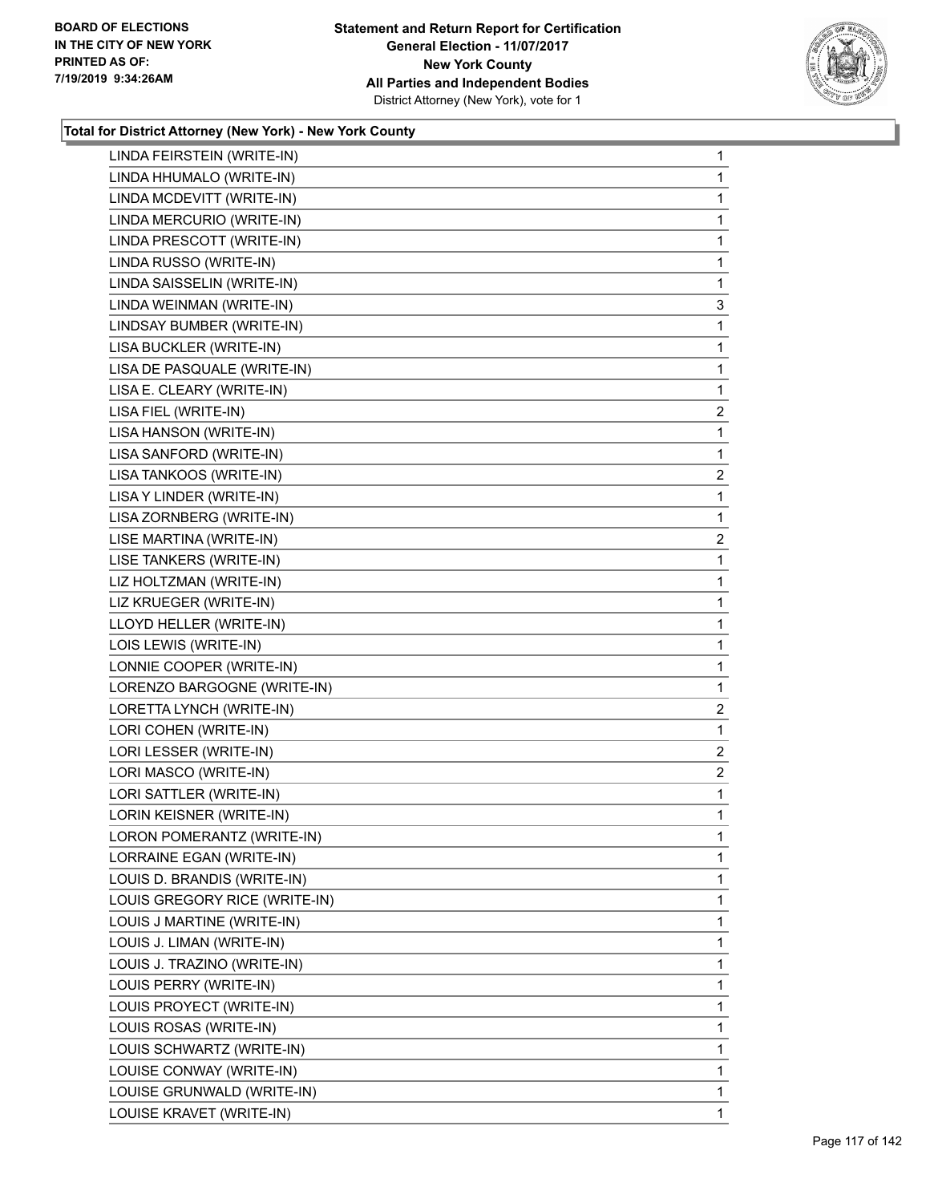**Total for District Attorney (New York) - New York County**

| | |
|---|---|
| LINDA FEIRSTEIN (WRITE-IN) | 1 |
| LINDA HHUMALO (WRITE-IN) | 1 |
| LINDA MCDEVITT (WRITE-IN) | 1 |
| LINDA MERCURIO (WRITE-IN) | 1 |
| LINDA PRESCOTT (WRITE-IN) | 1 |
| LINDA RUSSO (WRITE-IN) | 1 |
| LINDA SAISSELIN (WRITE-IN) | 1 |
| LINDA WEINMAN (WRITE-IN) | 3 |
| LINDSAY BUMBER (WRITE-IN) | 1 |
| LISA BUCKLER (WRITE-IN) | 1 |
| LISA DE PASQUALE (WRITE-IN) | 1 |
| LISA E. CLEARY (WRITE-IN) | 1 |
| LISA FIEL (WRITE-IN) | 2 |
| LISA HANSON (WRITE-IN) | 1 |
| LISA SANFORD (WRITE-IN) | 1 |
| LISA TANKOOS (WRITE-IN) | 2 |
| LISA Y LINDER (WRITE-IN) | 1 |
| LISA ZORNBERG (WRITE-IN) | 1 |
| LISE MARTINA (WRITE-IN) | 2 |
| LISE TANKERS (WRITE-IN) | 1 |
| LIZ HOLTZMAN (WRITE-IN) | 1 |
| LIZ KRUEGER (WRITE-IN) | 1 |
| LLOYD HELLER (WRITE-IN) | 1 |
| LOIS LEWIS (WRITE-IN) | 1 |
| LONNIE COOPER (WRITE-IN) | 1 |
| LORENZO BARGOGNE (WRITE-IN) | 1 |
| LORETTA LYNCH (WRITE-IN) | 2 |
| LORI COHEN (WRITE-IN) | 1 |
| LORI LESSER (WRITE-IN) | 2 |
| LORI MASCO (WRITE-IN) | 2 |
| LORI SATTLER (WRITE-IN) | 1 |
| LORIN KEISNER (WRITE-IN) | 1 |
| LORON POMERANTZ (WRITE-IN) | 1 |
| LORRAINE EGAN (WRITE-IN) | 1 |
| LOUIS D. BRANDIS (WRITE-IN) | 1 |
| LOUIS GREGORY RICE (WRITE-IN) | 1 |
| LOUIS J MARTINE (WRITE-IN) | 1 |
| LOUIS J. LIMAN (WRITE-IN) | 1 |
| LOUIS J. TRAZINO (WRITE-IN) | 1 |
| LOUIS PERRY (WRITE-IN) | 1 |
| LOUIS PROYECT (WRITE-IN) | 1 |
| LOUIS ROSAS (WRITE-IN) | 1 |
| LOUIS SCHWARTZ (WRITE-IN) | 1 |
| LOUISE CONWAY (WRITE-IN) | 1 |
| LOUISE GRUNWALD (WRITE-IN) | 1 |
| LOUISE KRAVET (WRITE-IN) | 1 |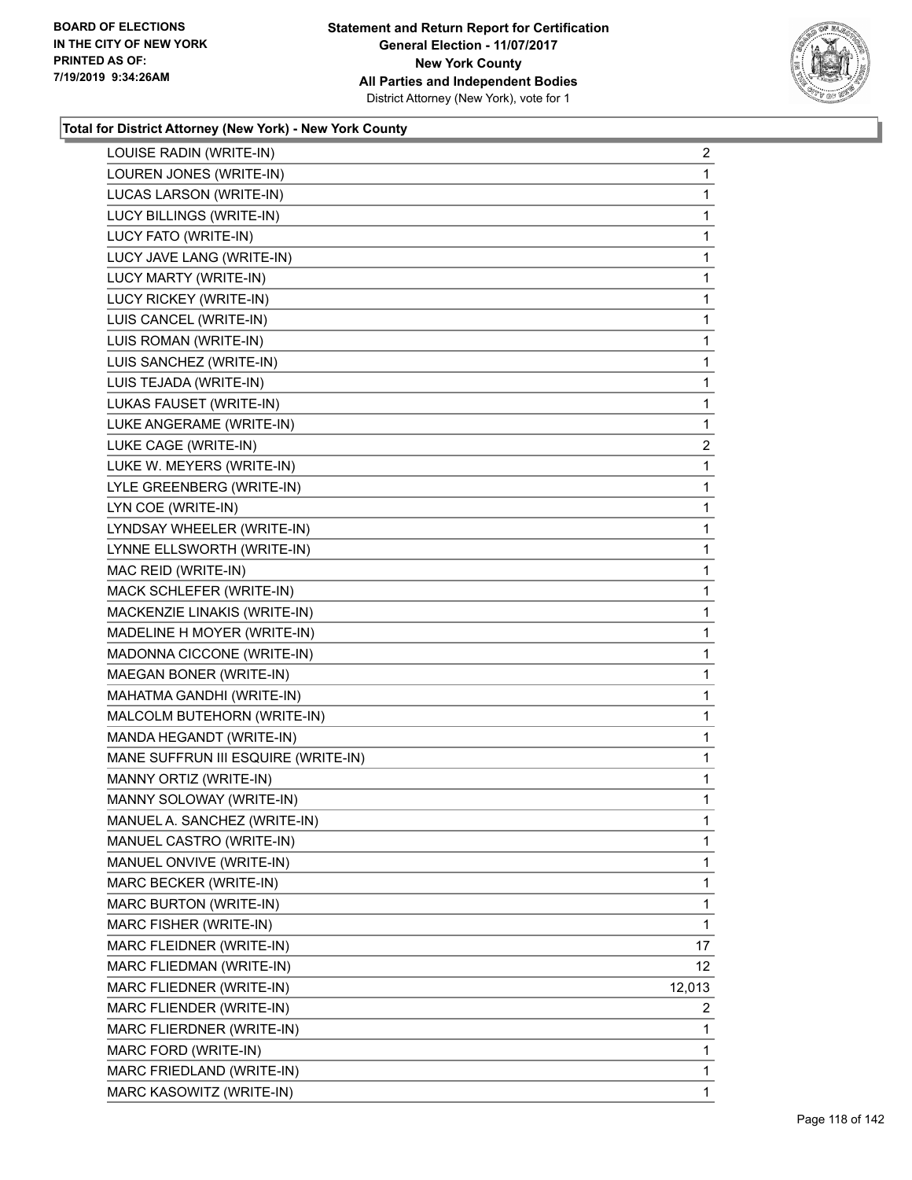**BOARD OF ELECTIONS IN THE CITY OF NEW YORK PRINTED AS OF: 7/19/2019 9:34:26AM**

**Statement and Return Report for Certification**
**General Election - 11/07/2017**
**New York County**
**All Parties and Independent Bodies**
District Attorney (New York), vote for 1

### Total for District Attorney (New York) - New York County

| | |
|---|---|
| LOUISE RADIN (WRITE-IN) | 2 |
| LOUREN JONES (WRITE-IN) | 1 |
| LUCAS LARSON (WRITE-IN) | 1 |
| LUCY BILLINGS (WRITE-IN) | 1 |
| LUCY FATO (WRITE-IN) | 1 |
| LUCY JAVE LANG (WRITE-IN) | 1 |
| LUCY MARTY (WRITE-IN) | 1 |
| LUCY RICKEY (WRITE-IN) | 1 |
| LUIS CANCEL (WRITE-IN) | 1 |
| LUIS ROMAN (WRITE-IN) | 1 |
| LUIS SANCHEZ (WRITE-IN) | 1 |
| LUIS TEJADA (WRITE-IN) | 1 |
| LUKAS FAUSET (WRITE-IN) | 1 |
| LUKE ANGERAME (WRITE-IN) | 1 |
| LUKE CAGE (WRITE-IN) | 2 |
| LUKE W. MEYERS (WRITE-IN) | 1 |
| LYLE GREENBERG (WRITE-IN) | 1 |
| LYN COE (WRITE-IN) | 1 |
| LYNDSAY WHEELER (WRITE-IN) | 1 |
| LYNNE ELLSWORTH (WRITE-IN) | 1 |
| MAC REID (WRITE-IN) | 1 |
| MACK SCHLEFER (WRITE-IN) | 1 |
| MACKENZIE LINAKIS (WRITE-IN) | 1 |
| MADELINE H MOYER (WRITE-IN) | 1 |
| MADONNA CICCONE (WRITE-IN) | 1 |
| MAEGAN BONER (WRITE-IN) | 1 |
| MAHATMA GANDHI (WRITE-IN) | 1 |
| MALCOLM BUTEHORN (WRITE-IN) | 1 |
| MANDA HEGANDT (WRITE-IN) | 1 |
| MANE SUFFRUN III ESQUIRE (WRITE-IN) | 1 |
| MANNY ORTIZ (WRITE-IN) | 1 |
| MANNY SOLOWAY (WRITE-IN) | 1 |
| MANUEL A. SANCHEZ (WRITE-IN) | 1 |
| MANUEL CASTRO (WRITE-IN) | 1 |
| MANUEL ONVIVE (WRITE-IN) | 1 |
| MARC BECKER (WRITE-IN) | 1 |
| MARC BURTON (WRITE-IN) | 1 |
| MARC FISHER (WRITE-IN) | 1 |
| MARC FLEIDNER (WRITE-IN) | 17 |
| MARC FLIEDMAN (WRITE-IN) | 12 |
| MARC FLIEDNER (WRITE-IN) | 12,013 |
| MARC FLIENDER (WRITE-IN) | 2 |
| MARC FLIERDNER (WRITE-IN) | 1 |
| MARC FORD (WRITE-IN) | 1 |
| MARC FRIEDLAND (WRITE-IN) | 1 |
| MARC KASOWITZ (WRITE-IN) | 1 |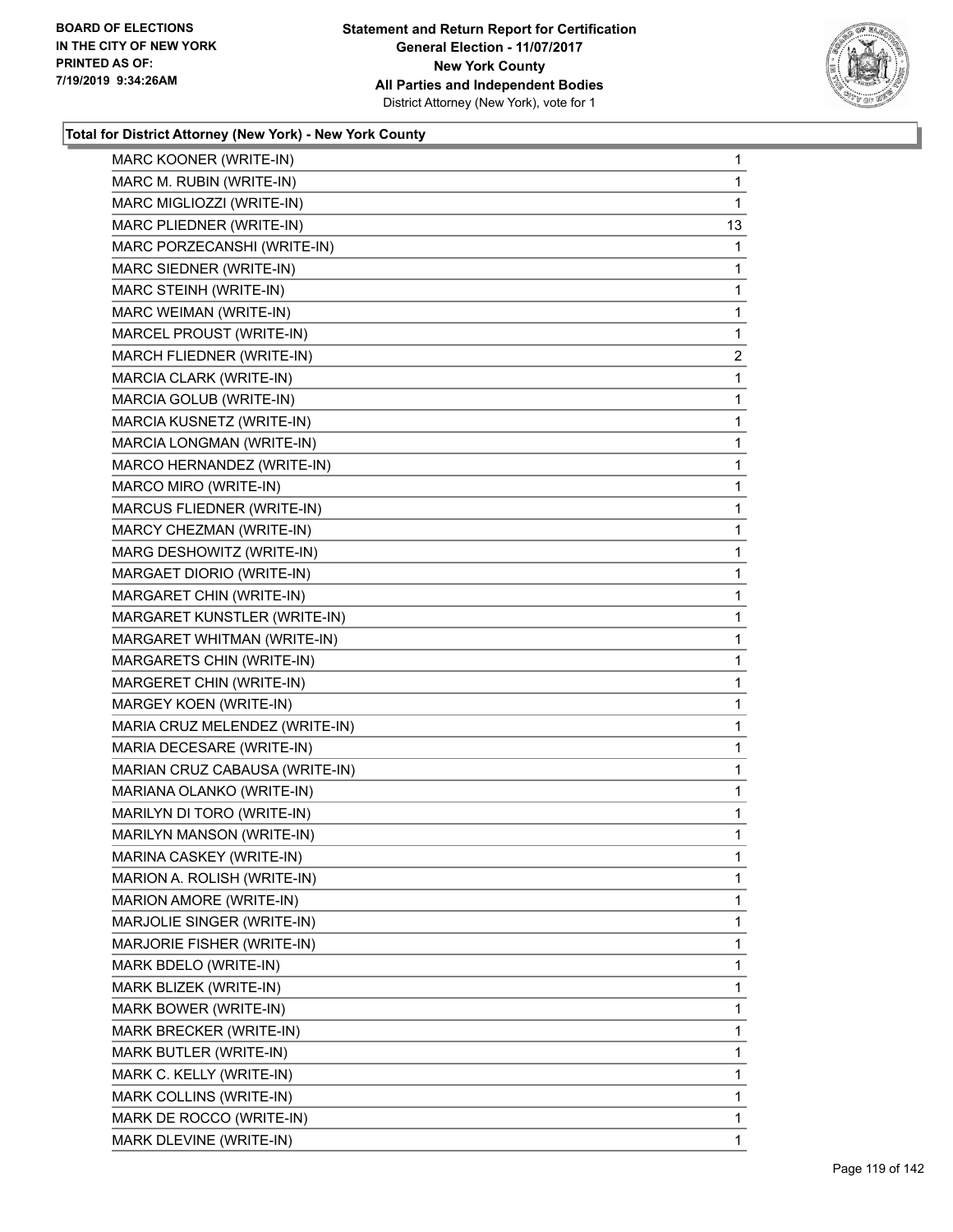**Total for District Attorney (New York) - New York County**

| | |
|---|---|
| MARC KOONER (WRITE-IN) | 1 |
| MARC M. RUBIN (WRITE-IN) | 1 |
| MARC MIGLIOZZI (WRITE-IN) | 1 |
| MARC PLIEDNER (WRITE-IN) | 13 |
| MARC PORZECANSHI (WRITE-IN) | 1 |
| MARC SIEDNER (WRITE-IN) | 1 |
| MARC STEINH (WRITE-IN) | 1 |
| MARC WEIMAN (WRITE-IN) | 1 |
| MARCEL PROUST (WRITE-IN) | 1 |
| MARCH FLIEDNER (WRITE-IN) | 2 |
| MARCIA CLARK (WRITE-IN) | 1 |
| MARCIA GOLUB (WRITE-IN) | 1 |
| MARCIA KUSNETZ (WRITE-IN) | 1 |
| MARCIA LONGMAN (WRITE-IN) | 1 |
| MARCO HERNANDEZ (WRITE-IN) | 1 |
| MARCO MIRO (WRITE-IN) | 1 |
| MARCUS FLIEDNER (WRITE-IN) | 1 |
| MARCY CHEZMAN (WRITE-IN) | 1 |
| MARG DESHOWITZ (WRITE-IN) | 1 |
| MARGAET DIORIO (WRITE-IN) | 1 |
| MARGARET CHIN (WRITE-IN) | 1 |
| MARGARET KUNSTLER (WRITE-IN) | 1 |
| MARGARET WHITMAN (WRITE-IN) | 1 |
| MARGARETS CHIN (WRITE-IN) | 1 |
| MARGERET CHIN (WRITE-IN) | 1 |
| MARGEY KOEN (WRITE-IN) | 1 |
| MARIA CRUZ MELENDEZ (WRITE-IN) | 1 |
| MARIA DECESARE (WRITE-IN) | 1 |
| MARIAN CRUZ CABAUSA (WRITE-IN) | 1 |
| MARIANA OLANKO (WRITE-IN) | 1 |
| MARILYN DI TORO (WRITE-IN) | 1 |
| MARILYN MANSON (WRITE-IN) | 1 |
| MARINA CASKEY (WRITE-IN) | 1 |
| MARION A. ROLISH (WRITE-IN) | 1 |
| MARION AMORE (WRITE-IN) | 1 |
| MARJOLIE SINGER (WRITE-IN) | 1 |
| MARJORIE FISHER (WRITE-IN) | 1 |
| MARK BDELO (WRITE-IN) | 1 |
| MARK BLIZEK (WRITE-IN) | 1 |
| MARK BOWER (WRITE-IN) | 1 |
| MARK BRECKER (WRITE-IN) | 1 |
| MARK BUTLER (WRITE-IN) | 1 |
| MARK C. KELLY (WRITE-IN) | 1 |
| MARK COLLINS (WRITE-IN) | 1 |
| MARK DE ROCCO (WRITE-IN) | 1 |
| MARK DLEVINE (WRITE-IN) | 1 |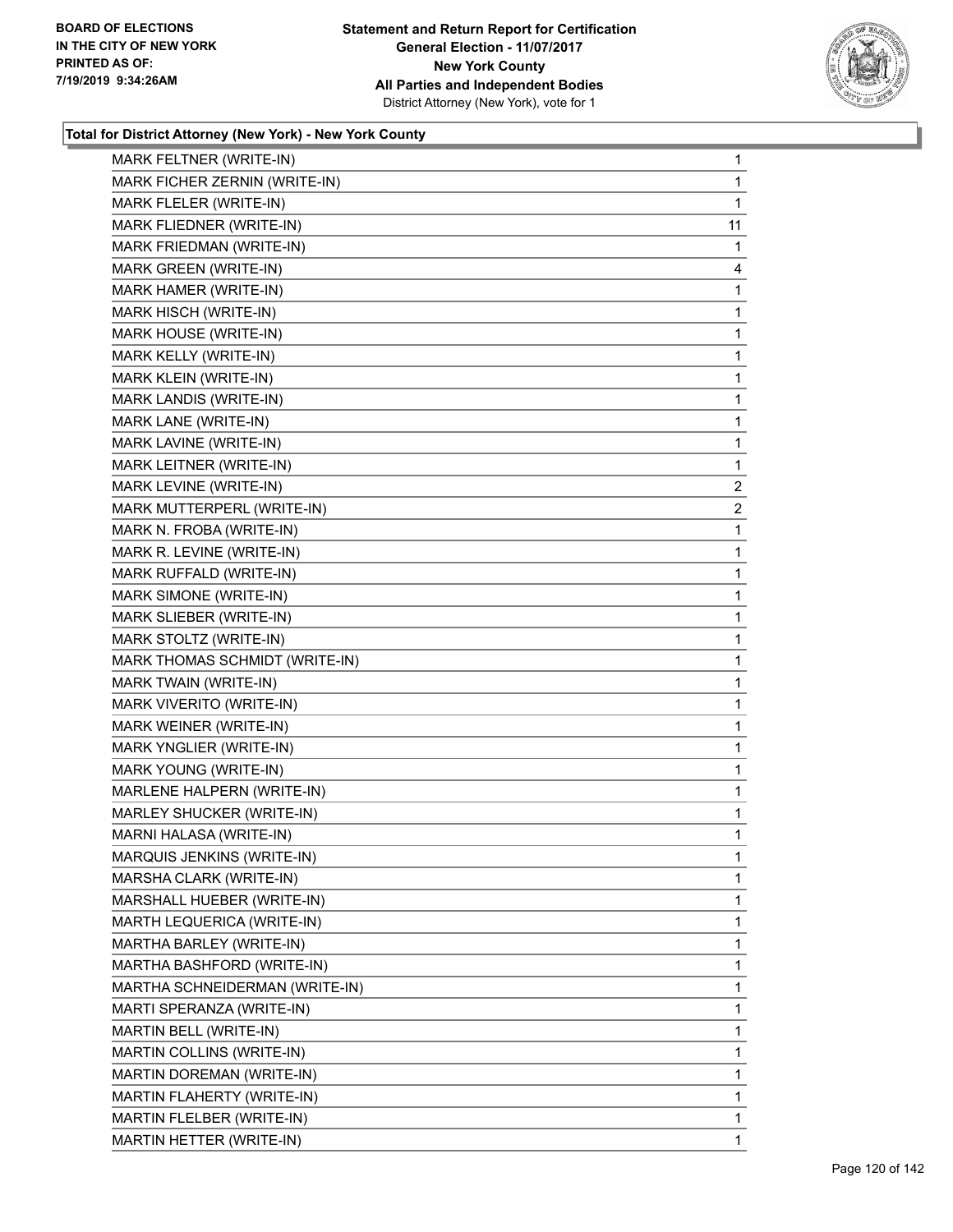BOARD OF ELECTIONS
IN THE CITY OF NEW YORK
PRINTED AS OF:
7/19/2019 9:34:26AM

**Statement and Return Report for Certification**
**General Election - 11/07/2017**
**New York County**
**All Parties and Independent Bodies**
District Attorney (New York), vote for 1

### Total for District Attorney (New York) - New York County

| | |
|---|---|
| MARK FELTNER (WRITE-IN) | 1 |
| MARK FICHER ZERNIN (WRITE-IN) | 1 |
| MARK FLELER (WRITE-IN) | 1 |
| MARK FLIEDNER (WRITE-IN) | 11 |
| MARK FRIEDMAN (WRITE-IN) | 1 |
| MARK GREEN (WRITE-IN) | 4 |
| MARK HAMER (WRITE-IN) | 1 |
| MARK HISCH (WRITE-IN) | 1 |
| MARK HOUSE (WRITE-IN) | 1 |
| MARK KELLY (WRITE-IN) | 1 |
| MARK KLEIN (WRITE-IN) | 1 |
| MARK LANDIS (WRITE-IN) | 1 |
| MARK LANE (WRITE-IN) | 1 |
| MARK LAVINE (WRITE-IN) | 1 |
| MARK LEITNER (WRITE-IN) | 1 |
| MARK LEVINE (WRITE-IN) | 2 |
| MARK MUTTERPERL (WRITE-IN) | 2 |
| MARK N. FROBA (WRITE-IN) | 1 |
| MARK R. LEVINE (WRITE-IN) | 1 |
| MARK RUFFALD (WRITE-IN) | 1 |
| MARK SIMONE (WRITE-IN) | 1 |
| MARK SLIEBER (WRITE-IN) | 1 |
| MARK STOLTZ (WRITE-IN) | 1 |
| MARK THOMAS SCHMIDT (WRITE-IN) | 1 |
| MARK TWAIN (WRITE-IN) | 1 |
| MARK VIVERITO (WRITE-IN) | 1 |
| MARK WEINER (WRITE-IN) | 1 |
| MARK YNGLIER (WRITE-IN) | 1 |
| MARK YOUNG (WRITE-IN) | 1 |
| MARLENE HALPERN (WRITE-IN) | 1 |
| MARLEY SHUCKER (WRITE-IN) | 1 |
| MARNI HALASA (WRITE-IN) | 1 |
| MARQUIS JENKINS (WRITE-IN) | 1 |
| MARSHA CLARK (WRITE-IN) | 1 |
| MARSHALL HUEBER (WRITE-IN) | 1 |
| MARTH LEQUERICA (WRITE-IN) | 1 |
| MARTHA BARLEY (WRITE-IN) | 1 |
| MARTHA BASHFORD (WRITE-IN) | 1 |
| MARTHA SCHNEIDERMAN (WRITE-IN) | 1 |
| MARTI SPERANZA (WRITE-IN) | 1 |
| MARTIN BELL (WRITE-IN) | 1 |
| MARTIN COLLINS (WRITE-IN) | 1 |
| MARTIN DOREMAN (WRITE-IN) | 1 |
| MARTIN FLAHERTY (WRITE-IN) | 1 |
| MARTIN FLELBER (WRITE-IN) | 1 |
| MARTIN HETTER (WRITE-IN) | 1 |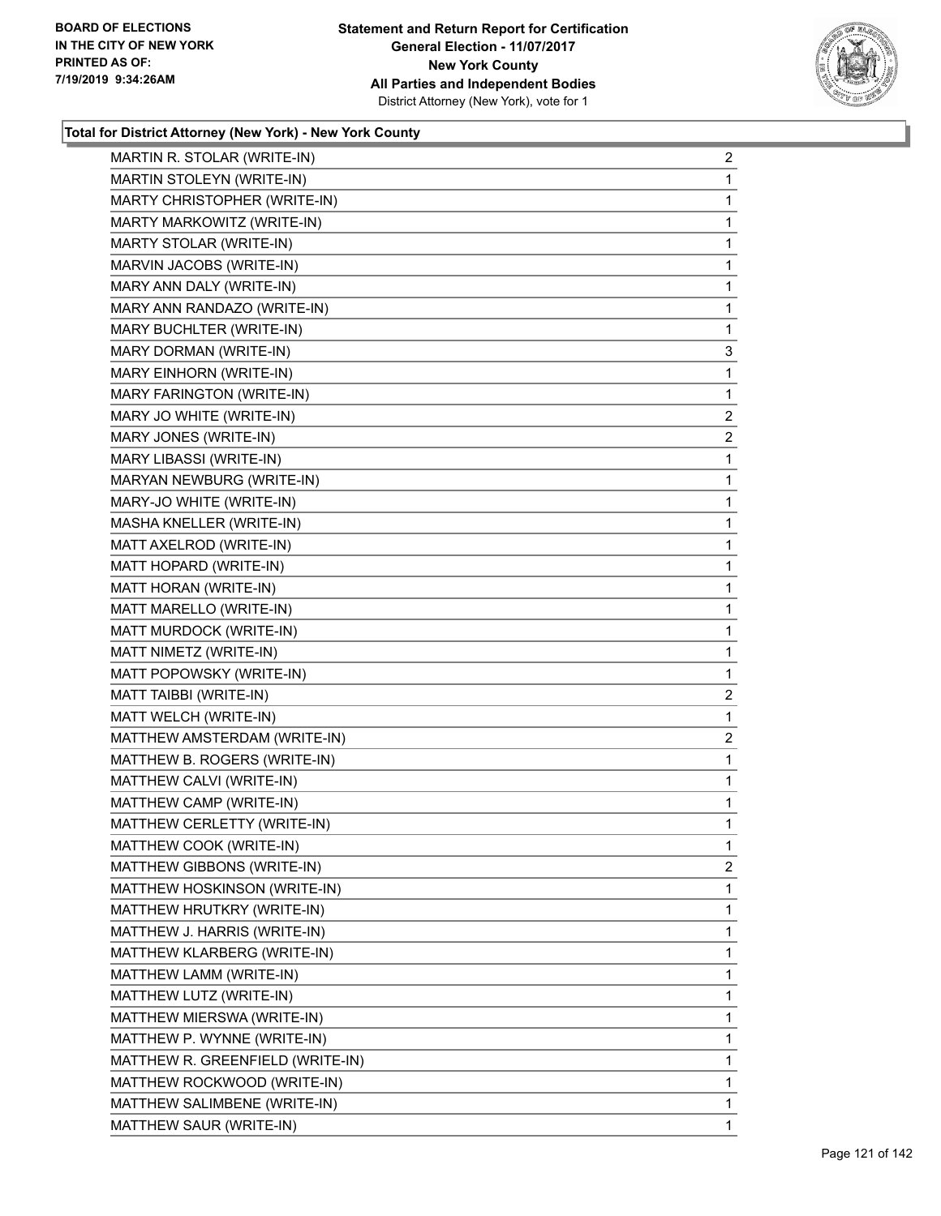**Statement and Return Report for Certification**
**General Election - 11/07/2017**
**New York County**
**All Parties and Independent Bodies**
District Attorney (New York), vote for 1

BOARD OF ELECTIONS
IN THE CITY OF NEW YORK
PRINTED AS OF:
7/19/2019 9:34:26AM

### Total for District Attorney (New York) - New York County

| Candidate | Votes |
|---|---|
| MARTIN R. STOLAR (WRITE-IN) | 2 |
| MARTIN STOLEYN (WRITE-IN) | 1 |
| MARTY CHRISTOPHER (WRITE-IN) | 1 |
| MARTY MARKOWITZ (WRITE-IN) | 1 |
| MARTY STOLAR (WRITE-IN) | 1 |
| MARVIN JACOBS (WRITE-IN) | 1 |
| MARY ANN DALY (WRITE-IN) | 1 |
| MARY ANN RANDAZO (WRITE-IN) | 1 |
| MARY BUCHLTER (WRITE-IN) | 1 |
| MARY DORMAN (WRITE-IN) | 3 |
| MARY EINHORN (WRITE-IN) | 1 |
| MARY FARINGTON (WRITE-IN) | 1 |
| MARY JO WHITE (WRITE-IN) | 2 |
| MARY JONES (WRITE-IN) | 2 |
| MARY LIBASSI (WRITE-IN) | 1 |
| MARYAN NEWBURG (WRITE-IN) | 1 |
| MARY-JO WHITE (WRITE-IN) | 1 |
| MASHA KNELLER (WRITE-IN) | 1 |
| MATT AXELROD (WRITE-IN) | 1 |
| MATT HOPARD (WRITE-IN) | 1 |
| MATT HORAN (WRITE-IN) | 1 |
| MATT MARELLO (WRITE-IN) | 1 |
| MATT MURDOCK (WRITE-IN) | 1 |
| MATT NIMETZ (WRITE-IN) | 1 |
| MATT POPOWSKY (WRITE-IN) | 1 |
| MATT TAIBBI (WRITE-IN) | 2 |
| MATT WELCH (WRITE-IN) | 1 |
| MATTHEW AMSTERDAM (WRITE-IN) | 2 |
| MATTHEW B. ROGERS (WRITE-IN) | 1 |
| MATTHEW CALVI (WRITE-IN) | 1 |
| MATTHEW CAMP (WRITE-IN) | 1 |
| MATTHEW CERLETTY (WRITE-IN) | 1 |
| MATTHEW COOK (WRITE-IN) | 1 |
| MATTHEW GIBBONS (WRITE-IN) | 2 |
| MATTHEW HOSKINSON (WRITE-IN) | 1 |
| MATTHEW HRUTKRY (WRITE-IN) | 1 |
| MATTHEW J. HARRIS (WRITE-IN) | 1 |
| MATTHEW KLARBERG (WRITE-IN) | 1 |
| MATTHEW LAMM (WRITE-IN) | 1 |
| MATTHEW LUTZ (WRITE-IN) | 1 |
| MATTHEW MIERSWA (WRITE-IN) | 1 |
| MATTHEW P. WYNNE (WRITE-IN) | 1 |
| MATTHEW R. GREENFIELD (WRITE-IN) | 1 |
| MATTHEW ROCKWOOD (WRITE-IN) | 1 |
| MATTHEW SALIMBENE (WRITE-IN) | 1 |
| MATTHEW SAUR (WRITE-IN) | 1 |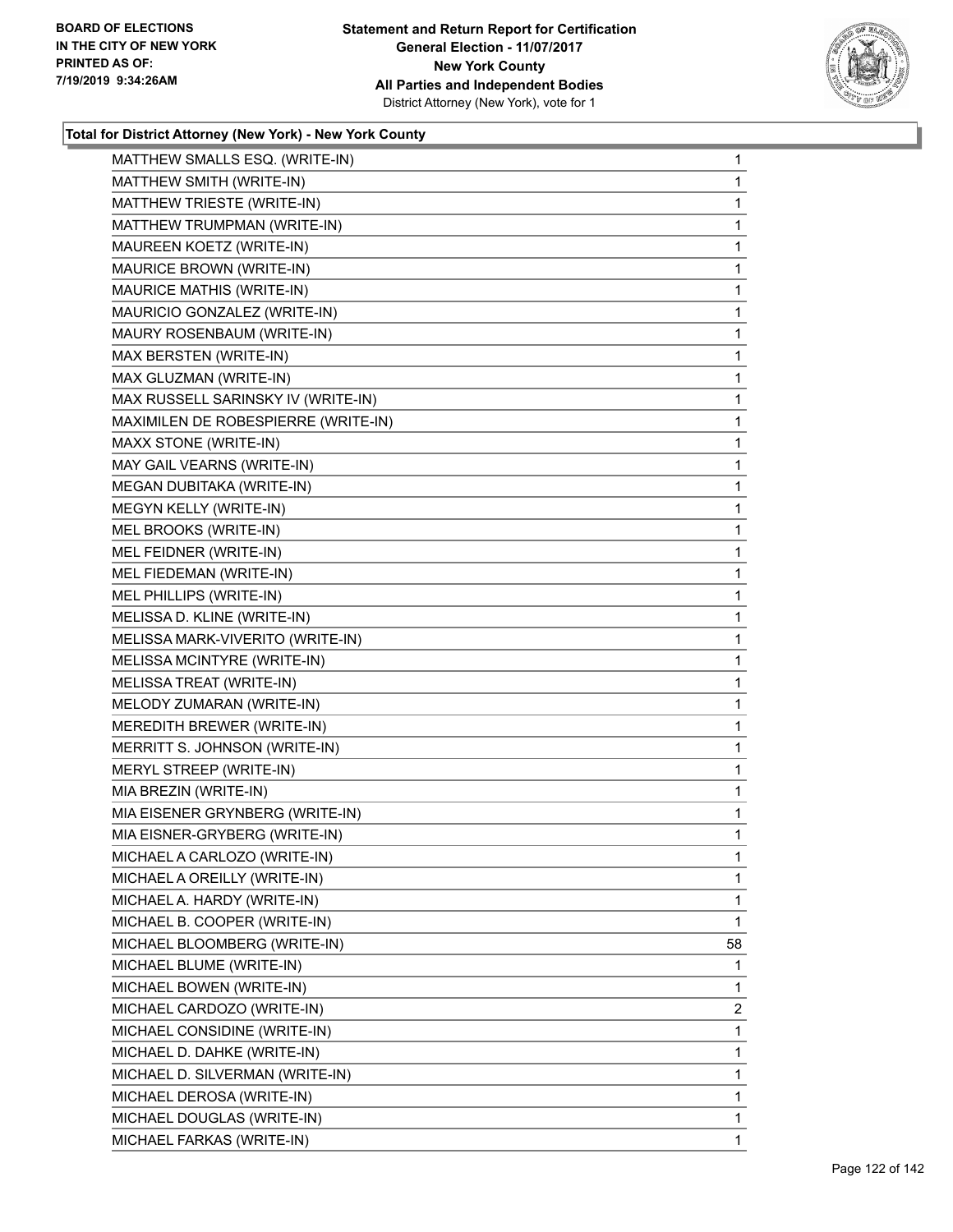BOARD OF ELECTIONS
IN THE CITY OF NEW YORK
PRINTED AS OF:
7/19/2019 9:34:26AM

**Statement and Return Report for Certification**
**General Election - 11/07/2017**
**New York County**
**All Parties and Independent Bodies**
District Attorney (New York), vote for 1

### Total for District Attorney (New York) - New York County

| | |
|---|---|
| MATTHEW SMALLS ESQ. (WRITE-IN) | 1 |
| MATTHEW SMITH (WRITE-IN) | 1 |
| MATTHEW TRIESTE (WRITE-IN) | 1 |
| MATTHEW TRUMPMAN (WRITE-IN) | 1 |
| MAUREEN KOETZ (WRITE-IN) | 1 |
| MAURICE BROWN (WRITE-IN) | 1 |
| MAURICE MATHIS (WRITE-IN) | 1 |
| MAURICIO GONZALEZ (WRITE-IN) | 1 |
| MAURY ROSENBAUM (WRITE-IN) | 1 |
| MAX BERSTEN (WRITE-IN) | 1 |
| MAX GLUZMAN (WRITE-IN) | 1 |
| MAX RUSSELL SARINSKY IV (WRITE-IN) | 1 |
| MAXIMILEN DE ROBESPIERRE (WRITE-IN) | 1 |
| MAXX STONE (WRITE-IN) | 1 |
| MAY GAIL VEARNS (WRITE-IN) | 1 |
| MEGAN DUBITAKA (WRITE-IN) | 1 |
| MEGYN KELLY (WRITE-IN) | 1 |
| MEL BROOKS (WRITE-IN) | 1 |
| MEL FEIDNER (WRITE-IN) | 1 |
| MEL FIEDEMAN (WRITE-IN) | 1 |
| MEL PHILLIPS (WRITE-IN) | 1 |
| MELISSA D. KLINE (WRITE-IN) | 1 |
| MELISSA MARK-VIVERITO (WRITE-IN) | 1 |
| MELISSA MCINTYRE (WRITE-IN) | 1 |
| MELISSA TREAT (WRITE-IN) | 1 |
| MELODY ZUMARAN (WRITE-IN) | 1 |
| MEREDITH BREWER (WRITE-IN) | 1 |
| MERRITT S. JOHNSON (WRITE-IN) | 1 |
| MERYL STREEP (WRITE-IN) | 1 |
| MIA BREZIN (WRITE-IN) | 1 |
| MIA EISENER GRYNBERG (WRITE-IN) | 1 |
| MIA EISNER-GRYBERG (WRITE-IN) | 1 |
| MICHAEL A CARLOZO (WRITE-IN) | 1 |
| MICHAEL A OREILLY (WRITE-IN) | 1 |
| MICHAEL A. HARDY (WRITE-IN) | 1 |
| MICHAEL B. COOPER (WRITE-IN) | 1 |
| MICHAEL BLOOMBERG (WRITE-IN) | 58 |
| MICHAEL BLUME (WRITE-IN) | 1 |
| MICHAEL BOWEN (WRITE-IN) | 1 |
| MICHAEL CARDOZO (WRITE-IN) | 2 |
| MICHAEL CONSIDINE (WRITE-IN) | 1 |
| MICHAEL D. DAHKE (WRITE-IN) | 1 |
| MICHAEL D. SILVERMAN (WRITE-IN) | 1 |
| MICHAEL DEROSA (WRITE-IN) | 1 |
| MICHAEL DOUGLAS (WRITE-IN) | 1 |
| MICHAEL FARKAS (WRITE-IN) | 1 |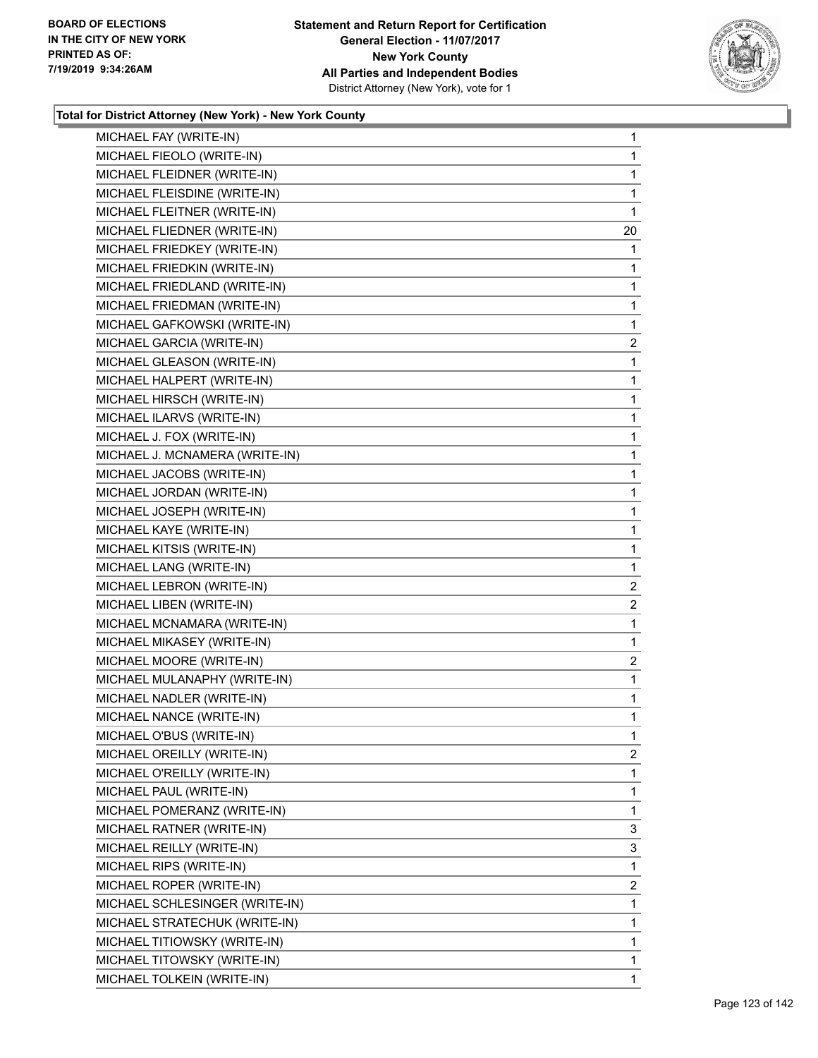**Total for District Attorney (New York) - New York County**

| | |
|---|---|
| MICHAEL FAY (WRITE-IN) | 1 |
| MICHAEL FIEOLO (WRITE-IN) | 1 |
| MICHAEL FLEIDNER (WRITE-IN) | 1 |
| MICHAEL FLEISDINE (WRITE-IN) | 1 |
| MICHAEL FLEITNER (WRITE-IN) | 1 |
| MICHAEL FLIEDNER (WRITE-IN) | 20 |
| MICHAEL FRIEDKEY (WRITE-IN) | 1 |
| MICHAEL FRIEDKIN (WRITE-IN) | 1 |
| MICHAEL FRIEDLAND (WRITE-IN) | 1 |
| MICHAEL FRIEDMAN (WRITE-IN) | 1 |
| MICHAEL GAFKOWSKI (WRITE-IN) | 1 |
| MICHAEL GARCIA (WRITE-IN) | 2 |
| MICHAEL GLEASON (WRITE-IN) | 1 |
| MICHAEL HALPERT (WRITE-IN) | 1 |
| MICHAEL HIRSCH (WRITE-IN) | 1 |
| MICHAEL ILARVS (WRITE-IN) | 1 |
| MICHAEL J. FOX (WRITE-IN) | 1 |
| MICHAEL J. MCNAMERA (WRITE-IN) | 1 |
| MICHAEL JACOBS (WRITE-IN) | 1 |
| MICHAEL JORDAN (WRITE-IN) | 1 |
| MICHAEL JOSEPH (WRITE-IN) | 1 |
| MICHAEL KAYE (WRITE-IN) | 1 |
| MICHAEL KITSIS (WRITE-IN) | 1 |
| MICHAEL LANG (WRITE-IN) | 1 |
| MICHAEL LEBRON (WRITE-IN) | 2 |
| MICHAEL LIBEN (WRITE-IN) | 2 |
| MICHAEL MCNAMARA (WRITE-IN) | 1 |
| MICHAEL MIKASEY (WRITE-IN) | 1 |
| MICHAEL MOORE (WRITE-IN) | 2 |
| MICHAEL MULANAPHY (WRITE-IN) | 1 |
| MICHAEL NADLER (WRITE-IN) | 1 |
| MICHAEL NANCE (WRITE-IN) | 1 |
| MICHAEL O'BUS (WRITE-IN) | 1 |
| MICHAEL OREILLY (WRITE-IN) | 2 |
| MICHAEL O'REILLY (WRITE-IN) | 1 |
| MICHAEL PAUL (WRITE-IN) | 1 |
| MICHAEL POMERANZ (WRITE-IN) | 1 |
| MICHAEL RATNER (WRITE-IN) | 3 |
| MICHAEL REILLY (WRITE-IN) | 3 |
| MICHAEL RIPS (WRITE-IN) | 1 |
| MICHAEL ROPER (WRITE-IN) | 2 |
| MICHAEL SCHLESINGER (WRITE-IN) | 1 |
| MICHAEL STRATECHUK (WRITE-IN) | 1 |
| MICHAEL TITIOWSKY (WRITE-IN) | 1 |
| MICHAEL TITOWSKY (WRITE-IN) | 1 |
| MICHAEL TOLKEIN (WRITE-IN) | 1 |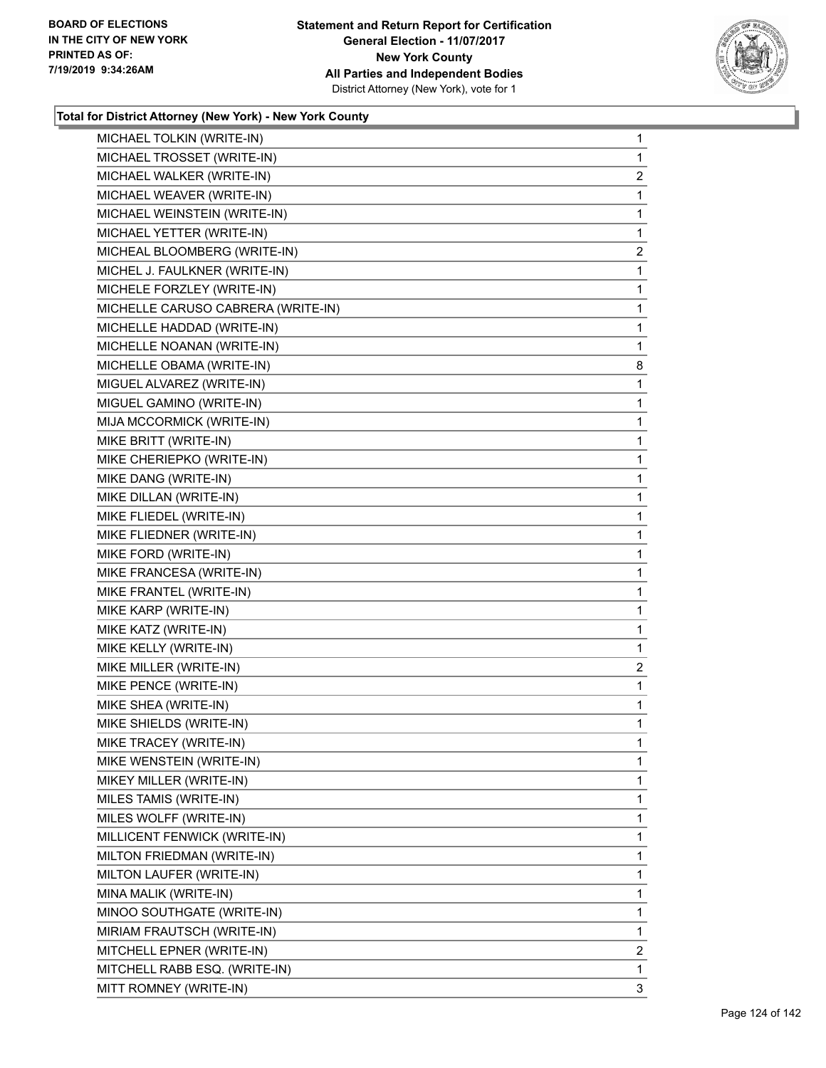**Total for District Attorney (New York) - New York County**

| Candidate | Votes |
|---|---|
| MICHAEL TOLKIN (WRITE-IN) | 1 |
| MICHAEL TROSSET (WRITE-IN) | 1 |
| MICHAEL WALKER (WRITE-IN) | 2 |
| MICHAEL WEAVER (WRITE-IN) | 1 |
| MICHAEL WEINSTEIN (WRITE-IN) | 1 |
| MICHAEL YETTER (WRITE-IN) | 1 |
| MICHEAL BLOOMBERG (WRITE-IN) | 2 |
| MICHEL J. FAULKNER (WRITE-IN) | 1 |
| MICHELE FORZLEY (WRITE-IN) | 1 |
| MICHELLE CARUSO CABRERA (WRITE-IN) | 1 |
| MICHELLE HADDAD (WRITE-IN) | 1 |
| MICHELLE NOANAN (WRITE-IN) | 1 |
| MICHELLE OBAMA (WRITE-IN) | 8 |
| MIGUEL ALVAREZ (WRITE-IN) | 1 |
| MIGUEL GAMINO (WRITE-IN) | 1 |
| MIJA MCCORMICK (WRITE-IN) | 1 |
| MIKE BRITT (WRITE-IN) | 1 |
| MIKE CHERIEPKO (WRITE-IN) | 1 |
| MIKE DANG (WRITE-IN) | 1 |
| MIKE DILLAN (WRITE-IN) | 1 |
| MIKE FLIEDEL (WRITE-IN) | 1 |
| MIKE FLIEDNER (WRITE-IN) | 1 |
| MIKE FORD (WRITE-IN) | 1 |
| MIKE FRANCESA (WRITE-IN) | 1 |
| MIKE FRANTEL (WRITE-IN) | 1 |
| MIKE KARP (WRITE-IN) | 1 |
| MIKE KATZ (WRITE-IN) | 1 |
| MIKE KELLY (WRITE-IN) | 1 |
| MIKE MILLER (WRITE-IN) | 2 |
| MIKE PENCE (WRITE-IN) | 1 |
| MIKE SHEA (WRITE-IN) | 1 |
| MIKE SHIELDS (WRITE-IN) | 1 |
| MIKE TRACEY (WRITE-IN) | 1 |
| MIKE WENSTEIN (WRITE-IN) | 1 |
| MIKEY MILLER (WRITE-IN) | 1 |
| MILES TAMIS (WRITE-IN) | 1 |
| MILES WOLFF (WRITE-IN) | 1 |
| MILLICENT FENWICK (WRITE-IN) | 1 |
| MILTON FRIEDMAN (WRITE-IN) | 1 |
| MILTON LAUFER (WRITE-IN) | 1 |
| MINA MALIK (WRITE-IN) | 1 |
| MINOO SOUTHGATE (WRITE-IN) | 1 |
| MIRIAM FRAUTSCH (WRITE-IN) | 1 |
| MITCHELL EPNER (WRITE-IN) | 2 |
| MITCHELL RABB ESQ. (WRITE-IN) | 1 |
| MITT ROMNEY (WRITE-IN) | 3 |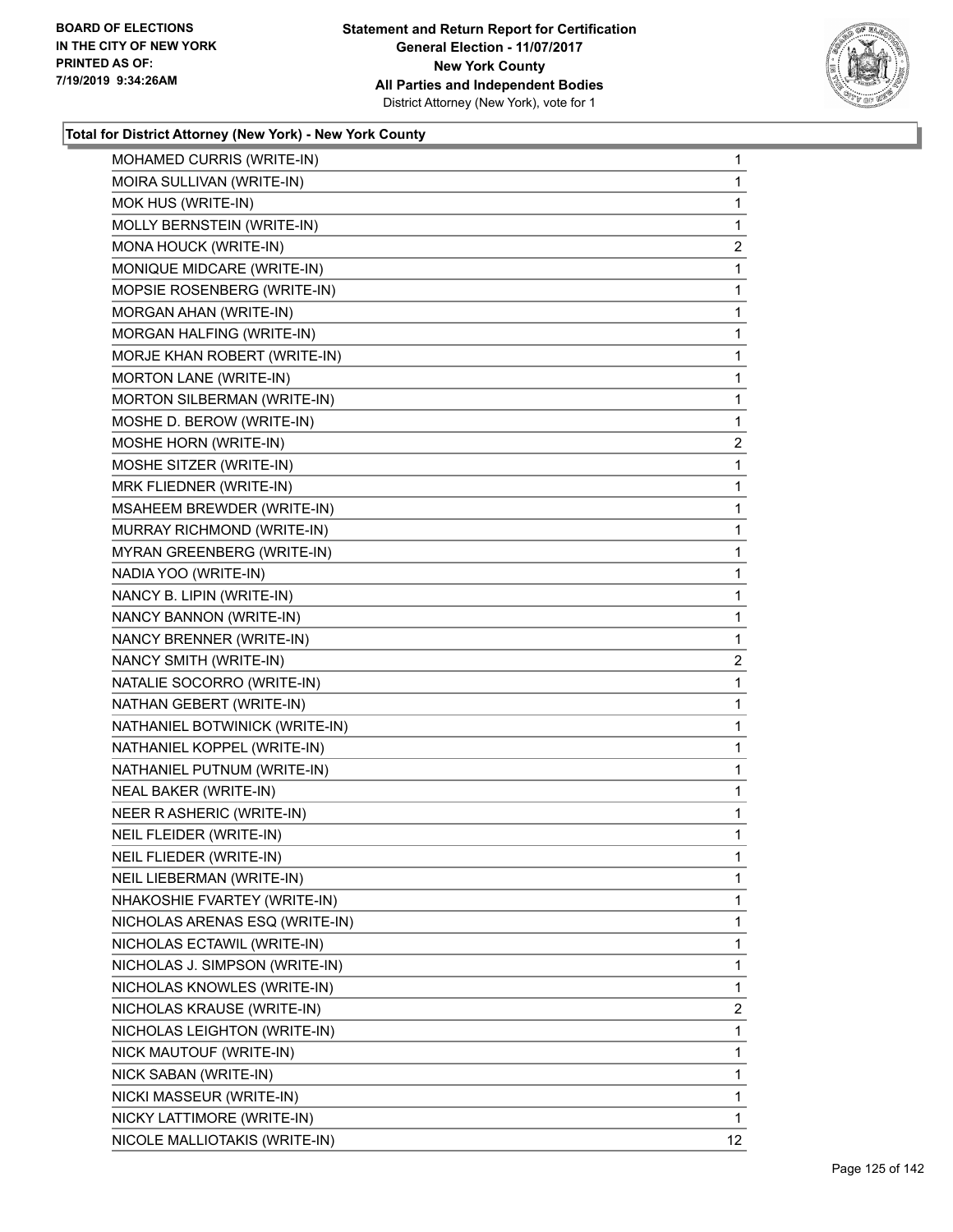BOARD OF ELECTIONS
IN THE CITY OF NEW YORK
PRINTED AS OF:
7/19/2019 9:34:26AM

**Statement and Return Report for Certification**
**General Election - 11/07/2017**
**New York County**
**All Parties and Independent Bodies**
District Attorney (New York), vote for 1

### Total for District Attorney (New York) - New York County

| | |
|---|---|
| MOHAMED CURRIS (WRITE-IN) | 1 |
| MOIRA SULLIVAN (WRITE-IN) | 1 |
| MOK HUS (WRITE-IN) | 1 |
| MOLLY BERNSTEIN (WRITE-IN) | 1 |
| MONA HOUCK (WRITE-IN) | 2 |
| MONIQUE MIDCARE (WRITE-IN) | 1 |
| MOPSIE ROSENBERG (WRITE-IN) | 1 |
| MORGAN AHAN (WRITE-IN) | 1 |
| MORGAN HALFING (WRITE-IN) | 1 |
| MORJE KHAN ROBERT (WRITE-IN) | 1 |
| MORTON LANE (WRITE-IN) | 1 |
| MORTON SILBERMAN (WRITE-IN) | 1 |
| MOSHE D. BEROW (WRITE-IN) | 1 |
| MOSHE HORN (WRITE-IN) | 2 |
| MOSHE SITZER (WRITE-IN) | 1 |
| MRK FLIEDNER (WRITE-IN) | 1 |
| MSAHEEM BREWDER (WRITE-IN) | 1 |
| MURRAY RICHMOND (WRITE-IN) | 1 |
| MYRAN GREENBERG (WRITE-IN) | 1 |
| NADIA YOO (WRITE-IN) | 1 |
| NANCY B. LIPIN (WRITE-IN) | 1 |
| NANCY BANNON (WRITE-IN) | 1 |
| NANCY BRENNER (WRITE-IN) | 1 |
| NANCY SMITH (WRITE-IN) | 2 |
| NATALIE SOCORRO (WRITE-IN) | 1 |
| NATHAN GEBERT (WRITE-IN) | 1 |
| NATHANIEL BOTWINICK (WRITE-IN) | 1 |
| NATHANIEL KOPPEL (WRITE-IN) | 1 |
| NATHANIEL PUTNUM (WRITE-IN) | 1 |
| NEAL BAKER (WRITE-IN) | 1 |
| NEER R ASHERIC (WRITE-IN) | 1 |
| NEIL FLEIDER (WRITE-IN) | 1 |
| NEIL FLIEDER (WRITE-IN) | 1 |
| NEIL LIEBERMAN (WRITE-IN) | 1 |
| NHAKOSHIE FVARTEY (WRITE-IN) | 1 |
| NICHOLAS ARENAS ESQ (WRITE-IN) | 1 |
| NICHOLAS ECTAWIL (WRITE-IN) | 1 |
| NICHOLAS J. SIMPSON (WRITE-IN) | 1 |
| NICHOLAS KNOWLES (WRITE-IN) | 1 |
| NICHOLAS KRAUSE (WRITE-IN) | 2 |
| NICHOLAS LEIGHTON (WRITE-IN) | 1 |
| NICK MAUTOUF (WRITE-IN) | 1 |
| NICK SABAN (WRITE-IN) | 1 |
| NICKI MASSEUR (WRITE-IN) | 1 |
| NICKY LATTIMORE (WRITE-IN) | 1 |
| NICOLE MALLIOTAKIS (WRITE-IN) | 12 |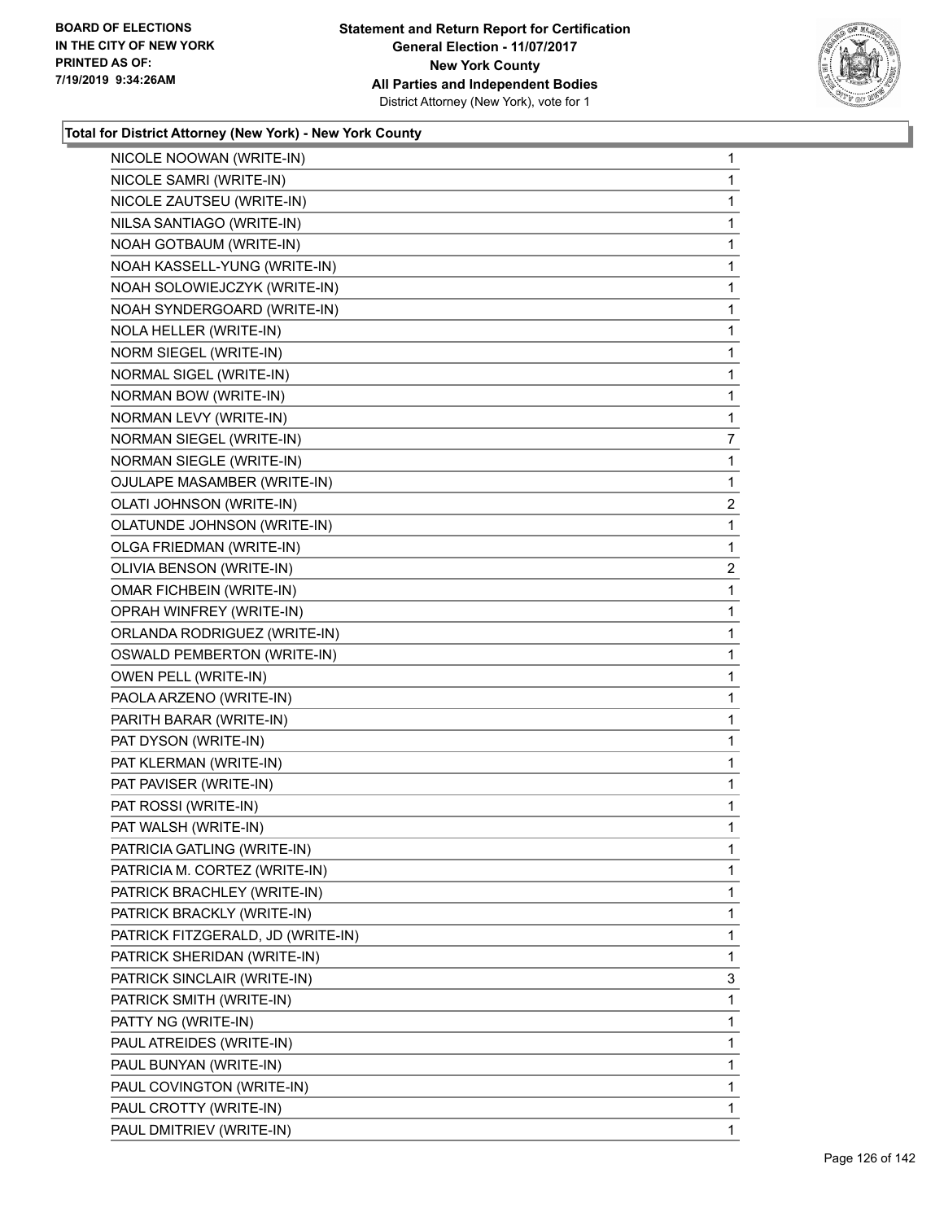**Total for District Attorney (New York) - New York County**

| Candidate | Votes |
|---|---|
| NICOLE NOOWAN (WRITE-IN) | 1 |
| NICOLE SAMRI (WRITE-IN) | 1 |
| NICOLE ZAUTSEU (WRITE-IN) | 1 |
| NILSA SANTIAGO (WRITE-IN) | 1 |
| NOAH GOTBAUM (WRITE-IN) | 1 |
| NOAH KASSELL-YUNG (WRITE-IN) | 1 |
| NOAH SOLOWIEJCZYK (WRITE-IN) | 1 |
| NOAH SYNDERGOARD (WRITE-IN) | 1 |
| NOLA HELLER (WRITE-IN) | 1 |
| NORM SIEGEL (WRITE-IN) | 1 |
| NORMAL SIGEL (WRITE-IN) | 1 |
| NORMAN BOW (WRITE-IN) | 1 |
| NORMAN LEVY (WRITE-IN) | 1 |
| NORMAN SIEGEL (WRITE-IN) | 7 |
| NORMAN SIEGLE (WRITE-IN) | 1 |
| OJULAPE MASAMBER (WRITE-IN) | 1 |
| OLATI JOHNSON (WRITE-IN) | 2 |
| OLATUNDE JOHNSON (WRITE-IN) | 1 |
| OLGA FRIEDMAN (WRITE-IN) | 1 |
| OLIVIA BENSON (WRITE-IN) | 2 |
| OMAR FICHBEIN (WRITE-IN) | 1 |
| OPRAH WINFREY (WRITE-IN) | 1 |
| ORLANDA RODRIGUEZ (WRITE-IN) | 1 |
| OSWALD PEMBERTON (WRITE-IN) | 1 |
| OWEN PELL (WRITE-IN) | 1 |
| PAOLA ARZENO (WRITE-IN) | 1 |
| PARITH BARAR (WRITE-IN) | 1 |
| PAT DYSON (WRITE-IN) | 1 |
| PAT KLERMAN (WRITE-IN) | 1 |
| PAT PAVISER (WRITE-IN) | 1 |
| PAT ROSSI (WRITE-IN) | 1 |
| PAT WALSH (WRITE-IN) | 1 |
| PATRICIA GATLING (WRITE-IN) | 1 |
| PATRICIA M. CORTEZ (WRITE-IN) | 1 |
| PATRICK BRACHLEY (WRITE-IN) | 1 |
| PATRICK BRACKLY (WRITE-IN) | 1 |
| PATRICK FITZGERALD, JD (WRITE-IN) | 1 |
| PATRICK SHERIDAN (WRITE-IN) | 1 |
| PATRICK SINCLAIR (WRITE-IN) | 3 |
| PATRICK SMITH (WRITE-IN) | 1 |
| PATTY NG (WRITE-IN) | 1 |
| PAUL ATREIDES (WRITE-IN) | 1 |
| PAUL BUNYAN (WRITE-IN) | 1 |
| PAUL COVINGTON (WRITE-IN) | 1 |
| PAUL CROTTY (WRITE-IN) | 1 |
| PAUL DMITRIEV (WRITE-IN) | 1 |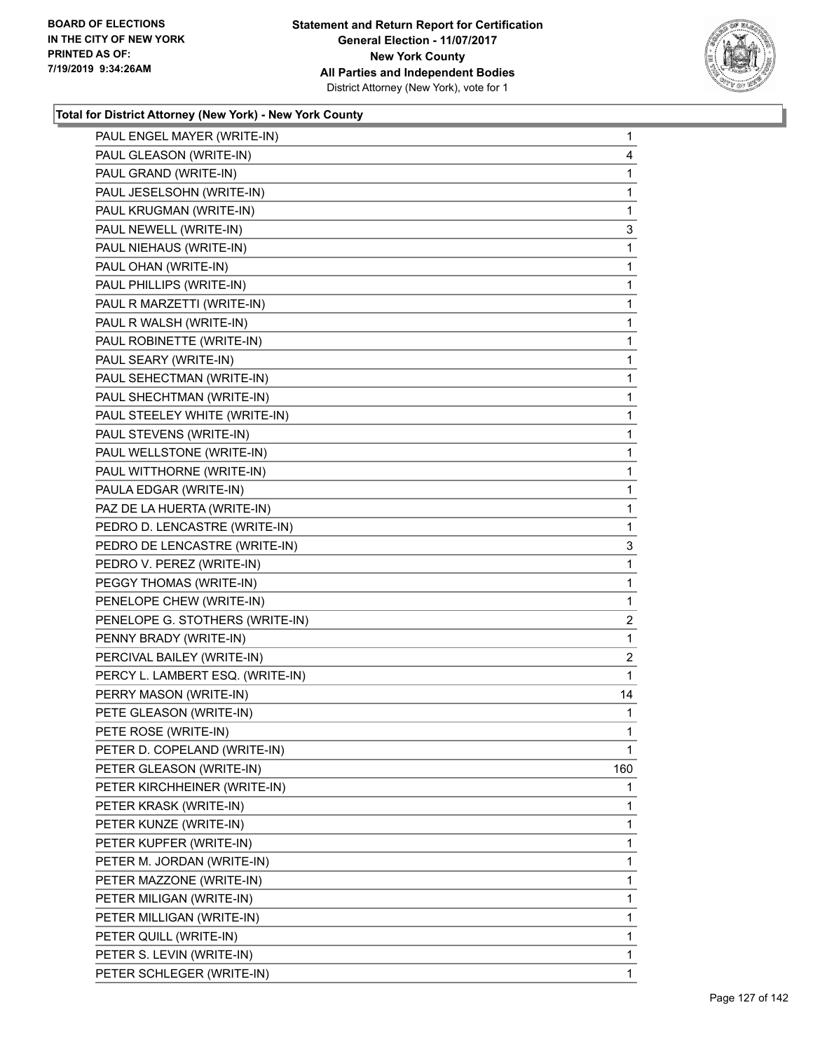**Total for District Attorney (New York) - New York County**

| Candidate | Votes |
|---|---|
| PAUL ENGEL MAYER (WRITE-IN) | 1 |
| PAUL GLEASON (WRITE-IN) | 4 |
| PAUL GRAND (WRITE-IN) | 1 |
| PAUL JESELSOHN (WRITE-IN) | 1 |
| PAUL KRUGMAN (WRITE-IN) | 1 |
| PAUL NEWELL (WRITE-IN) | 3 |
| PAUL NIEHAUS (WRITE-IN) | 1 |
| PAUL OHAN (WRITE-IN) | 1 |
| PAUL PHILLIPS (WRITE-IN) | 1 |
| PAUL R MARZETTI (WRITE-IN) | 1 |
| PAUL R WALSH (WRITE-IN) | 1 |
| PAUL ROBINETTE (WRITE-IN) | 1 |
| PAUL SEARY (WRITE-IN) | 1 |
| PAUL SEHECTMAN (WRITE-IN) | 1 |
| PAUL SHECHTMAN (WRITE-IN) | 1 |
| PAUL STEELEY WHITE (WRITE-IN) | 1 |
| PAUL STEVENS (WRITE-IN) | 1 |
| PAUL WELLSTONE (WRITE-IN) | 1 |
| PAUL WITTHORNE (WRITE-IN) | 1 |
| PAULA EDGAR (WRITE-IN) | 1 |
| PAZ DE LA HUERTA (WRITE-IN) | 1 |
| PEDRO D. LENCASTRE (WRITE-IN) | 1 |
| PEDRO DE LENCASTRE (WRITE-IN) | 3 |
| PEDRO V. PEREZ (WRITE-IN) | 1 |
| PEGGY THOMAS (WRITE-IN) | 1 |
| PENELOPE CHEW (WRITE-IN) | 1 |
| PENELOPE G. STOTHERS (WRITE-IN) | 2 |
| PENNY BRADY (WRITE-IN) | 1 |
| PERCIVAL BAILEY (WRITE-IN) | 2 |
| PERCY L. LAMBERT ESQ. (WRITE-IN) | 1 |
| PERRY MASON (WRITE-IN) | 14 |
| PETE GLEASON (WRITE-IN) | 1 |
| PETE ROSE (WRITE-IN) | 1 |
| PETER D. COPELAND (WRITE-IN) | 1 |
| PETER GLEASON (WRITE-IN) | 160 |
| PETER KIRCHHEINER (WRITE-IN) | 1 |
| PETER KRASK (WRITE-IN) | 1 |
| PETER KUNZE (WRITE-IN) | 1 |
| PETER KUPFER (WRITE-IN) | 1 |
| PETER M. JORDAN (WRITE-IN) | 1 |
| PETER MAZZONE (WRITE-IN) | 1 |
| PETER MILIGAN (WRITE-IN) | 1 |
| PETER MILLIGAN (WRITE-IN) | 1 |
| PETER QUILL (WRITE-IN) | 1 |
| PETER S. LEVIN (WRITE-IN) | 1 |
| PETER SCHLEGER (WRITE-IN) | 1 |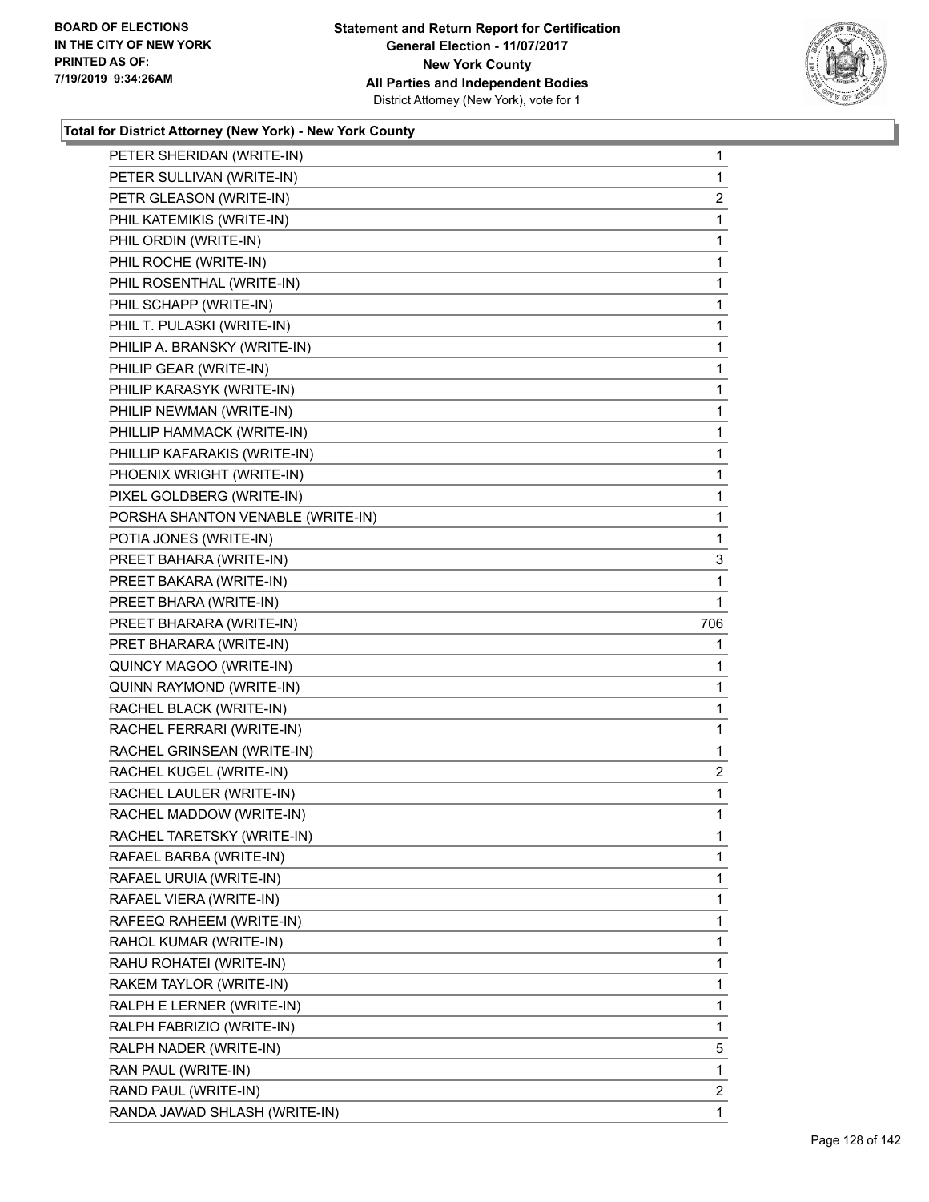**Statement and Return Report for Certification**
**General Election - 11/07/2017**
**New York County**
**All Parties and Independent Bodies**
District Attorney (New York), vote for 1

BOARD OF ELECTIONS IN THE CITY OF NEW YORK PRINTED AS OF: 7/19/2019 9:34:26AM

### Total for District Attorney (New York) - New York County

| | |
|---|---|
| PETER SHERIDAN (WRITE-IN) | 1 |
| PETER SULLIVAN (WRITE-IN) | 1 |
| PETR GLEASON (WRITE-IN) | 2 |
| PHIL KATEMIKIS (WRITE-IN) | 1 |
| PHIL ORDIN (WRITE-IN) | 1 |
| PHIL ROCHE (WRITE-IN) | 1 |
| PHIL ROSENTHAL (WRITE-IN) | 1 |
| PHIL SCHAPP (WRITE-IN) | 1 |
| PHIL T. PULASKI (WRITE-IN) | 1 |
| PHILIP A. BRANSKY (WRITE-IN) | 1 |
| PHILIP GEAR (WRITE-IN) | 1 |
| PHILIP KARASYK (WRITE-IN) | 1 |
| PHILIP NEWMAN (WRITE-IN) | 1 |
| PHILLIP HAMMACK (WRITE-IN) | 1 |
| PHILLIP KAFARAKIS (WRITE-IN) | 1 |
| PHOENIX WRIGHT (WRITE-IN) | 1 |
| PIXEL GOLDBERG (WRITE-IN) | 1 |
| PORSHA SHANTON VENABLE (WRITE-IN) | 1 |
| POTIA JONES (WRITE-IN) | 1 |
| PREET BAHARA (WRITE-IN) | 3 |
| PREET BAKARA (WRITE-IN) | 1 |
| PREET BHARA (WRITE-IN) | 1 |
| PREET BHARARA (WRITE-IN) | 706 |
| PRET BHARARA (WRITE-IN) | 1 |
| QUINCY MAGOO (WRITE-IN) | 1 |
| QUINN RAYMOND (WRITE-IN) | 1 |
| RACHEL BLACK (WRITE-IN) | 1 |
| RACHEL FERRARI (WRITE-IN) | 1 |
| RACHEL GRINSEAN (WRITE-IN) | 1 |
| RACHEL KUGEL (WRITE-IN) | 2 |
| RACHEL LAULER (WRITE-IN) | 1 |
| RACHEL MADDOW (WRITE-IN) | 1 |
| RACHEL TARETSKY (WRITE-IN) | 1 |
| RAFAEL BARBA (WRITE-IN) | 1 |
| RAFAEL URUIA (WRITE-IN) | 1 |
| RAFAEL VIERA (WRITE-IN) | 1 |
| RAFEEQ RAHEEM (WRITE-IN) | 1 |
| RAHOL KUMAR (WRITE-IN) | 1 |
| RAHU ROHATEI (WRITE-IN) | 1 |
| RAKEM TAYLOR (WRITE-IN) | 1 |
| RALPH E LERNER (WRITE-IN) | 1 |
| RALPH FABRIZIO (WRITE-IN) | 1 |
| RALPH NADER (WRITE-IN) | 5 |
| RAN PAUL (WRITE-IN) | 1 |
| RAND PAUL (WRITE-IN) | 2 |
| RANDA JAWAD SHLASH (WRITE-IN) | 1 |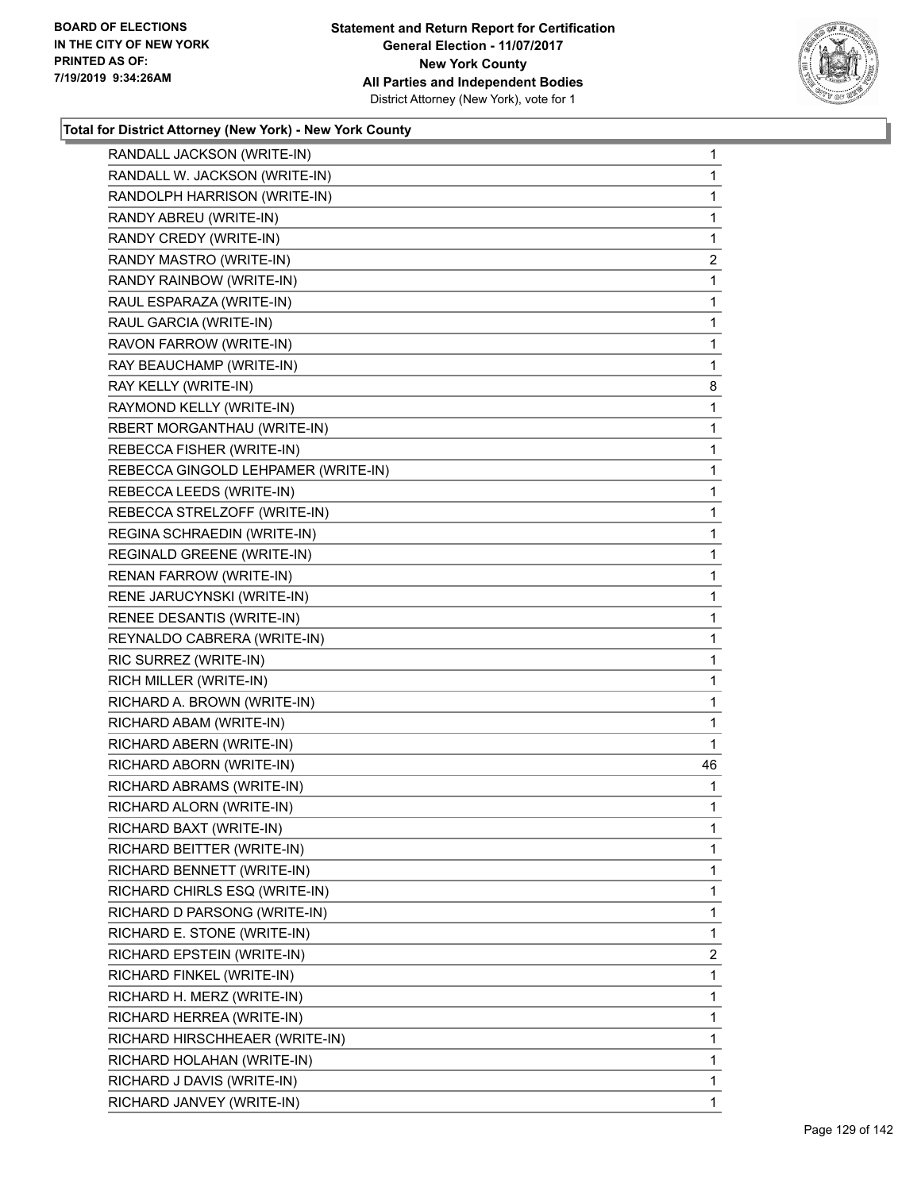### Total for District Attorney (New York) - New York County

| | |
|---|---|
| RANDALL JACKSON (WRITE-IN) | 1 |
| RANDALL W. JACKSON (WRITE-IN) | 1 |
| RANDOLPH HARRISON (WRITE-IN) | 1 |
| RANDY ABREU (WRITE-IN) | 1 |
| RANDY CREDY (WRITE-IN) | 1 |
| RANDY MASTRO (WRITE-IN) | 2 |
| RANDY RAINBOW (WRITE-IN) | 1 |
| RAUL ESPARAZA (WRITE-IN) | 1 |
| RAUL GARCIA (WRITE-IN) | 1 |
| RAVON FARROW (WRITE-IN) | 1 |
| RAY BEAUCHAMP (WRITE-IN) | 1 |
| RAY KELLY (WRITE-IN) | 8 |
| RAYMOND KELLY (WRITE-IN) | 1 |
| RBERT MORGANTHAU (WRITE-IN) | 1 |
| REBECCA FISHER (WRITE-IN) | 1 |
| REBECCA GINGOLD LEHPAMER (WRITE-IN) | 1 |
| REBECCA LEEDS (WRITE-IN) | 1 |
| REBECCA STRELZOFF (WRITE-IN) | 1 |
| REGINA SCHRAEDIN (WRITE-IN) | 1 |
| REGINALD GREENE (WRITE-IN) | 1 |
| RENAN FARROW (WRITE-IN) | 1 |
| RENE JARUCYNSKI (WRITE-IN) | 1 |
| RENEE DESANTIS (WRITE-IN) | 1 |
| REYNALDO CABRERA (WRITE-IN) | 1 |
| RIC SURREZ (WRITE-IN) | 1 |
| RICH MILLER (WRITE-IN) | 1 |
| RICHARD A. BROWN (WRITE-IN) | 1 |
| RICHARD ABAM (WRITE-IN) | 1 |
| RICHARD ABERN (WRITE-IN) | 1 |
| RICHARD ABORN (WRITE-IN) | 46 |
| RICHARD ABRAMS (WRITE-IN) | 1 |
| RICHARD ALORN (WRITE-IN) | 1 |
| RICHARD BAXT (WRITE-IN) | 1 |
| RICHARD BEITTER (WRITE-IN) | 1 |
| RICHARD BENNETT (WRITE-IN) | 1 |
| RICHARD CHIRLS ESQ (WRITE-IN) | 1 |
| RICHARD D PARSONG (WRITE-IN) | 1 |
| RICHARD E. STONE (WRITE-IN) | 1 |
| RICHARD EPSTEIN (WRITE-IN) | 2 |
| RICHARD FINKEL (WRITE-IN) | 1 |
| RICHARD H. MERZ (WRITE-IN) | 1 |
| RICHARD HERREA (WRITE-IN) | 1 |
| RICHARD HIRSCHHEAER (WRITE-IN) | 1 |
| RICHARD HOLAHAN (WRITE-IN) | 1 |
| RICHARD J DAVIS (WRITE-IN) | 1 |
| RICHARD JANVEY (WRITE-IN) | 1 |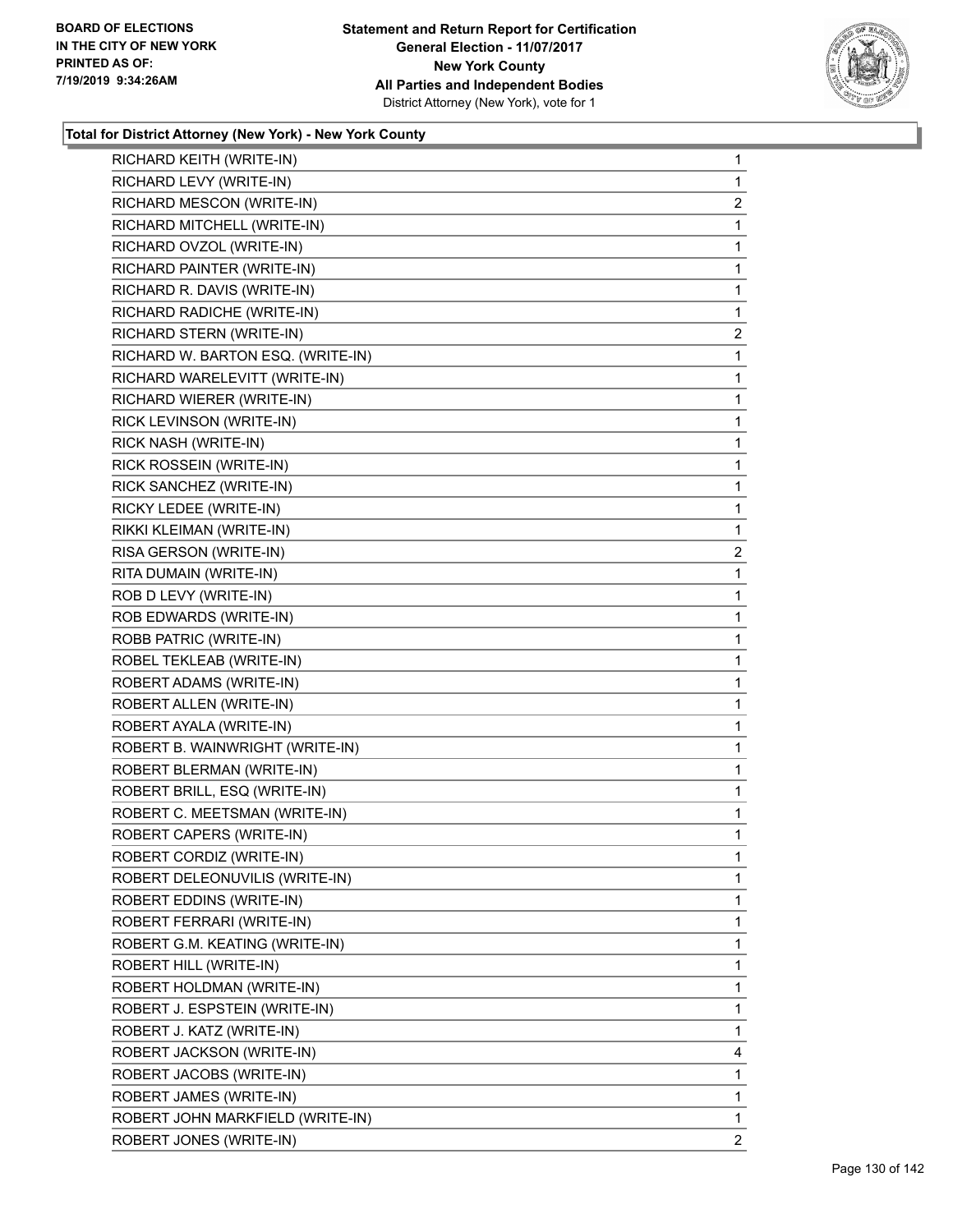BOARD OF ELECTIONS
IN THE CITY OF NEW YORK
PRINTED AS OF:
7/19/2019 9:34:26AM

**Statement and Return Report for Certification**
**General Election - 11/07/2017**
**New York County**
**All Parties and Independent Bodies**
District Attorney (New York), vote for 1

**Total for District Attorney (New York) - New York County**

| | |
|---|---|
| RICHARD KEITH (WRITE-IN) | 1 |
| RICHARD LEVY (WRITE-IN) | 1 |
| RICHARD MESCON (WRITE-IN) | 2 |
| RICHARD MITCHELL (WRITE-IN) | 1 |
| RICHARD OVZOL (WRITE-IN) | 1 |
| RICHARD PAINTER (WRITE-IN) | 1 |
| RICHARD R. DAVIS (WRITE-IN) | 1 |
| RICHARD RADICHE (WRITE-IN) | 1 |
| RICHARD STERN (WRITE-IN) | 2 |
| RICHARD W. BARTON ESQ. (WRITE-IN) | 1 |
| RICHARD WARELEVITT (WRITE-IN) | 1 |
| RICHARD WIERER (WRITE-IN) | 1 |
| RICK LEVINSON (WRITE-IN) | 1 |
| RICK NASH (WRITE-IN) | 1 |
| RICK ROSSEIN (WRITE-IN) | 1 |
| RICK SANCHEZ (WRITE-IN) | 1 |
| RICKY LEDEE (WRITE-IN) | 1 |
| RIKKI KLEIMAN (WRITE-IN) | 1 |
| RISA GERSON (WRITE-IN) | 2 |
| RITA DUMAIN (WRITE-IN) | 1 |
| ROB D LEVY (WRITE-IN) | 1 |
| ROB EDWARDS (WRITE-IN) | 1 |
| ROBB PATRIC (WRITE-IN) | 1 |
| ROBEL TEKLEAB (WRITE-IN) | 1 |
| ROBERT ADAMS (WRITE-IN) | 1 |
| ROBERT ALLEN (WRITE-IN) | 1 |
| ROBERT AYALA (WRITE-IN) | 1 |
| ROBERT B. WAINWRIGHT (WRITE-IN) | 1 |
| ROBERT BLERMAN (WRITE-IN) | 1 |
| ROBERT BRILL, ESQ (WRITE-IN) | 1 |
| ROBERT C. MEETSMAN (WRITE-IN) | 1 |
| ROBERT CAPERS (WRITE-IN) | 1 |
| ROBERT CORDIZ (WRITE-IN) | 1 |
| ROBERT DELEONUVILIS (WRITE-IN) | 1 |
| ROBERT EDDINS (WRITE-IN) | 1 |
| ROBERT FERRARI (WRITE-IN) | 1 |
| ROBERT G.M. KEATING (WRITE-IN) | 1 |
| ROBERT HILL (WRITE-IN) | 1 |
| ROBERT HOLDMAN (WRITE-IN) | 1 |
| ROBERT J. ESPSTEIN (WRITE-IN) | 1 |
| ROBERT J. KATZ (WRITE-IN) | 1 |
| ROBERT JACKSON (WRITE-IN) | 4 |
| ROBERT JACOBS (WRITE-IN) | 1 |
| ROBERT JAMES (WRITE-IN) | 1 |
| ROBERT JOHN MARKFIELD (WRITE-IN) | 1 |
| ROBERT JONES (WRITE-IN) | 2 |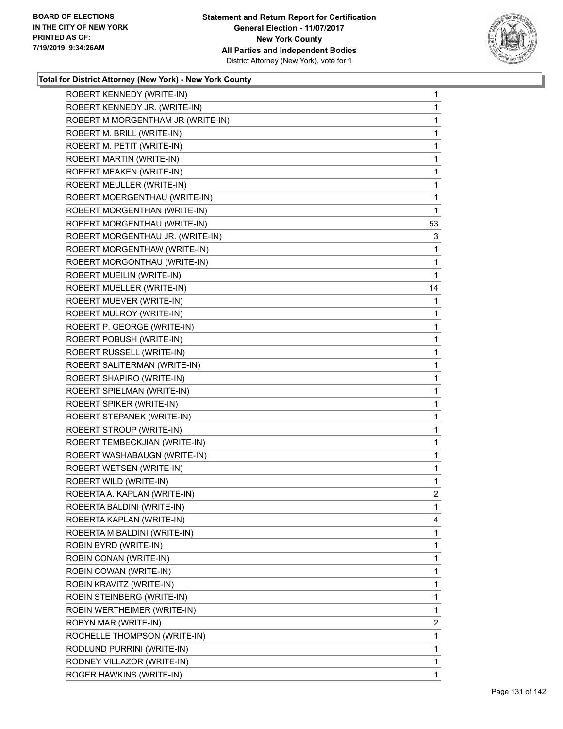### Total for District Attorney (New York) - New York County

| Candidate | Votes |
|---|---|
| ROBERT KENNEDY (WRITE-IN) | 1 |
| ROBERT KENNEDY JR. (WRITE-IN) | 1 |
| ROBERT M MORGENTHAM JR (WRITE-IN) | 1 |
| ROBERT M. BRILL (WRITE-IN) | 1 |
| ROBERT M. PETIT (WRITE-IN) | 1 |
| ROBERT MARTIN (WRITE-IN) | 1 |
| ROBERT MEAKEN (WRITE-IN) | 1 |
| ROBERT MEULLER (WRITE-IN) | 1 |
| ROBERT MOERGENTHAU (WRITE-IN) | 1 |
| ROBERT MORGENTHAN (WRITE-IN) | 1 |
| ROBERT MORGENTHAU (WRITE-IN) | 53 |
| ROBERT MORGENTHAU JR. (WRITE-IN) | 3 |
| ROBERT MORGENTHAW (WRITE-IN) | 1 |
| ROBERT MORGONTHAU (WRITE-IN) | 1 |
| ROBERT MUEILIN (WRITE-IN) | 1 |
| ROBERT MUELLER (WRITE-IN) | 14 |
| ROBERT MUEVER (WRITE-IN) | 1 |
| ROBERT MULROY (WRITE-IN) | 1 |
| ROBERT P. GEORGE (WRITE-IN) | 1 |
| ROBERT POBUSH (WRITE-IN) | 1 |
| ROBERT RUSSELL (WRITE-IN) | 1 |
| ROBERT SALITERMAN (WRITE-IN) | 1 |
| ROBERT SHAPIRO (WRITE-IN) | 1 |
| ROBERT SPIELMAN (WRITE-IN) | 1 |
| ROBERT SPIKER (WRITE-IN) | 1 |
| ROBERT STEPANEK (WRITE-IN) | 1 |
| ROBERT STROUP (WRITE-IN) | 1 |
| ROBERT TEMBECKJIAN (WRITE-IN) | 1 |
| ROBERT WASHABAUGN (WRITE-IN) | 1 |
| ROBERT WETSEN (WRITE-IN) | 1 |
| ROBERT WILD (WRITE-IN) | 1 |
| ROBERTA A. KAPLAN (WRITE-IN) | 2 |
| ROBERTA BALDINI (WRITE-IN) | 1 |
| ROBERTA KAPLAN (WRITE-IN) | 4 |
| ROBERTA M BALDINI (WRITE-IN) | 1 |
| ROBIN BYRD (WRITE-IN) | 1 |
| ROBIN CONAN (WRITE-IN) | 1 |
| ROBIN COWAN (WRITE-IN) | 1 |
| ROBIN KRAVITZ (WRITE-IN) | 1 |
| ROBIN STEINBERG (WRITE-IN) | 1 |
| ROBIN WERTHEIMER (WRITE-IN) | 1 |
| ROBYN MAR (WRITE-IN) | 2 |
| ROCHELLE THOMPSON (WRITE-IN) | 1 |
| RODLUND PURRINI (WRITE-IN) | 1 |
| RODNEY VILLAZOR (WRITE-IN) | 1 |
| ROGER HAWKINS (WRITE-IN) | 1 |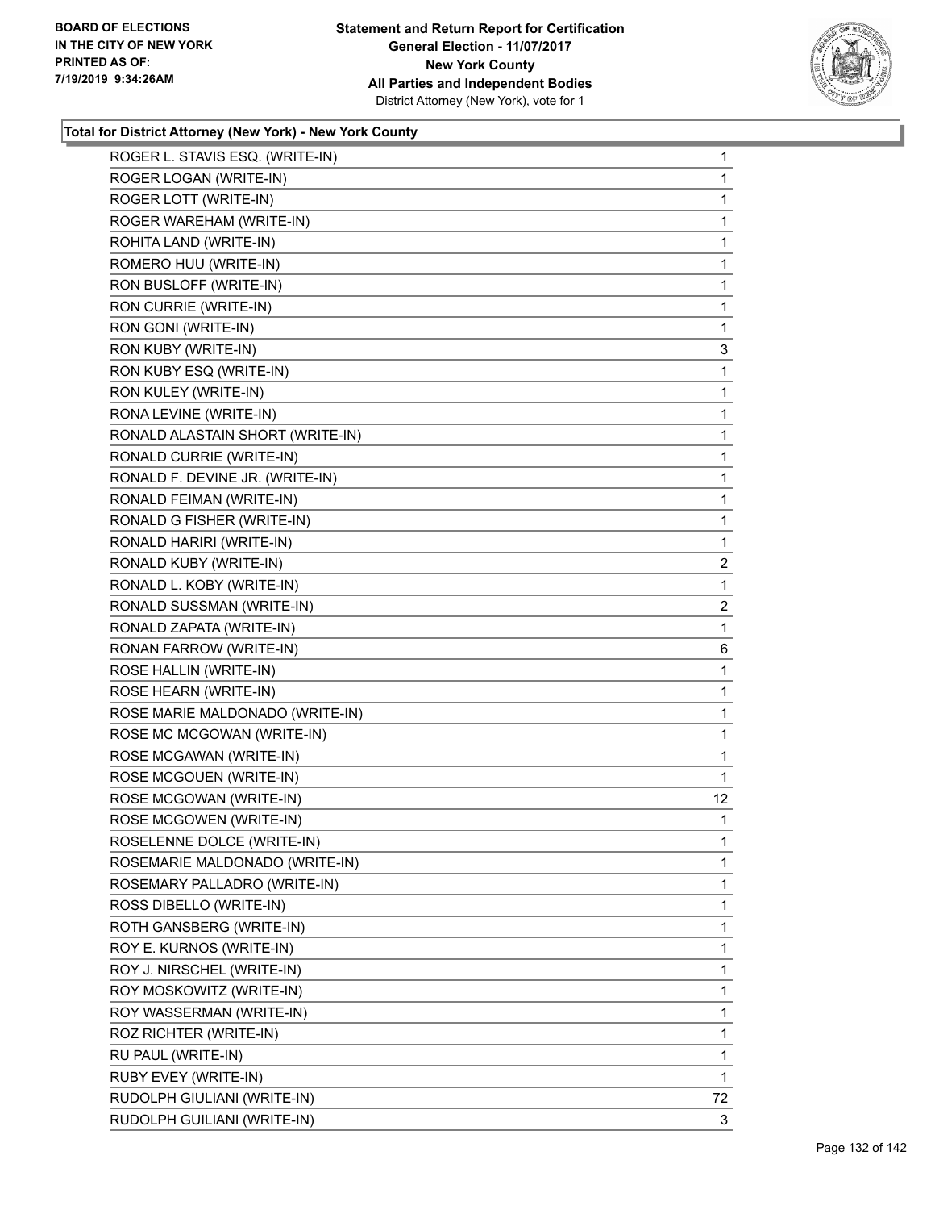**Total for District Attorney (New York) - New York County**

| | |
|---|---|
| ROGER L. STAVIS ESQ. (WRITE-IN) | 1 |
| ROGER LOGAN (WRITE-IN) | 1 |
| ROGER LOTT (WRITE-IN) | 1 |
| ROGER WAREHAM (WRITE-IN) | 1 |
| ROHITA LAND (WRITE-IN) | 1 |
| ROMERO HUU (WRITE-IN) | 1 |
| RON BUSLOFF (WRITE-IN) | 1 |
| RON CURRIE (WRITE-IN) | 1 |
| RON GONI (WRITE-IN) | 1 |
| RON KUBY (WRITE-IN) | 3 |
| RON KUBY ESQ (WRITE-IN) | 1 |
| RON KULEY (WRITE-IN) | 1 |
| RONA LEVINE (WRITE-IN) | 1 |
| RONALD ALASTAIN SHORT (WRITE-IN) | 1 |
| RONALD CURRIE (WRITE-IN) | 1 |
| RONALD F. DEVINE JR. (WRITE-IN) | 1 |
| RONALD FEIMAN (WRITE-IN) | 1 |
| RONALD G FISHER (WRITE-IN) | 1 |
| RONALD HARIRI (WRITE-IN) | 1 |
| RONALD KUBY (WRITE-IN) | 2 |
| RONALD L. KOBY (WRITE-IN) | 1 |
| RONALD SUSSMAN (WRITE-IN) | 2 |
| RONALD ZAPATA (WRITE-IN) | 1 |
| RONAN FARROW (WRITE-IN) | 6 |
| ROSE HALLIN (WRITE-IN) | 1 |
| ROSE HEARN (WRITE-IN) | 1 |
| ROSE MARIE MALDONADO (WRITE-IN) | 1 |
| ROSE MC MCGOWAN (WRITE-IN) | 1 |
| ROSE MCGAWAN (WRITE-IN) | 1 |
| ROSE MCGOUEN (WRITE-IN) | 1 |
| ROSE MCGOWAN (WRITE-IN) | 12 |
| ROSE MCGOWEN (WRITE-IN) | 1 |
| ROSELENNE DOLCE (WRITE-IN) | 1 |
| ROSEMARIE MALDONADO (WRITE-IN) | 1 |
| ROSEMARY PALLADRO (WRITE-IN) | 1 |
| ROSS DIBELLO (WRITE-IN) | 1 |
| ROTH GANSBERG (WRITE-IN) | 1 |
| ROY E. KURNOS (WRITE-IN) | 1 |
| ROY J. NIRSCHEL (WRITE-IN) | 1 |
| ROY MOSKOWITZ (WRITE-IN) | 1 |
| ROY WASSERMAN (WRITE-IN) | 1 |
| ROZ RICHTER (WRITE-IN) | 1 |
| RU PAUL (WRITE-IN) | 1 |
| RUBY EVEY (WRITE-IN) | 1 |
| RUDOLPH GIULIANI (WRITE-IN) | 72 |
| RUDOLPH GUILIANI (WRITE-IN) | 3 |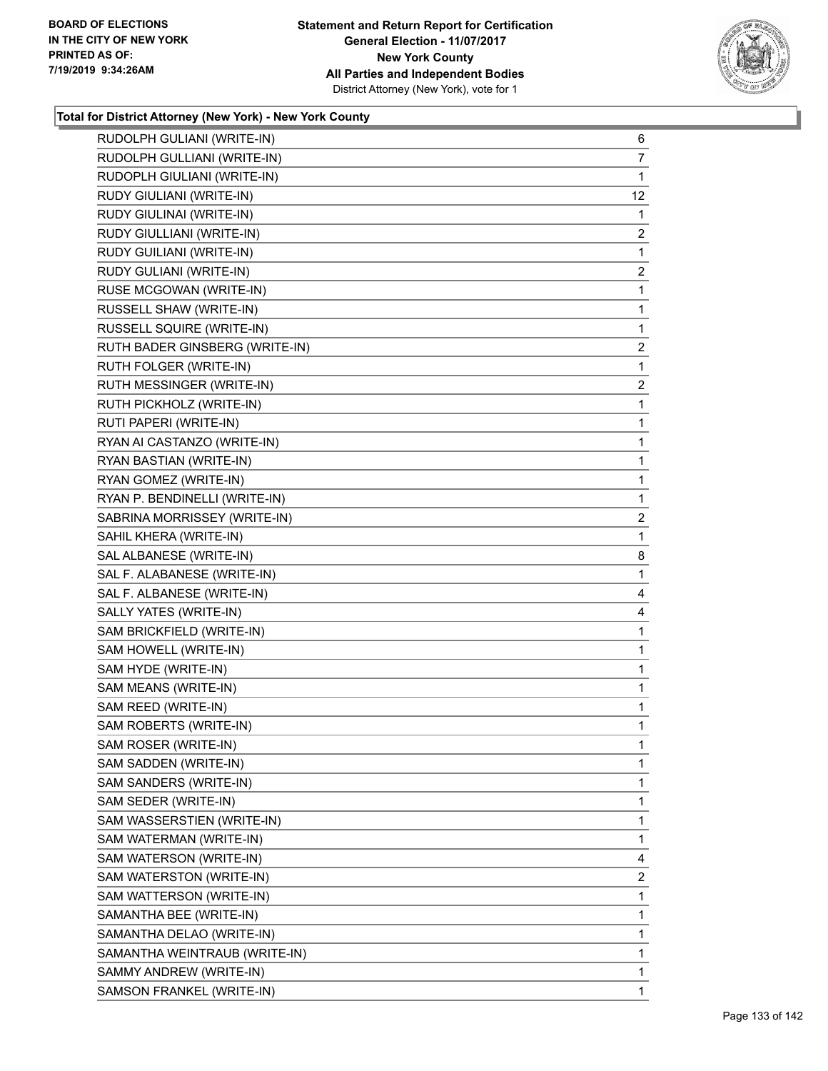**Total for District Attorney (New York) - New York County**

| Candidate | Votes |
|---|---|
| RUDOLPH GULIANI (WRITE-IN) | 6 |
| RUDOLPH GULLIANI (WRITE-IN) | 7 |
| RUDOPLH GIULIANI (WRITE-IN) | 1 |
| RUDY GIULIANI (WRITE-IN) | 12 |
| RUDY GIULINAI (WRITE-IN) | 1 |
| RUDY GIULLIANI (WRITE-IN) | 2 |
| RUDY GUILIANI (WRITE-IN) | 1 |
| RUDY GULIANI (WRITE-IN) | 2 |
| RUSE MCGOWAN (WRITE-IN) | 1 |
| RUSSELL SHAW (WRITE-IN) | 1 |
| RUSSELL SQUIRE (WRITE-IN) | 1 |
| RUTH BADER GINSBERG (WRITE-IN) | 2 |
| RUTH FOLGER (WRITE-IN) | 1 |
| RUTH MESSINGER (WRITE-IN) | 2 |
| RUTH PICKHOLZ (WRITE-IN) | 1 |
| RUTI PAPERI (WRITE-IN) | 1 |
| RYAN AI CASTANZO (WRITE-IN) | 1 |
| RYAN BASTIAN (WRITE-IN) | 1 |
| RYAN GOMEZ (WRITE-IN) | 1 |
| RYAN P. BENDINELLI (WRITE-IN) | 1 |
| SABRINA MORRISSEY (WRITE-IN) | 2 |
| SAHIL KHERA (WRITE-IN) | 1 |
| SAL ALBANESE (WRITE-IN) | 8 |
| SAL F. ALABANESE (WRITE-IN) | 1 |
| SAL F. ALBANESE (WRITE-IN) | 4 |
| SALLY YATES (WRITE-IN) | 4 |
| SAM BRICKFIELD (WRITE-IN) | 1 |
| SAM HOWELL (WRITE-IN) | 1 |
| SAM HYDE (WRITE-IN) | 1 |
| SAM MEANS (WRITE-IN) | 1 |
| SAM REED (WRITE-IN) | 1 |
| SAM ROBERTS (WRITE-IN) | 1 |
| SAM ROSER (WRITE-IN) | 1 |
| SAM SADDEN (WRITE-IN) | 1 |
| SAM SANDERS (WRITE-IN) | 1 |
| SAM SEDER (WRITE-IN) | 1 |
| SAM WASSERSTIEN (WRITE-IN) | 1 |
| SAM WATERMAN (WRITE-IN) | 1 |
| SAM WATERSON (WRITE-IN) | 4 |
| SAM WATERSTON (WRITE-IN) | 2 |
| SAM WATTERSON (WRITE-IN) | 1 |
| SAMANTHA BEE (WRITE-IN) | 1 |
| SAMANTHA DELAO (WRITE-IN) | 1 |
| SAMANTHA WEINTRAUB (WRITE-IN) | 1 |
| SAMMY ANDREW (WRITE-IN) | 1 |
| SAMSON FRANKEL (WRITE-IN) | 1 |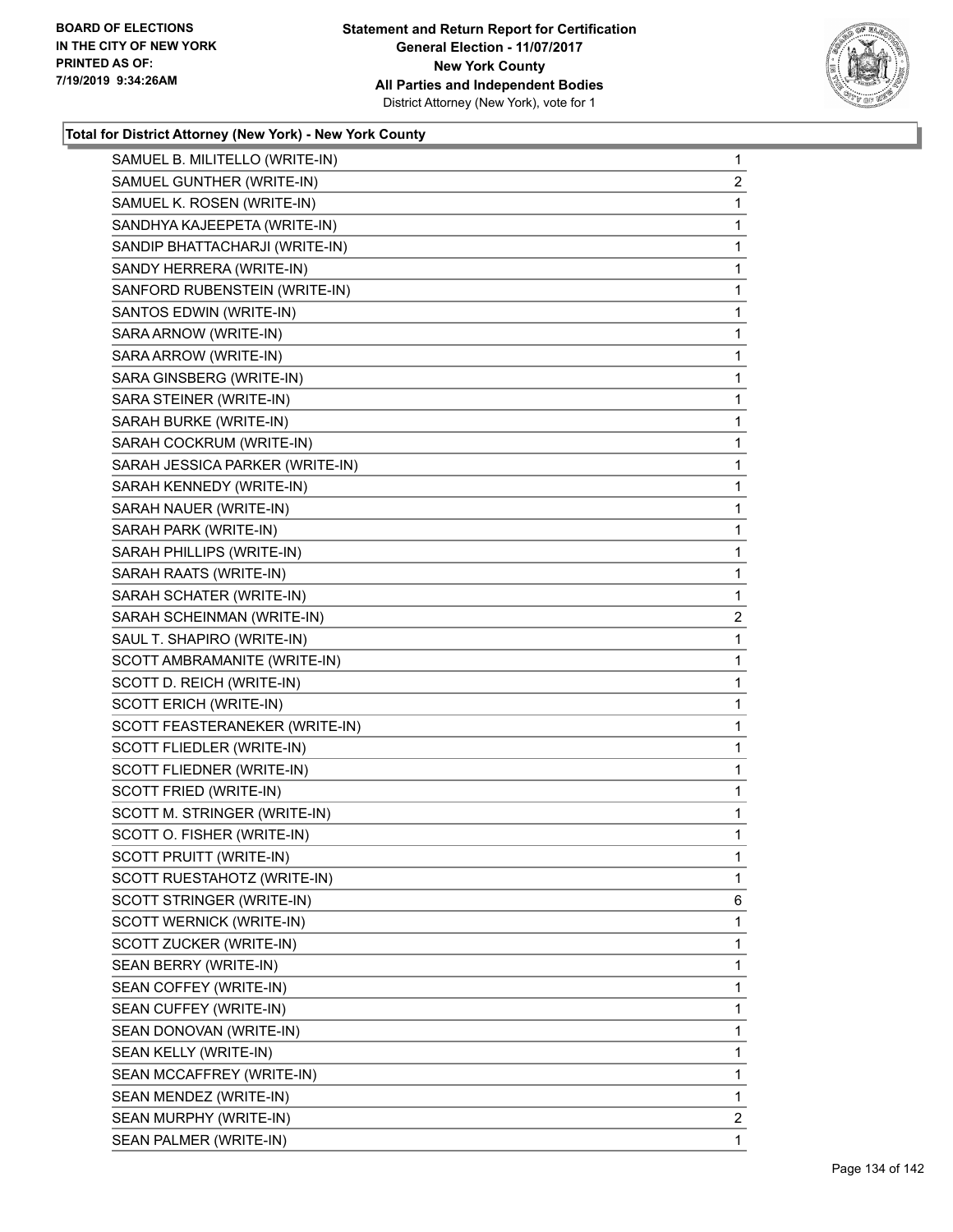### Total for District Attorney (New York) - New York County

| | |
|---|---|
| SAMUEL B. MILITELLO (WRITE-IN) | 1 |
| SAMUEL GUNTHER (WRITE-IN) | 2 |
| SAMUEL K. ROSEN (WRITE-IN) | 1 |
| SANDHYA KAJEEPETA (WRITE-IN) | 1 |
| SANDIP BHATTACHARJI (WRITE-IN) | 1 |
| SANDY HERRERA (WRITE-IN) | 1 |
| SANFORD RUBENSTEIN (WRITE-IN) | 1 |
| SANTOS EDWIN (WRITE-IN) | 1 |
| SARA ARNOW (WRITE-IN) | 1 |
| SARA ARROW (WRITE-IN) | 1 |
| SARA GINSBERG (WRITE-IN) | 1 |
| SARA STEINER (WRITE-IN) | 1 |
| SARAH BURKE (WRITE-IN) | 1 |
| SARAH COCKRUM (WRITE-IN) | 1 |
| SARAH JESSICA PARKER (WRITE-IN) | 1 |
| SARAH KENNEDY (WRITE-IN) | 1 |
| SARAH NAUER (WRITE-IN) | 1 |
| SARAH PARK (WRITE-IN) | 1 |
| SARAH PHILLIPS (WRITE-IN) | 1 |
| SARAH RAATS (WRITE-IN) | 1 |
| SARAH SCHATER (WRITE-IN) | 1 |
| SARAH SCHEINMAN (WRITE-IN) | 2 |
| SAUL T. SHAPIRO (WRITE-IN) | 1 |
| SCOTT AMBRAMANITE (WRITE-IN) | 1 |
| SCOTT D. REICH (WRITE-IN) | 1 |
| SCOTT ERICH (WRITE-IN) | 1 |
| SCOTT FEASTERANEKER (WRITE-IN) | 1 |
| SCOTT FLIEDLER (WRITE-IN) | 1 |
| SCOTT FLIEDNER (WRITE-IN) | 1 |
| SCOTT FRIED (WRITE-IN) | 1 |
| SCOTT M. STRINGER (WRITE-IN) | 1 |
| SCOTT O. FISHER (WRITE-IN) | 1 |
| SCOTT PRUITT (WRITE-IN) | 1 |
| SCOTT RUESTAHOTZ (WRITE-IN) | 1 |
| SCOTT STRINGER (WRITE-IN) | 6 |
| SCOTT WERNICK (WRITE-IN) | 1 |
| SCOTT ZUCKER (WRITE-IN) | 1 |
| SEAN BERRY (WRITE-IN) | 1 |
| SEAN COFFEY (WRITE-IN) | 1 |
| SEAN CUFFEY (WRITE-IN) | 1 |
| SEAN DONOVAN (WRITE-IN) | 1 |
| SEAN KELLY (WRITE-IN) | 1 |
| SEAN MCCAFFREY (WRITE-IN) | 1 |
| SEAN MENDEZ (WRITE-IN) | 1 |
| SEAN MURPHY (WRITE-IN) | 2 |
| SEAN PALMER (WRITE-IN) | 1 |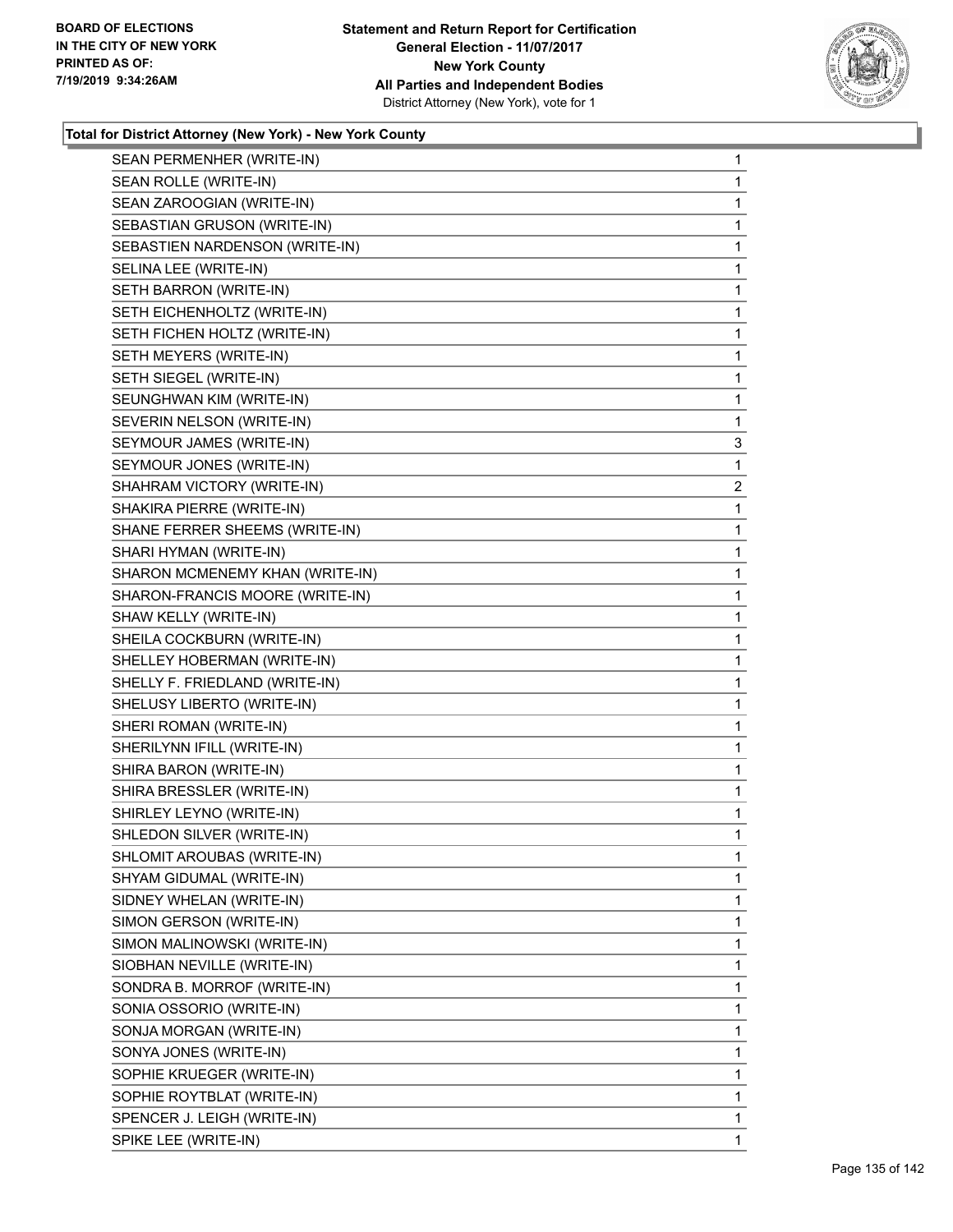## Total for District Attorney (New York) - New York County

| | |
|---|---|
| SEAN PERMENHER (WRITE-IN) | 1 |
| SEAN ROLLE (WRITE-IN) | 1 |
| SEAN ZAROOGIAN (WRITE-IN) | 1 |
| SEBASTIAN GRUSON (WRITE-IN) | 1 |
| SEBASTIEN NARDENSON (WRITE-IN) | 1 |
| SELINA LEE (WRITE-IN) | 1 |
| SETH BARRON (WRITE-IN) | 1 |
| SETH EICHENHOLTZ (WRITE-IN) | 1 |
| SETH FICHEN HOLTZ (WRITE-IN) | 1 |
| SETH MEYERS (WRITE-IN) | 1 |
| SETH SIEGEL (WRITE-IN) | 1 |
| SEUNGHWAN KIM (WRITE-IN) | 1 |
| SEVERIN NELSON (WRITE-IN) | 1 |
| SEYMOUR JAMES (WRITE-IN) | 3 |
| SEYMOUR JONES (WRITE-IN) | 1 |
| SHAHRAM VICTORY (WRITE-IN) | 2 |
| SHAKIRA PIERRE (WRITE-IN) | 1 |
| SHANE FERRER SHEEMS (WRITE-IN) | 1 |
| SHARI HYMAN (WRITE-IN) | 1 |
| SHARON MCMENEMY KHAN (WRITE-IN) | 1 |
| SHARON-FRANCIS MOORE (WRITE-IN) | 1 |
| SHAW KELLY (WRITE-IN) | 1 |
| SHEILA COCKBURN (WRITE-IN) | 1 |
| SHELLEY HOBERMAN (WRITE-IN) | 1 |
| SHELLY F. FRIEDLAND (WRITE-IN) | 1 |
| SHELUSY LIBERTO (WRITE-IN) | 1 |
| SHERI ROMAN (WRITE-IN) | 1 |
| SHERILYNN IFILL (WRITE-IN) | 1 |
| SHIRA BARON (WRITE-IN) | 1 |
| SHIRA BRESSLER (WRITE-IN) | 1 |
| SHIRLEY LEYNO (WRITE-IN) | 1 |
| SHLEDON SILVER (WRITE-IN) | 1 |
| SHLOMIT AROUBAS (WRITE-IN) | 1 |
| SHYAM GIDUMAL (WRITE-IN) | 1 |
| SIDNEY WHELAN (WRITE-IN) | 1 |
| SIMON GERSON (WRITE-IN) | 1 |
| SIMON MALINOWSKI (WRITE-IN) | 1 |
| SIOBHAN NEVILLE (WRITE-IN) | 1 |
| SONDRA B. MORROF (WRITE-IN) | 1 |
| SONIA OSSORIO (WRITE-IN) | 1 |
| SONJA MORGAN (WRITE-IN) | 1 |
| SONYA JONES (WRITE-IN) | 1 |
| SOPHIE KRUEGER (WRITE-IN) | 1 |
| SOPHIE ROYTBLAT (WRITE-IN) | 1 |
| SPENCER J. LEIGH (WRITE-IN) | 1 |
| SPIKE LEE (WRITE-IN) | 1 |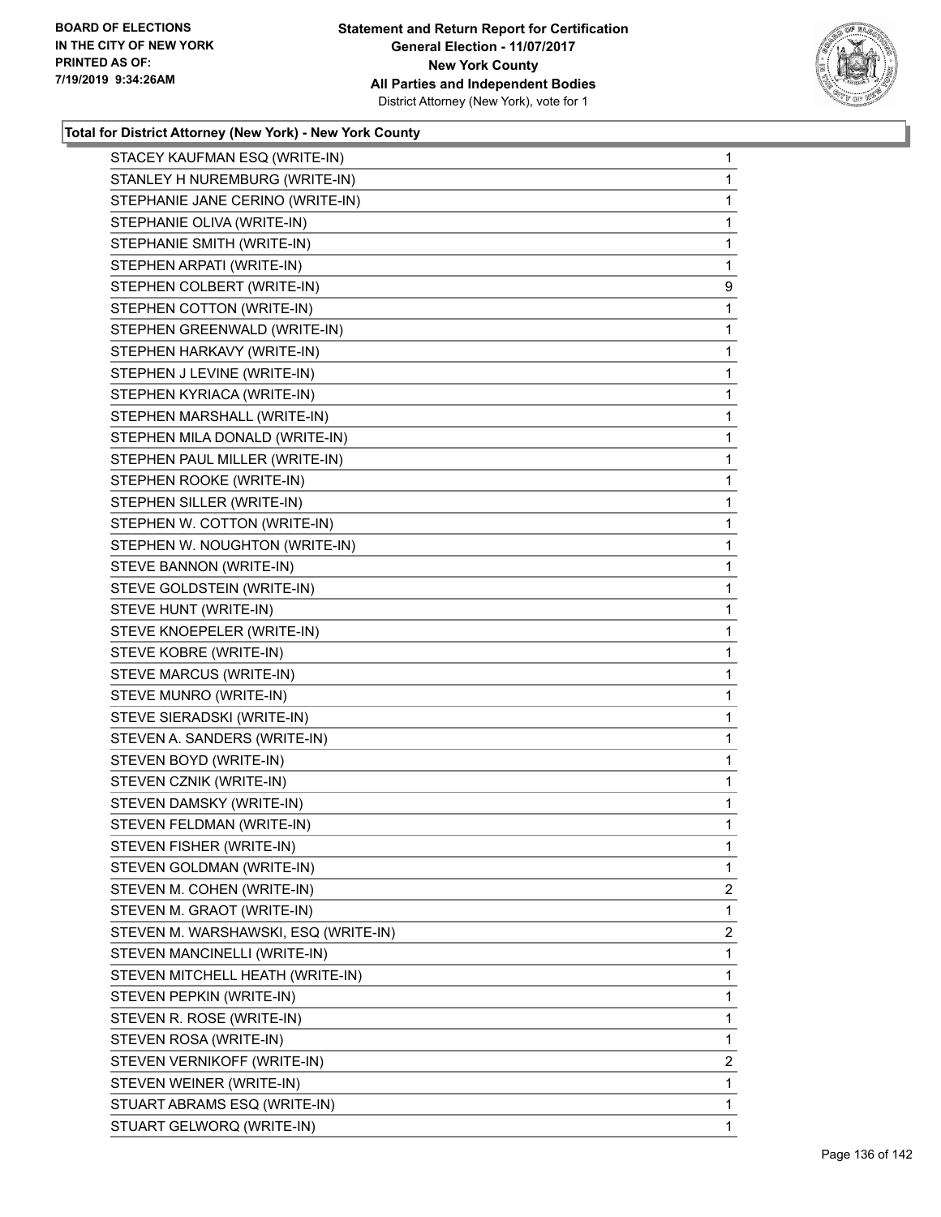**Total for District Attorney (New York) - New York County**

| Candidate | Votes |
|---|---|
| STACEY KAUFMAN ESQ (WRITE-IN) | 1 |
| STANLEY H NUREMBURG (WRITE-IN) | 1 |
| STEPHANIE JANE CERINO (WRITE-IN) | 1 |
| STEPHANIE OLIVA (WRITE-IN) | 1 |
| STEPHANIE SMITH (WRITE-IN) | 1 |
| STEPHEN ARPATI (WRITE-IN) | 1 |
| STEPHEN COLBERT (WRITE-IN) | 9 |
| STEPHEN COTTON (WRITE-IN) | 1 |
| STEPHEN GREENWALD (WRITE-IN) | 1 |
| STEPHEN HARKAVY (WRITE-IN) | 1 |
| STEPHEN J LEVINE (WRITE-IN) | 1 |
| STEPHEN KYRIACA (WRITE-IN) | 1 |
| STEPHEN MARSHALL (WRITE-IN) | 1 |
| STEPHEN MILA DONALD (WRITE-IN) | 1 |
| STEPHEN PAUL MILLER (WRITE-IN) | 1 |
| STEPHEN ROOKE (WRITE-IN) | 1 |
| STEPHEN SILLER (WRITE-IN) | 1 |
| STEPHEN W. COTTON (WRITE-IN) | 1 |
| STEPHEN W. NOUGHTON (WRITE-IN) | 1 |
| STEVE BANNON (WRITE-IN) | 1 |
| STEVE GOLDSTEIN (WRITE-IN) | 1 |
| STEVE HUNT (WRITE-IN) | 1 |
| STEVE KNOEPELER (WRITE-IN) | 1 |
| STEVE KOBRE (WRITE-IN) | 1 |
| STEVE MARCUS (WRITE-IN) | 1 |
| STEVE MUNRO (WRITE-IN) | 1 |
| STEVE SIERADSKI (WRITE-IN) | 1 |
| STEVEN A. SANDERS (WRITE-IN) | 1 |
| STEVEN BOYD (WRITE-IN) | 1 |
| STEVEN CZNIK (WRITE-IN) | 1 |
| STEVEN DAMSKY (WRITE-IN) | 1 |
| STEVEN FELDMAN (WRITE-IN) | 1 |
| STEVEN FISHER (WRITE-IN) | 1 |
| STEVEN GOLDMAN (WRITE-IN) | 1 |
| STEVEN M. COHEN (WRITE-IN) | 2 |
| STEVEN M. GRAOT (WRITE-IN) | 1 |
| STEVEN M. WARSHAWSKI, ESQ (WRITE-IN) | 2 |
| STEVEN MANCINELLI (WRITE-IN) | 1 |
| STEVEN MITCHELL HEATH (WRITE-IN) | 1 |
| STEVEN PEPKIN (WRITE-IN) | 1 |
| STEVEN R. ROSE (WRITE-IN) | 1 |
| STEVEN ROSA (WRITE-IN) | 1 |
| STEVEN VERNIKOFF (WRITE-IN) | 2 |
| STEVEN WEINER (WRITE-IN) | 1 |
| STUART ABRAMS ESQ (WRITE-IN) | 1 |
| STUART GELWORQ (WRITE-IN) | 1 |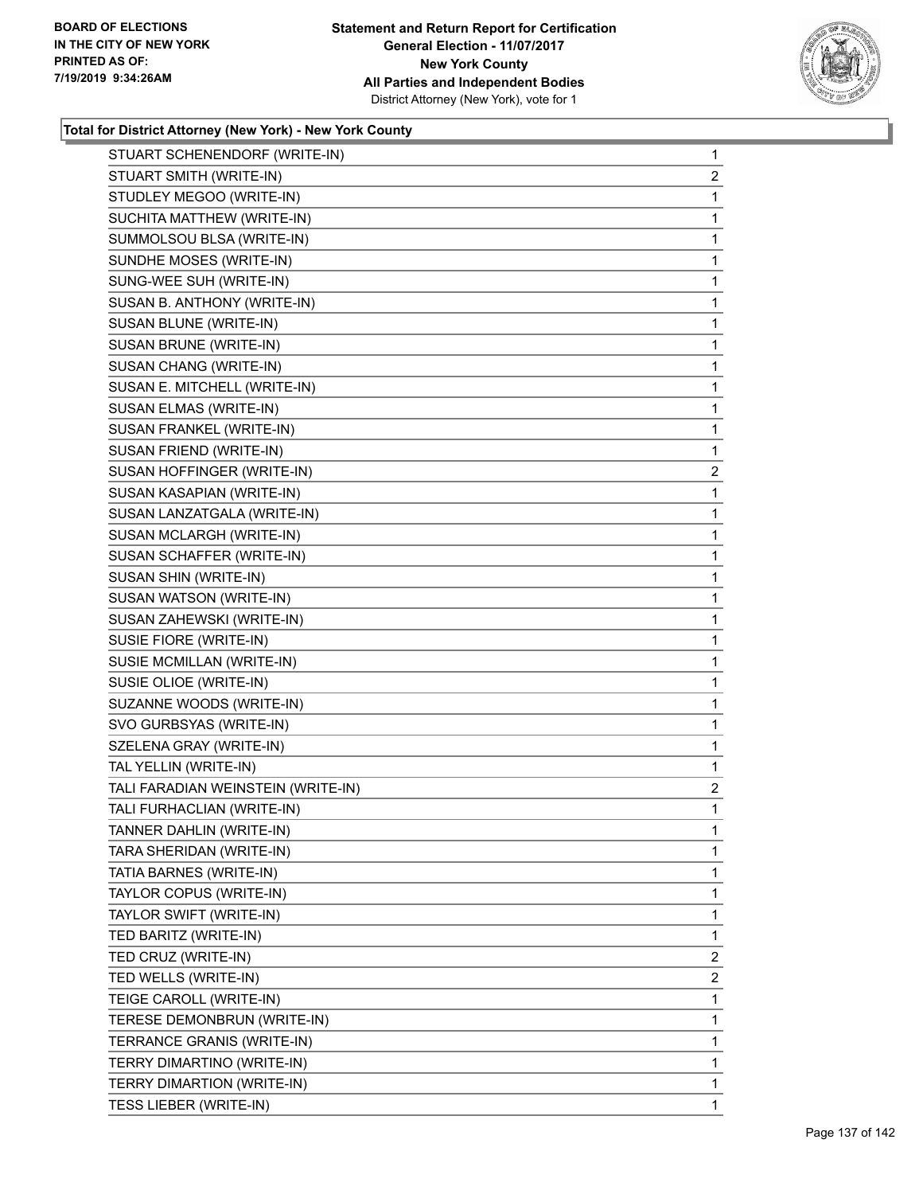BOARD OF ELECTIONS
IN THE CITY OF NEW YORK
PRINTED AS OF:
7/19/2019 9:34:26AM

**Statement and Return Report for Certification**
**General Election - 11/07/2017**
**New York County**
**All Parties and Independent Bodies**
District Attorney (New York), vote for 1

### Total for District Attorney (New York) - New York County

| | |
|---|---|
| STUART SCHENENDORF (WRITE-IN) | 1 |
| STUART SMITH (WRITE-IN) | 2 |
| STUDLEY MEGOO (WRITE-IN) | 1 |
| SUCHITA MATTHEW (WRITE-IN) | 1 |
| SUMMOLSOU BLSA (WRITE-IN) | 1 |
| SUNDHE MOSES (WRITE-IN) | 1 |
| SUNG-WEE SUH (WRITE-IN) | 1 |
| SUSAN B. ANTHONY (WRITE-IN) | 1 |
| SUSAN BLUNE (WRITE-IN) | 1 |
| SUSAN BRUNE (WRITE-IN) | 1 |
| SUSAN CHANG (WRITE-IN) | 1 |
| SUSAN E. MITCHELL (WRITE-IN) | 1 |
| SUSAN ELMAS (WRITE-IN) | 1 |
| SUSAN FRANKEL (WRITE-IN) | 1 |
| SUSAN FRIEND (WRITE-IN) | 1 |
| SUSAN HOFFINGER (WRITE-IN) | 2 |
| SUSAN KASAPIAN (WRITE-IN) | 1 |
| SUSAN LANZATGALA (WRITE-IN) | 1 |
| SUSAN MCLARGH (WRITE-IN) | 1 |
| SUSAN SCHAFFER (WRITE-IN) | 1 |
| SUSAN SHIN (WRITE-IN) | 1 |
| SUSAN WATSON (WRITE-IN) | 1 |
| SUSAN ZAHEWSKI (WRITE-IN) | 1 |
| SUSIE FIORE (WRITE-IN) | 1 |
| SUSIE MCMILLAN (WRITE-IN) | 1 |
| SUSIE OLIOE (WRITE-IN) | 1 |
| SUZANNE WOODS (WRITE-IN) | 1 |
| SVO GURBSYAS (WRITE-IN) | 1 |
| SZELENA GRAY (WRITE-IN) | 1 |
| TAL YELLIN (WRITE-IN) | 1 |
| TALI FARADIAN WEINSTEIN (WRITE-IN) | 2 |
| TALI FURHACLIAN (WRITE-IN) | 1 |
| TANNER DAHLIN (WRITE-IN) | 1 |
| TARA SHERIDAN (WRITE-IN) | 1 |
| TATIA BARNES (WRITE-IN) | 1 |
| TAYLOR COPUS (WRITE-IN) | 1 |
| TAYLOR SWIFT (WRITE-IN) | 1 |
| TED BARITZ (WRITE-IN) | 1 |
| TED CRUZ (WRITE-IN) | 2 |
| TED WELLS (WRITE-IN) | 2 |
| TEIGE CAROLL (WRITE-IN) | 1 |
| TERESE DEMONBRUN (WRITE-IN) | 1 |
| TERRANCE GRANIS (WRITE-IN) | 1 |
| TERRY DIMARTINO (WRITE-IN) | 1 |
| TERRY DIMARTION (WRITE-IN) | 1 |
| TESS LIEBER (WRITE-IN) | 1 |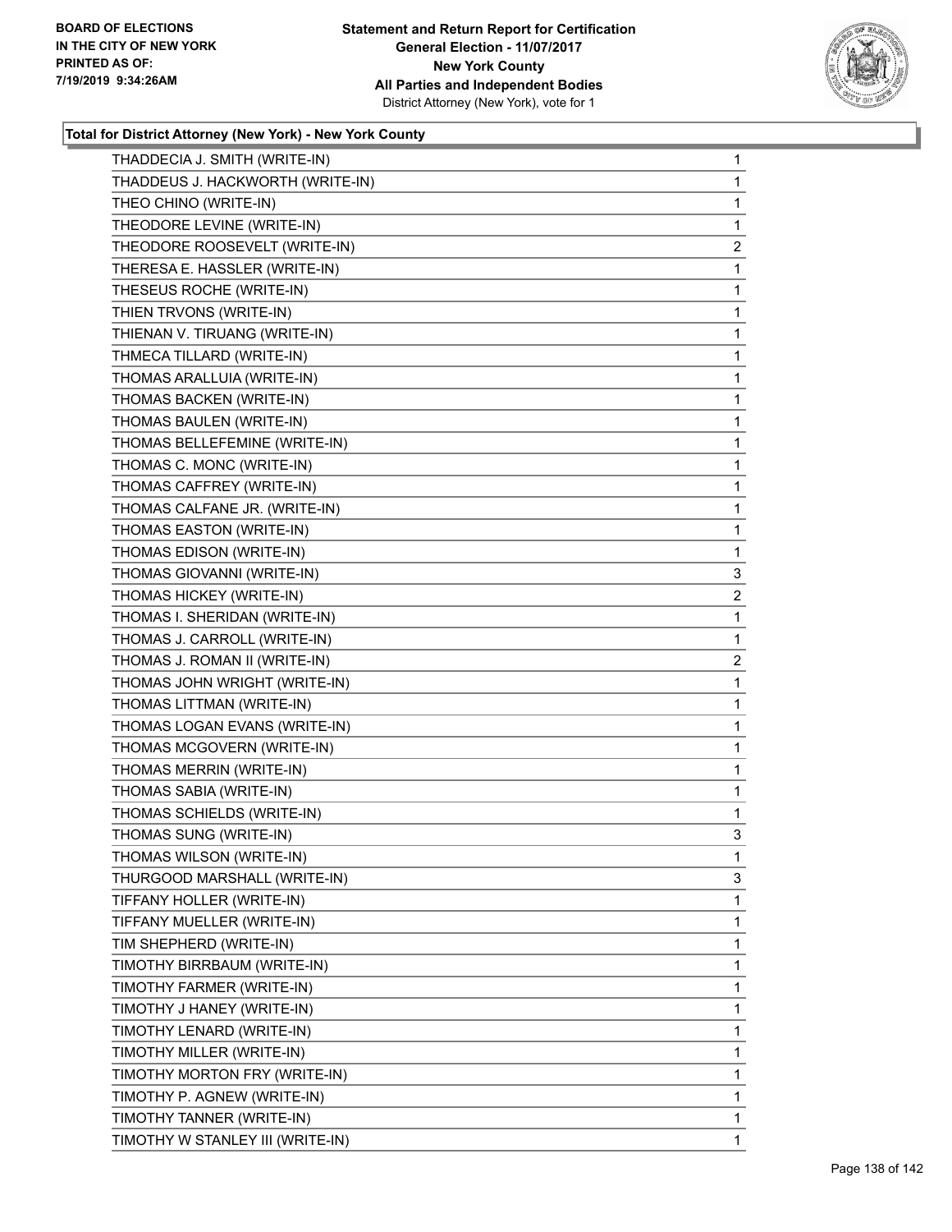**Total for District Attorney (New York) - New York County**

| Candidate | Votes |
|---|---|
| THADDECIA J. SMITH (WRITE-IN) | 1 |
| THADDEUS J. HACKWORTH (WRITE-IN) | 1 |
| THEO CHINO (WRITE-IN) | 1 |
| THEODORE LEVINE (WRITE-IN) | 1 |
| THEODORE ROOSEVELT (WRITE-IN) | 2 |
| THERESA E. HASSLER (WRITE-IN) | 1 |
| THESEUS ROCHE (WRITE-IN) | 1 |
| THIEN TRVONS (WRITE-IN) | 1 |
| THIENAN V. TIRUANG (WRITE-IN) | 1 |
| THMECA TILLARD (WRITE-IN) | 1 |
| THOMAS ARALLUIA (WRITE-IN) | 1 |
| THOMAS BACKEN (WRITE-IN) | 1 |
| THOMAS BAULEN (WRITE-IN) | 1 |
| THOMAS BELLEFEMINE (WRITE-IN) | 1 |
| THOMAS C. MONC (WRITE-IN) | 1 |
| THOMAS CAFFREY (WRITE-IN) | 1 |
| THOMAS CALFANE JR. (WRITE-IN) | 1 |
| THOMAS EASTON (WRITE-IN) | 1 |
| THOMAS EDISON (WRITE-IN) | 1 |
| THOMAS GIOVANNI (WRITE-IN) | 3 |
| THOMAS HICKEY (WRITE-IN) | 2 |
| THOMAS I. SHERIDAN (WRITE-IN) | 1 |
| THOMAS J. CARROLL (WRITE-IN) | 1 |
| THOMAS J. ROMAN II (WRITE-IN) | 2 |
| THOMAS JOHN WRIGHT (WRITE-IN) | 1 |
| THOMAS LITTMAN (WRITE-IN) | 1 |
| THOMAS LOGAN EVANS (WRITE-IN) | 1 |
| THOMAS MCGOVERN (WRITE-IN) | 1 |
| THOMAS MERRIN (WRITE-IN) | 1 |
| THOMAS SABIA (WRITE-IN) | 1 |
| THOMAS SCHIELDS (WRITE-IN) | 1 |
| THOMAS SUNG (WRITE-IN) | 3 |
| THOMAS WILSON (WRITE-IN) | 1 |
| THURGOOD MARSHALL (WRITE-IN) | 3 |
| TIFFANY HOLLER (WRITE-IN) | 1 |
| TIFFANY MUELLER (WRITE-IN) | 1 |
| TIM SHEPHERD (WRITE-IN) | 1 |
| TIMOTHY BIRRBAUM (WRITE-IN) | 1 |
| TIMOTHY FARMER (WRITE-IN) | 1 |
| TIMOTHY J HANEY (WRITE-IN) | 1 |
| TIMOTHY LENARD (WRITE-IN) | 1 |
| TIMOTHY MILLER (WRITE-IN) | 1 |
| TIMOTHY MORTON FRY (WRITE-IN) | 1 |
| TIMOTHY P. AGNEW (WRITE-IN) | 1 |
| TIMOTHY TANNER (WRITE-IN) | 1 |
| TIMOTHY W STANLEY III (WRITE-IN) | 1 |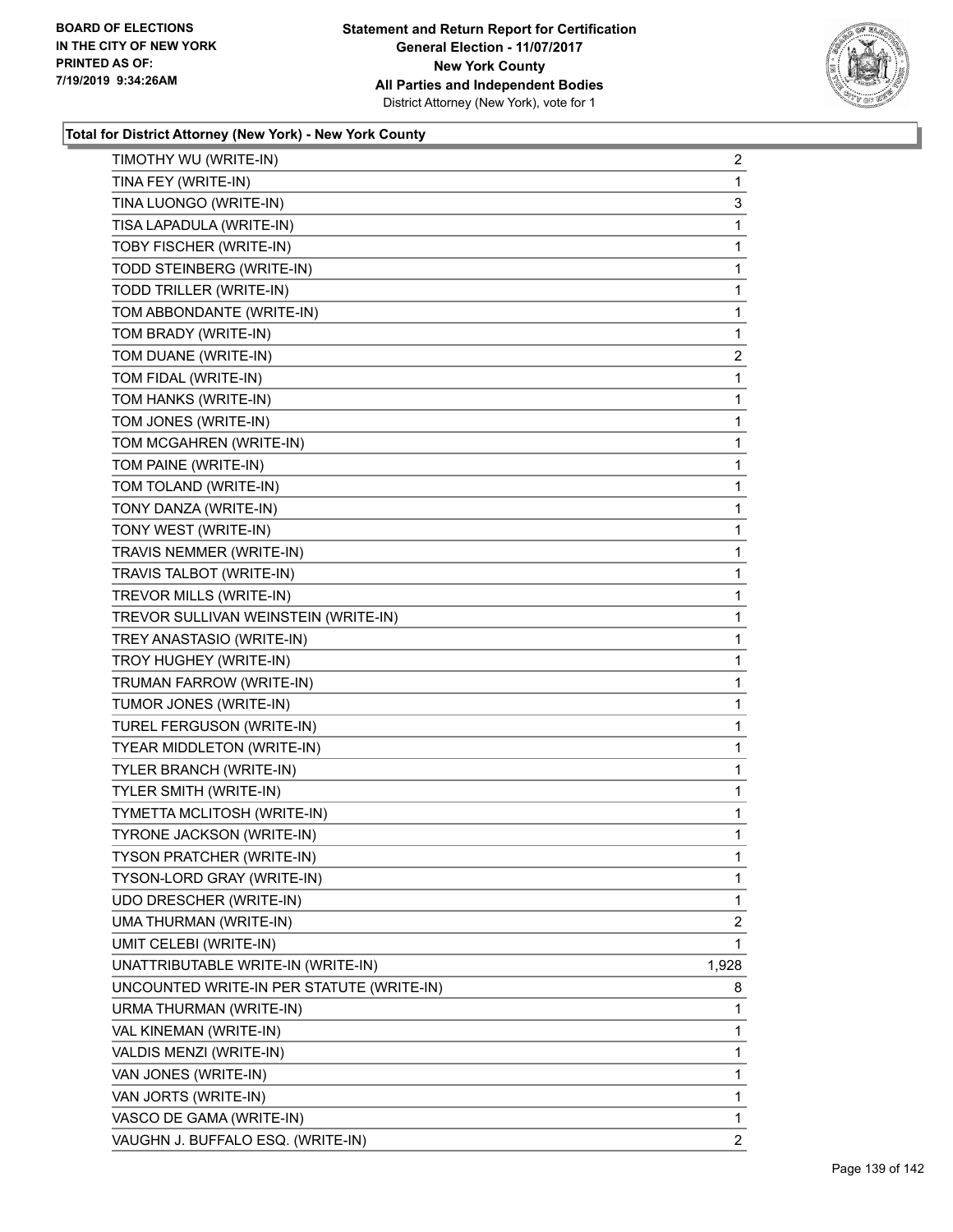**Total for District Attorney (New York) - New York County**

| | |
|---|---|
| TIMOTHY WU (WRITE-IN) | 2 |
| TINA FEY (WRITE-IN) | 1 |
| TINA LUONGO (WRITE-IN) | 3 |
| TISA LAPADULA (WRITE-IN) | 1 |
| TOBY FISCHER (WRITE-IN) | 1 |
| TODD STEINBERG (WRITE-IN) | 1 |
| TODD TRILLER (WRITE-IN) | 1 |
| TOM ABBONDANTE (WRITE-IN) | 1 |
| TOM BRADY (WRITE-IN) | 1 |
| TOM DUANE (WRITE-IN) | 2 |
| TOM FIDAL (WRITE-IN) | 1 |
| TOM HANKS (WRITE-IN) | 1 |
| TOM JONES (WRITE-IN) | 1 |
| TOM MCGAHREN (WRITE-IN) | 1 |
| TOM PAINE (WRITE-IN) | 1 |
| TOM TOLAND (WRITE-IN) | 1 |
| TONY DANZA (WRITE-IN) | 1 |
| TONY WEST (WRITE-IN) | 1 |
| TRAVIS NEMMER (WRITE-IN) | 1 |
| TRAVIS TALBOT (WRITE-IN) | 1 |
| TREVOR MILLS (WRITE-IN) | 1 |
| TREVOR SULLIVAN WEINSTEIN (WRITE-IN) | 1 |
| TREY ANASTASIO (WRITE-IN) | 1 |
| TROY HUGHEY (WRITE-IN) | 1 |
| TRUMAN FARROW (WRITE-IN) | 1 |
| TUMOR JONES (WRITE-IN) | 1 |
| TUREL FERGUSON (WRITE-IN) | 1 |
| TYEAR MIDDLETON (WRITE-IN) | 1 |
| TYLER BRANCH (WRITE-IN) | 1 |
| TYLER SMITH (WRITE-IN) | 1 |
| TYMETTA MCLITOSH (WRITE-IN) | 1 |
| TYRONE JACKSON (WRITE-IN) | 1 |
| TYSON PRATCHER (WRITE-IN) | 1 |
| TYSON-LORD GRAY (WRITE-IN) | 1 |
| UDO DRESCHER (WRITE-IN) | 1 |
| UMA THURMAN (WRITE-IN) | 2 |
| UMIT CELEBI (WRITE-IN) | 1 |
| UNATTRIBUTABLE WRITE-IN (WRITE-IN) | 1,928 |
| UNCOUNTED WRITE-IN PER STATUTE (WRITE-IN) | 8 |
| URMA THURMAN (WRITE-IN) | 1 |
| VAL KINEMAN (WRITE-IN) | 1 |
| VALDIS MENZI (WRITE-IN) | 1 |
| VAN JONES (WRITE-IN) | 1 |
| VAN JORTS (WRITE-IN) | 1 |
| VASCO DE GAMA (WRITE-IN) | 1 |
| VAUGHN J. BUFFALO ESQ. (WRITE-IN) | 2 |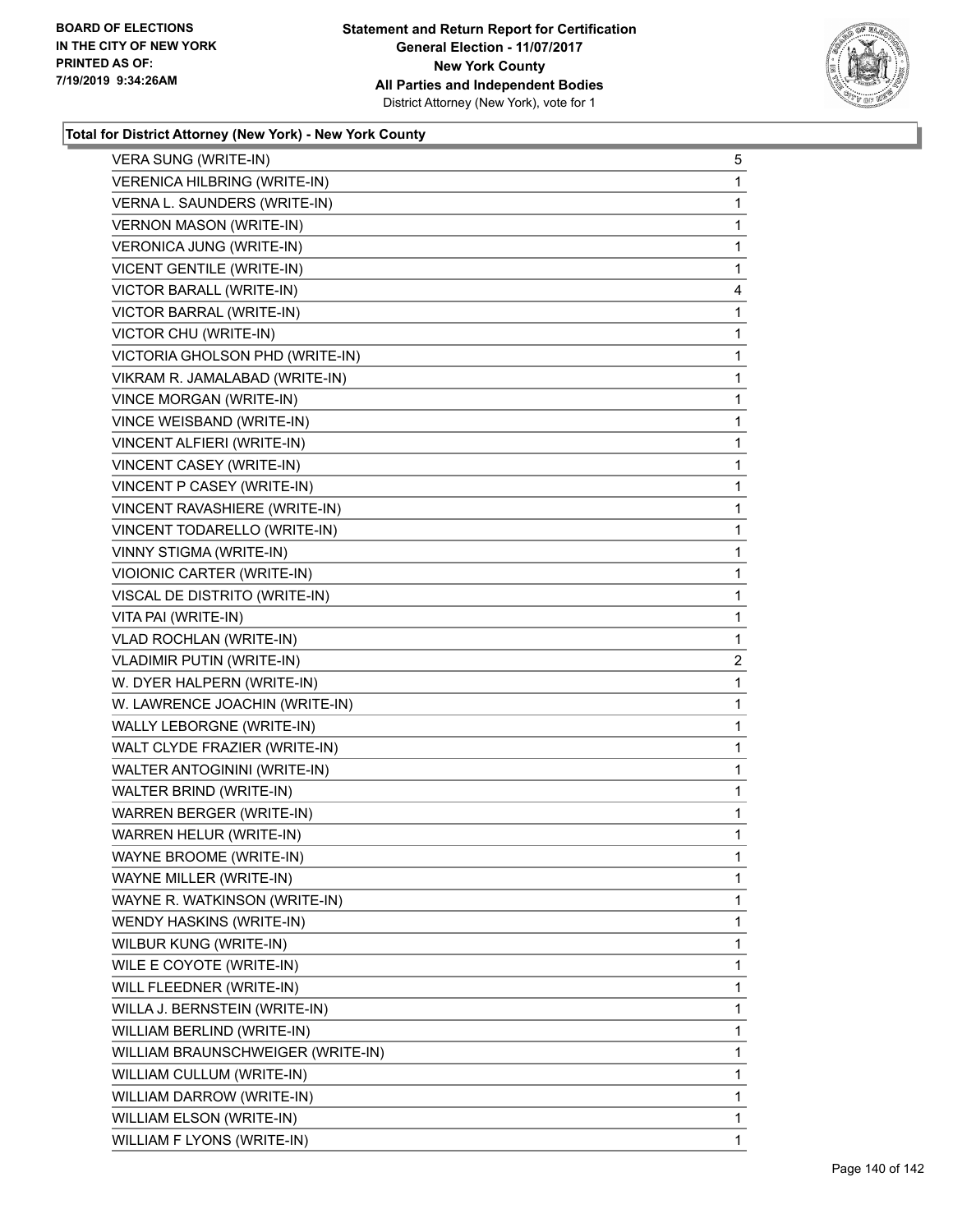**Statement and Return Report for Certification**
**General Election - 11/07/2017**
**New York County**
**All Parties and Independent Bodies**
District Attorney (New York), vote for 1

BOARD OF ELECTIONS
IN THE CITY OF NEW YORK
PRINTED AS OF:
7/19/2019 9:34:26AM

**Total for District Attorney (New York) - New York County**

| Candidate | Votes |
|---|---|
| VERA SUNG (WRITE-IN) | 5 |
| VERENICA HILBRING (WRITE-IN) | 1 |
| VERNA L. SAUNDERS (WRITE-IN) | 1 |
| VERNON MASON (WRITE-IN) | 1 |
| VERONICA JUNG (WRITE-IN) | 1 |
| VICENT GENTILE (WRITE-IN) | 1 |
| VICTOR BARALL (WRITE-IN) | 4 |
| VICTOR BARRAL (WRITE-IN) | 1 |
| VICTOR CHU (WRITE-IN) | 1 |
| VICTORIA GHOLSON PHD (WRITE-IN) | 1 |
| VIKRAM R. JAMALABAD (WRITE-IN) | 1 |
| VINCE MORGAN (WRITE-IN) | 1 |
| VINCE WEISBAND (WRITE-IN) | 1 |
| VINCENT ALFIERI (WRITE-IN) | 1 |
| VINCENT CASEY (WRITE-IN) | 1 |
| VINCENT P CASEY (WRITE-IN) | 1 |
| VINCENT RAVASHIERE (WRITE-IN) | 1 |
| VINCENT TODARELLO (WRITE-IN) | 1 |
| VINNY STIGMA (WRITE-IN) | 1 |
| VIOIONIC CARTER (WRITE-IN) | 1 |
| VISCAL DE DISTRITO (WRITE-IN) | 1 |
| VITA PAI (WRITE-IN) | 1 |
| VLAD ROCHLAN (WRITE-IN) | 1 |
| VLADIMIR PUTIN (WRITE-IN) | 2 |
| W. DYER HALPERN (WRITE-IN) | 1 |
| W. LAWRENCE JOACHIN (WRITE-IN) | 1 |
| WALLY LEBORGNE (WRITE-IN) | 1 |
| WALT CLYDE FRAZIER (WRITE-IN) | 1 |
| WALTER ANTOGININI (WRITE-IN) | 1 |
| WALTER BRIND (WRITE-IN) | 1 |
| WARREN BERGER (WRITE-IN) | 1 |
| WARREN HELUR (WRITE-IN) | 1 |
| WAYNE BROOME (WRITE-IN) | 1 |
| WAYNE MILLER (WRITE-IN) | 1 |
| WAYNE R. WATKINSON (WRITE-IN) | 1 |
| WENDY HASKINS (WRITE-IN) | 1 |
| WILBUR KUNG (WRITE-IN) | 1 |
| WILE E COYOTE (WRITE-IN) | 1 |
| WILL FLEEDNER (WRITE-IN) | 1 |
| WILLA J. BERNSTEIN (WRITE-IN) | 1 |
| WILLIAM BERLIND (WRITE-IN) | 1 |
| WILLIAM BRAUNSCHWEIGER (WRITE-IN) | 1 |
| WILLIAM CULLUM (WRITE-IN) | 1 |
| WILLIAM DARROW (WRITE-IN) | 1 |
| WILLIAM ELSON (WRITE-IN) | 1 |
| WILLIAM F LYONS (WRITE-IN) | 1 |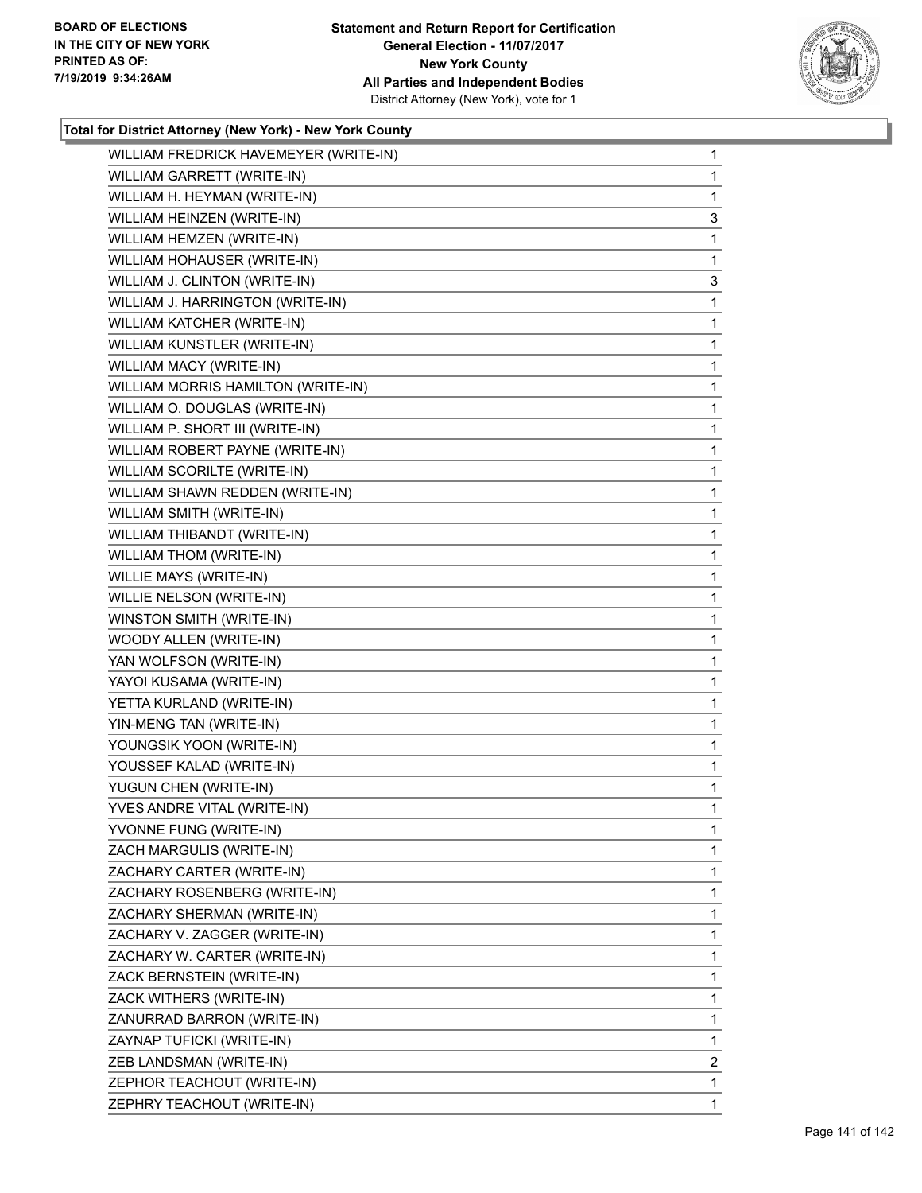### Total for District Attorney (New York) - New York County

| | |
|---|---|
| WILLIAM FREDRICK HAVEMEYER (WRITE-IN) | 1 |
| WILLIAM GARRETT (WRITE-IN) | 1 |
| WILLIAM H. HEYMAN (WRITE-IN) | 1 |
| WILLIAM HEINZEN (WRITE-IN) | 3 |
| WILLIAM HEMZEN (WRITE-IN) | 1 |
| WILLIAM HOHAUSER (WRITE-IN) | 1 |
| WILLIAM J. CLINTON (WRITE-IN) | 3 |
| WILLIAM J. HARRINGTON (WRITE-IN) | 1 |
| WILLIAM KATCHER (WRITE-IN) | 1 |
| WILLIAM KUNSTLER (WRITE-IN) | 1 |
| WILLIAM MACY (WRITE-IN) | 1 |
| WILLIAM MORRIS HAMILTON (WRITE-IN) | 1 |
| WILLIAM O. DOUGLAS (WRITE-IN) | 1 |
| WILLIAM P. SHORT III (WRITE-IN) | 1 |
| WILLIAM ROBERT PAYNE (WRITE-IN) | 1 |
| WILLIAM SCORILTE (WRITE-IN) | 1 |
| WILLIAM SHAWN REDDEN (WRITE-IN) | 1 |
| WILLIAM SMITH (WRITE-IN) | 1 |
| WILLIAM THIBANDT (WRITE-IN) | 1 |
| WILLIAM THOM (WRITE-IN) | 1 |
| WILLIE MAYS (WRITE-IN) | 1 |
| WILLIE NELSON (WRITE-IN) | 1 |
| WINSTON SMITH (WRITE-IN) | 1 |
| WOODY ALLEN (WRITE-IN) | 1 |
| YAN WOLFSON (WRITE-IN) | 1 |
| YAYOI KUSAMA (WRITE-IN) | 1 |
| YETTA KURLAND (WRITE-IN) | 1 |
| YIN-MENG TAN (WRITE-IN) | 1 |
| YOUNGSIK YOON (WRITE-IN) | 1 |
| YOUSSEF KALAD (WRITE-IN) | 1 |
| YUGUN CHEN (WRITE-IN) | 1 |
| YVES ANDRE VITAL (WRITE-IN) | 1 |
| YVONNE FUNG (WRITE-IN) | 1 |
| ZACH MARGULIS (WRITE-IN) | 1 |
| ZACHARY CARTER (WRITE-IN) | 1 |
| ZACHARY ROSENBERG (WRITE-IN) | 1 |
| ZACHARY SHERMAN (WRITE-IN) | 1 |
| ZACHARY V. ZAGGER (WRITE-IN) | 1 |
| ZACHARY W. CARTER (WRITE-IN) | 1 |
| ZACK BERNSTEIN (WRITE-IN) | 1 |
| ZACK WITHERS (WRITE-IN) | 1 |
| ZANURRAD BARRON (WRITE-IN) | 1 |
| ZAYNAP TUFICKI (WRITE-IN) | 1 |
| ZEB LANDSMAN (WRITE-IN) | 2 |
| ZEPHOR TEACHOUT (WRITE-IN) | 1 |
| ZEPHRY TEACHOUT (WRITE-IN) | 1 |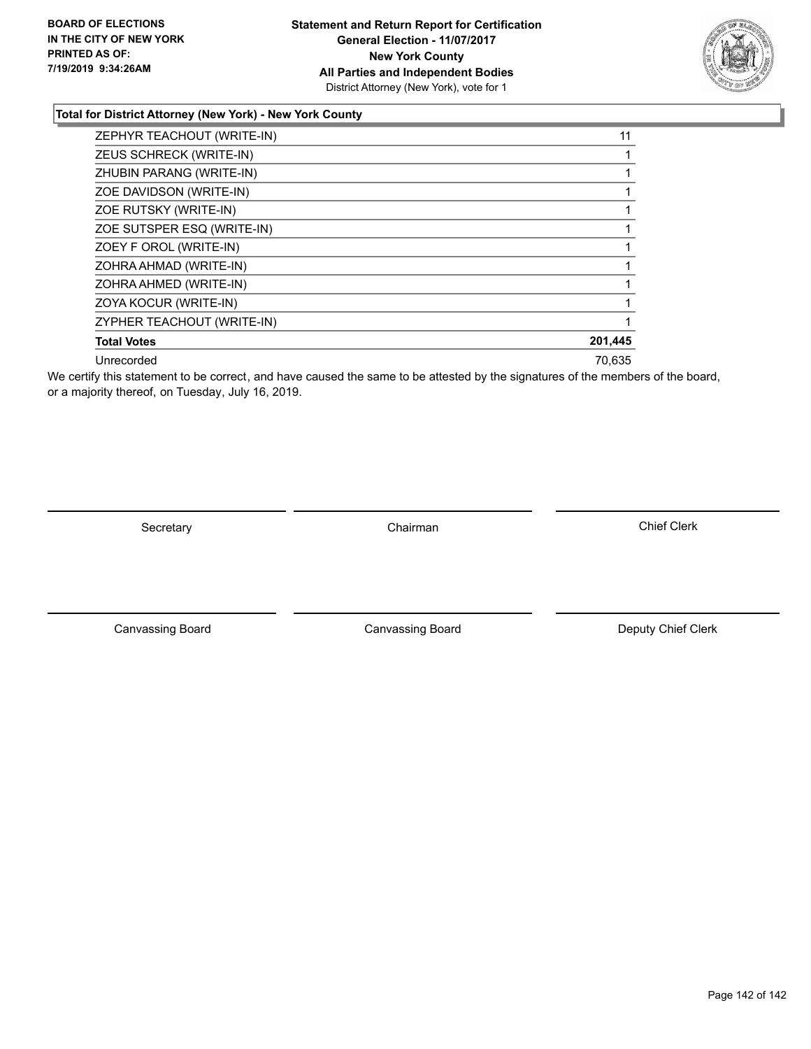**BOARD OF ELECTIONS IN THE CITY OF NEW YORK PRINTED AS OF: 7/19/2019 9:34:26AM**

**Statement and Return Report for Certification General Election - 11/07/2017 New York County All Parties and Independent Bodies**
District Attorney (New York), vote for 1

### Total for District Attorney (New York) - New York County

| | |
|---|---|
| ZEPHYR TEACHOUT (WRITE-IN) | 11 |
| ZEUS SCHRECK (WRITE-IN) | 1 |
| ZHUBIN PARANG (WRITE-IN) | 1 |
| ZOE DAVIDSON (WRITE-IN) | 1 |
| ZOE RUTSKY (WRITE-IN) | 1 |
| ZOE SUTSPER ESQ (WRITE-IN) | 1 |
| ZOEY F OROL (WRITE-IN) | 1 |
| ZOHRA AHMAD (WRITE-IN) | 1 |
| ZOHRA AHMED (WRITE-IN) | 1 |
| ZOYA KOCUR (WRITE-IN) | 1 |
| ZYPHER TEACHOUT (WRITE-IN) | 1 |
| **Total Votes** | **201,445** |
| Unrecorded | 70,635 |

We certify this statement to be correct, and have caused the same to be attested by the signatures of the members of the board, or a majority thereof, on Tuesday, July 16, 2019.

Secretary

Chairman

Chief Clerk

Canvassing Board

Canvassing Board

Deputy Chief Clerk